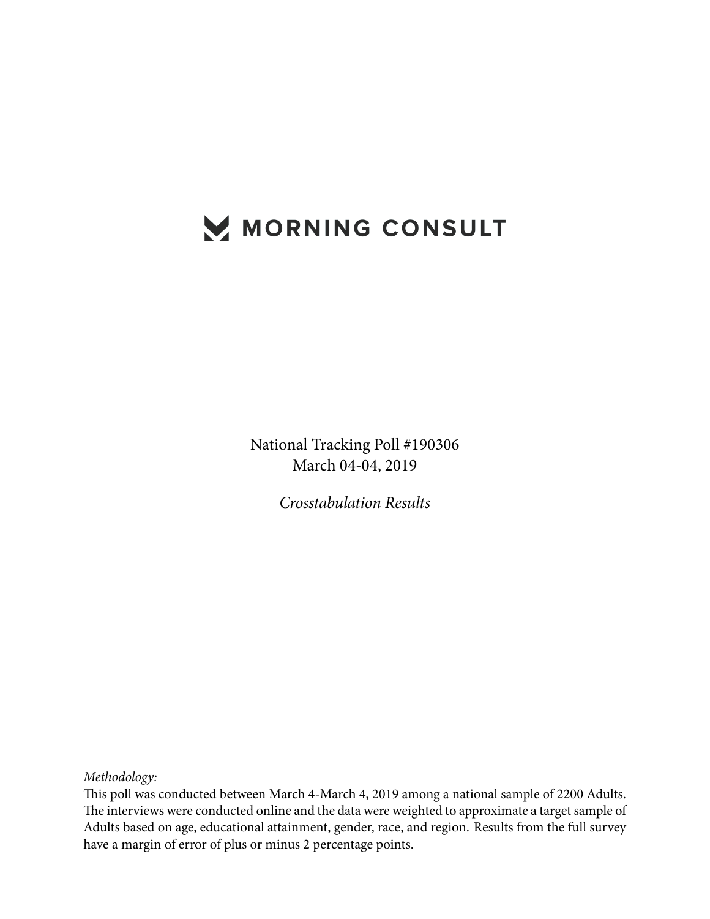# MORNING CONSULT

National Tracking Poll #190306
March 04-04, 2019

*Crosstabulation Results*

*Methodology:*
This poll was conducted between March 4-March 4, 2019 among a national sample of 2200 Adults. The interviews were conducted online and the data were weighted to approximate a target sample of Adults based on age, educational attainment, gender, race, and region. Results from the full survey have a margin of error of plus or minus 2 percentage points.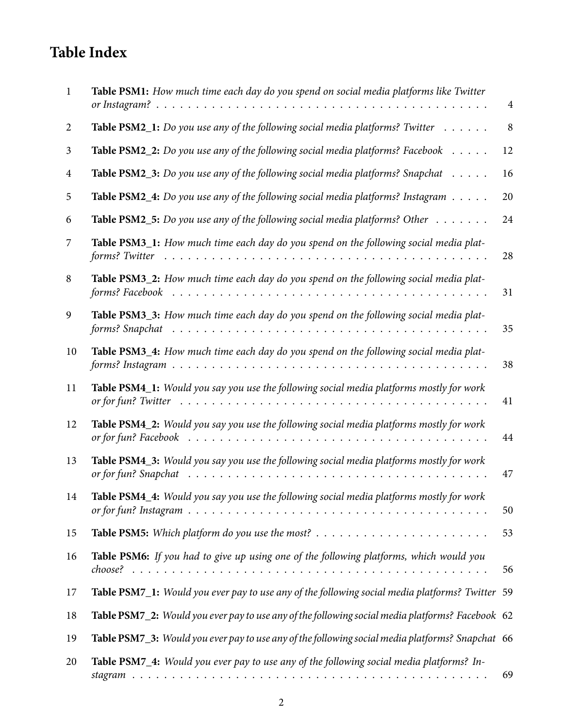# Table Index

| | | |
|---|---|---|
| 1 | **Table PSM1:** *How much time each day do you spend on social media platforms like Twitter or Instagram?* | 4 |
| 2 | **Table PSM2_1:** *Do you use any of the following social media platforms? Twitter* | 8 |
| 3 | **Table PSM2_2:** *Do you use any of the following social media platforms? Facebook* | 12 |
| 4 | **Table PSM2_3:** *Do you use any of the following social media platforms? Snapchat* | 16 |
| 5 | **Table PSM2_4:** *Do you use any of the following social media platforms? Instagram* | 20 |
| 6 | **Table PSM2_5:** *Do you use any of the following social media platforms? Other* | 24 |
| 7 | **Table PSM3_1:** *How much time each day do you spend on the following social media platforms? Twitter* | 28 |
| 8 | **Table PSM3_2:** *How much time each day do you spend on the following social media platforms? Facebook* | 31 |
| 9 | **Table PSM3_3:** *How much time each day do you spend on the following social media platforms? Snapchat* | 35 |
| 10 | **Table PSM3_4:** *How much time each day do you spend on the following social media platforms? Instagram* | 38 |
| 11 | **Table PSM4_1:** *Would you say you use the following social media platforms mostly for work or for fun? Twitter* | 41 |
| 12 | **Table PSM4_2:** *Would you say you use the following social media platforms mostly for work or for fun? Facebook* | 44 |
| 13 | **Table PSM4_3:** *Would you say you use the following social media platforms mostly for work or for fun? Snapchat* | 47 |
| 14 | **Table PSM4_4:** *Would you say you use the following social media platforms mostly for work or for fun? Instagram* | 50 |
| 15 | **Table PSM5:** *Which platform do you use the most?* | 53 |
| 16 | **Table PSM6:** *If you had to give up using one of the following platforms, which would you choose?* | 56 |
| 17 | **Table PSM7_1:** *Would you ever pay to use any of the following social media platforms? Twitter* | 59 |
| 18 | **Table PSM7_2:** *Would you ever pay to use any of the following social media platforms? Facebook* | 62 |
| 19 | **Table PSM7_3:** *Would you ever pay to use any of the following social media platforms? Snapchat* | 66 |
| 20 | **Table PSM7_4:** *Would you ever pay to use any of the following social media platforms? Instagram* | 69 |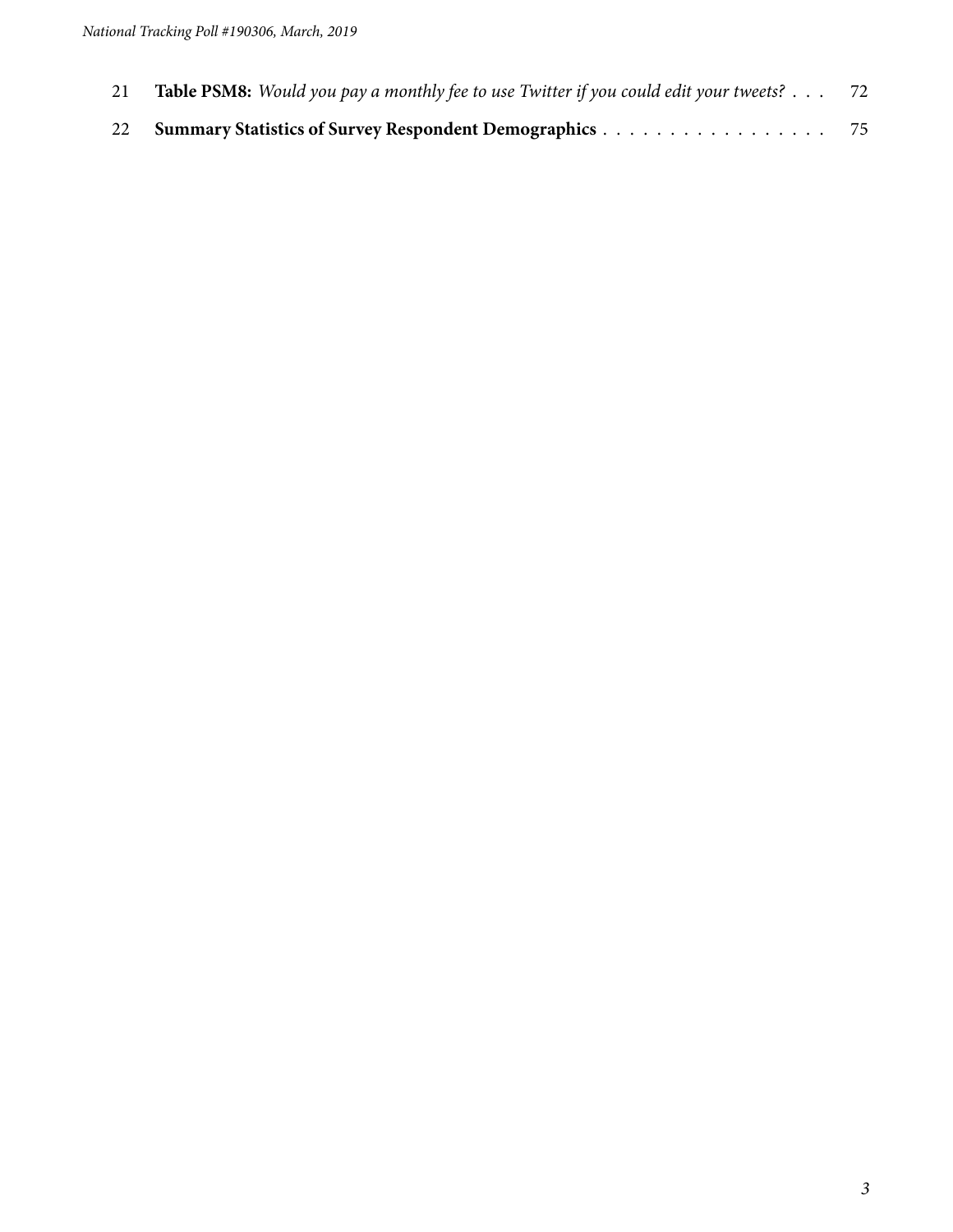| | | |
|---|---|---|
| 21 | **Table PSM8:** *Would you pay a monthly fee to use Twitter if you could edit your tweets?* | 72 |
| 22 | **Summary Statistics of Survey Respondent Demographics** | 75 |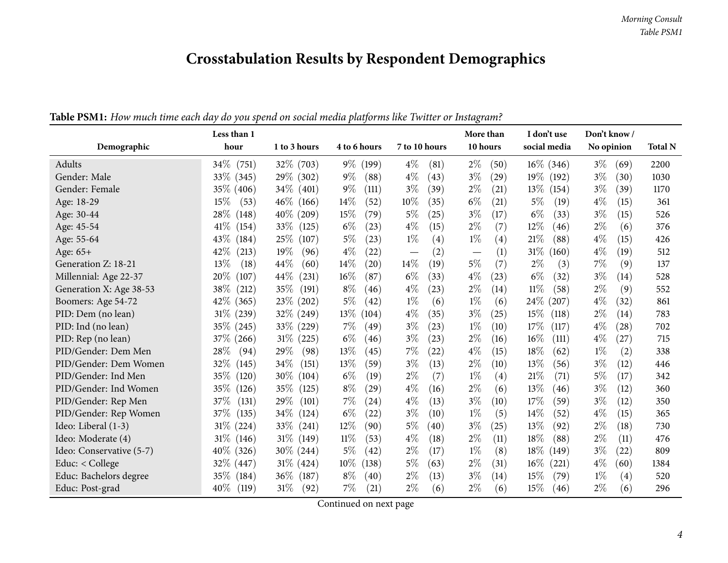# Crosstabulation Results by Respondent Demographics

**Table PSM1:** *How much time each day do you spend on social media platforms like Twitter or Instagram?*

| Demographic | Less than 1 hour | 1 to 3 hours | 4 to 6 hours | 7 to 10 hours | More than 10 hours | I don't use social media | Don't know / No opinion | Total N |
|---|---|---|---|---|---|---|---|---|
| Adults | 34% (751) | 32% (703) | 9% (199) | 4% (81) | 2% (50) | 16% (346) | 3% (69) | 2200 |
| Gender: Male | 33% (345) | 29% (302) | 9% (88) | 4% (43) | 3% (29) | 19% (192) | 3% (30) | 1030 |
| Gender: Female | 35% (406) | 34% (401) | 9% (111) | 3% (39) | 2% (21) | 13% (154) | 3% (39) | 1170 |
| Age: 18-29 | 15% (53) | 46% (166) | 14% (52) | 10% (35) | 6% (21) | 5% (19) | 4% (15) | 361 |
| Age: 30-44 | 28% (148) | 40% (209) | 15% (79) | 5% (25) | 3% (17) | 6% (33) | 3% (15) | 526 |
| Age: 45-54 | 41% (154) | 33% (125) | 6% (23) | 4% (15) | 2% (7) | 12% (46) | 2% (6) | 376 |
| Age: 55-64 | 43% (184) | 25% (107) | 5% (23) | 1% (4) | 1% (4) | 21% (88) | 4% (15) | 426 |
| Age: 65+ | 42% (213) | 19% (96) | 4% (22) | — (2) | — (1) | 31% (160) | 4% (19) | 512 |
| Generation Z: 18-21 | 13% (18) | 44% (60) | 14% (20) | 14% (19) | 5% (7) | 2% (3) | 7% (9) | 137 |
| Millennial: Age 22-37 | 20% (107) | 44% (231) | 16% (87) | 6% (33) | 4% (23) | 6% (32) | 3% (14) | 528 |
| Generation X: Age 38-53 | 38% (212) | 35% (191) | 8% (46) | 4% (23) | 2% (14) | 11% (58) | 2% (9) | 552 |
| Boomers: Age 54-72 | 42% (365) | 23% (202) | 5% (42) | 1% (6) | 1% (6) | 24% (207) | 4% (32) | 861 |
| PID: Dem (no lean) | 31% (239) | 32% (249) | 13% (104) | 4% (35) | 3% (25) | 15% (118) | 2% (14) | 783 |
| PID: Ind (no lean) | 35% (245) | 33% (229) | 7% (49) | 3% (23) | 1% (10) | 17% (117) | 4% (28) | 702 |
| PID: Rep (no lean) | 37% (266) | 31% (225) | 6% (46) | 3% (23) | 2% (16) | 16% (111) | 4% (27) | 715 |
| PID/Gender: Dem Men | 28% (94) | 29% (98) | 13% (45) | 7% (22) | 4% (15) | 18% (62) | 1% (2) | 338 |
| PID/Gender: Dem Women | 32% (145) | 34% (151) | 13% (59) | 3% (13) | 2% (10) | 13% (56) | 3% (12) | 446 |
| PID/Gender: Ind Men | 35% (120) | 30% (104) | 6% (19) | 2% (7) | 1% (4) | 21% (71) | 5% (17) | 342 |
| PID/Gender: Ind Women | 35% (126) | 35% (125) | 8% (29) | 4% (16) | 2% (6) | 13% (46) | 3% (12) | 360 |
| PID/Gender: Rep Men | 37% (131) | 29% (101) | 7% (24) | 4% (13) | 3% (10) | 17% (59) | 3% (12) | 350 |
| PID/Gender: Rep Women | 37% (135) | 34% (124) | 6% (22) | 3% (10) | 1% (5) | 14% (52) | 4% (15) | 365 |
| Ideo: Liberal (1-3) | 31% (224) | 33% (241) | 12% (90) | 5% (40) | 3% (25) | 13% (92) | 2% (18) | 730 |
| Ideo: Moderate (4) | 31% (146) | 31% (149) | 11% (53) | 4% (18) | 2% (11) | 18% (88) | 2% (11) | 476 |
| Ideo: Conservative (5-7) | 40% (326) | 30% (244) | 5% (42) | 2% (17) | 1% (8) | 18% (149) | 3% (22) | 809 |
| Educ: < College | 32% (447) | 31% (424) | 10% (138) | 5% (63) | 2% (31) | 16% (221) | 4% (60) | 1384 |
| Educ: Bachelors degree | 35% (184) | 36% (187) | 8% (40) | 2% (13) | 3% (14) | 15% (79) | 1% (4) | 520 |
| Educ: Post-grad | 40% (119) | 31% (92) | 7% (21) | 2% (6) | 2% (6) | 15% (46) | 2% (6) | 296 |

Continued on next page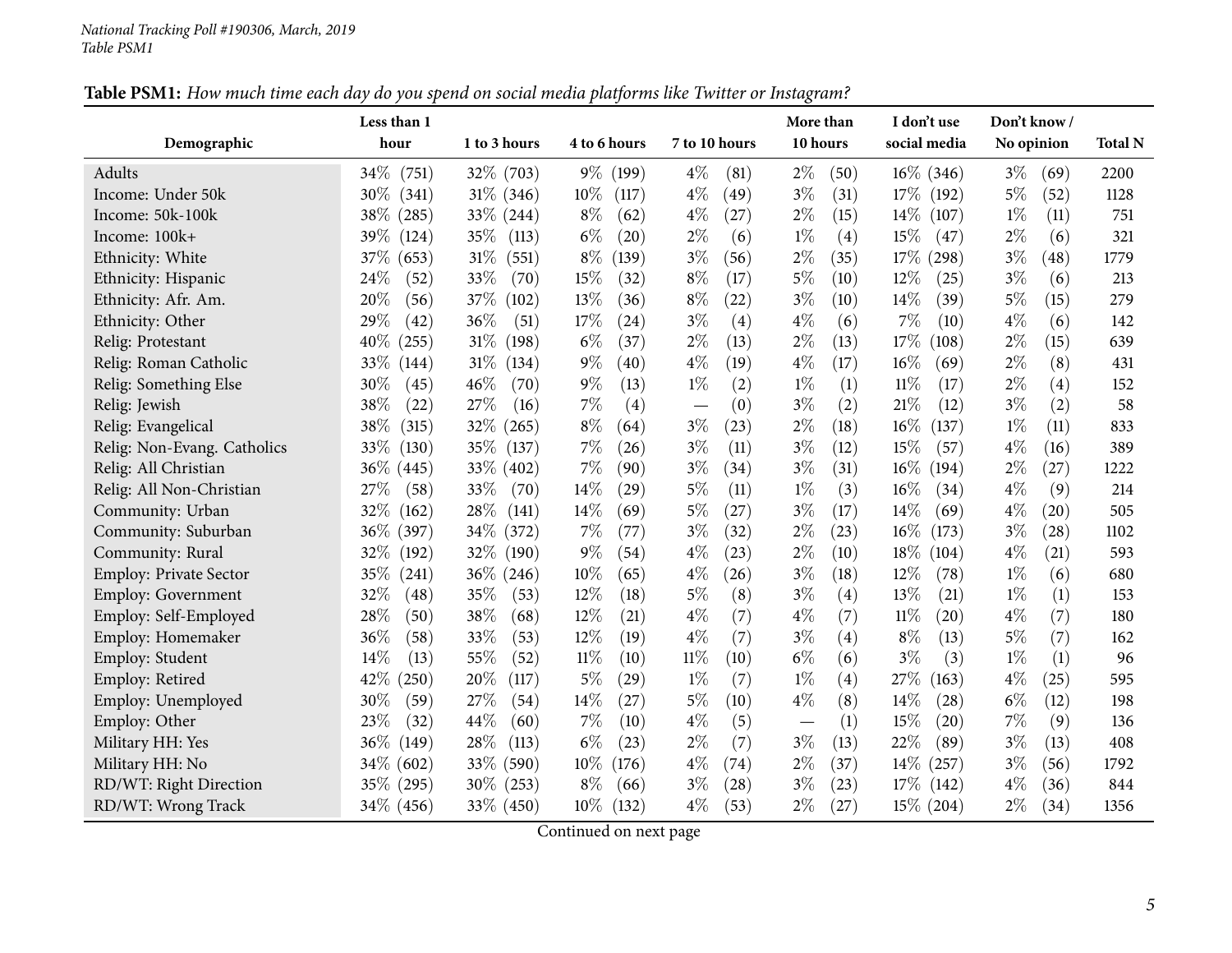**Table PSM1:** *How much time each day do you spend on social media platforms like Twitter or Instagram?*

| Demographic | Less than 1 hour | 1 to 3 hours | 4 to 6 hours | 7 to 10 hours | More than 10 hours | I don't use social media | Don't know / No opinion | Total N |
|---|---|---|---|---|---|---|---|---|
| Adults | 34% (751) | 32% (703) | 9% (199) | 4% (81) | 2% (50) | 16% (346) | 3% (69) | 2200 |
| Income: Under 50k | 30% (341) | 31% (346) | 10% (117) | 4% (49) | 3% (31) | 17% (192) | 5% (52) | 1128 |
| Income: 50k-100k | 38% (285) | 33% (244) | 8% (62) | 4% (27) | 2% (15) | 14% (107) | 1% (11) | 751 |
| Income: 100k+ | 39% (124) | 35% (113) | 6% (20) | 2% (6) | 1% (4) | 15% (47) | 2% (6) | 321 |
| Ethnicity: White | 37% (653) | 31% (551) | 8% (139) | 3% (56) | 2% (35) | 17% (298) | 3% (48) | 1779 |
| Ethnicity: Hispanic | 24% (52) | 33% (70) | 15% (32) | 8% (17) | 5% (10) | 12% (25) | 3% (6) | 213 |
| Ethnicity: Afr. Am. | 20% (56) | 37% (102) | 13% (36) | 8% (22) | 3% (10) | 14% (39) | 5% (15) | 279 |
| Ethnicity: Other | 29% (42) | 36% (51) | 17% (24) | 3% (4) | 4% (6) | 7% (10) | 4% (6) | 142 |
| Relig: Protestant | 40% (255) | 31% (198) | 6% (37) | 2% (13) | 2% (13) | 17% (108) | 2% (15) | 639 |
| Relig: Roman Catholic | 33% (144) | 31% (134) | 9% (40) | 4% (19) | 4% (17) | 16% (69) | 2% (8) | 431 |
| Relig: Something Else | 30% (45) | 46% (70) | 9% (13) | 1% (2) | 1% (1) | 11% (17) | 2% (4) | 152 |
| Relig: Jewish | 38% (22) | 27% (16) | 7% (4) | — (0) | 3% (2) | 21% (12) | 3% (2) | 58 |
| Relig: Evangelical | 38% (315) | 32% (265) | 8% (64) | 3% (23) | 2% (18) | 16% (137) | 1% (11) | 833 |
| Relig: Non-Evang. Catholics | 33% (130) | 35% (137) | 7% (26) | 3% (11) | 3% (12) | 15% (57) | 4% (16) | 389 |
| Relig: All Christian | 36% (445) | 33% (402) | 7% (90) | 3% (34) | 3% (31) | 16% (194) | 2% (27) | 1222 |
| Relig: All Non-Christian | 27% (58) | 33% (70) | 14% (29) | 5% (11) | 1% (3) | 16% (34) | 4% (9) | 214 |
| Community: Urban | 32% (162) | 28% (141) | 14% (69) | 5% (27) | 3% (17) | 14% (69) | 4% (20) | 505 |
| Community: Suburban | 36% (397) | 34% (372) | 7% (77) | 3% (32) | 2% (23) | 16% (173) | 3% (28) | 1102 |
| Community: Rural | 32% (192) | 32% (190) | 9% (54) | 4% (23) | 2% (10) | 18% (104) | 4% (21) | 593 |
| Employ: Private Sector | 35% (241) | 36% (246) | 10% (65) | 4% (26) | 3% (18) | 12% (78) | 1% (6) | 680 |
| Employ: Government | 32% (48) | 35% (53) | 12% (18) | 5% (8) | 3% (4) | 13% (21) | 1% (1) | 153 |
| Employ: Self-Employed | 28% (50) | 38% (68) | 12% (21) | 4% (7) | 4% (7) | 11% (20) | 4% (7) | 180 |
| Employ: Homemaker | 36% (58) | 33% (53) | 12% (19) | 4% (7) | 3% (4) | 8% (13) | 5% (7) | 162 |
| Employ: Student | 14% (13) | 55% (52) | 11% (10) | 11% (10) | 6% (6) | 3% (3) | 1% (1) | 96 |
| Employ: Retired | 42% (250) | 20% (117) | 5% (29) | 1% (7) | 1% (4) | 27% (163) | 4% (25) | 595 |
| Employ: Unemployed | 30% (59) | 27% (54) | 14% (27) | 5% (10) | 4% (8) | 14% (28) | 6% (12) | 198 |
| Employ: Other | 23% (32) | 44% (60) | 7% (10) | 4% (5) | — (1) | 15% (20) | 7% (9) | 136 |
| Military HH: Yes | 36% (149) | 28% (113) | 6% (23) | 2% (7) | 3% (13) | 22% (89) | 3% (13) | 408 |
| Military HH: No | 34% (602) | 33% (590) | 10% (176) | 4% (74) | 2% (37) | 14% (257) | 3% (56) | 1792 |
| RD/WT: Right Direction | 35% (295) | 30% (253) | 8% (66) | 3% (28) | 3% (23) | 17% (142) | 4% (36) | 844 |
| RD/WT: Wrong Track | 34% (456) | 33% (450) | 10% (132) | 4% (53) | 2% (27) | 15% (204) | 2% (34) | 1356 |

Continued on next page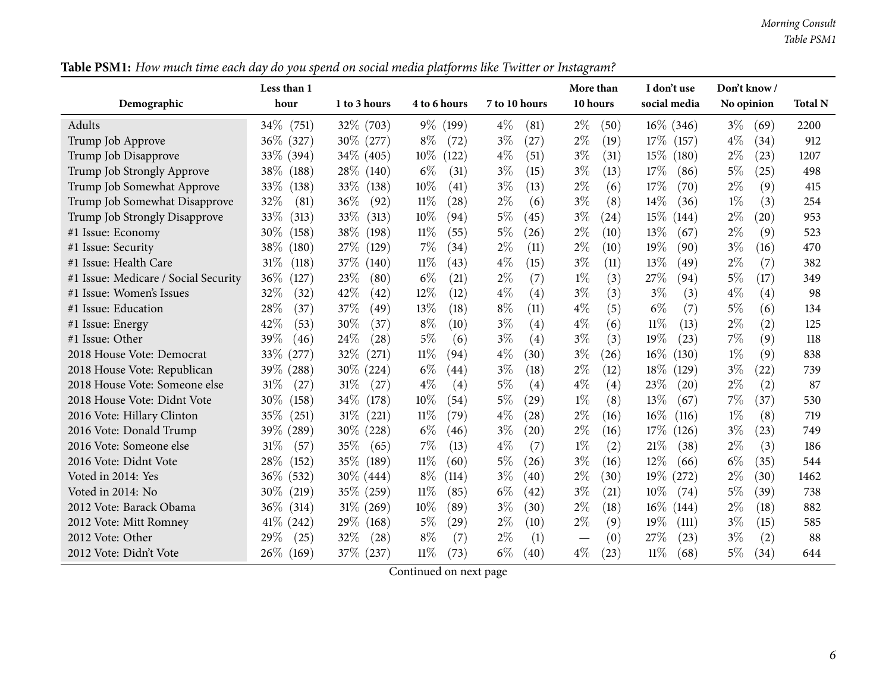**Table PSM1:** *How much time each day do you spend on social media platforms like Twitter or Instagram?*

| Demographic | Less than 1 hour | 1 to 3 hours | 4 to 6 hours | 7 to 10 hours | More than 10 hours | I don't use social media | Don't know / No opinion | Total N |
|---|---|---|---|---|---|---|---|---|
| Adults | 34% (751) | 32% (703) | 9% (199) | 4% (81) | 2% (50) | 16% (346) | 3% (69) | 2200 |
| Trump Job Approve | 36% (327) | 30% (277) | 8% (72) | 3% (27) | 2% (19) | 17% (157) | 4% (34) | 912 |
| Trump Job Disapprove | 33% (394) | 34% (405) | 10% (122) | 4% (51) | 3% (31) | 15% (180) | 2% (23) | 1207 |
| Trump Job Strongly Approve | 38% (188) | 28% (140) | 6% (31) | 3% (15) | 3% (13) | 17% (86) | 5% (25) | 498 |
| Trump Job Somewhat Approve | 33% (138) | 33% (138) | 10% (41) | 3% (13) | 2% (6) | 17% (70) | 2% (9) | 415 |
| Trump Job Somewhat Disapprove | 32% (81) | 36% (92) | 11% (28) | 2% (6) | 3% (8) | 14% (36) | 1% (3) | 254 |
| Trump Job Strongly Disapprove | 33% (313) | 33% (313) | 10% (94) | 5% (45) | 3% (24) | 15% (144) | 2% (20) | 953 |
| #1 Issue: Economy | 30% (158) | 38% (198) | 11% (55) | 5% (26) | 2% (10) | 13% (67) | 2% (9) | 523 |
| #1 Issue: Security | 38% (180) | 27% (129) | 7% (34) | 2% (11) | 2% (10) | 19% (90) | 3% (16) | 470 |
| #1 Issue: Health Care | 31% (118) | 37% (140) | 11% (43) | 4% (15) | 3% (11) | 13% (49) | 2% (7) | 382 |
| #1 Issue: Medicare / Social Security | 36% (127) | 23% (80) | 6% (21) | 2% (7) | 1% (3) | 27% (94) | 5% (17) | 349 |
| #1 Issue: Women's Issues | 32% (32) | 42% (42) | 12% (12) | 4% (4) | 3% (3) | 3% (3) | 4% (4) | 98 |
| #1 Issue: Education | 28% (37) | 37% (49) | 13% (18) | 8% (11) | 4% (5) | 6% (7) | 5% (6) | 134 |
| #1 Issue: Energy | 42% (53) | 30% (37) | 8% (10) | 3% (4) | 4% (6) | 11% (13) | 2% (2) | 125 |
| #1 Issue: Other | 39% (46) | 24% (28) | 5% (6) | 3% (4) | 3% (3) | 19% (23) | 7% (9) | 118 |
| 2018 House Vote: Democrat | 33% (277) | 32% (271) | 11% (94) | 4% (30) | 3% (26) | 16% (130) | 1% (9) | 838 |
| 2018 House Vote: Republican | 39% (288) | 30% (224) | 6% (44) | 3% (18) | 2% (12) | 18% (129) | 3% (22) | 739 |
| 2018 House Vote: Someone else | 31% (27) | 31% (27) | 4% (4) | 5% (4) | 4% (4) | 23% (20) | 2% (2) | 87 |
| 2018 House Vote: Didnt Vote | 30% (158) | 34% (178) | 10% (54) | 5% (29) | 1% (8) | 13% (67) | 7% (37) | 530 |
| 2016 Vote: Hillary Clinton | 35% (251) | 31% (221) | 11% (79) | 4% (28) | 2% (16) | 16% (116) | 1% (8) | 719 |
| 2016 Vote: Donald Trump | 39% (289) | 30% (228) | 6% (46) | 3% (20) | 2% (16) | 17% (126) | 3% (23) | 749 |
| 2016 Vote: Someone else | 31% (57) | 35% (65) | 7% (13) | 4% (7) | 1% (2) | 21% (38) | 2% (3) | 186 |
| 2016 Vote: Didnt Vote | 28% (152) | 35% (189) | 11% (60) | 5% (26) | 3% (16) | 12% (66) | 6% (35) | 544 |
| Voted in 2014: Yes | 36% (532) | 30% (444) | 8% (114) | 3% (40) | 2% (30) | 19% (272) | 2% (30) | 1462 |
| Voted in 2014: No | 30% (219) | 35% (259) | 11% (85) | 6% (42) | 3% (21) | 10% (74) | 5% (39) | 738 |
| 2012 Vote: Barack Obama | 36% (314) | 31% (269) | 10% (89) | 3% (30) | 2% (18) | 16% (144) | 2% (18) | 882 |
| 2012 Vote: Mitt Romney | 41% (242) | 29% (168) | 5% (29) | 2% (10) | 2% (9) | 19% (111) | 3% (15) | 585 |
| 2012 Vote: Other | 29% (25) | 32% (28) | 8% (7) | 2% (1) | — (0) | 27% (23) | 3% (2) | 88 |
| 2012 Vote: Didn't Vote | 26% (169) | 37% (237) | 11% (73) | 6% (40) | 4% (23) | 11% (68) | 5% (34) | 644 |

Continued on next page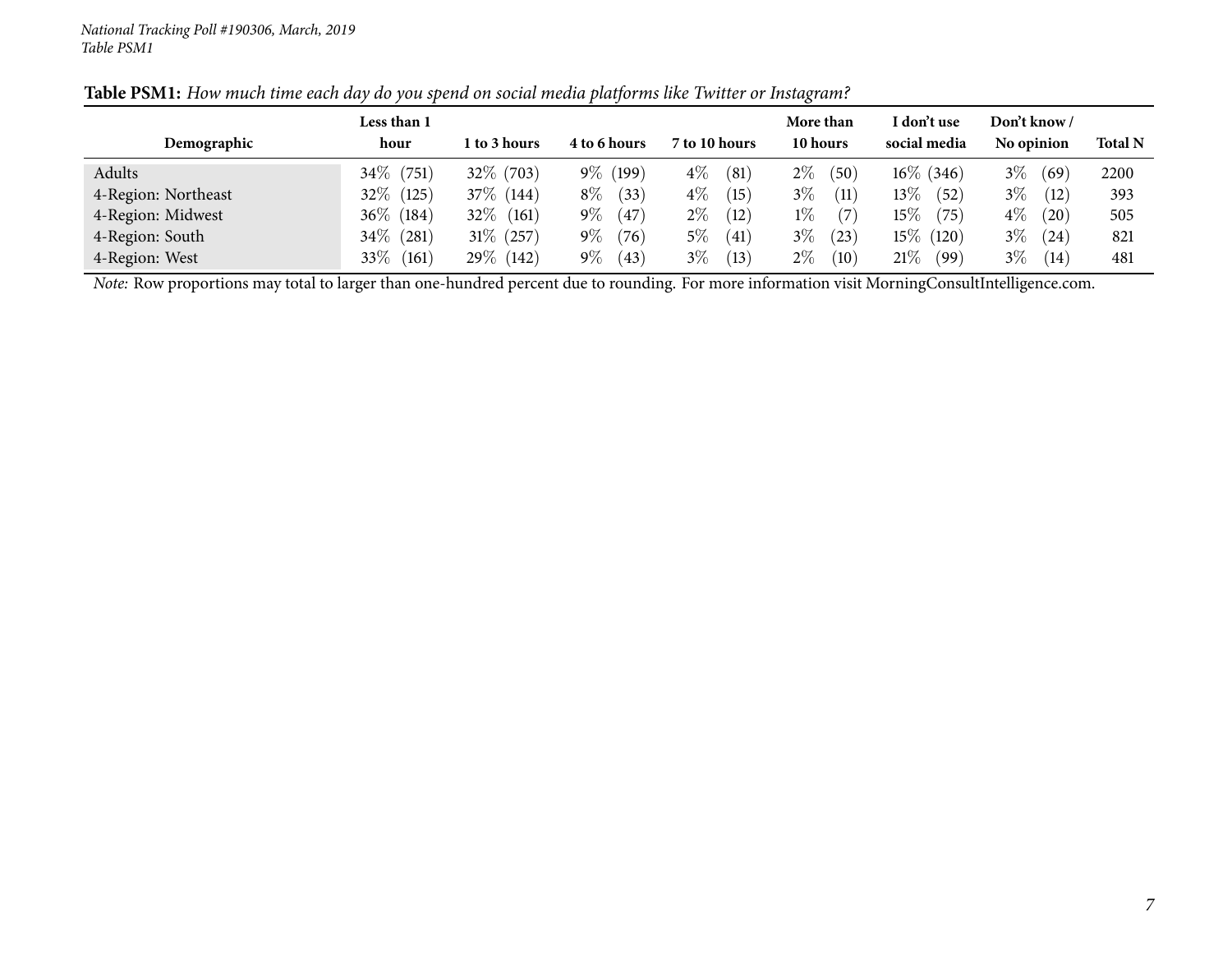*National Tracking Poll #190306, March, 2019*
*Table PSM1*

**Table PSM1:** *How much time each day do you spend on social media platforms like Twitter or Instagram?*

| Demographic | Less than 1 hour | 1 to 3 hours | 4 to 6 hours | 7 to 10 hours | More than 10 hours | I don't use social media | Don't know / No opinion | Total N |
|---|---|---|---|---|---|---|---|---|
| Adults | 34% (751) | 32% (703) | 9% (199) | 4% (81) | 2% (50) | 16% (346) | 3% (69) | 2200 |
| 4-Region: Northeast | 32% (125) | 37% (144) | 8% (33) | 4% (15) | 3% (11) | 13% (52) | 3% (12) | 393 |
| 4-Region: Midwest | 36% (184) | 32% (161) | 9% (47) | 2% (12) | 1% (7) | 15% (75) | 4% (20) | 505 |
| 4-Region: South | 34% (281) | 31% (257) | 9% (76) | 5% (41) | 3% (23) | 15% (120) | 3% (24) | 821 |
| 4-Region: West | 33% (161) | 29% (142) | 9% (43) | 3% (13) | 2% (10) | 21% (99) | 3% (14) | 481 |

*Note:* Row proportions may total to larger than one-hundred percent due to rounding. For more information visit MorningConsultIntelligence.com.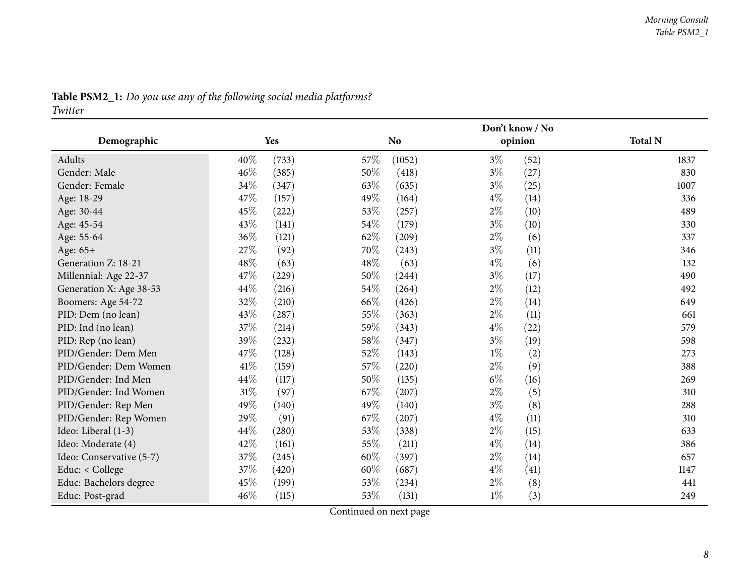**Table PSM2_1:** *Do you use any of the following social media platforms?*
*Twitter*

| Demographic | Yes | | No | | Don't know / No opinion | | Total N |
|---|---|---|---|---|---|---|---|
| Adults | 40% | (733) | 57% | (1052) | 3% | (52) | 1837 |
| Gender: Male | 46% | (385) | 50% | (418) | 3% | (27) | 830 |
| Gender: Female | 34% | (347) | 63% | (635) | 3% | (25) | 1007 |
| Age: 18-29 | 47% | (157) | 49% | (164) | 4% | (14) | 336 |
| Age: 30-44 | 45% | (222) | 53% | (257) | 2% | (10) | 489 |
| Age: 45-54 | 43% | (141) | 54% | (179) | 3% | (10) | 330 |
| Age: 55-64 | 36% | (121) | 62% | (209) | 2% | (6) | 337 |
| Age: 65+ | 27% | (92) | 70% | (243) | 3% | (11) | 346 |
| Generation Z: 18-21 | 48% | (63) | 48% | (63) | 4% | (6) | 132 |
| Millennial: Age 22-37 | 47% | (229) | 50% | (244) | 3% | (17) | 490 |
| Generation X: Age 38-53 | 44% | (216) | 54% | (264) | 2% | (12) | 492 |
| Boomers: Age 54-72 | 32% | (210) | 66% | (426) | 2% | (14) | 649 |
| PID: Dem (no lean) | 43% | (287) | 55% | (363) | 2% | (11) | 661 |
| PID: Ind (no lean) | 37% | (214) | 59% | (343) | 4% | (22) | 579 |
| PID: Rep (no lean) | 39% | (232) | 58% | (347) | 3% | (19) | 598 |
| PID/Gender: Dem Men | 47% | (128) | 52% | (143) | 1% | (2) | 273 |
| PID/Gender: Dem Women | 41% | (159) | 57% | (220) | 2% | (9) | 388 |
| PID/Gender: Ind Men | 44% | (117) | 50% | (135) | 6% | (16) | 269 |
| PID/Gender: Ind Women | 31% | (97) | 67% | (207) | 2% | (5) | 310 |
| PID/Gender: Rep Men | 49% | (140) | 49% | (140) | 3% | (8) | 288 |
| PID/Gender: Rep Women | 29% | (91) | 67% | (207) | 4% | (11) | 310 |
| Ideo: Liberal (1-3) | 44% | (280) | 53% | (338) | 2% | (15) | 633 |
| Ideo: Moderate (4) | 42% | (161) | 55% | (211) | 4% | (14) | 386 |
| Ideo: Conservative (5-7) | 37% | (245) | 60% | (397) | 2% | (14) | 657 |
| Educ: < College | 37% | (420) | 60% | (687) | 4% | (41) | 1147 |
| Educ: Bachelors degree | 45% | (199) | 53% | (234) | 2% | (8) | 441 |
| Educ: Post-grad | 46% | (115) | 53% | (131) | 1% | (3) | 249 |

Continued on next page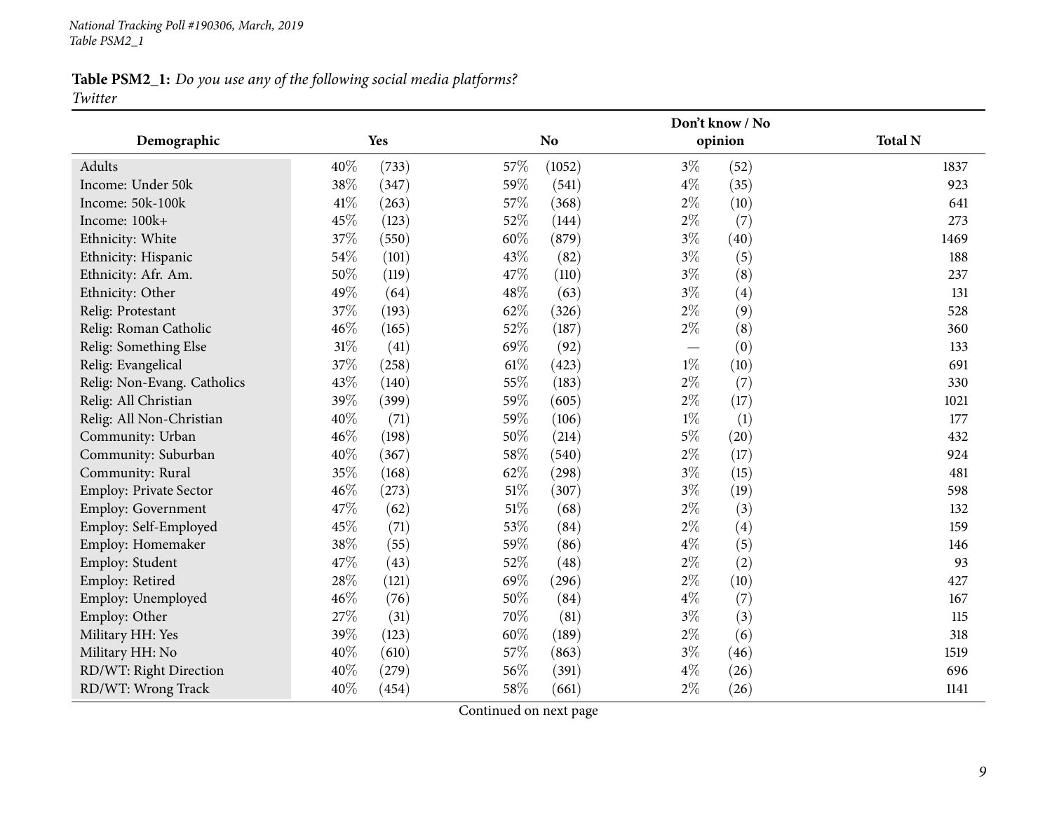**Table PSM2_1:** *Do you use any of the following social media platforms?*
*Twitter*

| Demographic | Yes | | No | | Don't know / No opinion | | Total N |
|---|---|---|---|---|---|---|---|
| Adults | 40% | (733) | 57% | (1052) | 3% | (52) | 1837 |
| Income: Under 50k | 38% | (347) | 59% | (541) | 4% | (35) | 923 |
| Income: 50k-100k | 41% | (263) | 57% | (368) | 2% | (10) | 641 |
| Income: 100k+ | 45% | (123) | 52% | (144) | 2% | (7) | 273 |
| Ethnicity: White | 37% | (550) | 60% | (879) | 3% | (40) | 1469 |
| Ethnicity: Hispanic | 54% | (101) | 43% | (82) | 3% | (5) | 188 |
| Ethnicity: Afr. Am. | 50% | (119) | 47% | (110) | 3% | (8) | 237 |
| Ethnicity: Other | 49% | (64) | 48% | (63) | 3% | (4) | 131 |
| Relig: Protestant | 37% | (193) | 62% | (326) | 2% | (9) | 528 |
| Relig: Roman Catholic | 46% | (165) | 52% | (187) | 2% | (8) | 360 |
| Relig: Something Else | 31% | (41) | 69% | (92) | — | (0) | 133 |
| Relig: Evangelical | 37% | (258) | 61% | (423) | 1% | (10) | 691 |
| Relig: Non-Evang. Catholics | 43% | (140) | 55% | (183) | 2% | (7) | 330 |
| Relig: All Christian | 39% | (399) | 59% | (605) | 2% | (17) | 1021 |
| Relig: All Non-Christian | 40% | (71) | 59% | (106) | 1% | (1) | 177 |
| Community: Urban | 46% | (198) | 50% | (214) | 5% | (20) | 432 |
| Community: Suburban | 40% | (367) | 58% | (540) | 2% | (17) | 924 |
| Community: Rural | 35% | (168) | 62% | (298) | 3% | (15) | 481 |
| Employ: Private Sector | 46% | (273) | 51% | (307) | 3% | (19) | 598 |
| Employ: Government | 47% | (62) | 51% | (68) | 2% | (3) | 132 |
| Employ: Self-Employed | 45% | (71) | 53% | (84) | 2% | (4) | 159 |
| Employ: Homemaker | 38% | (55) | 59% | (86) | 4% | (5) | 146 |
| Employ: Student | 47% | (43) | 52% | (48) | 2% | (2) | 93 |
| Employ: Retired | 28% | (121) | 69% | (296) | 2% | (10) | 427 |
| Employ: Unemployed | 46% | (76) | 50% | (84) | 4% | (7) | 167 |
| Employ: Other | 27% | (31) | 70% | (81) | 3% | (3) | 115 |
| Military HH: Yes | 39% | (123) | 60% | (189) | 2% | (6) | 318 |
| Military HH: No | 40% | (610) | 57% | (863) | 3% | (46) | 1519 |
| RD/WT: Right Direction | 40% | (279) | 56% | (391) | 4% | (26) | 696 |
| RD/WT: Wrong Track | 40% | (454) | 58% | (661) | 2% | (26) | 1141 |

Continued on next page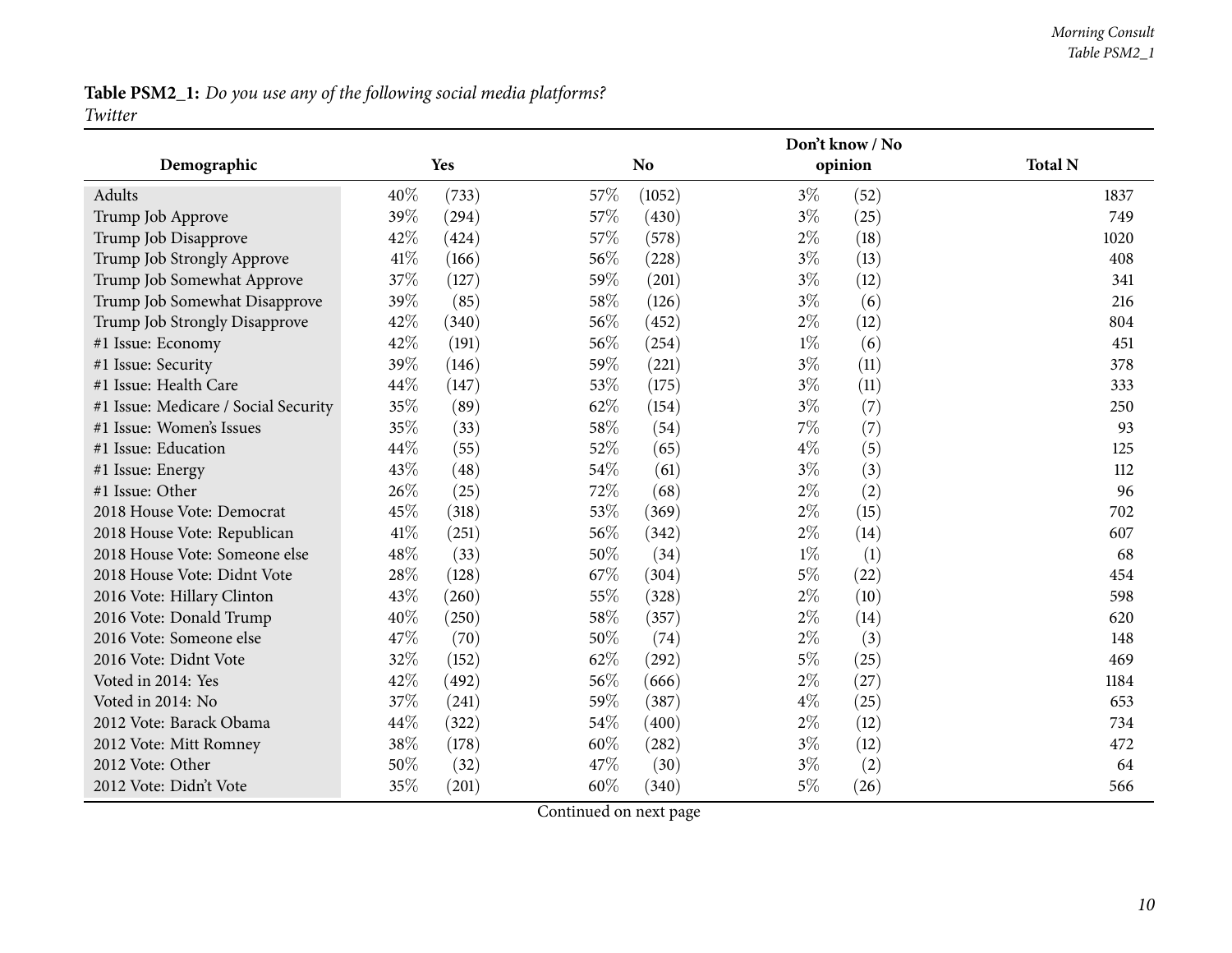**Table PSM2_1:** *Do you use any of the following social media platforms?*
*Twitter*

| Demographic | Yes | | No | | Don't know / No opinion | | Total N |
|---|---|---|---|---|---|---|---|
| Adults | 40% | (733) | 57% | (1052) | 3% | (52) | 1837 |
| Trump Job Approve | 39% | (294) | 57% | (430) | 3% | (25) | 749 |
| Trump Job Disapprove | 42% | (424) | 57% | (578) | 2% | (18) | 1020 |
| Trump Job Strongly Approve | 41% | (166) | 56% | (228) | 3% | (13) | 408 |
| Trump Job Somewhat Approve | 37% | (127) | 59% | (201) | 3% | (12) | 341 |
| Trump Job Somewhat Disapprove | 39% | (85) | 58% | (126) | 3% | (6) | 216 |
| Trump Job Strongly Disapprove | 42% | (340) | 56% | (452) | 2% | (12) | 804 |
| #1 Issue: Economy | 42% | (191) | 56% | (254) | 1% | (6) | 451 |
| #1 Issue: Security | 39% | (146) | 59% | (221) | 3% | (11) | 378 |
| #1 Issue: Health Care | 44% | (147) | 53% | (175) | 3% | (11) | 333 |
| #1 Issue: Medicare / Social Security | 35% | (89) | 62% | (154) | 3% | (7) | 250 |
| #1 Issue: Women's Issues | 35% | (33) | 58% | (54) | 7% | (7) | 93 |
| #1 Issue: Education | 44% | (55) | 52% | (65) | 4% | (5) | 125 |
| #1 Issue: Energy | 43% | (48) | 54% | (61) | 3% | (3) | 112 |
| #1 Issue: Other | 26% | (25) | 72% | (68) | 2% | (2) | 96 |
| 2018 House Vote: Democrat | 45% | (318) | 53% | (369) | 2% | (15) | 702 |
| 2018 House Vote: Republican | 41% | (251) | 56% | (342) | 2% | (14) | 607 |
| 2018 House Vote: Someone else | 48% | (33) | 50% | (34) | 1% | (1) | 68 |
| 2018 House Vote: Didnt Vote | 28% | (128) | 67% | (304) | 5% | (22) | 454 |
| 2016 Vote: Hillary Clinton | 43% | (260) | 55% | (328) | 2% | (10) | 598 |
| 2016 Vote: Donald Trump | 40% | (250) | 58% | (357) | 2% | (14) | 620 |
| 2016 Vote: Someone else | 47% | (70) | 50% | (74) | 2% | (3) | 148 |
| 2016 Vote: Didnt Vote | 32% | (152) | 62% | (292) | 5% | (25) | 469 |
| Voted in 2014: Yes | 42% | (492) | 56% | (666) | 2% | (27) | 1184 |
| Voted in 2014: No | 37% | (241) | 59% | (387) | 4% | (25) | 653 |
| 2012 Vote: Barack Obama | 44% | (322) | 54% | (400) | 2% | (12) | 734 |
| 2012 Vote: Mitt Romney | 38% | (178) | 60% | (282) | 3% | (12) | 472 |
| 2012 Vote: Other | 50% | (32) | 47% | (30) | 3% | (2) | 64 |
| 2012 Vote: Didn't Vote | 35% | (201) | 60% | (340) | 5% | (26) | 566 |

Continued on next page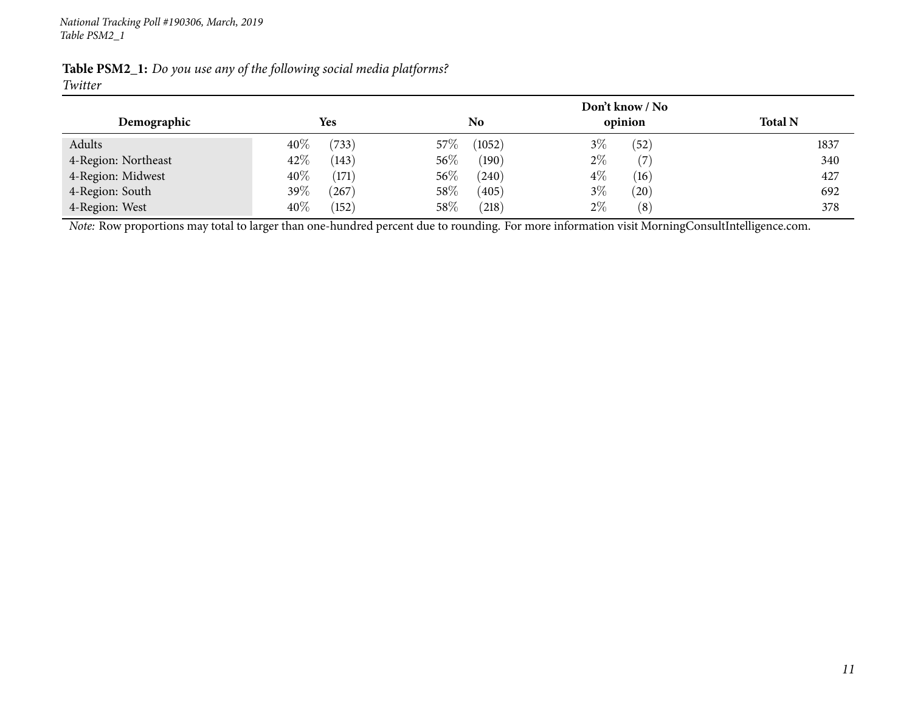**Table PSM2_1:** *Do you use any of the following social media platforms?*
*Twitter*

| Demographic | Yes | | No | | Don't know / No opinion | | Total N |
|---|---|---|---|---|---|---|---|
| Adults | 40% | (733) | 57% | (1052) | 3% | (52) | 1837 |
| 4-Region: Northeast | 42% | (143) | 56% | (190) | 2% | (7) | 340 |
| 4-Region: Midwest | 40% | (171) | 56% | (240) | 4% | (16) | 427 |
| 4-Region: South | 39% | (267) | 58% | (405) | 3% | (20) | 692 |
| 4-Region: West | 40% | (152) | 58% | (218) | 2% | (8) | 378 |

*Note:* Row proportions may total to larger than one-hundred percent due to rounding. For more information visit MorningConsultIntelligence.com.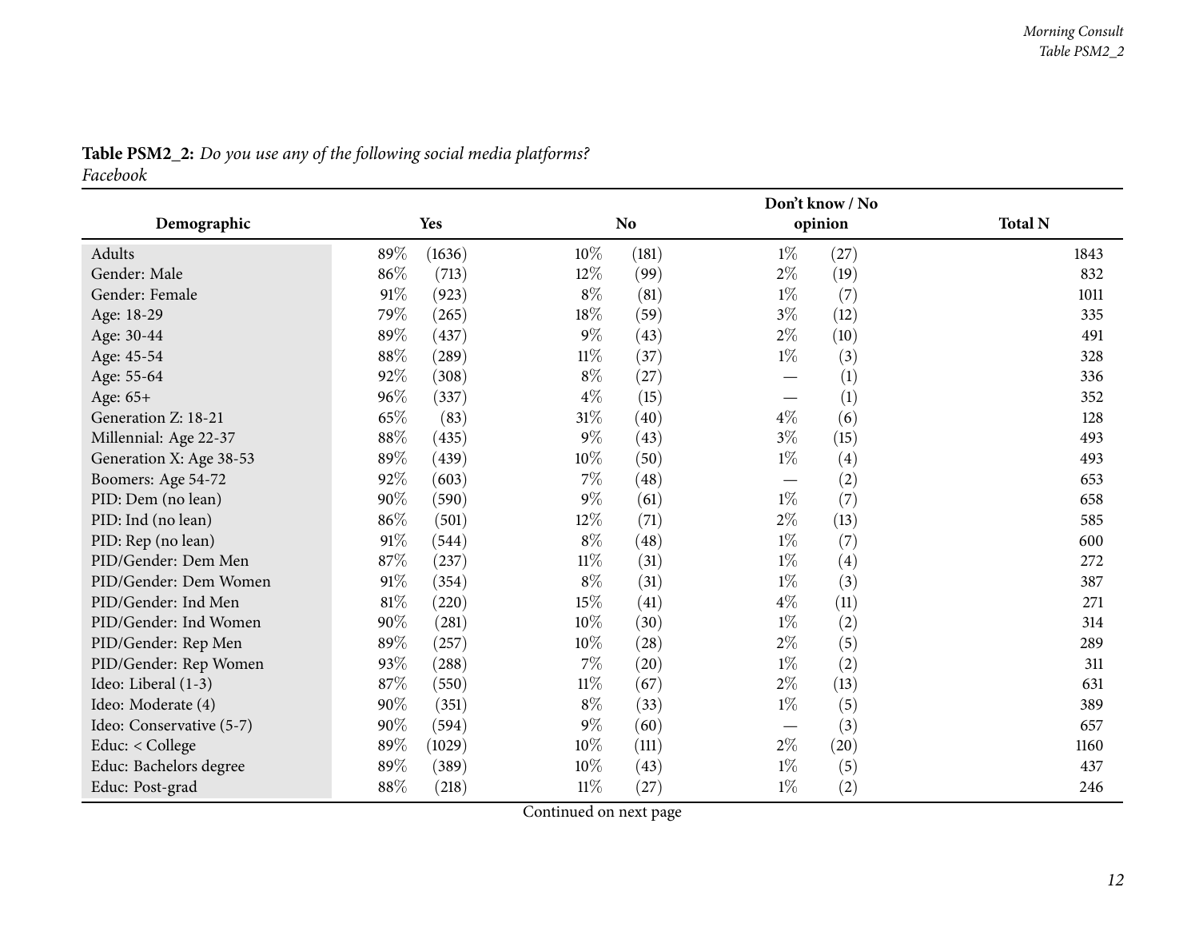**Table PSM2_2:** *Do you use any of the following social media platforms?*
*Facebook*

| Demographic | Yes | | No | | Don't know / No opinion | | Total N |
|---|---|---|---|---|---|---|---|
| Adults | 89% | (1636) | 10% | (181) | 1% | (27) | 1843 |
| Gender: Male | 86% | (713) | 12% | (99) | 2% | (19) | 832 |
| Gender: Female | 91% | (923) | 8% | (81) | 1% | (7) | 1011 |
| Age: 18-29 | 79% | (265) | 18% | (59) | 3% | (12) | 335 |
| Age: 30-44 | 89% | (437) | 9% | (43) | 2% | (10) | 491 |
| Age: 45-54 | 88% | (289) | 11% | (37) | 1% | (3) | 328 |
| Age: 55-64 | 92% | (308) | 8% | (27) | — | (1) | 336 |
| Age: 65+ | 96% | (337) | 4% | (15) | — | (1) | 352 |
| Generation Z: 18-21 | 65% | (83) | 31% | (40) | 4% | (6) | 128 |
| Millennial: Age 22-37 | 88% | (435) | 9% | (43) | 3% | (15) | 493 |
| Generation X: Age 38-53 | 89% | (439) | 10% | (50) | 1% | (4) | 493 |
| Boomers: Age 54-72 | 92% | (603) | 7% | (48) | — | (2) | 653 |
| PID: Dem (no lean) | 90% | (590) | 9% | (61) | 1% | (7) | 658 |
| PID: Ind (no lean) | 86% | (501) | 12% | (71) | 2% | (13) | 585 |
| PID: Rep (no lean) | 91% | (544) | 8% | (48) | 1% | (7) | 600 |
| PID/Gender: Dem Men | 87% | (237) | 11% | (31) | 1% | (4) | 272 |
| PID/Gender: Dem Women | 91% | (354) | 8% | (31) | 1% | (3) | 387 |
| PID/Gender: Ind Men | 81% | (220) | 15% | (41) | 4% | (11) | 271 |
| PID/Gender: Ind Women | 90% | (281) | 10% | (30) | 1% | (2) | 314 |
| PID/Gender: Rep Men | 89% | (257) | 10% | (28) | 2% | (5) | 289 |
| PID/Gender: Rep Women | 93% | (288) | 7% | (20) | 1% | (2) | 311 |
| Ideo: Liberal (1-3) | 87% | (550) | 11% | (67) | 2% | (13) | 631 |
| Ideo: Moderate (4) | 90% | (351) | 8% | (33) | 1% | (5) | 389 |
| Ideo: Conservative (5-7) | 90% | (594) | 9% | (60) | — | (3) | 657 |
| Educ: < College | 89% | (1029) | 10% | (111) | 2% | (20) | 1160 |
| Educ: Bachelors degree | 89% | (389) | 10% | (43) | 1% | (5) | 437 |
| Educ: Post-grad | 88% | (218) | 11% | (27) | 1% | (2) | 246 |

Continued on next page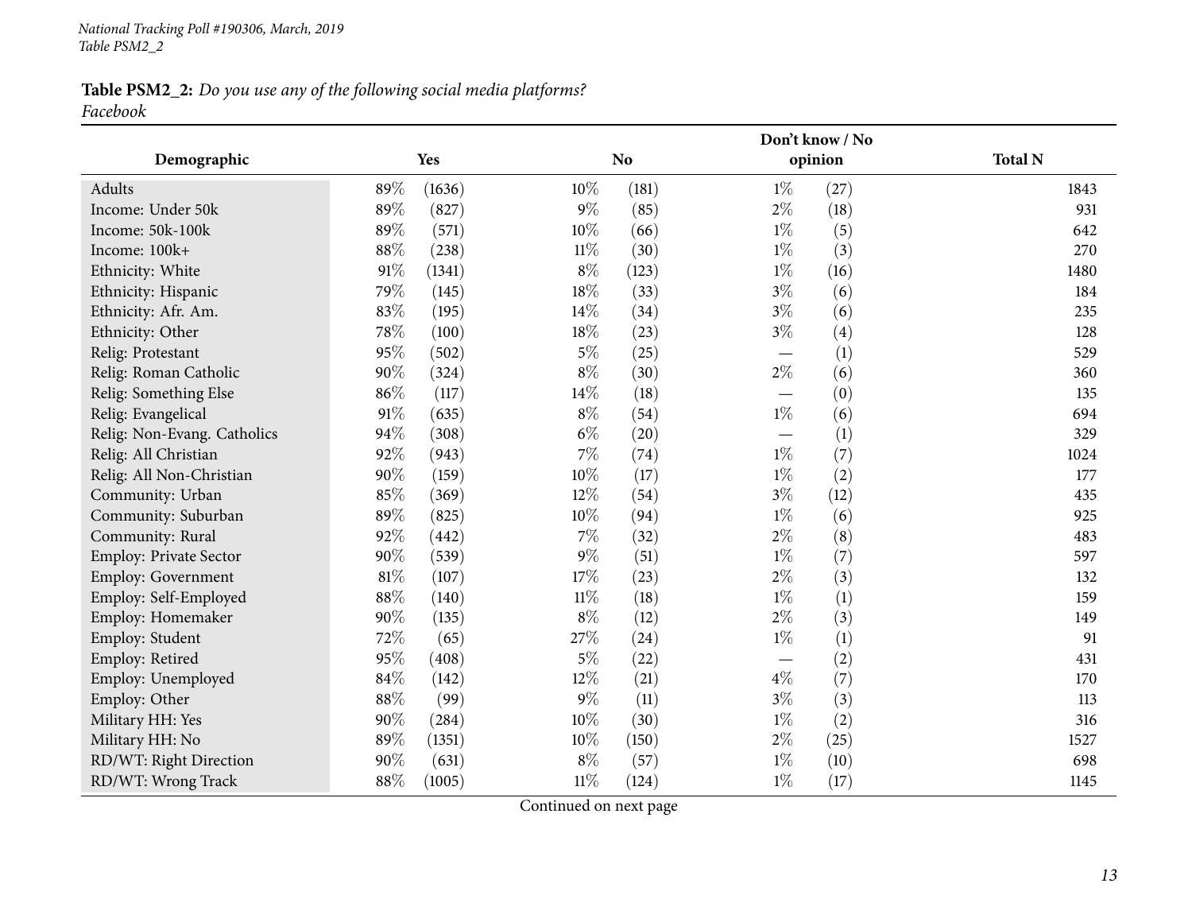**Table PSM2_2:** *Do you use any of the following social media platforms?*
*Facebook*

| Demographic | Yes | | No | | Don't know / No opinion | | Total N |
|---|---|---|---|---|---|---|---|
| Adults | 89% | (1636) | 10% | (181) | 1% | (27) | 1843 |
| Income: Under 50k | 89% | (827) | 9% | (85) | 2% | (18) | 931 |
| Income: 50k-100k | 89% | (571) | 10% | (66) | 1% | (5) | 642 |
| Income: 100k+ | 88% | (238) | 11% | (30) | 1% | (3) | 270 |
| Ethnicity: White | 91% | (1341) | 8% | (123) | 1% | (16) | 1480 |
| Ethnicity: Hispanic | 79% | (145) | 18% | (33) | 3% | (6) | 184 |
| Ethnicity: Afr. Am. | 83% | (195) | 14% | (34) | 3% | (6) | 235 |
| Ethnicity: Other | 78% | (100) | 18% | (23) | 3% | (4) | 128 |
| Relig: Protestant | 95% | (502) | 5% | (25) | — | (1) | 529 |
| Relig: Roman Catholic | 90% | (324) | 8% | (30) | 2% | (6) | 360 |
| Relig: Something Else | 86% | (117) | 14% | (18) | — | (0) | 135 |
| Relig: Evangelical | 91% | (635) | 8% | (54) | 1% | (6) | 694 |
| Relig: Non-Evang. Catholics | 94% | (308) | 6% | (20) | — | (1) | 329 |
| Relig: All Christian | 92% | (943) | 7% | (74) | 1% | (7) | 1024 |
| Relig: All Non-Christian | 90% | (159) | 10% | (17) | 1% | (2) | 177 |
| Community: Urban | 85% | (369) | 12% | (54) | 3% | (12) | 435 |
| Community: Suburban | 89% | (825) | 10% | (94) | 1% | (6) | 925 |
| Community: Rural | 92% | (442) | 7% | (32) | 2% | (8) | 483 |
| Employ: Private Sector | 90% | (539) | 9% | (51) | 1% | (7) | 597 |
| Employ: Government | 81% | (107) | 17% | (23) | 2% | (3) | 132 |
| Employ: Self-Employed | 88% | (140) | 11% | (18) | 1% | (1) | 159 |
| Employ: Homemaker | 90% | (135) | 8% | (12) | 2% | (3) | 149 |
| Employ: Student | 72% | (65) | 27% | (24) | 1% | (1) | 91 |
| Employ: Retired | 95% | (408) | 5% | (22) | — | (2) | 431 |
| Employ: Unemployed | 84% | (142) | 12% | (21) | 4% | (7) | 170 |
| Employ: Other | 88% | (99) | 9% | (11) | 3% | (3) | 113 |
| Military HH: Yes | 90% | (284) | 10% | (30) | 1% | (2) | 316 |
| Military HH: No | 89% | (1351) | 10% | (150) | 2% | (25) | 1527 |
| RD/WT: Right Direction | 90% | (631) | 8% | (57) | 1% | (10) | 698 |
| RD/WT: Wrong Track | 88% | (1005) | 11% | (124) | 1% | (17) | 1145 |

Continued on next page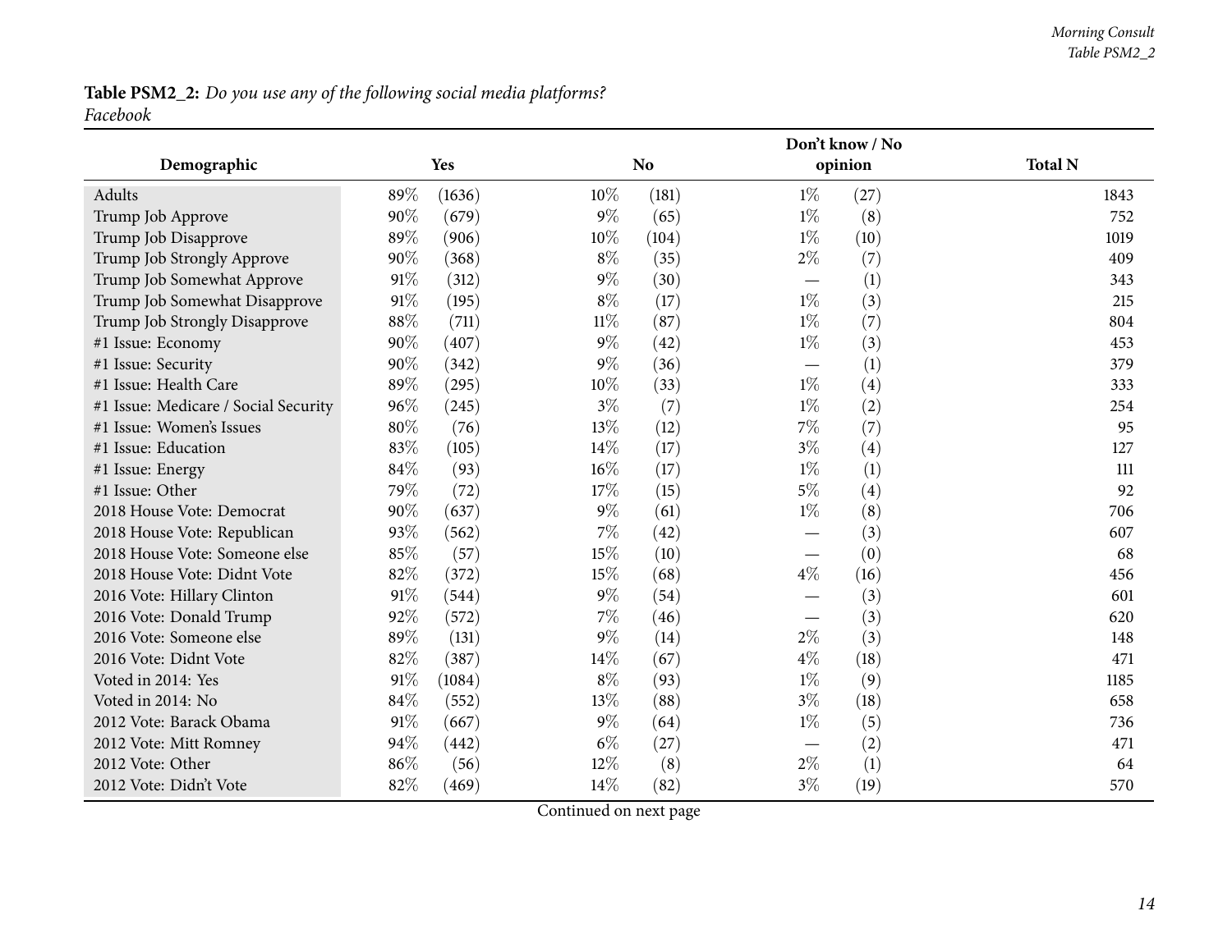**Table PSM2_2:** *Do you use any of the following social media platforms?*
*Facebook*

| Demographic | Yes | | No | | Don't know / No opinion | | Total N |
|---|---|---|---|---|---|---|---|
| Adults | 89% | (1636) | 10% | (181) | 1% | (27) | 1843 |
| Trump Job Approve | 90% | (679) | 9% | (65) | 1% | (8) | 752 |
| Trump Job Disapprove | 89% | (906) | 10% | (104) | 1% | (10) | 1019 |
| Trump Job Strongly Approve | 90% | (368) | 8% | (35) | 2% | (7) | 409 |
| Trump Job Somewhat Approve | 91% | (312) | 9% | (30) | — | (1) | 343 |
| Trump Job Somewhat Disapprove | 91% | (195) | 8% | (17) | 1% | (3) | 215 |
| Trump Job Strongly Disapprove | 88% | (711) | 11% | (87) | 1% | (7) | 804 |
| #1 Issue: Economy | 90% | (407) | 9% | (42) | 1% | (3) | 453 |
| #1 Issue: Security | 90% | (342) | 9% | (36) | — | (1) | 379 |
| #1 Issue: Health Care | 89% | (295) | 10% | (33) | 1% | (4) | 333 |
| #1 Issue: Medicare / Social Security | 96% | (245) | 3% | (7) | 1% | (2) | 254 |
| #1 Issue: Women's Issues | 80% | (76) | 13% | (12) | 7% | (7) | 95 |
| #1 Issue: Education | 83% | (105) | 14% | (17) | 3% | (4) | 127 |
| #1 Issue: Energy | 84% | (93) | 16% | (17) | 1% | (1) | 111 |
| #1 Issue: Other | 79% | (72) | 17% | (15) | 5% | (4) | 92 |
| 2018 House Vote: Democrat | 90% | (637) | 9% | (61) | 1% | (8) | 706 |
| 2018 House Vote: Republican | 93% | (562) | 7% | (42) | — | (3) | 607 |
| 2018 House Vote: Someone else | 85% | (57) | 15% | (10) | — | (0) | 68 |
| 2018 House Vote: Didnt Vote | 82% | (372) | 15% | (68) | 4% | (16) | 456 |
| 2016 Vote: Hillary Clinton | 91% | (544) | 9% | (54) | — | (3) | 601 |
| 2016 Vote: Donald Trump | 92% | (572) | 7% | (46) | — | (3) | 620 |
| 2016 Vote: Someone else | 89% | (131) | 9% | (14) | 2% | (3) | 148 |
| 2016 Vote: Didnt Vote | 82% | (387) | 14% | (67) | 4% | (18) | 471 |
| Voted in 2014: Yes | 91% | (1084) | 8% | (93) | 1% | (9) | 1185 |
| Voted in 2014: No | 84% | (552) | 13% | (88) | 3% | (18) | 658 |
| 2012 Vote: Barack Obama | 91% | (667) | 9% | (64) | 1% | (5) | 736 |
| 2012 Vote: Mitt Romney | 94% | (442) | 6% | (27) | — | (2) | 471 |
| 2012 Vote: Other | 86% | (56) | 12% | (8) | 2% | (1) | 64 |
| 2012 Vote: Didn't Vote | 82% | (469) | 14% | (82) | 3% | (19) | 570 |

Continued on next page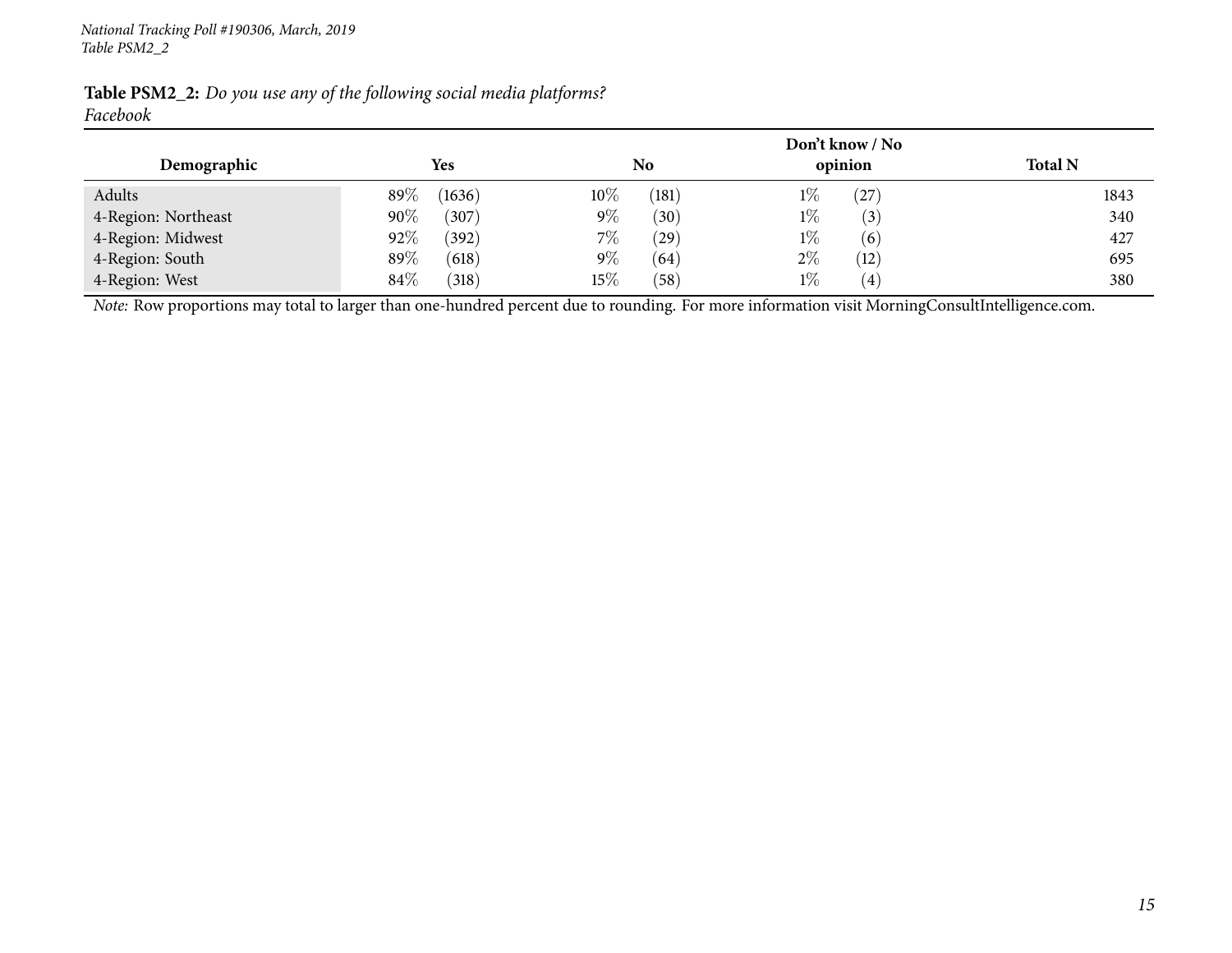**Table PSM2_2:** *Do you use any of the following social media platforms?*
*Facebook*

| Demographic | Yes | No | Don't know / No opinion | Total N |
|---|---|---|---|---|
| Adults | 89% (1636) | 10% (181) | 1% (27) | 1843 |
| 4-Region: Northeast | 90% (307) | 9% (30) | 1% (3) | 340 |
| 4-Region: Midwest | 92% (392) | 7% (29) | 1% (6) | 427 |
| 4-Region: South | 89% (618) | 9% (64) | 2% (12) | 695 |
| 4-Region: West | 84% (318) | 15% (58) | 1% (4) | 380 |

*Note:* Row proportions may total to larger than one-hundred percent due to rounding. For more information visit MorningConsultIntelligence.com.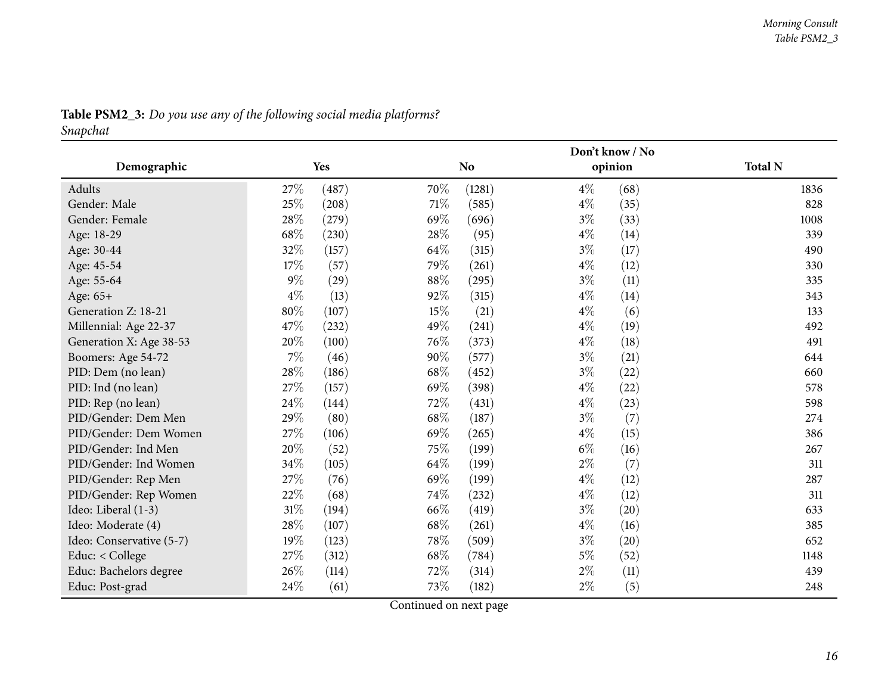**Table PSM2_3:** *Do you use any of the following social media platforms?*
*Snapchat*

| Demographic | Yes | | No | | Don't know / No opinion | | Total N |
|---|---|---|---|---|---|---|---|
| Adults | 27% | (487) | 70% | (1281) | 4% | (68) | 1836 |
| Gender: Male | 25% | (208) | 71% | (585) | 4% | (35) | 828 |
| Gender: Female | 28% | (279) | 69% | (696) | 3% | (33) | 1008 |
| Age: 18-29 | 68% | (230) | 28% | (95) | 4% | (14) | 339 |
| Age: 30-44 | 32% | (157) | 64% | (315) | 3% | (17) | 490 |
| Age: 45-54 | 17% | (57) | 79% | (261) | 4% | (12) | 330 |
| Age: 55-64 | 9% | (29) | 88% | (295) | 3% | (11) | 335 |
| Age: 65+ | 4% | (13) | 92% | (315) | 4% | (14) | 343 |
| Generation Z: 18-21 | 80% | (107) | 15% | (21) | 4% | (6) | 133 |
| Millennial: Age 22-37 | 47% | (232) | 49% | (241) | 4% | (19) | 492 |
| Generation X: Age 38-53 | 20% | (100) | 76% | (373) | 4% | (18) | 491 |
| Boomers: Age 54-72 | 7% | (46) | 90% | (577) | 3% | (21) | 644 |
| PID: Dem (no lean) | 28% | (186) | 68% | (452) | 3% | (22) | 660 |
| PID: Ind (no lean) | 27% | (157) | 69% | (398) | 4% | (22) | 578 |
| PID: Rep (no lean) | 24% | (144) | 72% | (431) | 4% | (23) | 598 |
| PID/Gender: Dem Men | 29% | (80) | 68% | (187) | 3% | (7) | 274 |
| PID/Gender: Dem Women | 27% | (106) | 69% | (265) | 4% | (15) | 386 |
| PID/Gender: Ind Men | 20% | (52) | 75% | (199) | 6% | (16) | 267 |
| PID/Gender: Ind Women | 34% | (105) | 64% | (199) | 2% | (7) | 311 |
| PID/Gender: Rep Men | 27% | (76) | 69% | (199) | 4% | (12) | 287 |
| PID/Gender: Rep Women | 22% | (68) | 74% | (232) | 4% | (12) | 311 |
| Ideo: Liberal (1-3) | 31% | (194) | 66% | (419) | 3% | (20) | 633 |
| Ideo: Moderate (4) | 28% | (107) | 68% | (261) | 4% | (16) | 385 |
| Ideo: Conservative (5-7) | 19% | (123) | 78% | (509) | 3% | (20) | 652 |
| Educ: < College | 27% | (312) | 68% | (784) | 5% | (52) | 1148 |
| Educ: Bachelors degree | 26% | (114) | 72% | (314) | 2% | (11) | 439 |
| Educ: Post-grad | 24% | (61) | 73% | (182) | 2% | (5) | 248 |

Continued on next page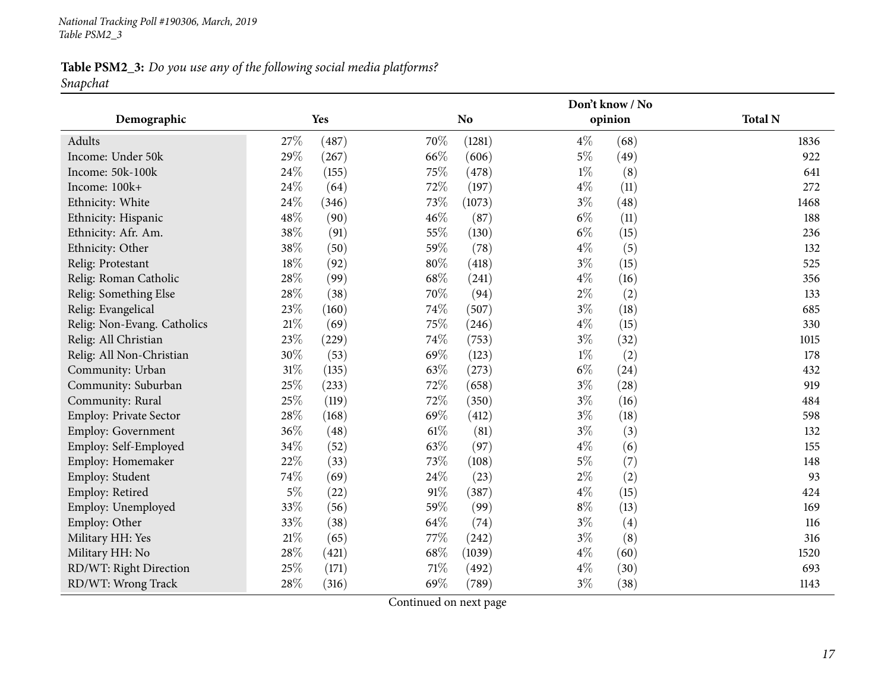*National Tracking Poll #190306, March, 2019*
*Table PSM2_3*

**Table PSM2_3:** *Do you use any of the following social media platforms?*
*Snapchat*

| Demographic | Yes | | No | | Don't know / No opinion | | Total N |
|---|---|---|---|---|---|---|---|
| Adults | 27% | (487) | 70% | (1281) | 4% | (68) | 1836 |
| Income: Under 50k | 29% | (267) | 66% | (606) | 5% | (49) | 922 |
| Income: 50k-100k | 24% | (155) | 75% | (478) | 1% | (8) | 641 |
| Income: 100k+ | 24% | (64) | 72% | (197) | 4% | (11) | 272 |
| Ethnicity: White | 24% | (346) | 73% | (1073) | 3% | (48) | 1468 |
| Ethnicity: Hispanic | 48% | (90) | 46% | (87) | 6% | (11) | 188 |
| Ethnicity: Afr. Am. | 38% | (91) | 55% | (130) | 6% | (15) | 236 |
| Ethnicity: Other | 38% | (50) | 59% | (78) | 4% | (5) | 132 |
| Relig: Protestant | 18% | (92) | 80% | (418) | 3% | (15) | 525 |
| Relig: Roman Catholic | 28% | (99) | 68% | (241) | 4% | (16) | 356 |
| Relig: Something Else | 28% | (38) | 70% | (94) | 2% | (2) | 133 |
| Relig: Evangelical | 23% | (160) | 74% | (507) | 3% | (18) | 685 |
| Relig: Non-Evang. Catholics | 21% | (69) | 75% | (246) | 4% | (15) | 330 |
| Relig: All Christian | 23% | (229) | 74% | (753) | 3% | (32) | 1015 |
| Relig: All Non-Christian | 30% | (53) | 69% | (123) | 1% | (2) | 178 |
| Community: Urban | 31% | (135) | 63% | (273) | 6% | (24) | 432 |
| Community: Suburban | 25% | (233) | 72% | (658) | 3% | (28) | 919 |
| Community: Rural | 25% | (119) | 72% | (350) | 3% | (16) | 484 |
| Employ: Private Sector | 28% | (168) | 69% | (412) | 3% | (18) | 598 |
| Employ: Government | 36% | (48) | 61% | (81) | 3% | (3) | 132 |
| Employ: Self-Employed | 34% | (52) | 63% | (97) | 4% | (6) | 155 |
| Employ: Homemaker | 22% | (33) | 73% | (108) | 5% | (7) | 148 |
| Employ: Student | 74% | (69) | 24% | (23) | 2% | (2) | 93 |
| Employ: Retired | 5% | (22) | 91% | (387) | 4% | (15) | 424 |
| Employ: Unemployed | 33% | (56) | 59% | (99) | 8% | (13) | 169 |
| Employ: Other | 33% | (38) | 64% | (74) | 3% | (4) | 116 |
| Military HH: Yes | 21% | (65) | 77% | (242) | 3% | (8) | 316 |
| Military HH: No | 28% | (421) | 68% | (1039) | 4% | (60) | 1520 |
| RD/WT: Right Direction | 25% | (171) | 71% | (492) | 4% | (30) | 693 |
| RD/WT: Wrong Track | 28% | (316) | 69% | (789) | 3% | (38) | 1143 |

Continued on next page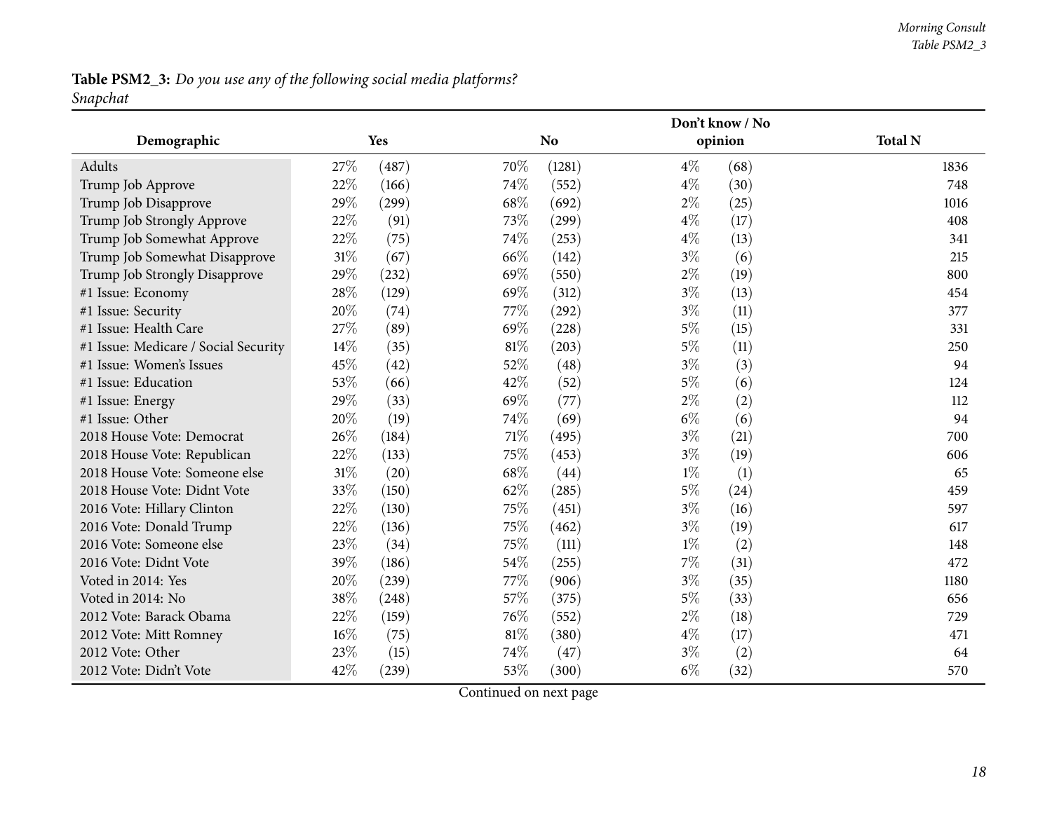**Table PSM2_3:** *Do you use any of the following social media platforms?*
*Snapchat*

| Demographic | Yes | | No | | Don't know / No opinion | | Total N |
|---|---|---|---|---|---|---|---|
| Adults | 27% | (487) | 70% | (1281) | 4% | (68) | 1836 |
| Trump Job Approve | 22% | (166) | 74% | (552) | 4% | (30) | 748 |
| Trump Job Disapprove | 29% | (299) | 68% | (692) | 2% | (25) | 1016 |
| Trump Job Strongly Approve | 22% | (91) | 73% | (299) | 4% | (17) | 408 |
| Trump Job Somewhat Approve | 22% | (75) | 74% | (253) | 4% | (13) | 341 |
| Trump Job Somewhat Disapprove | 31% | (67) | 66% | (142) | 3% | (6) | 215 |
| Trump Job Strongly Disapprove | 29% | (232) | 69% | (550) | 2% | (19) | 800 |
| #1 Issue: Economy | 28% | (129) | 69% | (312) | 3% | (13) | 454 |
| #1 Issue: Security | 20% | (74) | 77% | (292) | 3% | (11) | 377 |
| #1 Issue: Health Care | 27% | (89) | 69% | (228) | 5% | (15) | 331 |
| #1 Issue: Medicare / Social Security | 14% | (35) | 81% | (203) | 5% | (11) | 250 |
| #1 Issue: Women's Issues | 45% | (42) | 52% | (48) | 3% | (3) | 94 |
| #1 Issue: Education | 53% | (66) | 42% | (52) | 5% | (6) | 124 |
| #1 Issue: Energy | 29% | (33) | 69% | (77) | 2% | (2) | 112 |
| #1 Issue: Other | 20% | (19) | 74% | (69) | 6% | (6) | 94 |
| 2018 House Vote: Democrat | 26% | (184) | 71% | (495) | 3% | (21) | 700 |
| 2018 House Vote: Republican | 22% | (133) | 75% | (453) | 3% | (19) | 606 |
| 2018 House Vote: Someone else | 31% | (20) | 68% | (44) | 1% | (1) | 65 |
| 2018 House Vote: Didnt Vote | 33% | (150) | 62% | (285) | 5% | (24) | 459 |
| 2016 Vote: Hillary Clinton | 22% | (130) | 75% | (451) | 3% | (16) | 597 |
| 2016 Vote: Donald Trump | 22% | (136) | 75% | (462) | 3% | (19) | 617 |
| 2016 Vote: Someone else | 23% | (34) | 75% | (111) | 1% | (2) | 148 |
| 2016 Vote: Didnt Vote | 39% | (186) | 54% | (255) | 7% | (31) | 472 |
| Voted in 2014: Yes | 20% | (239) | 77% | (906) | 3% | (35) | 1180 |
| Voted in 2014: No | 38% | (248) | 57% | (375) | 5% | (33) | 656 |
| 2012 Vote: Barack Obama | 22% | (159) | 76% | (552) | 2% | (18) | 729 |
| 2012 Vote: Mitt Romney | 16% | (75) | 81% | (380) | 4% | (17) | 471 |
| 2012 Vote: Other | 23% | (15) | 74% | (47) | 3% | (2) | 64 |
| 2012 Vote: Didn't Vote | 42% | (239) | 53% | (300) | 6% | (32) | 570 |

Continued on next page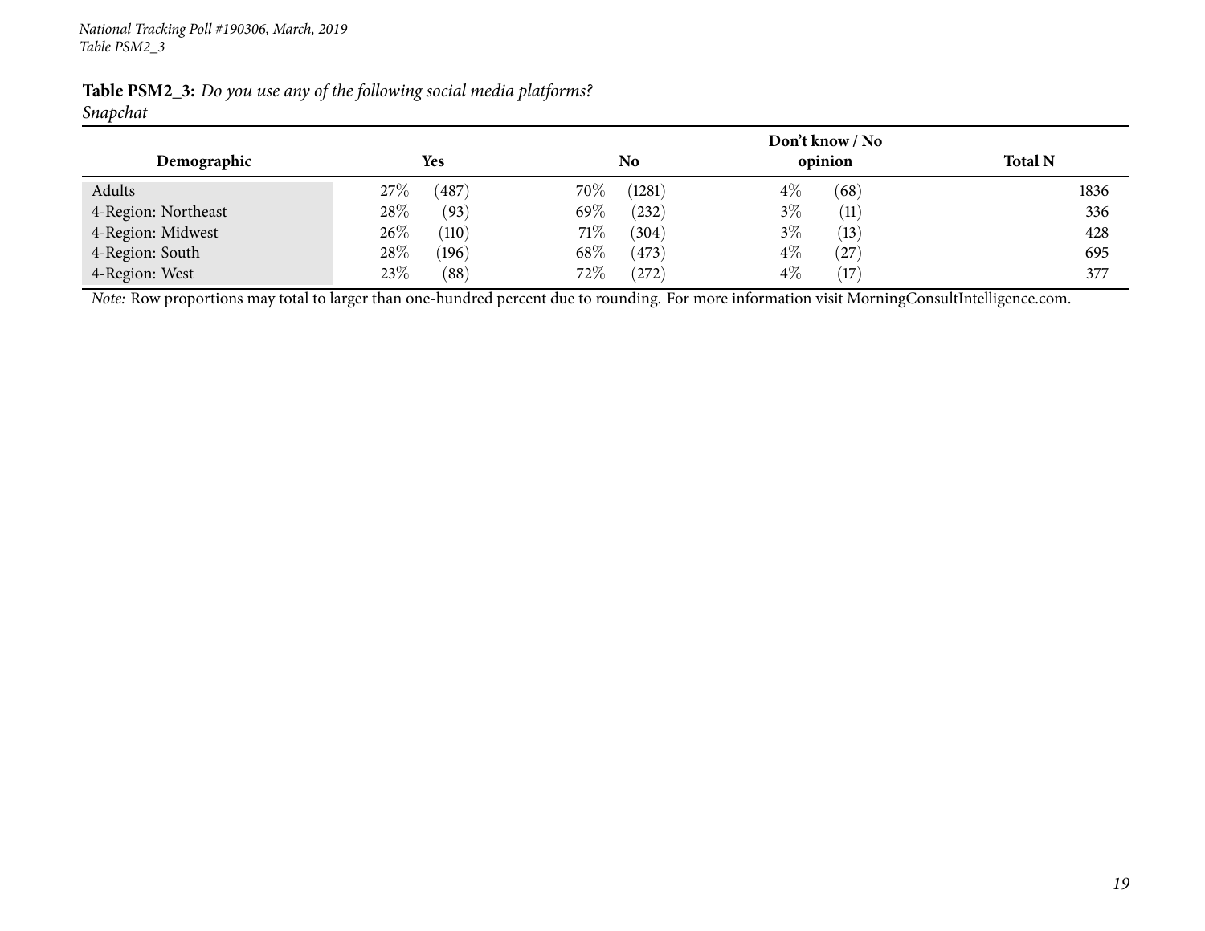**Table PSM2_3:** *Do you use any of the following social media platforms?*
*Snapchat*

| Demographic | Yes | | No | | Don't know / No opinion | | Total N |
|---|---|---|---|---|---|---|---|
| Adults | 27% | (487) | 70% | (1281) | 4% | (68) | 1836 |
| 4-Region: Northeast | 28% | (93) | 69% | (232) | 3% | (11) | 336 |
| 4-Region: Midwest | 26% | (110) | 71% | (304) | 3% | (13) | 428 |
| 4-Region: South | 28% | (196) | 68% | (473) | 4% | (27) | 695 |
| 4-Region: West | 23% | (88) | 72% | (272) | 4% | (17) | 377 |

*Note:* Row proportions may total to larger than one-hundred percent due to rounding. For more information visit MorningConsultIntelligence.com.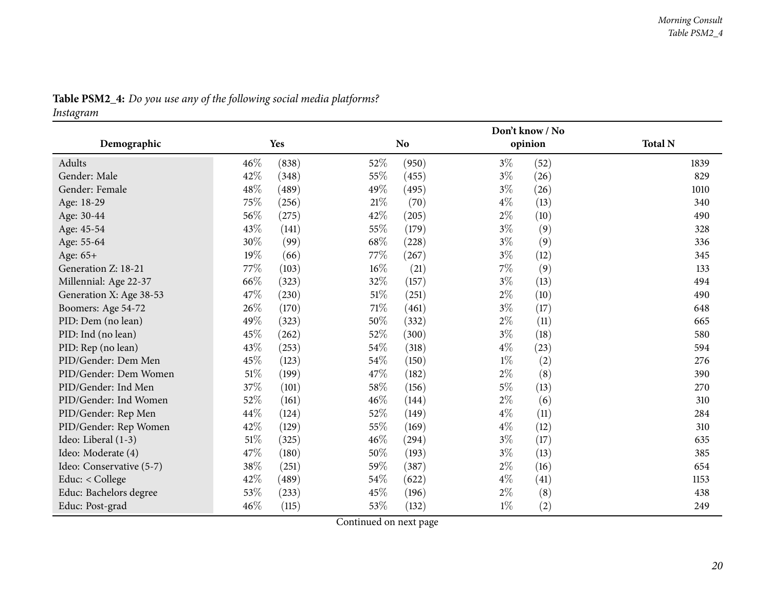**Table PSM2_4:** *Do you use any of the following social media platforms?*
*Instagram*

| Demographic | Yes | | No | | Don't know / No opinion | | Total N |
|---|---|---|---|---|---|---|---|
| Adults | 46% | (838) | 52% | (950) | 3% | (52) | 1839 |
| Gender: Male | 42% | (348) | 55% | (455) | 3% | (26) | 829 |
| Gender: Female | 48% | (489) | 49% | (495) | 3% | (26) | 1010 |
| Age: 18-29 | 75% | (256) | 21% | (70) | 4% | (13) | 340 |
| Age: 30-44 | 56% | (275) | 42% | (205) | 2% | (10) | 490 |
| Age: 45-54 | 43% | (141) | 55% | (179) | 3% | (9) | 328 |
| Age: 55-64 | 30% | (99) | 68% | (228) | 3% | (9) | 336 |
| Age: 65+ | 19% | (66) | 77% | (267) | 3% | (12) | 345 |
| Generation Z: 18-21 | 77% | (103) | 16% | (21) | 7% | (9) | 133 |
| Millennial: Age 22-37 | 66% | (323) | 32% | (157) | 3% | (13) | 494 |
| Generation X: Age 38-53 | 47% | (230) | 51% | (251) | 2% | (10) | 490 |
| Boomers: Age 54-72 | 26% | (170) | 71% | (461) | 3% | (17) | 648 |
| PID: Dem (no lean) | 49% | (323) | 50% | (332) | 2% | (11) | 665 |
| PID: Ind (no lean) | 45% | (262) | 52% | (300) | 3% | (18) | 580 |
| PID: Rep (no lean) | 43% | (253) | 54% | (318) | 4% | (23) | 594 |
| PID/Gender: Dem Men | 45% | (123) | 54% | (150) | 1% | (2) | 276 |
| PID/Gender: Dem Women | 51% | (199) | 47% | (182) | 2% | (8) | 390 |
| PID/Gender: Ind Men | 37% | (101) | 58% | (156) | 5% | (13) | 270 |
| PID/Gender: Ind Women | 52% | (161) | 46% | (144) | 2% | (6) | 310 |
| PID/Gender: Rep Men | 44% | (124) | 52% | (149) | 4% | (11) | 284 |
| PID/Gender: Rep Women | 42% | (129) | 55% | (169) | 4% | (12) | 310 |
| Ideo: Liberal (1-3) | 51% | (325) | 46% | (294) | 3% | (17) | 635 |
| Ideo: Moderate (4) | 47% | (180) | 50% | (193) | 3% | (13) | 385 |
| Ideo: Conservative (5-7) | 38% | (251) | 59% | (387) | 2% | (16) | 654 |
| Educ: < College | 42% | (489) | 54% | (622) | 4% | (41) | 1153 |
| Educ: Bachelors degree | 53% | (233) | 45% | (196) | 2% | (8) | 438 |
| Educ: Post-grad | 46% | (115) | 53% | (132) | 1% | (2) | 249 |

Continued on next page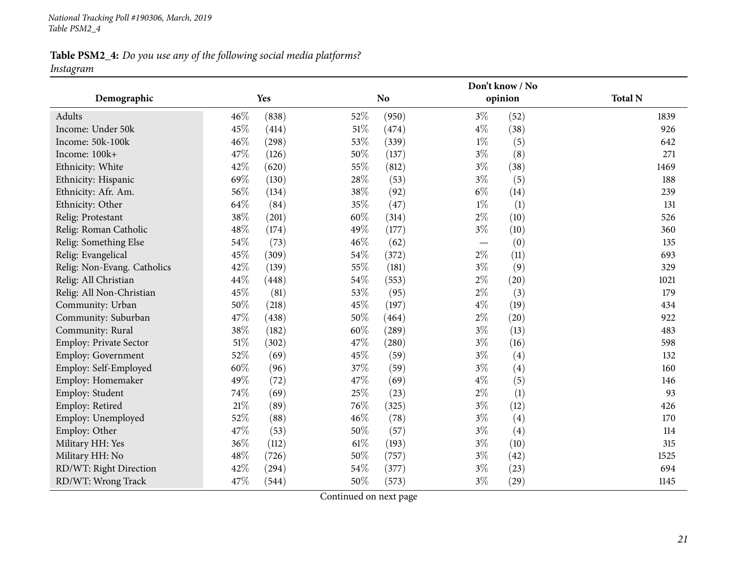National Tracking Poll #190306, March, 2019
Table PSM2_4

**Table PSM2_4:** *Do you use any of the following social media platforms?*
*Instagram*

| Demographic | Yes | | No | | Don't know / No opinion | | Total N |
|---|---|---|---|---|---|---|---|
| Adults | 46% | (838) | 52% | (950) | 3% | (52) | 1839 |
| Income: Under 50k | 45% | (414) | 51% | (474) | 4% | (38) | 926 |
| Income: 50k-100k | 46% | (298) | 53% | (339) | 1% | (5) | 642 |
| Income: 100k+ | 47% | (126) | 50% | (137) | 3% | (8) | 271 |
| Ethnicity: White | 42% | (620) | 55% | (812) | 3% | (38) | 1469 |
| Ethnicity: Hispanic | 69% | (130) | 28% | (53) | 3% | (5) | 188 |
| Ethnicity: Afr. Am. | 56% | (134) | 38% | (92) | 6% | (14) | 239 |
| Ethnicity: Other | 64% | (84) | 35% | (47) | 1% | (1) | 131 |
| Relig: Protestant | 38% | (201) | 60% | (314) | 2% | (10) | 526 |
| Relig: Roman Catholic | 48% | (174) | 49% | (177) | 3% | (10) | 360 |
| Relig: Something Else | 54% | (73) | 46% | (62) | — | (0) | 135 |
| Relig: Evangelical | 45% | (309) | 54% | (372) | 2% | (11) | 693 |
| Relig: Non-Evang. Catholics | 42% | (139) | 55% | (181) | 3% | (9) | 329 |
| Relig: All Christian | 44% | (448) | 54% | (553) | 2% | (20) | 1021 |
| Relig: All Non-Christian | 45% | (81) | 53% | (95) | 2% | (3) | 179 |
| Community: Urban | 50% | (218) | 45% | (197) | 4% | (19) | 434 |
| Community: Suburban | 47% | (438) | 50% | (464) | 2% | (20) | 922 |
| Community: Rural | 38% | (182) | 60% | (289) | 3% | (13) | 483 |
| Employ: Private Sector | 51% | (302) | 47% | (280) | 3% | (16) | 598 |
| Employ: Government | 52% | (69) | 45% | (59) | 3% | (4) | 132 |
| Employ: Self-Employed | 60% | (96) | 37% | (59) | 3% | (4) | 160 |
| Employ: Homemaker | 49% | (72) | 47% | (69) | 4% | (5) | 146 |
| Employ: Student | 74% | (69) | 25% | (23) | 2% | (1) | 93 |
| Employ: Retired | 21% | (89) | 76% | (325) | 3% | (12) | 426 |
| Employ: Unemployed | 52% | (88) | 46% | (78) | 3% | (4) | 170 |
| Employ: Other | 47% | (53) | 50% | (57) | 3% | (4) | 114 |
| Military HH: Yes | 36% | (112) | 61% | (193) | 3% | (10) | 315 |
| Military HH: No | 48% | (726) | 50% | (757) | 3% | (42) | 1525 |
| RD/WT: Right Direction | 42% | (294) | 54% | (377) | 3% | (23) | 694 |
| RD/WT: Wrong Track | 47% | (544) | 50% | (573) | 3% | (29) | 1145 |

Continued on next page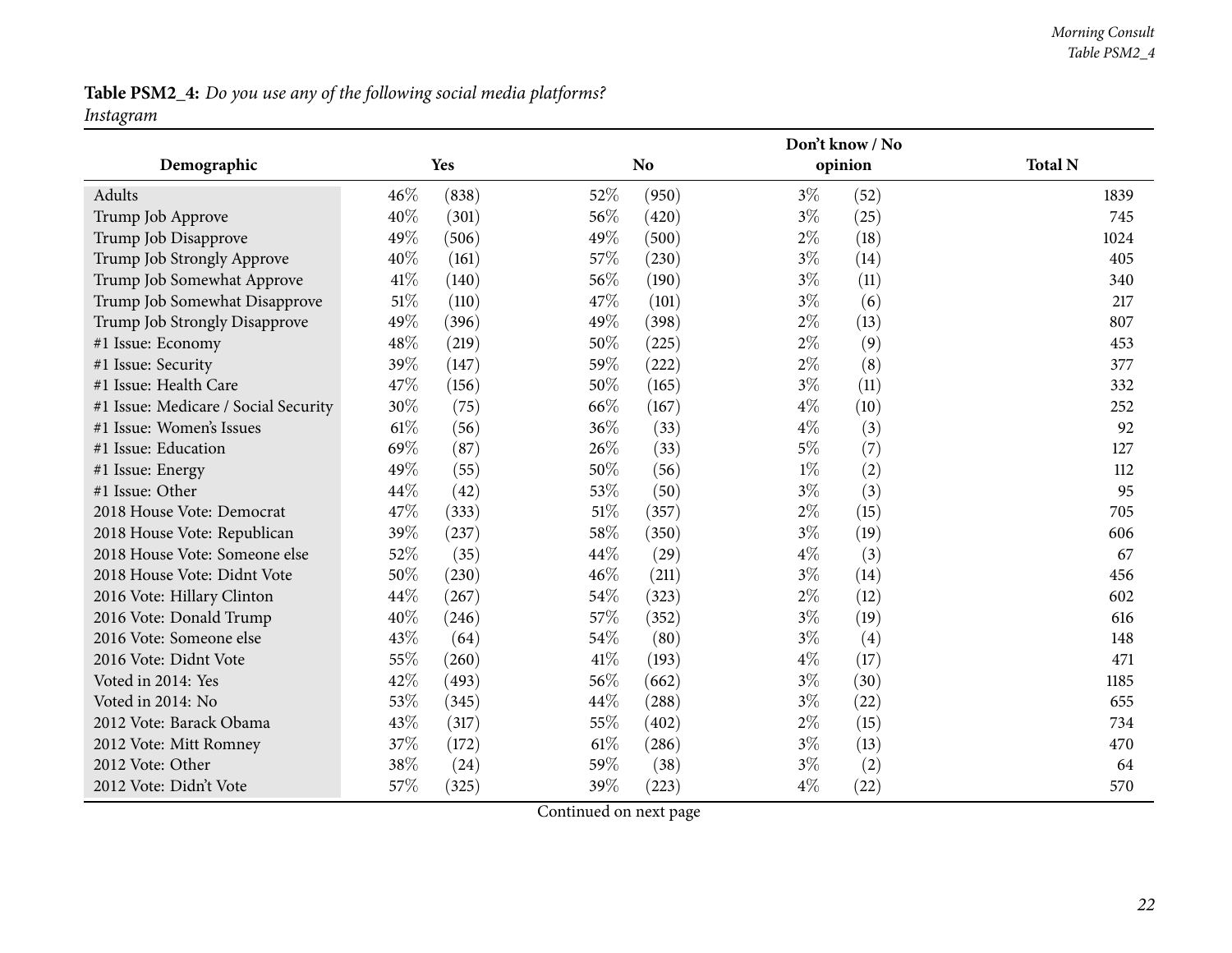**Table PSM2_4:** *Do you use any of the following social media platforms?*
*Instagram*

| Demographic | Yes | | No | | Don't know / No opinion | | Total N |
|---|---|---|---|---|---|---|---|
| Adults | 46% | (838) | 52% | (950) | 3% | (52) | 1839 |
| Trump Job Approve | 40% | (301) | 56% | (420) | 3% | (25) | 745 |
| Trump Job Disapprove | 49% | (506) | 49% | (500) | 2% | (18) | 1024 |
| Trump Job Strongly Approve | 40% | (161) | 57% | (230) | 3% | (14) | 405 |
| Trump Job Somewhat Approve | 41% | (140) | 56% | (190) | 3% | (11) | 340 |
| Trump Job Somewhat Disapprove | 51% | (110) | 47% | (101) | 3% | (6) | 217 |
| Trump Job Strongly Disapprove | 49% | (396) | 49% | (398) | 2% | (13) | 807 |
| #1 Issue: Economy | 48% | (219) | 50% | (225) | 2% | (9) | 453 |
| #1 Issue: Security | 39% | (147) | 59% | (222) | 2% | (8) | 377 |
| #1 Issue: Health Care | 47% | (156) | 50% | (165) | 3% | (11) | 332 |
| #1 Issue: Medicare / Social Security | 30% | (75) | 66% | (167) | 4% | (10) | 252 |
| #1 Issue: Women's Issues | 61% | (56) | 36% | (33) | 4% | (3) | 92 |
| #1 Issue: Education | 69% | (87) | 26% | (33) | 5% | (7) | 127 |
| #1 Issue: Energy | 49% | (55) | 50% | (56) | 1% | (2) | 112 |
| #1 Issue: Other | 44% | (42) | 53% | (50) | 3% | (3) | 95 |
| 2018 House Vote: Democrat | 47% | (333) | 51% | (357) | 2% | (15) | 705 |
| 2018 House Vote: Republican | 39% | (237) | 58% | (350) | 3% | (19) | 606 |
| 2018 House Vote: Someone else | 52% | (35) | 44% | (29) | 4% | (3) | 67 |
| 2018 House Vote: Didnt Vote | 50% | (230) | 46% | (211) | 3% | (14) | 456 |
| 2016 Vote: Hillary Clinton | 44% | (267) | 54% | (323) | 2% | (12) | 602 |
| 2016 Vote: Donald Trump | 40% | (246) | 57% | (352) | 3% | (19) | 616 |
| 2016 Vote: Someone else | 43% | (64) | 54% | (80) | 3% | (4) | 148 |
| 2016 Vote: Didnt Vote | 55% | (260) | 41% | (193) | 4% | (17) | 471 |
| Voted in 2014: Yes | 42% | (493) | 56% | (662) | 3% | (30) | 1185 |
| Voted in 2014: No | 53% | (345) | 44% | (288) | 3% | (22) | 655 |
| 2012 Vote: Barack Obama | 43% | (317) | 55% | (402) | 2% | (15) | 734 |
| 2012 Vote: Mitt Romney | 37% | (172) | 61% | (286) | 3% | (13) | 470 |
| 2012 Vote: Other | 38% | (24) | 59% | (38) | 3% | (2) | 64 |
| 2012 Vote: Didn't Vote | 57% | (325) | 39% | (223) | 4% | (22) | 570 |

Continued on next page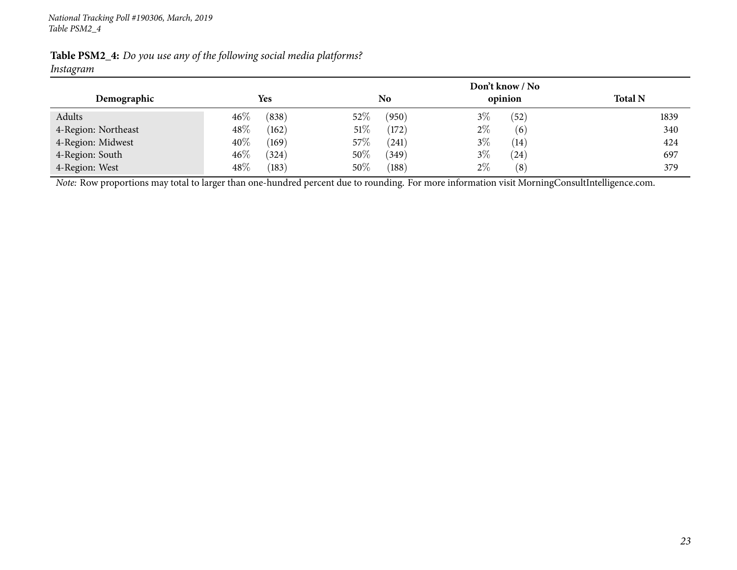**Table PSM2_4:** *Do you use any of the following social media platforms?*
*Instagram*

| Demographic | Yes | | No | | Don't know / No opinion | | Total N |
|---|---|---|---|---|---|---|---|
| Adults | 46% | (838) | 52% | (950) | 3% | (52) | 1839 |
| 4-Region: Northeast | 48% | (162) | 51% | (172) | 2% | (6) | 340 |
| 4-Region: Midwest | 40% | (169) | 57% | (241) | 3% | (14) | 424 |
| 4-Region: South | 46% | (324) | 50% | (349) | 3% | (24) | 697 |
| 4-Region: West | 48% | (183) | 50% | (188) | 2% | (8) | 379 |

*Note:* Row proportions may total to larger than one-hundred percent due to rounding. For more information visit MorningConsultIntelligence.com.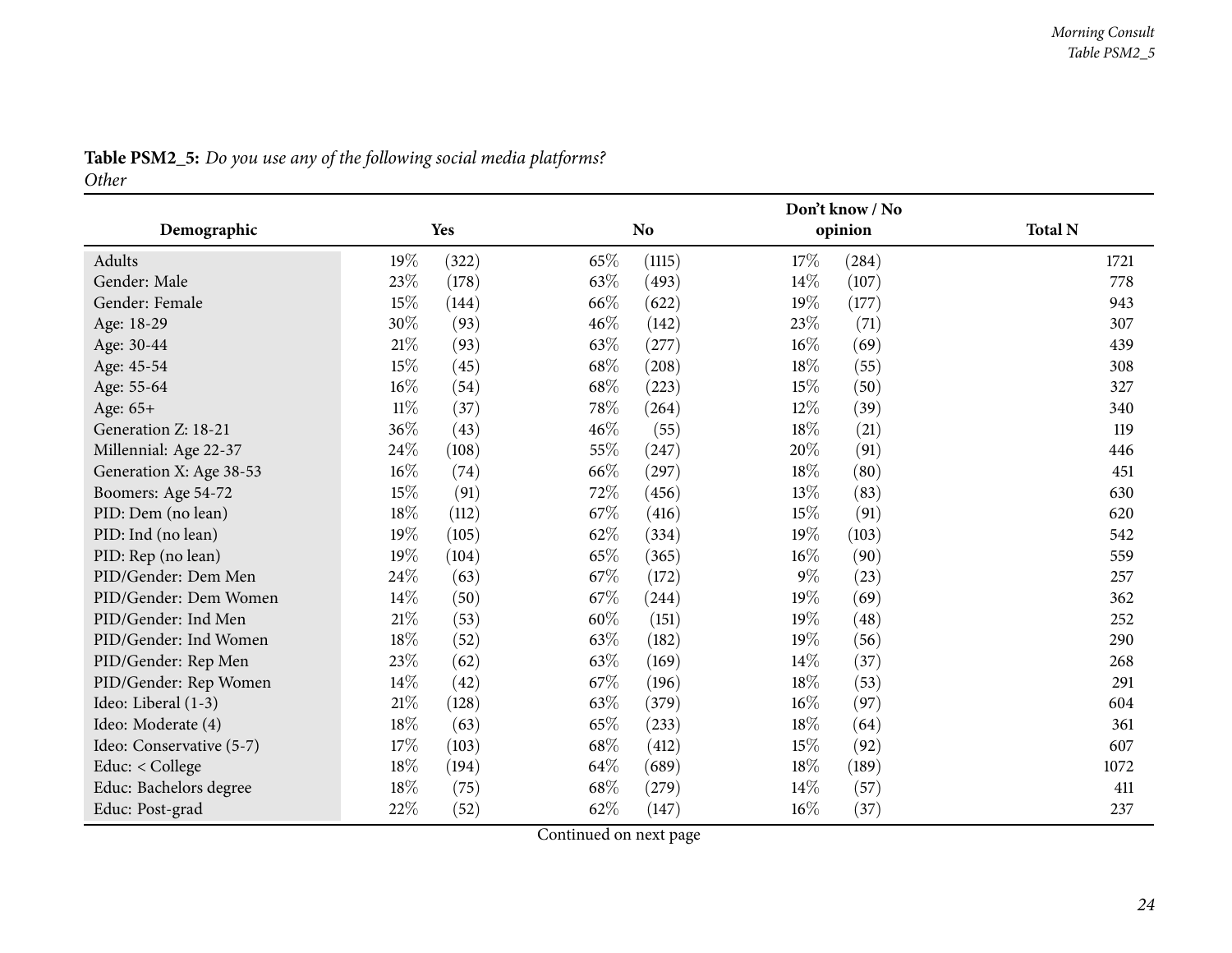**Table PSM2_5:** *Do you use any of the following social media platforms?*
*Other*

| Demographic | Yes | | No | | Don't know / No opinion | | Total N |
|---|---|---|---|---|---|---|---|
| Adults | 19% | (322) | 65% | (1115) | 17% | (284) | 1721 |
| Gender: Male | 23% | (178) | 63% | (493) | 14% | (107) | 778 |
| Gender: Female | 15% | (144) | 66% | (622) | 19% | (177) | 943 |
| Age: 18-29 | 30% | (93) | 46% | (142) | 23% | (71) | 307 |
| Age: 30-44 | 21% | (93) | 63% | (277) | 16% | (69) | 439 |
| Age: 45-54 | 15% | (45) | 68% | (208) | 18% | (55) | 308 |
| Age: 55-64 | 16% | (54) | 68% | (223) | 15% | (50) | 327 |
| Age: 65+ | 11% | (37) | 78% | (264) | 12% | (39) | 340 |
| Generation Z: 18-21 | 36% | (43) | 46% | (55) | 18% | (21) | 119 |
| Millennial: Age 22-37 | 24% | (108) | 55% | (247) | 20% | (91) | 446 |
| Generation X: Age 38-53 | 16% | (74) | 66% | (297) | 18% | (80) | 451 |
| Boomers: Age 54-72 | 15% | (91) | 72% | (456) | 13% | (83) | 630 |
| PID: Dem (no lean) | 18% | (112) | 67% | (416) | 15% | (91) | 620 |
| PID: Ind (no lean) | 19% | (105) | 62% | (334) | 19% | (103) | 542 |
| PID: Rep (no lean) | 19% | (104) | 65% | (365) | 16% | (90) | 559 |
| PID/Gender: Dem Men | 24% | (63) | 67% | (172) | 9% | (23) | 257 |
| PID/Gender: Dem Women | 14% | (50) | 67% | (244) | 19% | (69) | 362 |
| PID/Gender: Ind Men | 21% | (53) | 60% | (151) | 19% | (48) | 252 |
| PID/Gender: Ind Women | 18% | (52) | 63% | (182) | 19% | (56) | 290 |
| PID/Gender: Rep Men | 23% | (62) | 63% | (169) | 14% | (37) | 268 |
| PID/Gender: Rep Women | 14% | (42) | 67% | (196) | 18% | (53) | 291 |
| Ideo: Liberal (1-3) | 21% | (128) | 63% | (379) | 16% | (97) | 604 |
| Ideo: Moderate (4) | 18% | (63) | 65% | (233) | 18% | (64) | 361 |
| Ideo: Conservative (5-7) | 17% | (103) | 68% | (412) | 15% | (92) | 607 |
| Educ: < College | 18% | (194) | 64% | (689) | 18% | (189) | 1072 |
| Educ: Bachelors degree | 18% | (75) | 68% | (279) | 14% | (57) | 411 |
| Educ: Post-grad | 22% | (52) | 62% | (147) | 16% | (37) | 237 |

Continued on next page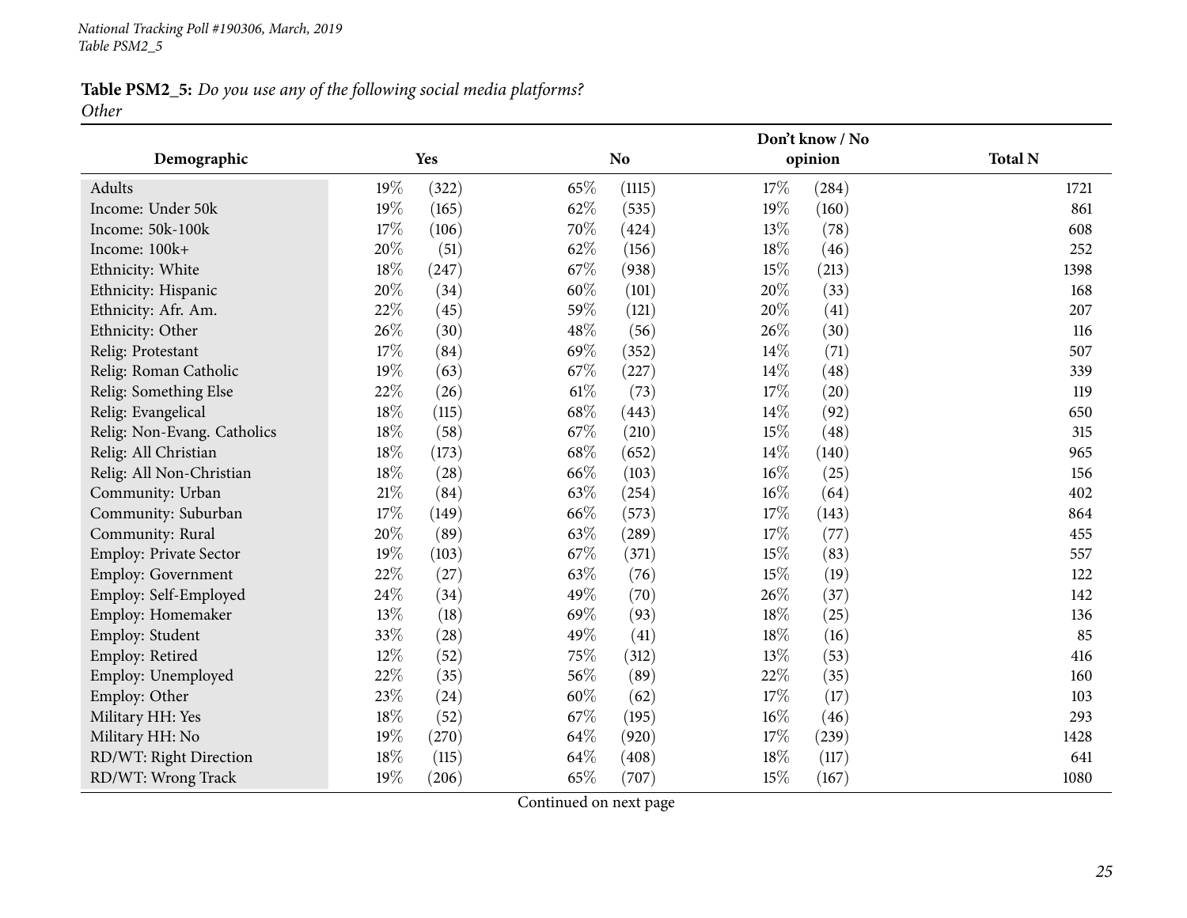**Table PSM2_5:** *Do you use any of the following social media platforms?*
*Other*

| Demographic | Yes | | No | | Don't know / No opinion | | Total N |
|---|---|---|---|---|---|---|---|
| Adults | 19% | (322) | 65% | (1115) | 17% | (284) | 1721 |
| Income: Under 50k | 19% | (165) | 62% | (535) | 19% | (160) | 861 |
| Income: 50k-100k | 17% | (106) | 70% | (424) | 13% | (78) | 608 |
| Income: 100k+ | 20% | (51) | 62% | (156) | 18% | (46) | 252 |
| Ethnicity: White | 18% | (247) | 67% | (938) | 15% | (213) | 1398 |
| Ethnicity: Hispanic | 20% | (34) | 60% | (101) | 20% | (33) | 168 |
| Ethnicity: Afr. Am. | 22% | (45) | 59% | (121) | 20% | (41) | 207 |
| Ethnicity: Other | 26% | (30) | 48% | (56) | 26% | (30) | 116 |
| Relig: Protestant | 17% | (84) | 69% | (352) | 14% | (71) | 507 |
| Relig: Roman Catholic | 19% | (63) | 67% | (227) | 14% | (48) | 339 |
| Relig: Something Else | 22% | (26) | 61% | (73) | 17% | (20) | 119 |
| Relig: Evangelical | 18% | (115) | 68% | (443) | 14% | (92) | 650 |
| Relig: Non-Evang. Catholics | 18% | (58) | 67% | (210) | 15% | (48) | 315 |
| Relig: All Christian | 18% | (173) | 68% | (652) | 14% | (140) | 965 |
| Relig: All Non-Christian | 18% | (28) | 66% | (103) | 16% | (25) | 156 |
| Community: Urban | 21% | (84) | 63% | (254) | 16% | (64) | 402 |
| Community: Suburban | 17% | (149) | 66% | (573) | 17% | (143) | 864 |
| Community: Rural | 20% | (89) | 63% | (289) | 17% | (77) | 455 |
| Employ: Private Sector | 19% | (103) | 67% | (371) | 15% | (83) | 557 |
| Employ: Government | 22% | (27) | 63% | (76) | 15% | (19) | 122 |
| Employ: Self-Employed | 24% | (34) | 49% | (70) | 26% | (37) | 142 |
| Employ: Homemaker | 13% | (18) | 69% | (93) | 18% | (25) | 136 |
| Employ: Student | 33% | (28) | 49% | (41) | 18% | (16) | 85 |
| Employ: Retired | 12% | (52) | 75% | (312) | 13% | (53) | 416 |
| Employ: Unemployed | 22% | (35) | 56% | (89) | 22% | (35) | 160 |
| Employ: Other | 23% | (24) | 60% | (62) | 17% | (17) | 103 |
| Military HH: Yes | 18% | (52) | 67% | (195) | 16% | (46) | 293 |
| Military HH: No | 19% | (270) | 64% | (920) | 17% | (239) | 1428 |
| RD/WT: Right Direction | 18% | (115) | 64% | (408) | 18% | (117) | 641 |
| RD/WT: Wrong Track | 19% | (206) | 65% | (707) | 15% | (167) | 1080 |

Continued on next page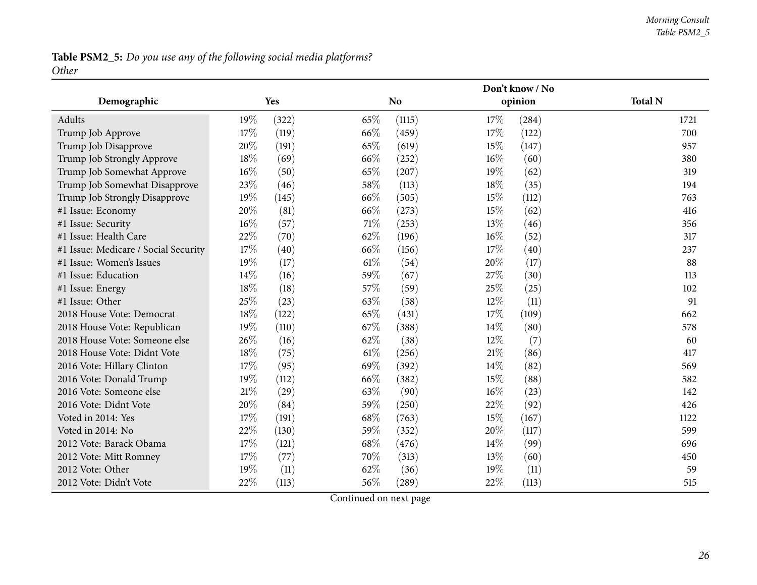**Table PSM2_5:** *Do you use any of the following social media platforms?*
*Other*

| Demographic | Yes | | No | | Don't know / No opinion | | Total N |
|---|---|---|---|---|---|---|---|
| Adults | 19% | (322) | 65% | (1115) | 17% | (284) | 1721 |
| Trump Job Approve | 17% | (119) | 66% | (459) | 17% | (122) | 700 |
| Trump Job Disapprove | 20% | (191) | 65% | (619) | 15% | (147) | 957 |
| Trump Job Strongly Approve | 18% | (69) | 66% | (252) | 16% | (60) | 380 |
| Trump Job Somewhat Approve | 16% | (50) | 65% | (207) | 19% | (62) | 319 |
| Trump Job Somewhat Disapprove | 23% | (46) | 58% | (113) | 18% | (35) | 194 |
| Trump Job Strongly Disapprove | 19% | (145) | 66% | (505) | 15% | (112) | 763 |
| #1 Issue: Economy | 20% | (81) | 66% | (273) | 15% | (62) | 416 |
| #1 Issue: Security | 16% | (57) | 71% | (253) | 13% | (46) | 356 |
| #1 Issue: Health Care | 22% | (70) | 62% | (196) | 16% | (52) | 317 |
| #1 Issue: Medicare / Social Security | 17% | (40) | 66% | (156) | 17% | (40) | 237 |
| #1 Issue: Women's Issues | 19% | (17) | 61% | (54) | 20% | (17) | 88 |
| #1 Issue: Education | 14% | (16) | 59% | (67) | 27% | (30) | 113 |
| #1 Issue: Energy | 18% | (18) | 57% | (59) | 25% | (25) | 102 |
| #1 Issue: Other | 25% | (23) | 63% | (58) | 12% | (11) | 91 |
| 2018 House Vote: Democrat | 18% | (122) | 65% | (431) | 17% | (109) | 662 |
| 2018 House Vote: Republican | 19% | (110) | 67% | (388) | 14% | (80) | 578 |
| 2018 House Vote: Someone else | 26% | (16) | 62% | (38) | 12% | (7) | 60 |
| 2018 House Vote: Didnt Vote | 18% | (75) | 61% | (256) | 21% | (86) | 417 |
| 2016 Vote: Hillary Clinton | 17% | (95) | 69% | (392) | 14% | (82) | 569 |
| 2016 Vote: Donald Trump | 19% | (112) | 66% | (382) | 15% | (88) | 582 |
| 2016 Vote: Someone else | 21% | (29) | 63% | (90) | 16% | (23) | 142 |
| 2016 Vote: Didnt Vote | 20% | (84) | 59% | (250) | 22% | (92) | 426 |
| Voted in 2014: Yes | 17% | (191) | 68% | (763) | 15% | (167) | 1122 |
| Voted in 2014: No | 22% | (130) | 59% | (352) | 20% | (117) | 599 |
| 2012 Vote: Barack Obama | 17% | (121) | 68% | (476) | 14% | (99) | 696 |
| 2012 Vote: Mitt Romney | 17% | (77) | 70% | (313) | 13% | (60) | 450 |
| 2012 Vote: Other | 19% | (11) | 62% | (36) | 19% | (11) | 59 |
| 2012 Vote: Didn't Vote | 22% | (113) | 56% | (289) | 22% | (113) | 515 |

Continued on next page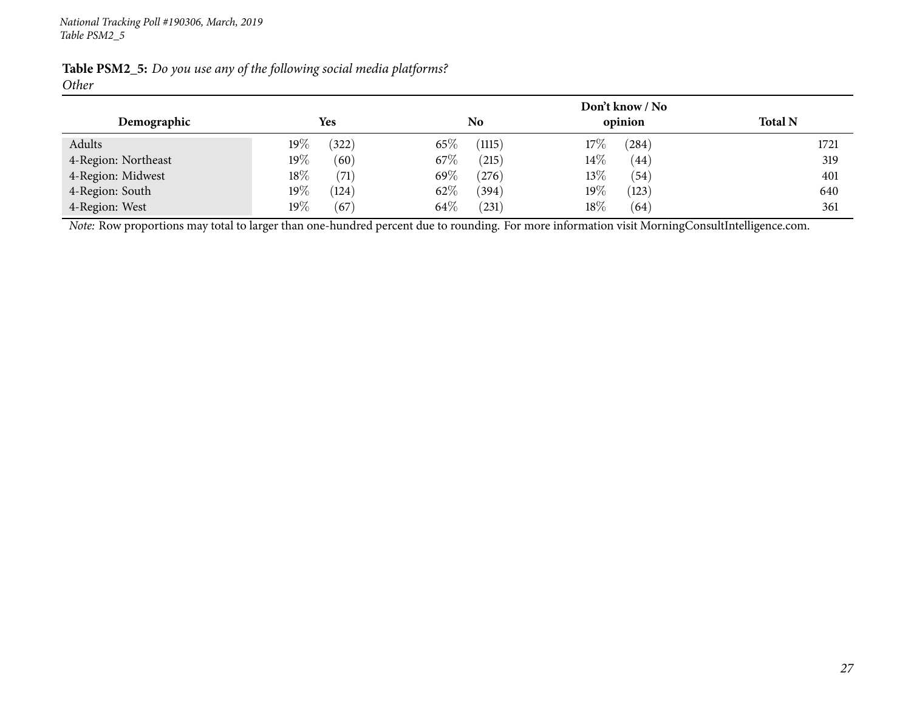**Table PSM2_5:** *Do you use any of the following social media platforms?*
*Other*

| Demographic | Yes | | No | | Don't know / No opinion | | Total N |
|---|---|---|---|---|---|---|---|
| Adults | 19% | (322) | 65% | (1115) | 17% | (284) | 1721 |
| 4-Region: Northeast | 19% | (60) | 67% | (215) | 14% | (44) | 319 |
| 4-Region: Midwest | 18% | (71) | 69% | (276) | 13% | (54) | 401 |
| 4-Region: South | 19% | (124) | 62% | (394) | 19% | (123) | 640 |
| 4-Region: West | 19% | (67) | 64% | (231) | 18% | (64) | 361 |

*Note:* Row proportions may total to larger than one-hundred percent due to rounding. For more information visit MorningConsultIntelligence.com.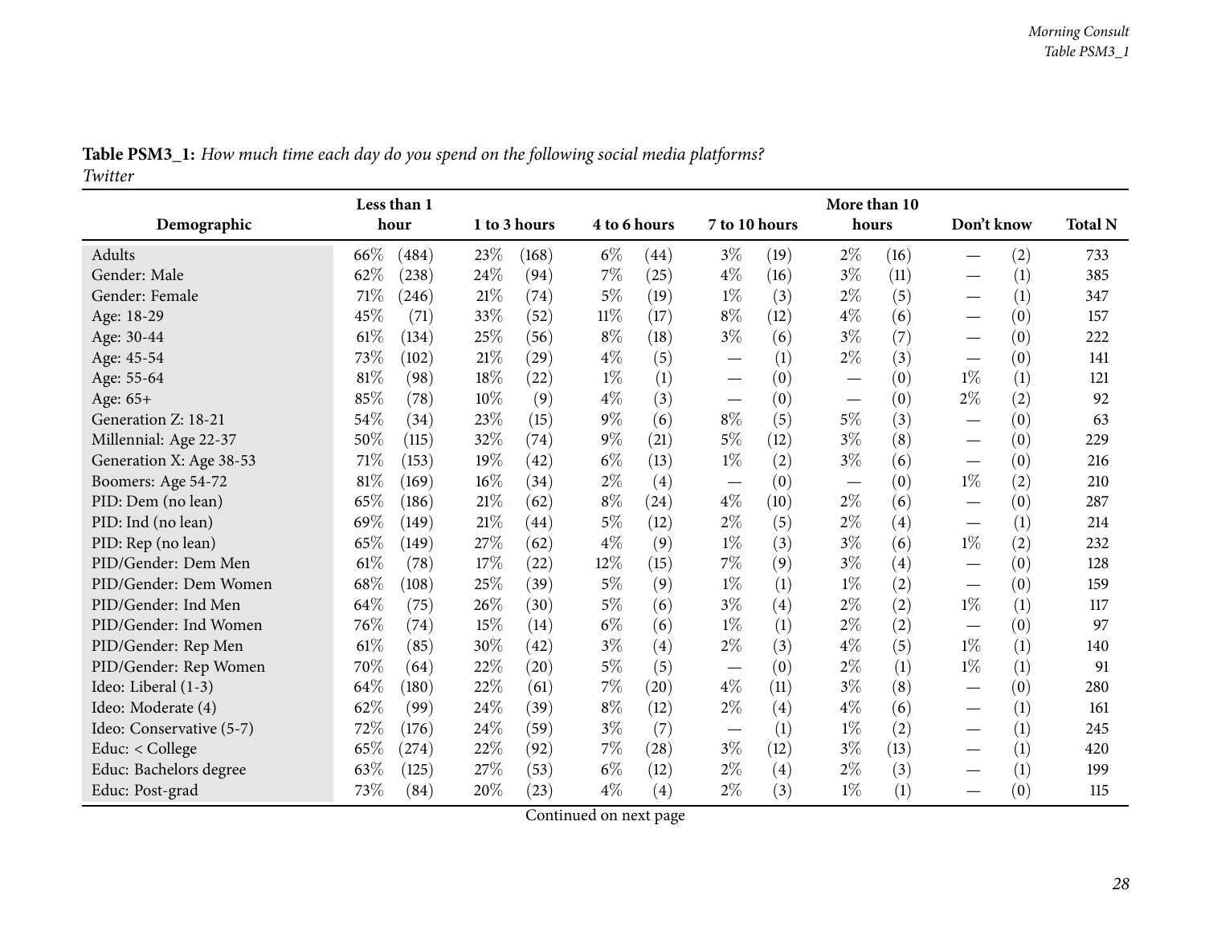**Table PSM3_1:** *How much time each day do you spend on the following social media platforms?*
*Twitter*

| Demographic | Less than 1 hour | | 1 to 3 hours | | 4 to 6 hours | | 7 to 10 hours | | More than 10 hours | | Don't know | | Total N |
|---|---|---|---|---|---|---|---|---|---|---|---|---|---|
| Adults | 66% | (484) | 23% | (168) | 6% | (44) | 3% | (19) | 2% | (16) | — | (2) | 733 |
| Gender: Male | 62% | (238) | 24% | (94) | 7% | (25) | 4% | (16) | 3% | (11) | — | (1) | 385 |
| Gender: Female | 71% | (246) | 21% | (74) | 5% | (19) | 1% | (3) | 2% | (5) | — | (1) | 347 |
| Age: 18-29 | 45% | (71) | 33% | (52) | 11% | (17) | 8% | (12) | 4% | (6) | — | (0) | 157 |
| Age: 30-44 | 61% | (134) | 25% | (56) | 8% | (18) | 3% | (6) | 3% | (7) | — | (0) | 222 |
| Age: 45-54 | 73% | (102) | 21% | (29) | 4% | (5) | — | (1) | 2% | (3) | — | (0) | 141 |
| Age: 55-64 | 81% | (98) | 18% | (22) | 1% | (1) | — | (0) | — | (0) | 1% | (1) | 121 |
| Age: 65+ | 85% | (78) | 10% | (9) | 4% | (3) | — | (0) | — | (0) | 2% | (2) | 92 |
| Generation Z: 18-21 | 54% | (34) | 23% | (15) | 9% | (6) | 8% | (5) | 5% | (3) | — | (0) | 63 |
| Millennial: Age 22-37 | 50% | (115) | 32% | (74) | 9% | (21) | 5% | (12) | 3% | (8) | — | (0) | 229 |
| Generation X: Age 38-53 | 71% | (153) | 19% | (42) | 6% | (13) | 1% | (2) | 3% | (6) | — | (0) | 216 |
| Boomers: Age 54-72 | 81% | (169) | 16% | (34) | 2% | (4) | — | (0) | — | (0) | 1% | (2) | 210 |
| PID: Dem (no lean) | 65% | (186) | 21% | (62) | 8% | (24) | 4% | (10) | 2% | (6) | — | (0) | 287 |
| PID: Ind (no lean) | 69% | (149) | 21% | (44) | 5% | (12) | 2% | (5) | 2% | (4) | — | (1) | 214 |
| PID: Rep (no lean) | 65% | (149) | 27% | (62) | 4% | (9) | 1% | (3) | 3% | (6) | 1% | (2) | 232 |
| PID/Gender: Dem Men | 61% | (78) | 17% | (22) | 12% | (15) | 7% | (9) | 3% | (4) | — | (0) | 128 |
| PID/Gender: Dem Women | 68% | (108) | 25% | (39) | 5% | (9) | 1% | (1) | 1% | (2) | — | (0) | 159 |
| PID/Gender: Ind Men | 64% | (75) | 26% | (30) | 5% | (6) | 3% | (4) | 2% | (2) | 1% | (1) | 117 |
| PID/Gender: Ind Women | 76% | (74) | 15% | (14) | 6% | (6) | 1% | (1) | 2% | (2) | — | (0) | 97 |
| PID/Gender: Rep Men | 61% | (85) | 30% | (42) | 3% | (4) | 2% | (3) | 4% | (5) | 1% | (1) | 140 |
| PID/Gender: Rep Women | 70% | (64) | 22% | (20) | 5% | (5) | — | (0) | 2% | (1) | 1% | (1) | 91 |
| Ideo: Liberal (1-3) | 64% | (180) | 22% | (61) | 7% | (20) | 4% | (11) | 3% | (8) | — | (0) | 280 |
| Ideo: Moderate (4) | 62% | (99) | 24% | (39) | 8% | (12) | 2% | (4) | 4% | (6) | — | (1) | 161 |
| Ideo: Conservative (5-7) | 72% | (176) | 24% | (59) | 3% | (7) | — | (1) | 1% | (2) | — | (1) | 245 |
| Educ: < College | 65% | (274) | 22% | (92) | 7% | (28) | 3% | (12) | 3% | (13) | — | (1) | 420 |
| Educ: Bachelors degree | 63% | (125) | 27% | (53) | 6% | (12) | 2% | (4) | 2% | (3) | — | (1) | 199 |
| Educ: Post-grad | 73% | (84) | 20% | (23) | 4% | (4) | 2% | (3) | 1% | (1) | — | (0) | 115 |

Continued on next page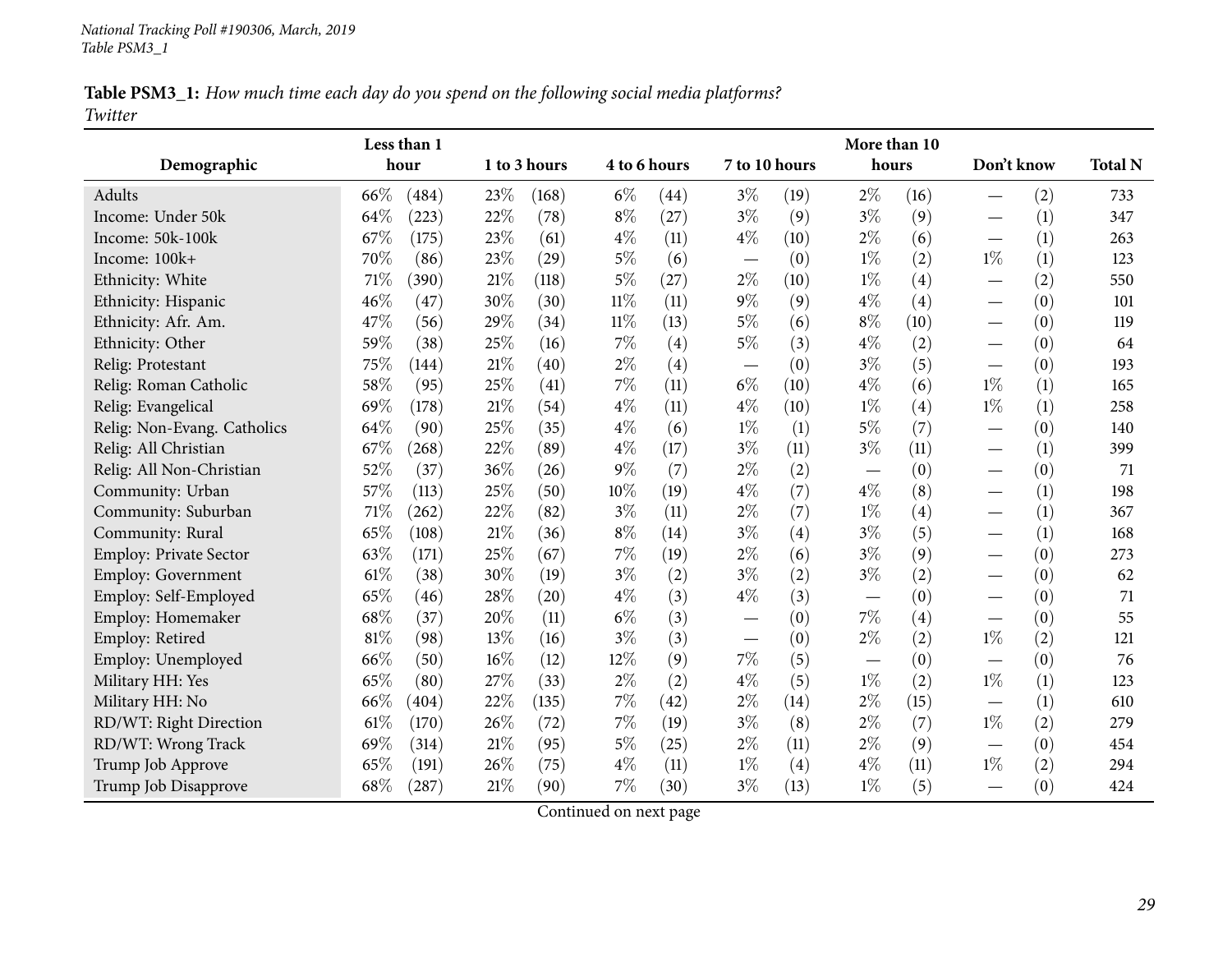*National Tracking Poll #190306, March, 2019*
*Table PSM3_1*

**Table PSM3_1:** *How much time each day do you spend on the following social media platforms?*
*Twitter*

| Demographic | Less than 1 hour | | 1 to 3 hours | | 4 to 6 hours | | 7 to 10 hours | | More than 10 hours | | Don't know | | Total N |
|---|---|---|---|---|---|---|---|---|---|---|---|---|---|
| Adults | 66% | (484) | 23% | (168) | 6% | (44) | 3% | (19) | 2% | (16) | — | (2) | 733 |
| Income: Under 50k | 64% | (223) | 22% | (78) | 8% | (27) | 3% | (9) | 3% | (9) | — | (1) | 347 |
| Income: 50k-100k | 67% | (175) | 23% | (61) | 4% | (11) | 4% | (10) | 2% | (6) | — | (1) | 263 |
| Income: 100k+ | 70% | (86) | 23% | (29) | 5% | (6) | — | (0) | 1% | (2) | 1% | (1) | 123 |
| Ethnicity: White | 71% | (390) | 21% | (118) | 5% | (27) | 2% | (10) | 1% | (4) | — | (2) | 550 |
| Ethnicity: Hispanic | 46% | (47) | 30% | (30) | 11% | (11) | 9% | (9) | 4% | (4) | — | (0) | 101 |
| Ethnicity: Afr. Am. | 47% | (56) | 29% | (34) | 11% | (13) | 5% | (6) | 8% | (10) | — | (0) | 119 |
| Ethnicity: Other | 59% | (38) | 25% | (16) | 7% | (4) | 5% | (3) | 4% | (2) | — | (0) | 64 |
| Relig: Protestant | 75% | (144) | 21% | (40) | 2% | (4) | — | (0) | 3% | (5) | — | (0) | 193 |
| Relig: Roman Catholic | 58% | (95) | 25% | (41) | 7% | (11) | 6% | (10) | 4% | (6) | 1% | (1) | 165 |
| Relig: Evangelical | 69% | (178) | 21% | (54) | 4% | (11) | 4% | (10) | 1% | (4) | 1% | (1) | 258 |
| Relig: Non-Evang. Catholics | 64% | (90) | 25% | (35) | 4% | (6) | 1% | (1) | 5% | (7) | — | (0) | 140 |
| Relig: All Christian | 67% | (268) | 22% | (89) | 4% | (17) | 3% | (11) | 3% | (11) | — | (1) | 399 |
| Relig: All Non-Christian | 52% | (37) | 36% | (26) | 9% | (7) | 2% | (2) | — | (0) | — | (0) | 71 |
| Community: Urban | 57% | (113) | 25% | (50) | 10% | (19) | 4% | (7) | 4% | (8) | — | (1) | 198 |
| Community: Suburban | 71% | (262) | 22% | (82) | 3% | (11) | 2% | (7) | 1% | (4) | — | (1) | 367 |
| Community: Rural | 65% | (108) | 21% | (36) | 8% | (14) | 3% | (4) | 3% | (5) | — | (1) | 168 |
| Employ: Private Sector | 63% | (171) | 25% | (67) | 7% | (19) | 2% | (6) | 3% | (9) | — | (0) | 273 |
| Employ: Government | 61% | (38) | 30% | (19) | 3% | (2) | 3% | (2) | 3% | (2) | — | (0) | 62 |
| Employ: Self-Employed | 65% | (46) | 28% | (20) | 4% | (3) | 4% | (3) | — | (0) | — | (0) | 71 |
| Employ: Homemaker | 68% | (37) | 20% | (11) | 6% | (3) | — | (0) | 7% | (4) | — | (0) | 55 |
| Employ: Retired | 81% | (98) | 13% | (16) | 3% | (3) | — | (0) | 2% | (2) | 1% | (2) | 121 |
| Employ: Unemployed | 66% | (50) | 16% | (12) | 12% | (9) | 7% | (5) | — | (0) | — | (0) | 76 |
| Military HH: Yes | 65% | (80) | 27% | (33) | 2% | (2) | 4% | (5) | 1% | (2) | 1% | (1) | 123 |
| Military HH: No | 66% | (404) | 22% | (135) | 7% | (42) | 2% | (14) | 2% | (15) | — | (1) | 610 |
| RD/WT: Right Direction | 61% | (170) | 26% | (72) | 7% | (19) | 3% | (8) | 2% | (7) | 1% | (2) | 279 |
| RD/WT: Wrong Track | 69% | (314) | 21% | (95) | 5% | (25) | 2% | (11) | 2% | (9) | — | (0) | 454 |
| Trump Job Approve | 65% | (191) | 26% | (75) | 4% | (11) | 1% | (4) | 4% | (11) | 1% | (2) | 294 |
| Trump Job Disapprove | 68% | (287) | 21% | (90) | 7% | (30) | 3% | (13) | 1% | (5) | — | (0) | 424 |

Continued on next page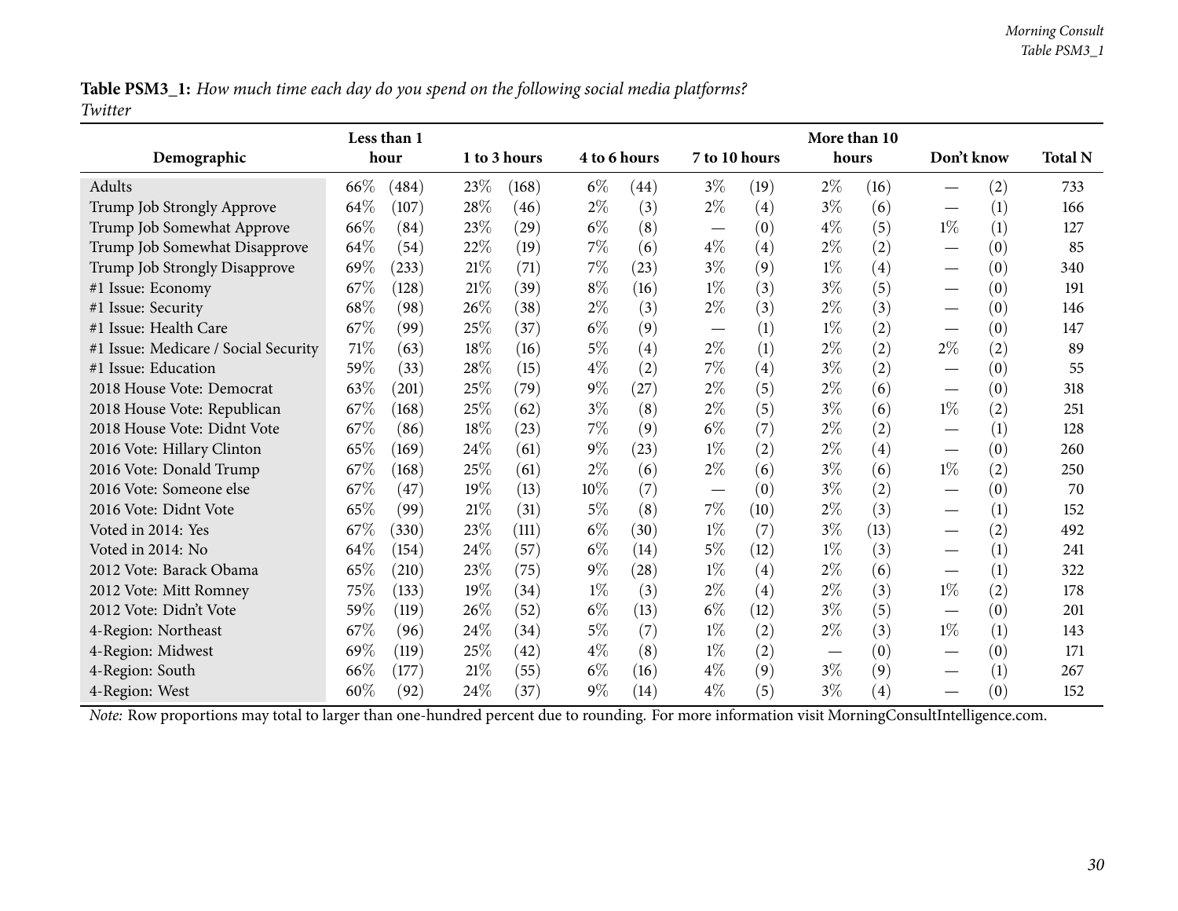**Table PSM3_1:** *How much time each day do you spend on the following social media platforms?*
*Twitter*

| Demographic | Less than 1 hour | | 1 to 3 hours | | 4 to 6 hours | | 7 to 10 hours | | More than 10 hours | | Don't know | | Total N |
|---|---|---|---|---|---|---|---|---|---|---|---|---|---|
| Adults | 66% | (484) | 23% | (168) | 6% | (44) | 3% | (19) | 2% | (16) | — | (2) | 733 |
| Trump Job Strongly Approve | 64% | (107) | 28% | (46) | 2% | (3) | 2% | (4) | 3% | (6) | — | (1) | 166 |
| Trump Job Somewhat Approve | 66% | (84) | 23% | (29) | 6% | (8) | — | (0) | 4% | (5) | 1% | (1) | 127 |
| Trump Job Somewhat Disapprove | 64% | (54) | 22% | (19) | 7% | (6) | 4% | (4) | 2% | (2) | — | (0) | 85 |
| Trump Job Strongly Disapprove | 69% | (233) | 21% | (71) | 7% | (23) | 3% | (9) | 1% | (4) | — | (0) | 340 |
| #1 Issue: Economy | 67% | (128) | 21% | (39) | 8% | (16) | 1% | (3) | 3% | (5) | — | (0) | 191 |
| #1 Issue: Security | 68% | (98) | 26% | (38) | 2% | (3) | 2% | (3) | 2% | (3) | — | (0) | 146 |
| #1 Issue: Health Care | 67% | (99) | 25% | (37) | 6% | (9) | — | (1) | 1% | (2) | — | (0) | 147 |
| #1 Issue: Medicare / Social Security | 71% | (63) | 18% | (16) | 5% | (4) | 2% | (1) | 2% | (2) | 2% | (2) | 89 |
| #1 Issue: Education | 59% | (33) | 28% | (15) | 4% | (2) | 7% | (4) | 3% | (2) | — | (0) | 55 |
| 2018 House Vote: Democrat | 63% | (201) | 25% | (79) | 9% | (27) | 2% | (5) | 2% | (6) | — | (0) | 318 |
| 2018 House Vote: Republican | 67% | (168) | 25% | (62) | 3% | (8) | 2% | (5) | 3% | (6) | 1% | (2) | 251 |
| 2018 House Vote: Didnt Vote | 67% | (86) | 18% | (23) | 7% | (9) | 6% | (7) | 2% | (2) | — | (1) | 128 |
| 2016 Vote: Hillary Clinton | 65% | (169) | 24% | (61) | 9% | (23) | 1% | (2) | 2% | (4) | — | (0) | 260 |
| 2016 Vote: Donald Trump | 67% | (168) | 25% | (61) | 2% | (6) | 2% | (6) | 3% | (6) | 1% | (2) | 250 |
| 2016 Vote: Someone else | 67% | (47) | 19% | (13) | 10% | (7) | — | (0) | 3% | (2) | — | (0) | 70 |
| 2016 Vote: Didnt Vote | 65% | (99) | 21% | (31) | 5% | (8) | 7% | (10) | 2% | (3) | — | (1) | 152 |
| Voted in 2014: Yes | 67% | (330) | 23% | (111) | 6% | (30) | 1% | (7) | 3% | (13) | — | (2) | 492 |
| Voted in 2014: No | 64% | (154) | 24% | (57) | 6% | (14) | 5% | (12) | 1% | (3) | — | (1) | 241 |
| 2012 Vote: Barack Obama | 65% | (210) | 23% | (75) | 9% | (28) | 1% | (4) | 2% | (6) | — | (1) | 322 |
| 2012 Vote: Mitt Romney | 75% | (133) | 19% | (34) | 1% | (3) | 2% | (4) | 2% | (3) | 1% | (2) | 178 |
| 2012 Vote: Didn't Vote | 59% | (119) | 26% | (52) | 6% | (13) | 6% | (12) | 3% | (5) | — | (0) | 201 |
| 4-Region: Northeast | 67% | (96) | 24% | (34) | 5% | (7) | 1% | (2) | 2% | (3) | 1% | (1) | 143 |
| 4-Region: Midwest | 69% | (119) | 25% | (42) | 4% | (8) | 1% | (2) | — | (0) | — | (0) | 171 |
| 4-Region: South | 66% | (177) | 21% | (55) | 6% | (16) | 4% | (9) | 3% | (9) | — | (1) | 267 |
| 4-Region: West | 60% | (92) | 24% | (37) | 9% | (14) | 4% | (5) | 3% | (4) | — | (0) | 152 |

*Note:* Row proportions may total to larger than one-hundred percent due to rounding. For more information visit MorningConsultIntelligence.com.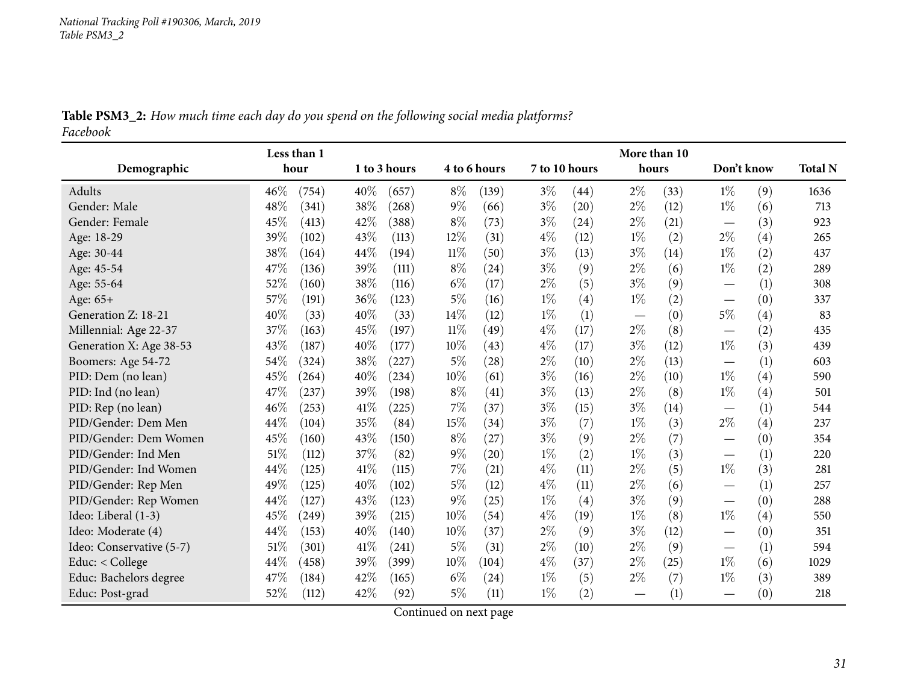**Table PSM3_2:** *How much time each day do you spend on the following social media platforms?*
*Facebook*

| Demographic | Less than 1 hour | | 1 to 3 hours | | 4 to 6 hours | | 7 to 10 hours | | More than 10 hours | | Don't know | | Total N |
|---|---|---|---|---|---|---|---|---|---|---|---|---|---|
| Adults | 46% | (754) | 40% | (657) | 8% | (139) | 3% | (44) | 2% | (33) | 1% | (9) | 1636 |
| Gender: Male | 48% | (341) | 38% | (268) | 9% | (66) | 3% | (20) | 2% | (12) | 1% | (6) | 713 |
| Gender: Female | 45% | (413) | 42% | (388) | 8% | (73) | 3% | (24) | 2% | (21) | — | (3) | 923 |
| Age: 18-29 | 39% | (102) | 43% | (113) | 12% | (31) | 4% | (12) | 1% | (2) | 2% | (4) | 265 |
| Age: 30-44 | 38% | (164) | 44% | (194) | 11% | (50) | 3% | (13) | 3% | (14) | 1% | (2) | 437 |
| Age: 45-54 | 47% | (136) | 39% | (111) | 8% | (24) | 3% | (9) | 2% | (6) | 1% | (2) | 289 |
| Age: 55-64 | 52% | (160) | 38% | (116) | 6% | (17) | 2% | (5) | 3% | (9) | — | (1) | 308 |
| Age: 65+ | 57% | (191) | 36% | (123) | 5% | (16) | 1% | (4) | 1% | (2) | — | (0) | 337 |
| Generation Z: 18-21 | 40% | (33) | 40% | (33) | 14% | (12) | 1% | (1) | — | (0) | 5% | (4) | 83 |
| Millennial: Age 22-37 | 37% | (163) | 45% | (197) | 11% | (49) | 4% | (17) | 2% | (8) | — | (2) | 435 |
| Generation X: Age 38-53 | 43% | (187) | 40% | (177) | 10% | (43) | 4% | (17) | 3% | (12) | 1% | (3) | 439 |
| Boomers: Age 54-72 | 54% | (324) | 38% | (227) | 5% | (28) | 2% | (10) | 2% | (13) | — | (1) | 603 |
| PID: Dem (no lean) | 45% | (264) | 40% | (234) | 10% | (61) | 3% | (16) | 2% | (10) | 1% | (4) | 590 |
| PID: Ind (no lean) | 47% | (237) | 39% | (198) | 8% | (41) | 3% | (13) | 2% | (8) | 1% | (4) | 501 |
| PID: Rep (no lean) | 46% | (253) | 41% | (225) | 7% | (37) | 3% | (15) | 3% | (14) | — | (1) | 544 |
| PID/Gender: Dem Men | 44% | (104) | 35% | (84) | 15% | (34) | 3% | (7) | 1% | (3) | 2% | (4) | 237 |
| PID/Gender: Dem Women | 45% | (160) | 43% | (150) | 8% | (27) | 3% | (9) | 2% | (7) | — | (0) | 354 |
| PID/Gender: Ind Men | 51% | (112) | 37% | (82) | 9% | (20) | 1% | (2) | 1% | (3) | — | (1) | 220 |
| PID/Gender: Ind Women | 44% | (125) | 41% | (115) | 7% | (21) | 4% | (11) | 2% | (5) | 1% | (3) | 281 |
| PID/Gender: Rep Men | 49% | (125) | 40% | (102) | 5% | (12) | 4% | (11) | 2% | (6) | — | (1) | 257 |
| PID/Gender: Rep Women | 44% | (127) | 43% | (123) | 9% | (25) | 1% | (4) | 3% | (9) | — | (0) | 288 |
| Ideo: Liberal (1-3) | 45% | (249) | 39% | (215) | 10% | (54) | 4% | (19) | 1% | (8) | 1% | (4) | 550 |
| Ideo: Moderate (4) | 44% | (153) | 40% | (140) | 10% | (37) | 2% | (9) | 3% | (12) | — | (0) | 351 |
| Ideo: Conservative (5-7) | 51% | (301) | 41% | (241) | 5% | (31) | 2% | (10) | 2% | (9) | — | (1) | 594 |
| Educ: < College | 44% | (458) | 39% | (399) | 10% | (104) | 4% | (37) | 2% | (25) | 1% | (6) | 1029 |
| Educ: Bachelors degree | 47% | (184) | 42% | (165) | 6% | (24) | 1% | (5) | 2% | (7) | 1% | (3) | 389 |
| Educ: Post-grad | 52% | (112) | 42% | (92) | 5% | (11) | 1% | (2) | — | (1) | — | (0) | 218 |

Continued on next page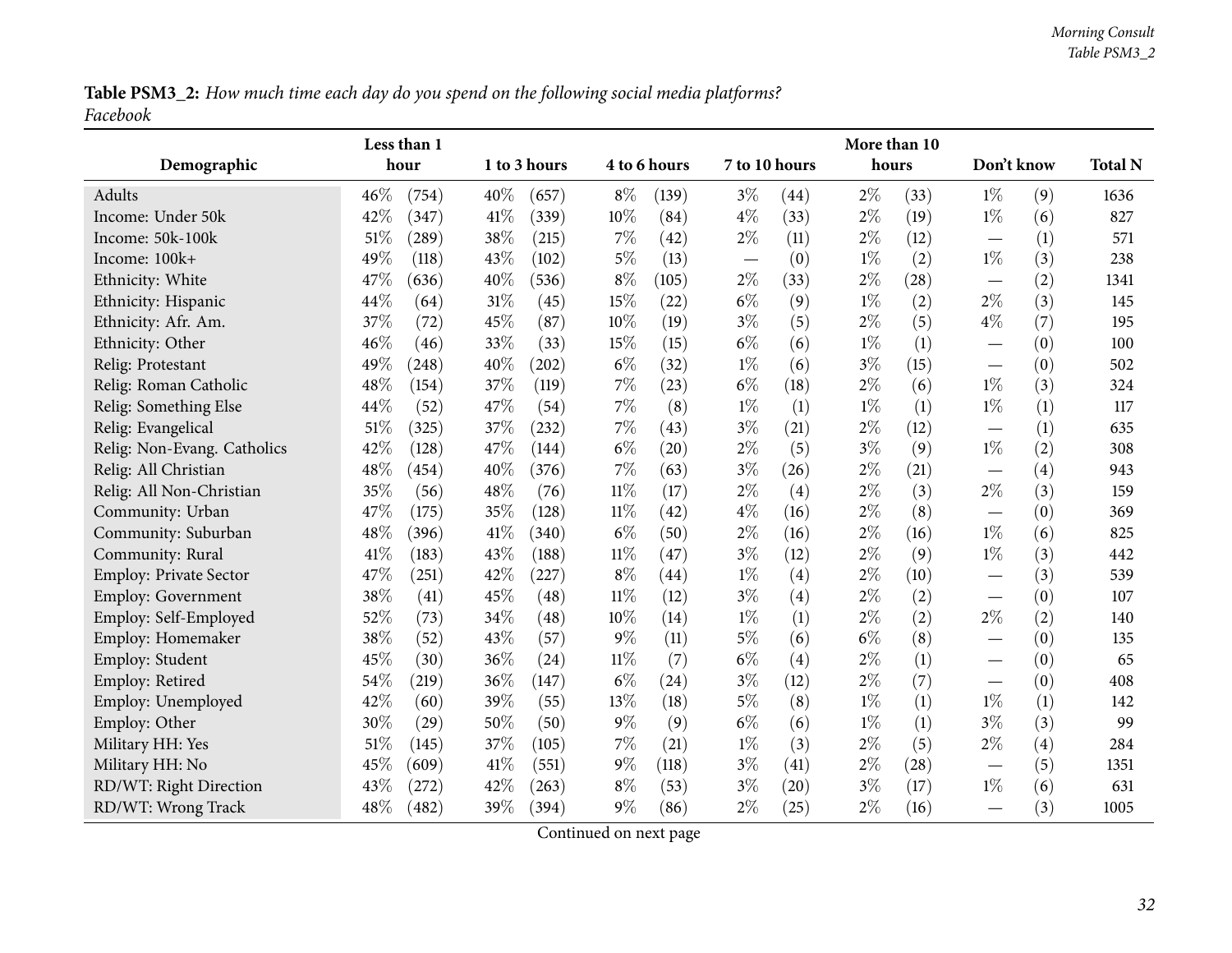**Table PSM3_2:** *How much time each day do you spend on the following social media platforms?*
*Facebook*

| Demographic | Less than 1 hour | | 1 to 3 hours | | 4 to 6 hours | | 7 to 10 hours | | More than 10 hours | | Don't know | | Total N |
|---|---|---|---|---|---|---|---|---|---|---|---|---|---|
| Adults | 46% | (754) | 40% | (657) | 8% | (139) | 3% | (44) | 2% | (33) | 1% | (9) | 1636 |
| Income: Under 50k | 42% | (347) | 41% | (339) | 10% | (84) | 4% | (33) | 2% | (19) | 1% | (6) | 827 |
| Income: 50k-100k | 51% | (289) | 38% | (215) | 7% | (42) | 2% | (11) | 2% | (12) | — | (1) | 571 |
| Income: 100k+ | 49% | (118) | 43% | (102) | 5% | (13) | — | (0) | 1% | (2) | 1% | (3) | 238 |
| Ethnicity: White | 47% | (636) | 40% | (536) | 8% | (105) | 2% | (33) | 2% | (28) | — | (2) | 1341 |
| Ethnicity: Hispanic | 44% | (64) | 31% | (45) | 15% | (22) | 6% | (9) | 1% | (2) | 2% | (3) | 145 |
| Ethnicity: Afr. Am. | 37% | (72) | 45% | (87) | 10% | (19) | 3% | (5) | 2% | (5) | 4% | (7) | 195 |
| Ethnicity: Other | 46% | (46) | 33% | (33) | 15% | (15) | 6% | (6) | 1% | (1) | — | (0) | 100 |
| Relig: Protestant | 49% | (248) | 40% | (202) | 6% | (32) | 1% | (6) | 3% | (15) | — | (0) | 502 |
| Relig: Roman Catholic | 48% | (154) | 37% | (119) | 7% | (23) | 6% | (18) | 2% | (6) | 1% | (3) | 324 |
| Relig: Something Else | 44% | (52) | 47% | (54) | 7% | (8) | 1% | (1) | 1% | (1) | 1% | (1) | 117 |
| Relig: Evangelical | 51% | (325) | 37% | (232) | 7% | (43) | 3% | (21) | 2% | (12) | — | (1) | 635 |
| Relig: Non-Evang. Catholics | 42% | (128) | 47% | (144) | 6% | (20) | 2% | (5) | 3% | (9) | 1% | (2) | 308 |
| Relig: All Christian | 48% | (454) | 40% | (376) | 7% | (63) | 3% | (26) | 2% | (21) | — | (4) | 943 |
| Relig: All Non-Christian | 35% | (56) | 48% | (76) | 11% | (17) | 2% | (4) | 2% | (3) | 2% | (3) | 159 |
| Community: Urban | 47% | (175) | 35% | (128) | 11% | (42) | 4% | (16) | 2% | (8) | — | (0) | 369 |
| Community: Suburban | 48% | (396) | 41% | (340) | 6% | (50) | 2% | (16) | 2% | (16) | 1% | (6) | 825 |
| Community: Rural | 41% | (183) | 43% | (188) | 11% | (47) | 3% | (12) | 2% | (9) | 1% | (3) | 442 |
| Employ: Private Sector | 47% | (251) | 42% | (227) | 8% | (44) | 1% | (4) | 2% | (10) | — | (3) | 539 |
| Employ: Government | 38% | (41) | 45% | (48) | 11% | (12) | 3% | (4) | 2% | (2) | — | (0) | 107 |
| Employ: Self-Employed | 52% | (73) | 34% | (48) | 10% | (14) | 1% | (1) | 2% | (2) | 2% | (2) | 140 |
| Employ: Homemaker | 38% | (52) | 43% | (57) | 9% | (11) | 5% | (6) | 6% | (8) | — | (0) | 135 |
| Employ: Student | 45% | (30) | 36% | (24) | 11% | (7) | 6% | (4) | 2% | (1) | — | (0) | 65 |
| Employ: Retired | 54% | (219) | 36% | (147) | 6% | (24) | 3% | (12) | 2% | (7) | — | (0) | 408 |
| Employ: Unemployed | 42% | (60) | 39% | (55) | 13% | (18) | 5% | (8) | 1% | (1) | 1% | (1) | 142 |
| Employ: Other | 30% | (29) | 50% | (50) | 9% | (9) | 6% | (6) | 1% | (1) | 3% | (3) | 99 |
| Military HH: Yes | 51% | (145) | 37% | (105) | 7% | (21) | 1% | (3) | 2% | (5) | 2% | (4) | 284 |
| Military HH: No | 45% | (609) | 41% | (551) | 9% | (118) | 3% | (41) | 2% | (28) | — | (5) | 1351 |
| RD/WT: Right Direction | 43% | (272) | 42% | (263) | 8% | (53) | 3% | (20) | 3% | (17) | 1% | (6) | 631 |
| RD/WT: Wrong Track | 48% | (482) | 39% | (394) | 9% | (86) | 2% | (25) | 2% | (16) | — | (3) | 1005 |

Continued on next page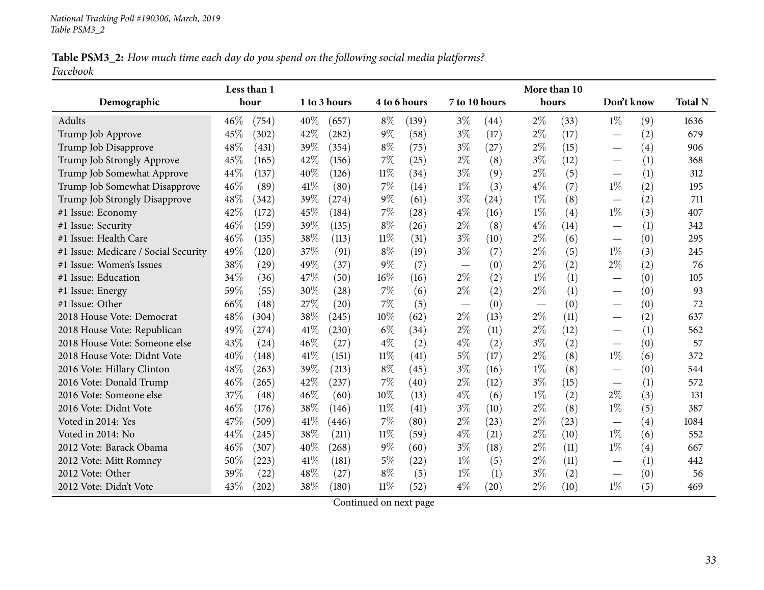**Table PSM3_2:** *How much time each day do you spend on the following social media platforms?*
*Facebook*

| Demographic | Less than 1 hour | | 1 to 3 hours | | 4 to 6 hours | | 7 to 10 hours | | More than 10 hours | | Don't know | | Total N |
|---|---|---|---|---|---|---|---|---|---|---|---|---|---|
| Adults | 46% | (754) | 40% | (657) | 8% | (139) | 3% | (44) | 2% | (33) | 1% | (9) | 1636 |
| Trump Job Approve | 45% | (302) | 42% | (282) | 9% | (58) | 3% | (17) | 2% | (17) | — | (2) | 679 |
| Trump Job Disapprove | 48% | (431) | 39% | (354) | 8% | (75) | 3% | (27) | 2% | (15) | — | (4) | 906 |
| Trump Job Strongly Approve | 45% | (165) | 42% | (156) | 7% | (25) | 2% | (8) | 3% | (12) | — | (1) | 368 |
| Trump Job Somewhat Approve | 44% | (137) | 40% | (126) | 11% | (34) | 3% | (9) | 2% | (5) | — | (1) | 312 |
| Trump Job Somewhat Disapprove | 46% | (89) | 41% | (80) | 7% | (14) | 1% | (3) | 4% | (7) | 1% | (2) | 195 |
| Trump Job Strongly Disapprove | 48% | (342) | 39% | (274) | 9% | (61) | 3% | (24) | 1% | (8) | — | (2) | 711 |
| #1 Issue: Economy | 42% | (172) | 45% | (184) | 7% | (28) | 4% | (16) | 1% | (4) | 1% | (3) | 407 |
| #1 Issue: Security | 46% | (159) | 39% | (135) | 8% | (26) | 2% | (8) | 4% | (14) | — | (1) | 342 |
| #1 Issue: Health Care | 46% | (135) | 38% | (113) | 11% | (31) | 3% | (10) | 2% | (6) | — | (0) | 295 |
| #1 Issue: Medicare / Social Security | 49% | (120) | 37% | (91) | 8% | (19) | 3% | (7) | 2% | (5) | 1% | (3) | 245 |
| #1 Issue: Women's Issues | 38% | (29) | 49% | (37) | 9% | (7) | — | (0) | 2% | (2) | 2% | (2) | 76 |
| #1 Issue: Education | 34% | (36) | 47% | (50) | 16% | (16) | 2% | (2) | 1% | (1) | — | (0) | 105 |
| #1 Issue: Energy | 59% | (55) | 30% | (28) | 7% | (6) | 2% | (2) | 2% | (1) | — | (0) | 93 |
| #1 Issue: Other | 66% | (48) | 27% | (20) | 7% | (5) | — | (0) | — | (0) | — | (0) | 72 |
| 2018 House Vote: Democrat | 48% | (304) | 38% | (245) | 10% | (62) | 2% | (13) | 2% | (11) | — | (2) | 637 |
| 2018 House Vote: Republican | 49% | (274) | 41% | (230) | 6% | (34) | 2% | (11) | 2% | (12) | — | (1) | 562 |
| 2018 House Vote: Someone else | 43% | (24) | 46% | (27) | 4% | (2) | 4% | (2) | 3% | (2) | — | (0) | 57 |
| 2018 House Vote: Didnt Vote | 40% | (148) | 41% | (151) | 11% | (41) | 5% | (17) | 2% | (8) | 1% | (6) | 372 |
| 2016 Vote: Hillary Clinton | 48% | (263) | 39% | (213) | 8% | (45) | 3% | (16) | 1% | (8) | — | (0) | 544 |
| 2016 Vote: Donald Trump | 46% | (265) | 42% | (237) | 7% | (40) | 2% | (12) | 3% | (15) | — | (1) | 572 |
| 2016 Vote: Someone else | 37% | (48) | 46% | (60) | 10% | (13) | 4% | (6) | 1% | (2) | 2% | (3) | 131 |
| 2016 Vote: Didnt Vote | 46% | (176) | 38% | (146) | 11% | (41) | 3% | (10) | 2% | (8) | 1% | (5) | 387 |
| Voted in 2014: Yes | 47% | (509) | 41% | (446) | 7% | (80) | 2% | (23) | 2% | (23) | — | (4) | 1084 |
| Voted in 2014: No | 44% | (245) | 38% | (211) | 11% | (59) | 4% | (21) | 2% | (10) | 1% | (6) | 552 |
| 2012 Vote: Barack Obama | 46% | (307) | 40% | (268) | 9% | (60) | 3% | (18) | 2% | (11) | 1% | (4) | 667 |
| 2012 Vote: Mitt Romney | 50% | (223) | 41% | (181) | 5% | (22) | 1% | (5) | 2% | (11) | — | (1) | 442 |
| 2012 Vote: Other | 39% | (22) | 48% | (27) | 8% | (5) | 1% | (1) | 3% | (2) | — | (0) | 56 |
| 2012 Vote: Didn't Vote | 43% | (202) | 38% | (180) | 11% | (52) | 4% | (20) | 2% | (10) | 1% | (5) | 469 |

Continued on next page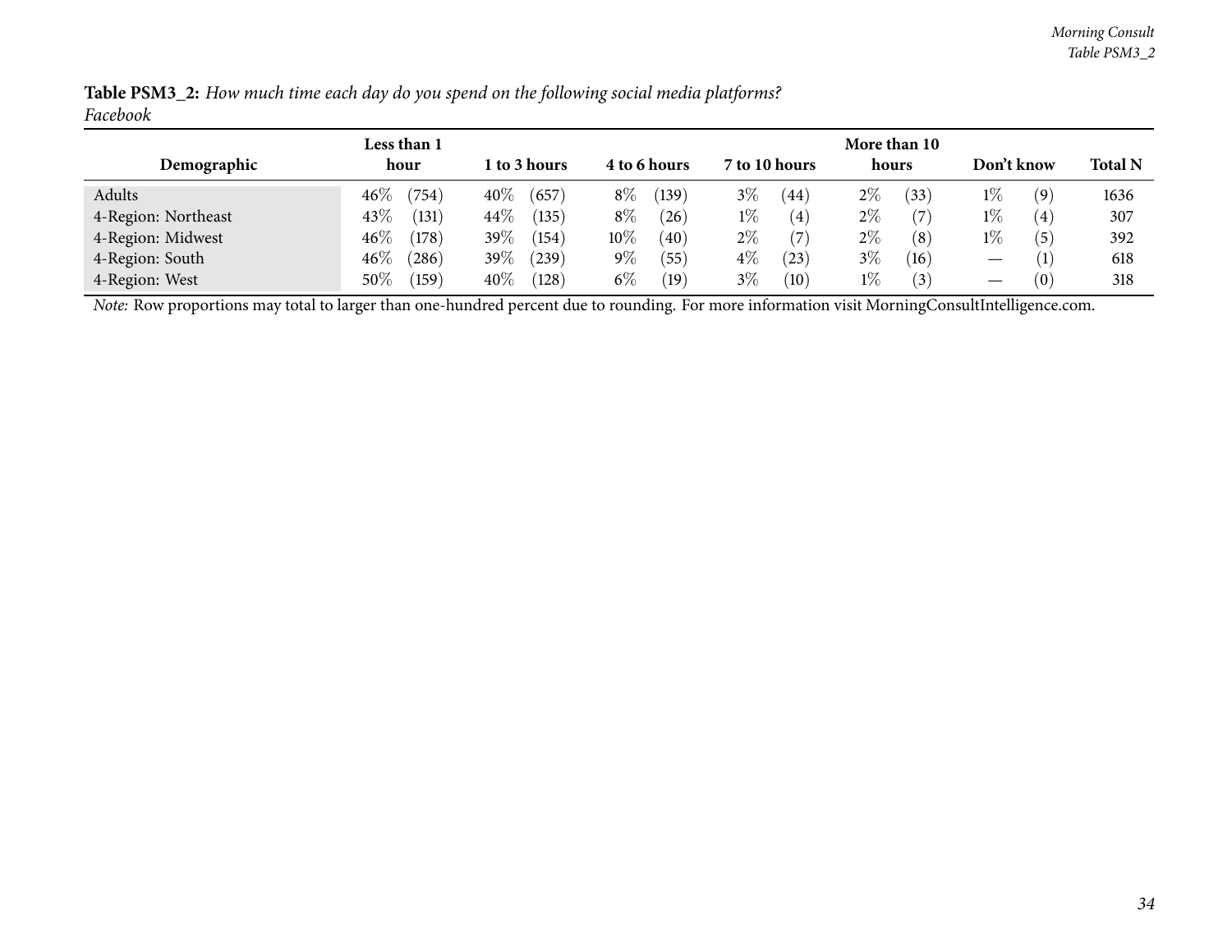**Table PSM3_2:** *How much time each day do you spend on the following social media platforms?*
*Facebook*

| Demographic | Less than 1 hour | 1 to 3 hours | 4 to 6 hours | 7 to 10 hours | More than 10 hours | Don't know | Total N |
|---|---|---|---|---|---|---|---|
| Adults | 46% (754) | 40% (657) | 8% (139) | 3% (44) | 2% (33) | 1% (9) | 1636 |
| 4-Region: Northeast | 43% (131) | 44% (135) | 8% (26) | 1% (4) | 2% (7) | 1% (4) | 307 |
| 4-Region: Midwest | 46% (178) | 39% (154) | 10% (40) | 2% (7) | 2% (8) | 1% (5) | 392 |
| 4-Region: South | 46% (286) | 39% (239) | 9% (55) | 4% (23) | 3% (16) | — (1) | 618 |
| 4-Region: West | 50% (159) | 40% (128) | 6% (19) | 3% (10) | 1% (3) | — (0) | 318 |

*Note:* Row proportions may total to larger than one-hundred percent due to rounding. For more information visit MorningConsultIntelligence.com.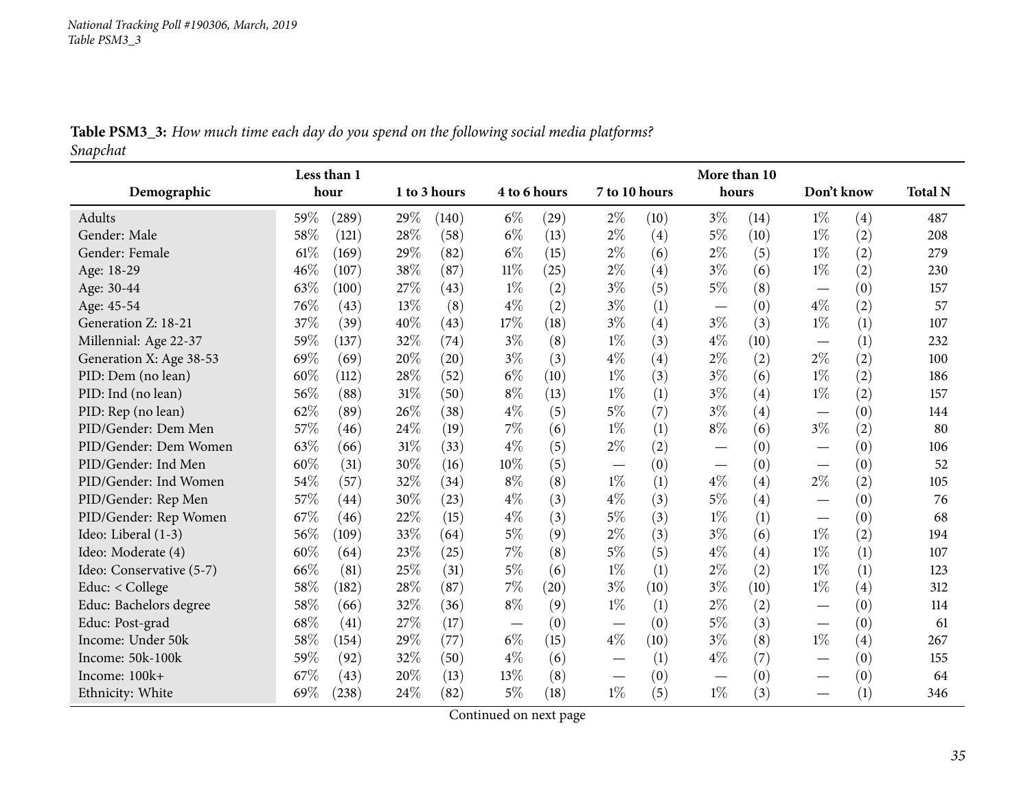National Tracking Poll #190306, March, 2019
Table PSM3_3

**Table PSM3_3:** *How much time each day do you spend on the following social media platforms?*
*Snapchat*

| Demographic | Less than 1 hour | | 1 to 3 hours | | 4 to 6 hours | | 7 to 10 hours | | More than 10 hours | | Don't know | | Total N |
|---|---|---|---|---|---|---|---|---|---|---|---|---|---|
| Adults | 59% | (289) | 29% | (140) | 6% | (29) | 2% | (10) | 3% | (14) | 1% | (4) | 487 |
| Gender: Male | 58% | (121) | 28% | (58) | 6% | (13) | 2% | (4) | 5% | (10) | 1% | (2) | 208 |
| Gender: Female | 61% | (169) | 29% | (82) | 6% | (15) | 2% | (6) | 2% | (5) | 1% | (2) | 279 |
| Age: 18-29 | 46% | (107) | 38% | (87) | 11% | (25) | 2% | (4) | 3% | (6) | 1% | (2) | 230 |
| Age: 30-44 | 63% | (100) | 27% | (43) | 1% | (2) | 3% | (5) | 5% | (8) | — | (0) | 157 |
| Age: 45-54 | 76% | (43) | 13% | (8) | 4% | (2) | 3% | (1) | — | (0) | 4% | (2) | 57 |
| Generation Z: 18-21 | 37% | (39) | 40% | (43) | 17% | (18) | 3% | (4) | 3% | (3) | 1% | (1) | 107 |
| Millennial: Age 22-37 | 59% | (137) | 32% | (74) | 3% | (8) | 1% | (3) | 4% | (10) | — | (1) | 232 |
| Generation X: Age 38-53 | 69% | (69) | 20% | (20) | 3% | (3) | 4% | (4) | 2% | (2) | 2% | (2) | 100 |
| PID: Dem (no lean) | 60% | (112) | 28% | (52) | 6% | (10) | 1% | (3) | 3% | (6) | 1% | (2) | 186 |
| PID: Ind (no lean) | 56% | (88) | 31% | (50) | 8% | (13) | 1% | (1) | 3% | (4) | 1% | (2) | 157 |
| PID: Rep (no lean) | 62% | (89) | 26% | (38) | 4% | (5) | 5% | (7) | 3% | (4) | — | (0) | 144 |
| PID/Gender: Dem Men | 57% | (46) | 24% | (19) | 7% | (6) | 1% | (1) | 8% | (6) | 3% | (2) | 80 |
| PID/Gender: Dem Women | 63% | (66) | 31% | (33) | 4% | (5) | 2% | (2) | — | (0) | — | (0) | 106 |
| PID/Gender: Ind Men | 60% | (31) | 30% | (16) | 10% | (5) | — | (0) | — | (0) | — | (0) | 52 |
| PID/Gender: Ind Women | 54% | (57) | 32% | (34) | 8% | (8) | 1% | (1) | 4% | (4) | 2% | (2) | 105 |
| PID/Gender: Rep Men | 57% | (44) | 30% | (23) | 4% | (3) | 4% | (3) | 5% | (4) | — | (0) | 76 |
| PID/Gender: Rep Women | 67% | (46) | 22% | (15) | 4% | (3) | 5% | (3) | 1% | (1) | — | (0) | 68 |
| Ideo: Liberal (1-3) | 56% | (109) | 33% | (64) | 5% | (9) | 2% | (3) | 3% | (6) | 1% | (2) | 194 |
| Ideo: Moderate (4) | 60% | (64) | 23% | (25) | 7% | (8) | 5% | (5) | 4% | (4) | 1% | (1) | 107 |
| Ideo: Conservative (5-7) | 66% | (81) | 25% | (31) | 5% | (6) | 1% | (1) | 2% | (2) | 1% | (1) | 123 |
| Educ: < College | 58% | (182) | 28% | (87) | 7% | (20) | 3% | (10) | 3% | (10) | 1% | (4) | 312 |
| Educ: Bachelors degree | 58% | (66) | 32% | (36) | 8% | (9) | 1% | (1) | 2% | (2) | — | (0) | 114 |
| Educ: Post-grad | 68% | (41) | 27% | (17) | — | (0) | — | (0) | 5% | (3) | — | (0) | 61 |
| Income: Under 50k | 58% | (154) | 29% | (77) | 6% | (15) | 4% | (10) | 3% | (8) | 1% | (4) | 267 |
| Income: 50k-100k | 59% | (92) | 32% | (50) | 4% | (6) | — | (1) | 4% | (7) | — | (0) | 155 |
| Income: 100k+ | 67% | (43) | 20% | (13) | 13% | (8) | — | (0) | — | (0) | — | (0) | 64 |
| Ethnicity: White | 69% | (238) | 24% | (82) | 5% | (18) | 1% | (5) | 1% | (3) | — | (1) | 346 |

Continued on next page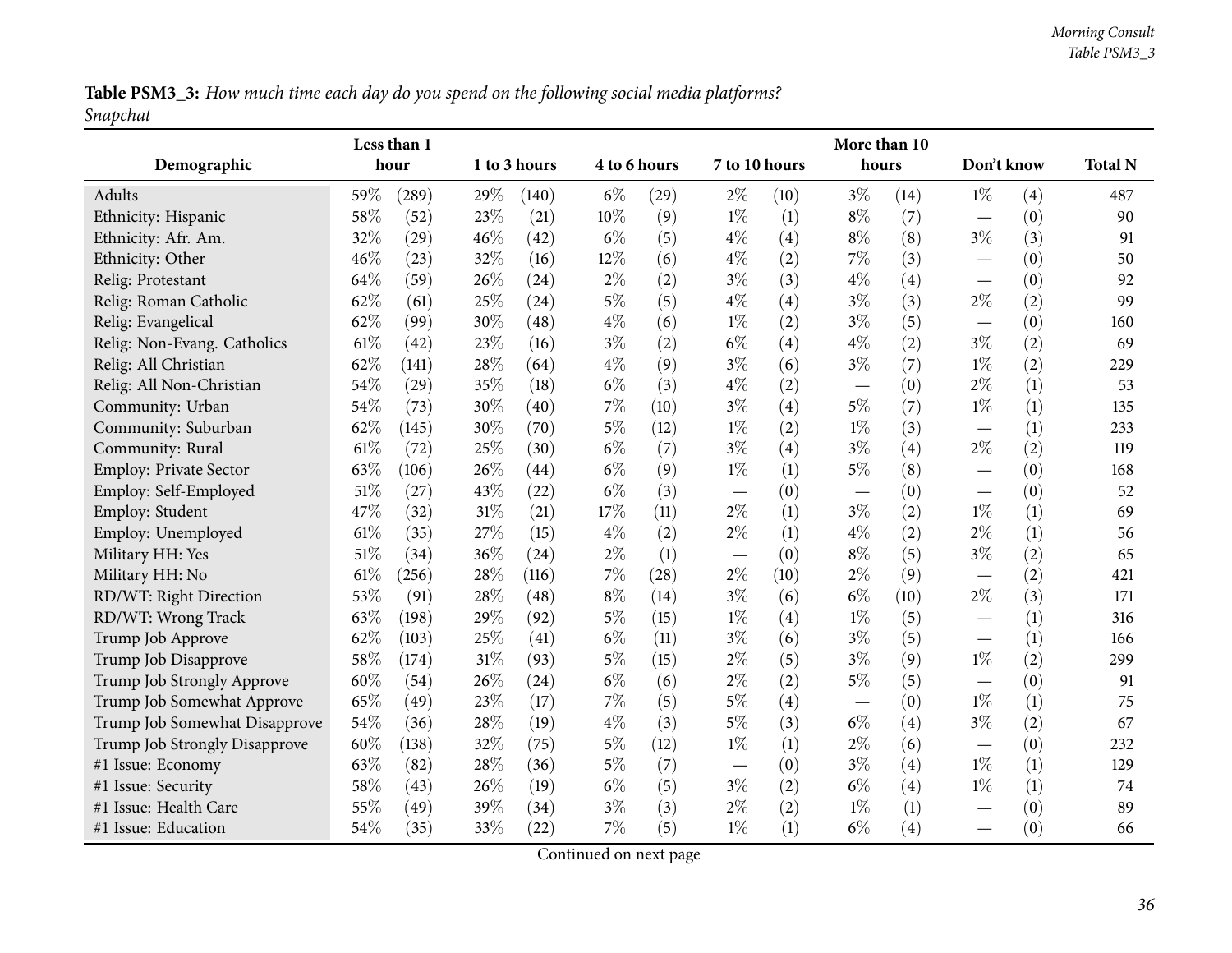**Table PSM3_3:** *How much time each day do you spend on the following social media platforms? Snapchat*

| Demographic | Less than 1 hour | | 1 to 3 hours | | 4 to 6 hours | | 7 to 10 hours | | More than 10 hours | | Don't know | | Total N |
|---|---|---|---|---|---|---|---|---|---|---|---|---|---|
| Adults | 59% | (289) | 29% | (140) | 6% | (29) | 2% | (10) | 3% | (14) | 1% | (4) | 487 |
| Ethnicity: Hispanic | 58% | (52) | 23% | (21) | 10% | (9) | 1% | (1) | 8% | (7) | — | (0) | 90 |
| Ethnicity: Afr. Am. | 32% | (29) | 46% | (42) | 6% | (5) | 4% | (4) | 8% | (8) | 3% | (3) | 91 |
| Ethnicity: Other | 46% | (23) | 32% | (16) | 12% | (6) | 4% | (2) | 7% | (3) | — | (0) | 50 |
| Relig: Protestant | 64% | (59) | 26% | (24) | 2% | (2) | 3% | (3) | 4% | (4) | — | (0) | 92 |
| Relig: Roman Catholic | 62% | (61) | 25% | (24) | 5% | (5) | 4% | (4) | 3% | (3) | 2% | (2) | 99 |
| Relig: Evangelical | 62% | (99) | 30% | (48) | 4% | (6) | 1% | (2) | 3% | (5) | — | (0) | 160 |
| Relig: Non-Evang. Catholics | 61% | (42) | 23% | (16) | 3% | (2) | 6% | (4) | 4% | (2) | 3% | (2) | 69 |
| Relig: All Christian | 62% | (141) | 28% | (64) | 4% | (9) | 3% | (6) | 3% | (7) | 1% | (2) | 229 |
| Relig: All Non-Christian | 54% | (29) | 35% | (18) | 6% | (3) | 4% | (2) | — | (0) | 2% | (1) | 53 |
| Community: Urban | 54% | (73) | 30% | (40) | 7% | (10) | 3% | (4) | 5% | (7) | 1% | (1) | 135 |
| Community: Suburban | 62% | (145) | 30% | (70) | 5% | (12) | 1% | (2) | 1% | (3) | — | (1) | 233 |
| Community: Rural | 61% | (72) | 25% | (30) | 6% | (7) | 3% | (4) | 3% | (4) | 2% | (2) | 119 |
| Employ: Private Sector | 63% | (106) | 26% | (44) | 6% | (9) | 1% | (1) | 5% | (8) | — | (0) | 168 |
| Employ: Self-Employed | 51% | (27) | 43% | (22) | 6% | (3) | — | (0) | — | (0) | — | (0) | 52 |
| Employ: Student | 47% | (32) | 31% | (21) | 17% | (11) | 2% | (1) | 3% | (2) | 1% | (1) | 69 |
| Employ: Unemployed | 61% | (35) | 27% | (15) | 4% | (2) | 2% | (1) | 4% | (2) | 2% | (1) | 56 |
| Military HH: Yes | 51% | (34) | 36% | (24) | 2% | (1) | — | (0) | 8% | (5) | 3% | (2) | 65 |
| Military HH: No | 61% | (256) | 28% | (116) | 7% | (28) | 2% | (10) | 2% | (9) | — | (2) | 421 |
| RD/WT: Right Direction | 53% | (91) | 28% | (48) | 8% | (14) | 3% | (6) | 6% | (10) | 2% | (3) | 171 |
| RD/WT: Wrong Track | 63% | (198) | 29% | (92) | 5% | (15) | 1% | (4) | 1% | (5) | — | (1) | 316 |
| Trump Job Approve | 62% | (103) | 25% | (41) | 6% | (11) | 3% | (6) | 3% | (5) | — | (1) | 166 |
| Trump Job Disapprove | 58% | (174) | 31% | (93) | 5% | (15) | 2% | (5) | 3% | (9) | 1% | (2) | 299 |
| Trump Job Strongly Approve | 60% | (54) | 26% | (24) | 6% | (6) | 2% | (2) | 5% | (5) | — | (0) | 91 |
| Trump Job Somewhat Approve | 65% | (49) | 23% | (17) | 7% | (5) | 5% | (4) | — | (0) | 1% | (1) | 75 |
| Trump Job Somewhat Disapprove | 54% | (36) | 28% | (19) | 4% | (3) | 5% | (3) | 6% | (4) | 3% | (2) | 67 |
| Trump Job Strongly Disapprove | 60% | (138) | 32% | (75) | 5% | (12) | 1% | (1) | 2% | (6) | — | (0) | 232 |
| #1 Issue: Economy | 63% | (82) | 28% | (36) | 5% | (7) | — | (0) | 3% | (4) | 1% | (1) | 129 |
| #1 Issue: Security | 58% | (43) | 26% | (19) | 6% | (5) | 3% | (2) | 6% | (4) | 1% | (1) | 74 |
| #1 Issue: Health Care | 55% | (49) | 39% | (34) | 3% | (3) | 2% | (2) | 1% | (1) | — | (0) | 89 |
| #1 Issue: Education | 54% | (35) | 33% | (22) | 7% | (5) | 1% | (1) | 6% | (4) | — | (0) | 66 |

Continued on next page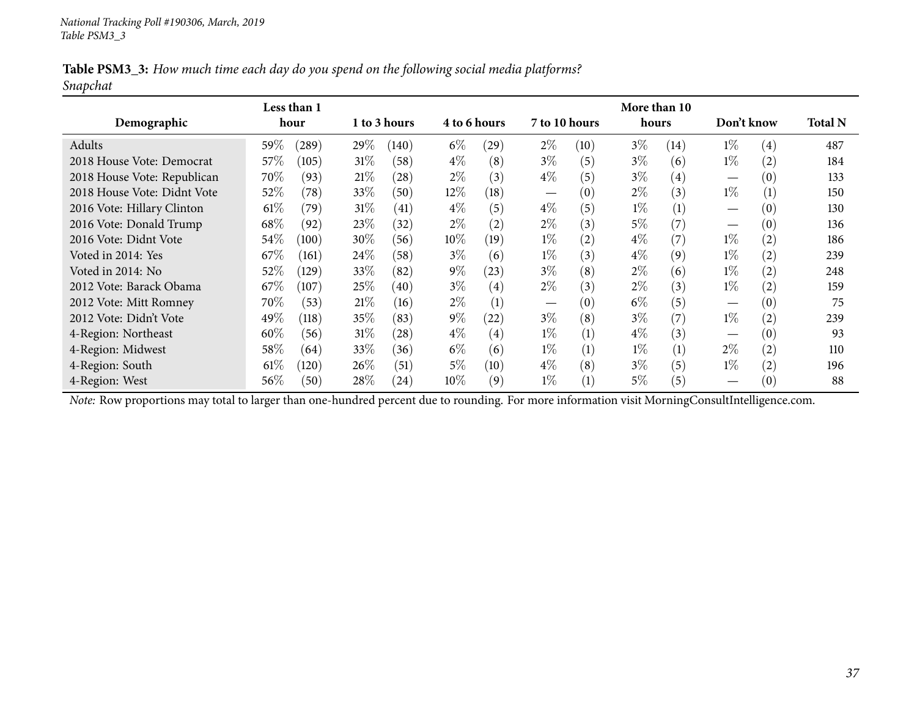*National Tracking Poll #190306, March, 2019*
*Table PSM3_3*

**Table PSM3_3:** *How much time each day do you spend on the following social media platforms? Snapchat*

| Demographic | Less than 1 hour | | 1 to 3 hours | | 4 to 6 hours | | 7 to 10 hours | | More than 10 hours | | Don't know | | Total N |
|---|---|---|---|---|---|---|---|---|---|---|---|---|---|
| Adults | 59% | (289) | 29% | (140) | 6% | (29) | 2% | (10) | 3% | (14) | 1% | (4) | 487 |
| 2018 House Vote: Democrat | 57% | (105) | 31% | (58) | 4% | (8) | 3% | (5) | 3% | (6) | 1% | (2) | 184 |
| 2018 House Vote: Republican | 70% | (93) | 21% | (28) | 2% | (3) | 4% | (5) | 3% | (4) | — | (0) | 133 |
| 2018 House Vote: Didnt Vote | 52% | (78) | 33% | (50) | 12% | (18) | — | (0) | 2% | (3) | 1% | (1) | 150 |
| 2016 Vote: Hillary Clinton | 61% | (79) | 31% | (41) | 4% | (5) | 4% | (5) | 1% | (1) | — | (0) | 130 |
| 2016 Vote: Donald Trump | 68% | (92) | 23% | (32) | 2% | (2) | 2% | (3) | 5% | (7) | — | (0) | 136 |
| 2016 Vote: Didnt Vote | 54% | (100) | 30% | (56) | 10% | (19) | 1% | (2) | 4% | (7) | 1% | (2) | 186 |
| Voted in 2014: Yes | 67% | (161) | 24% | (58) | 3% | (6) | 1% | (3) | 4% | (9) | 1% | (2) | 239 |
| Voted in 2014: No | 52% | (129) | 33% | (82) | 9% | (23) | 3% | (8) | 2% | (6) | 1% | (2) | 248 |
| 2012 Vote: Barack Obama | 67% | (107) | 25% | (40) | 3% | (4) | 2% | (3) | 2% | (3) | 1% | (2) | 159 |
| 2012 Vote: Mitt Romney | 70% | (53) | 21% | (16) | 2% | (1) | — | (0) | 6% | (5) | — | (0) | 75 |
| 2012 Vote: Didn't Vote | 49% | (118) | 35% | (83) | 9% | (22) | 3% | (8) | 3% | (7) | 1% | (2) | 239 |
| 4-Region: Northeast | 60% | (56) | 31% | (28) | 4% | (4) | 1% | (1) | 4% | (3) | — | (0) | 93 |
| 4-Region: Midwest | 58% | (64) | 33% | (36) | 6% | (6) | 1% | (1) | 1% | (1) | 2% | (2) | 110 |
| 4-Region: South | 61% | (120) | 26% | (51) | 5% | (10) | 4% | (8) | 3% | (5) | 1% | (2) | 196 |
| 4-Region: West | 56% | (50) | 28% | (24) | 10% | (9) | 1% | (1) | 5% | (5) | — | (0) | 88 |

*Note:* Row proportions may total to larger than one-hundred percent due to rounding. For more information visit MorningConsultIntelligence.com.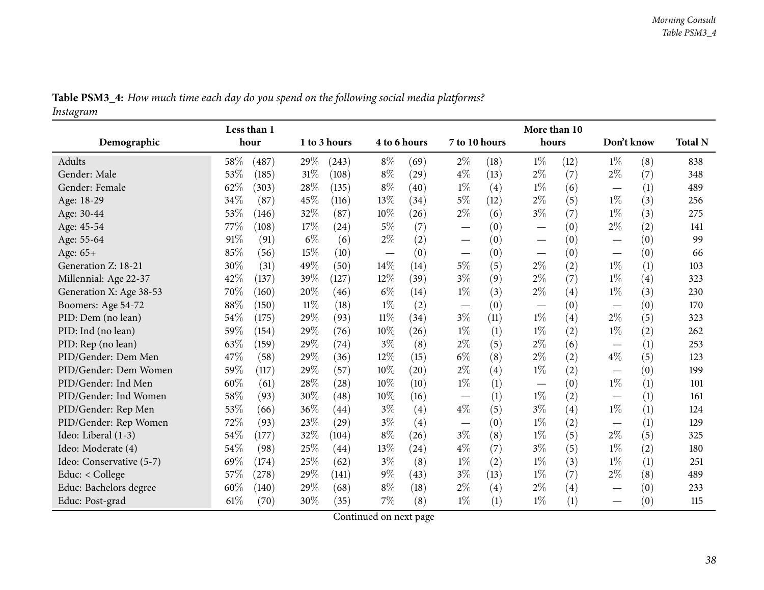**Table PSM3_4:** *How much time each day do you spend on the following social media platforms?*
*Instagram*

| Demographic | Less than 1 hour | | 1 to 3 hours | | 4 to 6 hours | | 7 to 10 hours | | More than 10 hours | | Don't know | | Total N |
|---|---|---|---|---|---|---|---|---|---|---|---|---|---|
| Adults | 58% | (487) | 29% | (243) | 8% | (69) | 2% | (18) | 1% | (12) | 1% | (8) | 838 |
| Gender: Male | 53% | (185) | 31% | (108) | 8% | (29) | 4% | (13) | 2% | (7) | 2% | (7) | 348 |
| Gender: Female | 62% | (303) | 28% | (135) | 8% | (40) | 1% | (4) | 1% | (6) | — | (1) | 489 |
| Age: 18-29 | 34% | (87) | 45% | (116) | 13% | (34) | 5% | (12) | 2% | (5) | 1% | (3) | 256 |
| Age: 30-44 | 53% | (146) | 32% | (87) | 10% | (26) | 2% | (6) | 3% | (7) | 1% | (3) | 275 |
| Age: 45-54 | 77% | (108) | 17% | (24) | 5% | (7) | — | (0) | — | (0) | 2% | (2) | 141 |
| Age: 55-64 | 91% | (91) | 6% | (6) | 2% | (2) | — | (0) | — | (0) | — | (0) | 99 |
| Age: 65+ | 85% | (56) | 15% | (10) | — | (0) | — | (0) | — | (0) | — | (0) | 66 |
| Generation Z: 18-21 | 30% | (31) | 49% | (50) | 14% | (14) | 5% | (5) | 2% | (2) | 1% | (1) | 103 |
| Millennial: Age 22-37 | 42% | (137) | 39% | (127) | 12% | (39) | 3% | (9) | 2% | (7) | 1% | (4) | 323 |
| Generation X: Age 38-53 | 70% | (160) | 20% | (46) | 6% | (14) | 1% | (3) | 2% | (4) | 1% | (3) | 230 |
| Boomers: Age 54-72 | 88% | (150) | 11% | (18) | 1% | (2) | — | (0) | — | (0) | — | (0) | 170 |
| PID: Dem (no lean) | 54% | (175) | 29% | (93) | 11% | (34) | 3% | (11) | 1% | (4) | 2% | (5) | 323 |
| PID: Ind (no lean) | 59% | (154) | 29% | (76) | 10% | (26) | 1% | (1) | 1% | (2) | 1% | (2) | 262 |
| PID: Rep (no lean) | 63% | (159) | 29% | (74) | 3% | (8) | 2% | (5) | 2% | (6) | — | (1) | 253 |
| PID/Gender: Dem Men | 47% | (58) | 29% | (36) | 12% | (15) | 6% | (8) | 2% | (2) | 4% | (5) | 123 |
| PID/Gender: Dem Women | 59% | (117) | 29% | (57) | 10% | (20) | 2% | (4) | 1% | (2) | — | (0) | 199 |
| PID/Gender: Ind Men | 60% | (61) | 28% | (28) | 10% | (10) | 1% | (1) | — | (0) | 1% | (1) | 101 |
| PID/Gender: Ind Women | 58% | (93) | 30% | (48) | 10% | (16) | — | (1) | 1% | (2) | — | (1) | 161 |
| PID/Gender: Rep Men | 53% | (66) | 36% | (44) | 3% | (4) | 4% | (5) | 3% | (4) | 1% | (1) | 124 |
| PID/Gender: Rep Women | 72% | (93) | 23% | (29) | 3% | (4) | — | (0) | 1% | (2) | — | (1) | 129 |
| Ideo: Liberal (1-3) | 54% | (177) | 32% | (104) | 8% | (26) | 3% | (8) | 1% | (5) | 2% | (5) | 325 |
| Ideo: Moderate (4) | 54% | (98) | 25% | (44) | 13% | (24) | 4% | (7) | 3% | (5) | 1% | (2) | 180 |
| Ideo: Conservative (5-7) | 69% | (174) | 25% | (62) | 3% | (8) | 1% | (2) | 1% | (3) | 1% | (1) | 251 |
| Educ: < College | 57% | (278) | 29% | (141) | 9% | (43) | 3% | (13) | 1% | (7) | 2% | (8) | 489 |
| Educ: Bachelors degree | 60% | (140) | 29% | (68) | 8% | (18) | 2% | (4) | 2% | (4) | — | (0) | 233 |
| Educ: Post-grad | 61% | (70) | 30% | (35) | 7% | (8) | 1% | (1) | 1% | (1) | — | (0) | 115 |

Continued on next page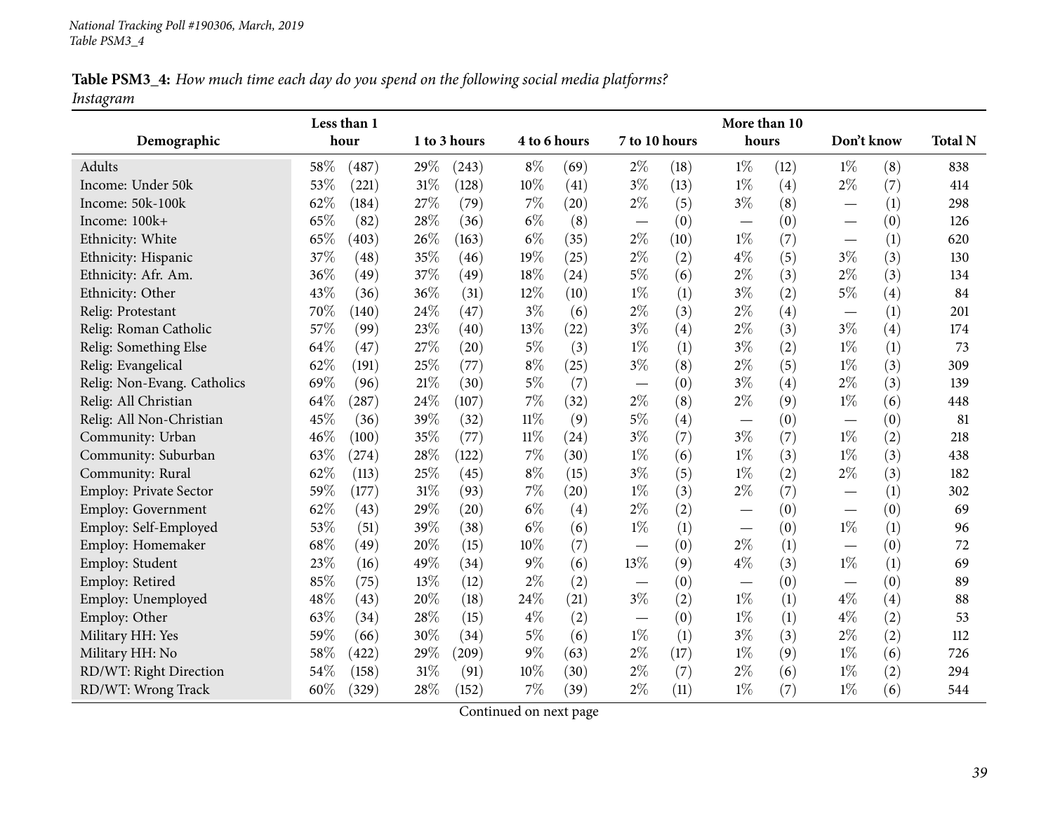**Table PSM3_4:** *How much time each day do you spend on the following social media platforms?*
*Instagram*

| Demographic | Less than 1 hour | | 1 to 3 hours | | 4 to 6 hours | | 7 to 10 hours | | More than 10 hours | | Don't know | | Total N |
|---|---|---|---|---|---|---|---|---|---|---|---|---|---|
| Adults | 58% | (487) | 29% | (243) | 8% | (69) | 2% | (18) | 1% | (12) | 1% | (8) | 838 |
| Income: Under 50k | 53% | (221) | 31% | (128) | 10% | (41) | 3% | (13) | 1% | (4) | 2% | (7) | 414 |
| Income: 50k-100k | 62% | (184) | 27% | (79) | 7% | (20) | 2% | (5) | 3% | (8) | — | (1) | 298 |
| Income: 100k+ | 65% | (82) | 28% | (36) | 6% | (8) | — | (0) | — | (0) | — | (0) | 126 |
| Ethnicity: White | 65% | (403) | 26% | (163) | 6% | (35) | 2% | (10) | 1% | (7) | — | (1) | 620 |
| Ethnicity: Hispanic | 37% | (48) | 35% | (46) | 19% | (25) | 2% | (2) | 4% | (5) | 3% | (3) | 130 |
| Ethnicity: Afr. Am. | 36% | (49) | 37% | (49) | 18% | (24) | 5% | (6) | 2% | (3) | 2% | (3) | 134 |
| Ethnicity: Other | 43% | (36) | 36% | (31) | 12% | (10) | 1% | (1) | 3% | (2) | 5% | (4) | 84 |
| Relig: Protestant | 70% | (140) | 24% | (47) | 3% | (6) | 2% | (3) | 2% | (4) | — | (1) | 201 |
| Relig: Roman Catholic | 57% | (99) | 23% | (40) | 13% | (22) | 3% | (4) | 2% | (3) | 3% | (4) | 174 |
| Relig: Something Else | 64% | (47) | 27% | (20) | 5% | (3) | 1% | (1) | 3% | (2) | 1% | (1) | 73 |
| Relig: Evangelical | 62% | (191) | 25% | (77) | 8% | (25) | 3% | (8) | 2% | (5) | 1% | (3) | 309 |
| Relig: Non-Evang. Catholics | 69% | (96) | 21% | (30) | 5% | (7) | — | (0) | 3% | (4) | 2% | (3) | 139 |
| Relig: All Christian | 64% | (287) | 24% | (107) | 7% | (32) | 2% | (8) | 2% | (9) | 1% | (6) | 448 |
| Relig: All Non-Christian | 45% | (36) | 39% | (32) | 11% | (9) | 5% | (4) | — | (0) | — | (0) | 81 |
| Community: Urban | 46% | (100) | 35% | (77) | 11% | (24) | 3% | (7) | 3% | (7) | 1% | (2) | 218 |
| Community: Suburban | 63% | (274) | 28% | (122) | 7% | (30) | 1% | (6) | 1% | (3) | 1% | (3) | 438 |
| Community: Rural | 62% | (113) | 25% | (45) | 8% | (15) | 3% | (5) | 1% | (2) | 2% | (3) | 182 |
| Employ: Private Sector | 59% | (177) | 31% | (93) | 7% | (20) | 1% | (3) | 2% | (7) | — | (1) | 302 |
| Employ: Government | 62% | (43) | 29% | (20) | 6% | (4) | 2% | (2) | — | (0) | — | (0) | 69 |
| Employ: Self-Employed | 53% | (51) | 39% | (38) | 6% | (6) | 1% | (1) | — | (0) | 1% | (1) | 96 |
| Employ: Homemaker | 68% | (49) | 20% | (15) | 10% | (7) | — | (0) | 2% | (1) | — | (0) | 72 |
| Employ: Student | 23% | (16) | 49% | (34) | 9% | (6) | 13% | (9) | 4% | (3) | 1% | (1) | 69 |
| Employ: Retired | 85% | (75) | 13% | (12) | 2% | (2) | — | (0) | — | (0) | — | (0) | 89 |
| Employ: Unemployed | 48% | (43) | 20% | (18) | 24% | (21) | 3% | (2) | 1% | (1) | 4% | (4) | 88 |
| Employ: Other | 63% | (34) | 28% | (15) | 4% | (2) | — | (0) | 1% | (1) | 4% | (2) | 53 |
| Military HH: Yes | 59% | (66) | 30% | (34) | 5% | (6) | 1% | (1) | 3% | (3) | 2% | (2) | 112 |
| Military HH: No | 58% | (422) | 29% | (209) | 9% | (63) | 2% | (17) | 1% | (9) | 1% | (6) | 726 |
| RD/WT: Right Direction | 54% | (158) | 31% | (91) | 10% | (30) | 2% | (7) | 2% | (6) | 1% | (2) | 294 |
| RD/WT: Wrong Track | 60% | (329) | 28% | (152) | 7% | (39) | 2% | (11) | 1% | (7) | 1% | (6) | 544 |

Continued on next page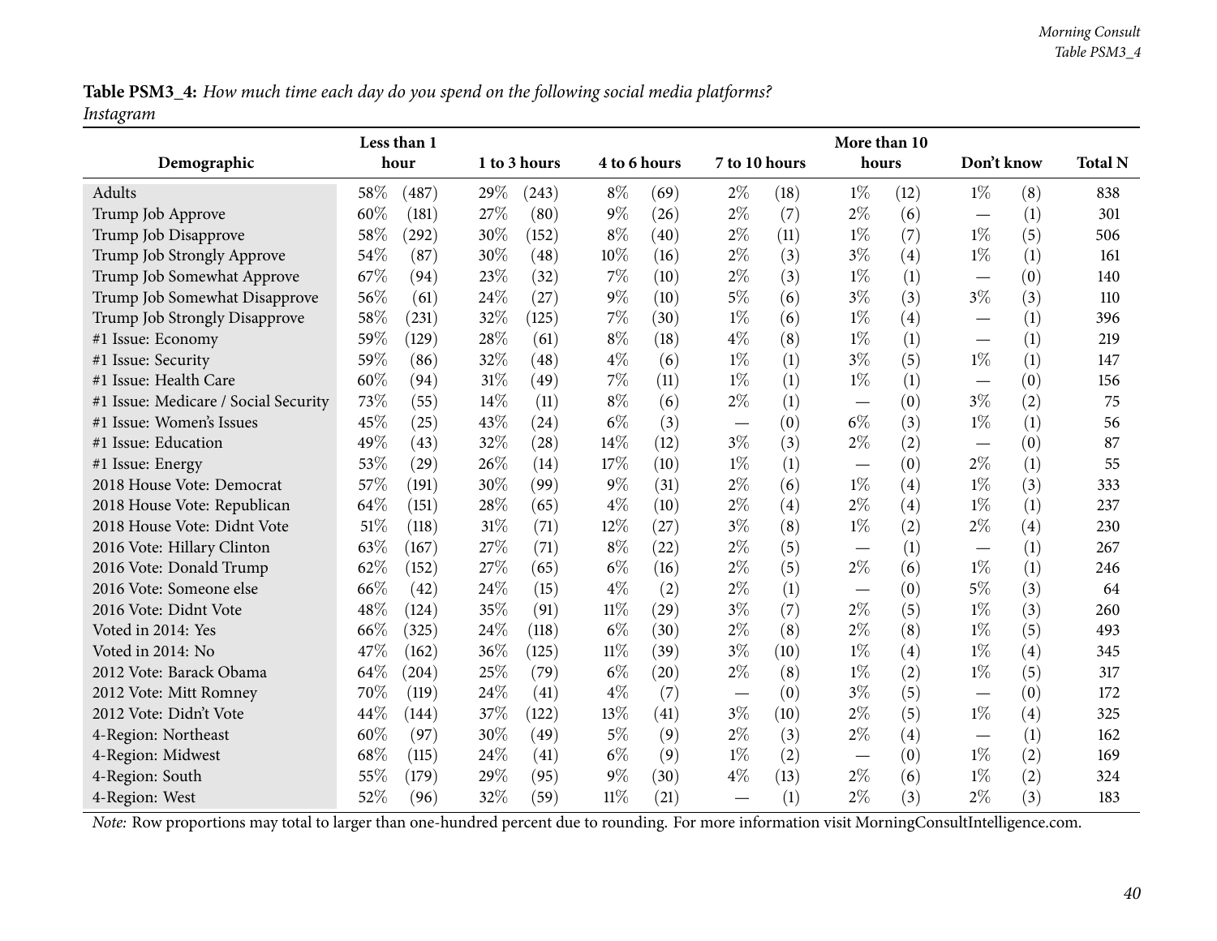**Table PSM3_4:** *How much time each day do you spend on the following social media platforms?*
*Instagram*

| Demographic | Less than 1 hour | | 1 to 3 hours | | 4 to 6 hours | | 7 to 10 hours | | More than 10 hours | | Don't know | | Total N |
|---|---|---|---|---|---|---|---|---|---|---|---|---|---|
| Adults | 58% | (487) | 29% | (243) | 8% | (69) | 2% | (18) | 1% | (12) | 1% | (8) | 838 |
| Trump Job Approve | 60% | (181) | 27% | (80) | 9% | (26) | 2% | (7) | 2% | (6) | — | (1) | 301 |
| Trump Job Disapprove | 58% | (292) | 30% | (152) | 8% | (40) | 2% | (11) | 1% | (7) | 1% | (5) | 506 |
| Trump Job Strongly Approve | 54% | (87) | 30% | (48) | 10% | (16) | 2% | (3) | 3% | (4) | 1% | (1) | 161 |
| Trump Job Somewhat Approve | 67% | (94) | 23% | (32) | 7% | (10) | 2% | (3) | 1% | (1) | — | (0) | 140 |
| Trump Job Somewhat Disapprove | 56% | (61) | 24% | (27) | 9% | (10) | 5% | (6) | 3% | (3) | 3% | (3) | 110 |
| Trump Job Strongly Disapprove | 58% | (231) | 32% | (125) | 7% | (30) | 1% | (6) | 1% | (4) | — | (1) | 396 |
| #1 Issue: Economy | 59% | (129) | 28% | (61) | 8% | (18) | 4% | (8) | 1% | (1) | — | (1) | 219 |
| #1 Issue: Security | 59% | (86) | 32% | (48) | 4% | (6) | 1% | (1) | 3% | (5) | 1% | (1) | 147 |
| #1 Issue: Health Care | 60% | (94) | 31% | (49) | 7% | (11) | 1% | (1) | 1% | (1) | — | (0) | 156 |
| #1 Issue: Medicare / Social Security | 73% | (55) | 14% | (11) | 8% | (6) | 2% | (1) | — | (0) | 3% | (2) | 75 |
| #1 Issue: Women's Issues | 45% | (25) | 43% | (24) | 6% | (3) | — | (0) | 6% | (3) | 1% | (1) | 56 |
| #1 Issue: Education | 49% | (43) | 32% | (28) | 14% | (12) | 3% | (3) | 2% | (2) | — | (0) | 87 |
| #1 Issue: Energy | 53% | (29) | 26% | (14) | 17% | (10) | 1% | (1) | — | (0) | 2% | (1) | 55 |
| 2018 House Vote: Democrat | 57% | (191) | 30% | (99) | 9% | (31) | 2% | (6) | 1% | (4) | 1% | (3) | 333 |
| 2018 House Vote: Republican | 64% | (151) | 28% | (65) | 4% | (10) | 2% | (4) | 2% | (4) | 1% | (1) | 237 |
| 2018 House Vote: Didnt Vote | 51% | (118) | 31% | (71) | 12% | (27) | 3% | (8) | 1% | (2) | 2% | (4) | 230 |
| 2016 Vote: Hillary Clinton | 63% | (167) | 27% | (71) | 8% | (22) | 2% | (5) | — | (1) | — | (1) | 267 |
| 2016 Vote: Donald Trump | 62% | (152) | 27% | (65) | 6% | (16) | 2% | (5) | 2% | (6) | 1% | (1) | 246 |
| 2016 Vote: Someone else | 66% | (42) | 24% | (15) | 4% | (2) | 2% | (1) | — | (0) | 5% | (3) | 64 |
| 2016 Vote: Didnt Vote | 48% | (124) | 35% | (91) | 11% | (29) | 3% | (7) | 2% | (5) | 1% | (3) | 260 |
| Voted in 2014: Yes | 66% | (325) | 24% | (118) | 6% | (30) | 2% | (8) | 2% | (8) | 1% | (5) | 493 |
| Voted in 2014: No | 47% | (162) | 36% | (125) | 11% | (39) | 3% | (10) | 1% | (4) | 1% | (4) | 345 |
| 2012 Vote: Barack Obama | 64% | (204) | 25% | (79) | 6% | (20) | 2% | (8) | 1% | (2) | 1% | (5) | 317 |
| 2012 Vote: Mitt Romney | 70% | (119) | 24% | (41) | 4% | (7) | — | (0) | 3% | (5) | — | (0) | 172 |
| 2012 Vote: Didn't Vote | 44% | (144) | 37% | (122) | 13% | (41) | 3% | (10) | 2% | (5) | 1% | (4) | 325 |
| 4-Region: Northeast | 60% | (97) | 30% | (49) | 5% | (9) | 2% | (3) | 2% | (4) | — | (1) | 162 |
| 4-Region: Midwest | 68% | (115) | 24% | (41) | 6% | (9) | 1% | (2) | — | (0) | 1% | (2) | 169 |
| 4-Region: South | 55% | (179) | 29% | (95) | 9% | (30) | 4% | (13) | 2% | (6) | 1% | (2) | 324 |
| 4-Region: West | 52% | (96) | 32% | (59) | 11% | (21) | — | (1) | 2% | (3) | 2% | (3) | 183 |

*Note:* Row proportions may total to larger than one-hundred percent due to rounding. For more information visit MorningConsultIntelligence.com.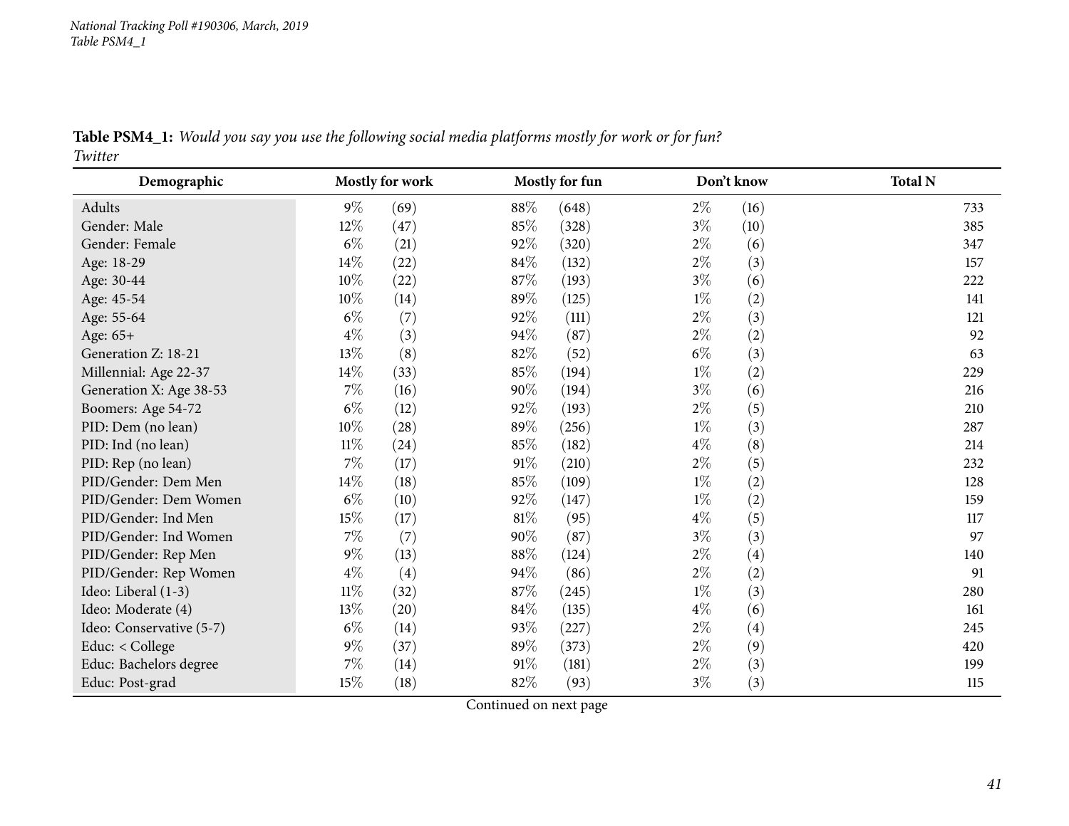**Table PSM4_1:** *Would you say you use the following social media platforms mostly for work or for fun?*
*Twitter*

| Demographic | Mostly for work | | Mostly for fun | | Don't know | | Total N |
|---|---|---|---|---|---|---|---|
| Adults | 9% | (69) | 88% | (648) | 2% | (16) | 733 |
| Gender: Male | 12% | (47) | 85% | (328) | 3% | (10) | 385 |
| Gender: Female | 6% | (21) | 92% | (320) | 2% | (6) | 347 |
| Age: 18-29 | 14% | (22) | 84% | (132) | 2% | (3) | 157 |
| Age: 30-44 | 10% | (22) | 87% | (193) | 3% | (6) | 222 |
| Age: 45-54 | 10% | (14) | 89% | (125) | 1% | (2) | 141 |
| Age: 55-64 | 6% | (7) | 92% | (111) | 2% | (3) | 121 |
| Age: 65+ | 4% | (3) | 94% | (87) | 2% | (2) | 92 |
| Generation Z: 18-21 | 13% | (8) | 82% | (52) | 6% | (3) | 63 |
| Millennial: Age 22-37 | 14% | (33) | 85% | (194) | 1% | (2) | 229 |
| Generation X: Age 38-53 | 7% | (16) | 90% | (194) | 3% | (6) | 216 |
| Boomers: Age 54-72 | 6% | (12) | 92% | (193) | 2% | (5) | 210 |
| PID: Dem (no lean) | 10% | (28) | 89% | (256) | 1% | (3) | 287 |
| PID: Ind (no lean) | 11% | (24) | 85% | (182) | 4% | (8) | 214 |
| PID: Rep (no lean) | 7% | (17) | 91% | (210) | 2% | (5) | 232 |
| PID/Gender: Dem Men | 14% | (18) | 85% | (109) | 1% | (2) | 128 |
| PID/Gender: Dem Women | 6% | (10) | 92% | (147) | 1% | (2) | 159 |
| PID/Gender: Ind Men | 15% | (17) | 81% | (95) | 4% | (5) | 117 |
| PID/Gender: Ind Women | 7% | (7) | 90% | (87) | 3% | (3) | 97 |
| PID/Gender: Rep Men | 9% | (13) | 88% | (124) | 2% | (4) | 140 |
| PID/Gender: Rep Women | 4% | (4) | 94% | (86) | 2% | (2) | 91 |
| Ideo: Liberal (1-3) | 11% | (32) | 87% | (245) | 1% | (3) | 280 |
| Ideo: Moderate (4) | 13% | (20) | 84% | (135) | 4% | (6) | 161 |
| Ideo: Conservative (5-7) | 6% | (14) | 93% | (227) | 2% | (4) | 245 |
| Educ: < College | 9% | (37) | 89% | (373) | 2% | (9) | 420 |
| Educ: Bachelors degree | 7% | (14) | 91% | (181) | 2% | (3) | 199 |
| Educ: Post-grad | 15% | (18) | 82% | (93) | 3% | (3) | 115 |

Continued on next page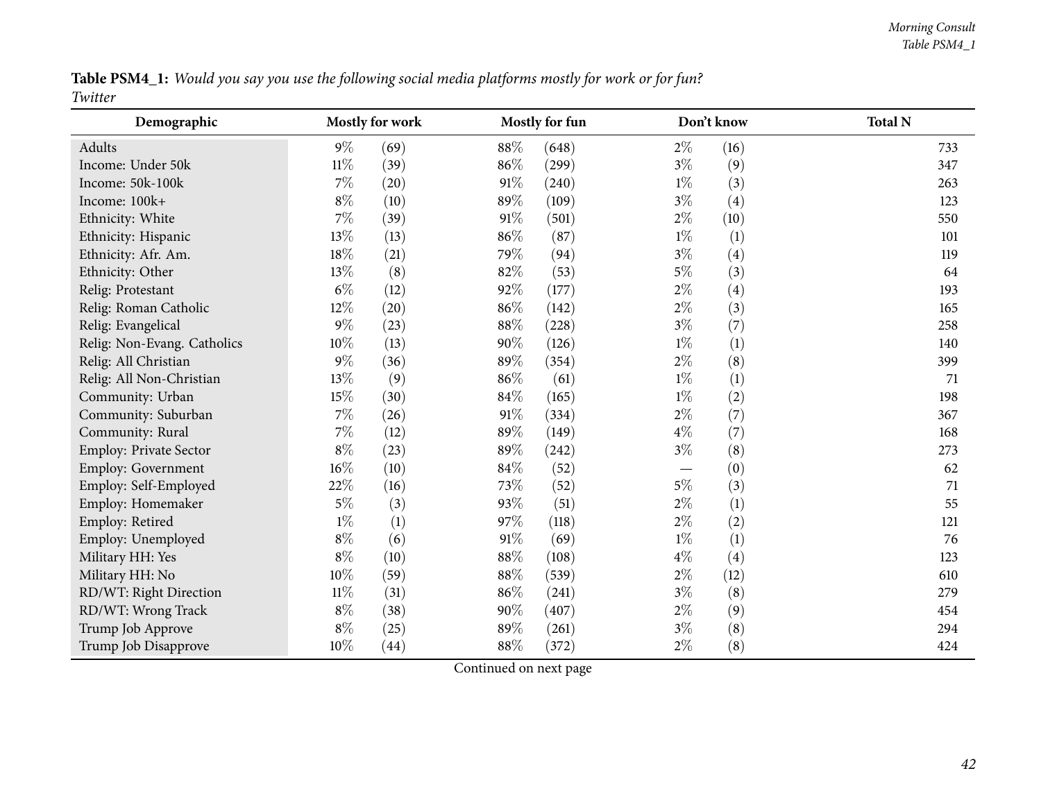**Table PSM4_1:** *Would you say you use the following social media platforms mostly for work or for fun?*
*Twitter*

| Demographic | Mostly for work | | Mostly for fun | | Don't know | | Total N |
|---|---|---|---|---|---|---|---|
| Adults | 9% | (69) | 88% | (648) | 2% | (16) | 733 |
| Income: Under 50k | 11% | (39) | 86% | (299) | 3% | (9) | 347 |
| Income: 50k-100k | 7% | (20) | 91% | (240) | 1% | (3) | 263 |
| Income: 100k+ | 8% | (10) | 89% | (109) | 3% | (4) | 123 |
| Ethnicity: White | 7% | (39) | 91% | (501) | 2% | (10) | 550 |
| Ethnicity: Hispanic | 13% | (13) | 86% | (87) | 1% | (1) | 101 |
| Ethnicity: Afr. Am. | 18% | (21) | 79% | (94) | 3% | (4) | 119 |
| Ethnicity: Other | 13% | (8) | 82% | (53) | 5% | (3) | 64 |
| Relig: Protestant | 6% | (12) | 92% | (177) | 2% | (4) | 193 |
| Relig: Roman Catholic | 12% | (20) | 86% | (142) | 2% | (3) | 165 |
| Relig: Evangelical | 9% | (23) | 88% | (228) | 3% | (7) | 258 |
| Relig: Non-Evang. Catholics | 10% | (13) | 90% | (126) | 1% | (1) | 140 |
| Relig: All Christian | 9% | (36) | 89% | (354) | 2% | (8) | 399 |
| Relig: All Non-Christian | 13% | (9) | 86% | (61) | 1% | (1) | 71 |
| Community: Urban | 15% | (30) | 84% | (165) | 1% | (2) | 198 |
| Community: Suburban | 7% | (26) | 91% | (334) | 2% | (7) | 367 |
| Community: Rural | 7% | (12) | 89% | (149) | 4% | (7) | 168 |
| Employ: Private Sector | 8% | (23) | 89% | (242) | 3% | (8) | 273 |
| Employ: Government | 16% | (10) | 84% | (52) | — | (0) | 62 |
| Employ: Self-Employed | 22% | (16) | 73% | (52) | 5% | (3) | 71 |
| Employ: Homemaker | 5% | (3) | 93% | (51) | 2% | (1) | 55 |
| Employ: Retired | 1% | (1) | 97% | (118) | 2% | (2) | 121 |
| Employ: Unemployed | 8% | (6) | 91% | (69) | 1% | (1) | 76 |
| Military HH: Yes | 8% | (10) | 88% | (108) | 4% | (4) | 123 |
| Military HH: No | 10% | (59) | 88% | (539) | 2% | (12) | 610 |
| RD/WT: Right Direction | 11% | (31) | 86% | (241) | 3% | (8) | 279 |
| RD/WT: Wrong Track | 8% | (38) | 90% | (407) | 2% | (9) | 454 |
| Trump Job Approve | 8% | (25) | 89% | (261) | 3% | (8) | 294 |
| Trump Job Disapprove | 10% | (44) | 88% | (372) | 2% | (8) | 424 |

Continued on next page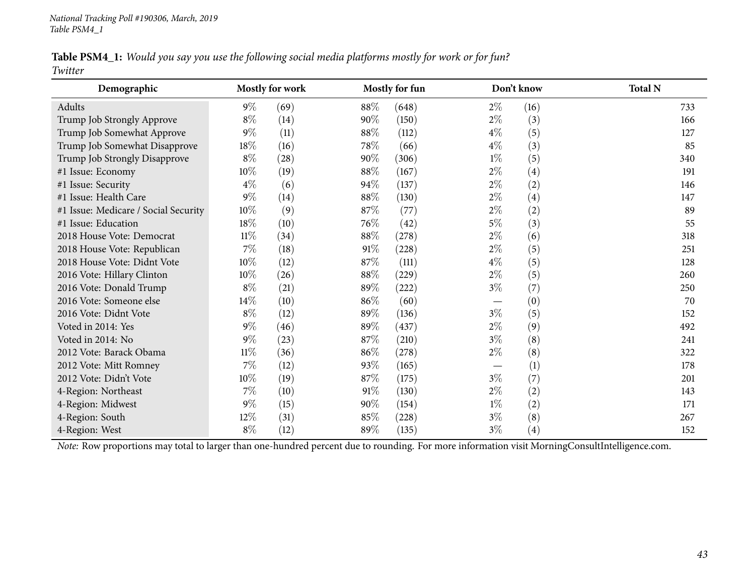National Tracking Poll #190306, March, 2019
Table PSM4_1

**Table PSM4_1:** *Would you say you use the following social media platforms mostly for work or for fun?*
*Twitter*

| Demographic | Mostly for work | | Mostly for fun | | Don't know | | Total N |
|---|---|---|---|---|---|---|---|
| Adults | 9% | (69) | 88% | (648) | 2% | (16) | 733 |
| Trump Job Strongly Approve | 8% | (14) | 90% | (150) | 2% | (3) | 166 |
| Trump Job Somewhat Approve | 9% | (11) | 88% | (112) | 4% | (5) | 127 |
| Trump Job Somewhat Disapprove | 18% | (16) | 78% | (66) | 4% | (3) | 85 |
| Trump Job Strongly Disapprove | 8% | (28) | 90% | (306) | 1% | (5) | 340 |
| #1 Issue: Economy | 10% | (19) | 88% | (167) | 2% | (4) | 191 |
| #1 Issue: Security | 4% | (6) | 94% | (137) | 2% | (2) | 146 |
| #1 Issue: Health Care | 9% | (14) | 88% | (130) | 2% | (4) | 147 |
| #1 Issue: Medicare / Social Security | 10% | (9) | 87% | (77) | 2% | (2) | 89 |
| #1 Issue: Education | 18% | (10) | 76% | (42) | 5% | (3) | 55 |
| 2018 House Vote: Democrat | 11% | (34) | 88% | (278) | 2% | (6) | 318 |
| 2018 House Vote: Republican | 7% | (18) | 91% | (228) | 2% | (5) | 251 |
| 2018 House Vote: Didnt Vote | 10% | (12) | 87% | (111) | 4% | (5) | 128 |
| 2016 Vote: Hillary Clinton | 10% | (26) | 88% | (229) | 2% | (5) | 260 |
| 2016 Vote: Donald Trump | 8% | (21) | 89% | (222) | 3% | (7) | 250 |
| 2016 Vote: Someone else | 14% | (10) | 86% | (60) | — | (0) | 70 |
| 2016 Vote: Didnt Vote | 8% | (12) | 89% | (136) | 3% | (5) | 152 |
| Voted in 2014: Yes | 9% | (46) | 89% | (437) | 2% | (9) | 492 |
| Voted in 2014: No | 9% | (23) | 87% | (210) | 3% | (8) | 241 |
| 2012 Vote: Barack Obama | 11% | (36) | 86% | (278) | 2% | (8) | 322 |
| 2012 Vote: Mitt Romney | 7% | (12) | 93% | (165) | — | (1) | 178 |
| 2012 Vote: Didn't Vote | 10% | (19) | 87% | (175) | 3% | (7) | 201 |
| 4-Region: Northeast | 7% | (10) | 91% | (130) | 2% | (2) | 143 |
| 4-Region: Midwest | 9% | (15) | 90% | (154) | 1% | (2) | 171 |
| 4-Region: South | 12% | (31) | 85% | (228) | 3% | (8) | 267 |
| 4-Region: West | 8% | (12) | 89% | (135) | 3% | (4) | 152 |

*Note:* Row proportions may total to larger than one-hundred percent due to rounding. For more information visit MorningConsultIntelligence.com.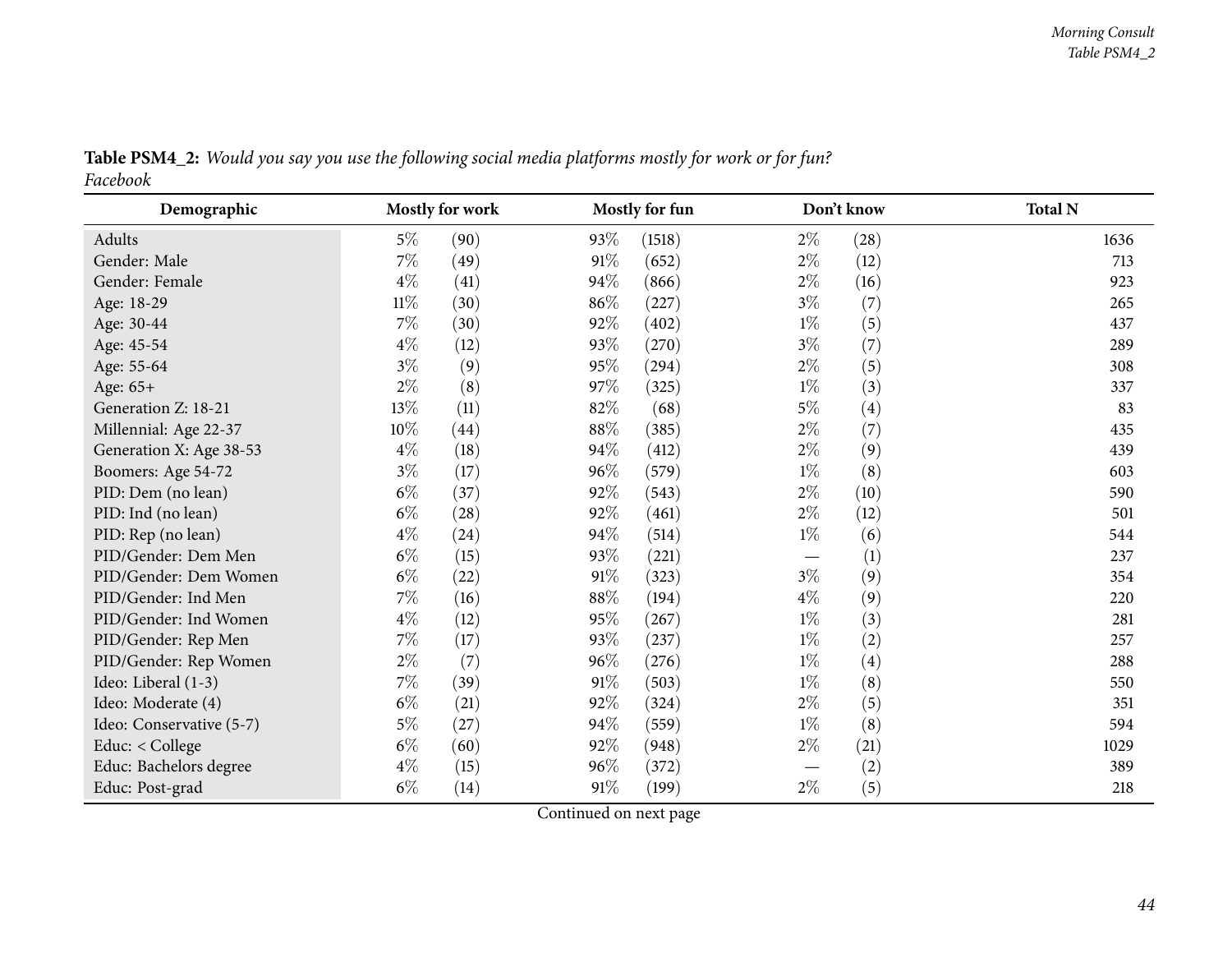**Table PSM4_2:** *Would you say you use the following social media platforms mostly for work or for fun?*
*Facebook*

| Demographic | Mostly for work | | Mostly for fun | | Don't know | | Total N |
|---|---|---|---|---|---|---|---|
| Adults | 5% | (90) | 93% | (1518) | 2% | (28) | 1636 |
| Gender: Male | 7% | (49) | 91% | (652) | 2% | (12) | 713 |
| Gender: Female | 4% | (41) | 94% | (866) | 2% | (16) | 923 |
| Age: 18-29 | 11% | (30) | 86% | (227) | 3% | (7) | 265 |
| Age: 30-44 | 7% | (30) | 92% | (402) | 1% | (5) | 437 |
| Age: 45-54 | 4% | (12) | 93% | (270) | 3% | (7) | 289 |
| Age: 55-64 | 3% | (9) | 95% | (294) | 2% | (5) | 308 |
| Age: 65+ | 2% | (8) | 97% | (325) | 1% | (3) | 337 |
| Generation Z: 18-21 | 13% | (11) | 82% | (68) | 5% | (4) | 83 |
| Millennial: Age 22-37 | 10% | (44) | 88% | (385) | 2% | (7) | 435 |
| Generation X: Age 38-53 | 4% | (18) | 94% | (412) | 2% | (9) | 439 |
| Boomers: Age 54-72 | 3% | (17) | 96% | (579) | 1% | (8) | 603 |
| PID: Dem (no lean) | 6% | (37) | 92% | (543) | 2% | (10) | 590 |
| PID: Ind (no lean) | 6% | (28) | 92% | (461) | 2% | (12) | 501 |
| PID: Rep (no lean) | 4% | (24) | 94% | (514) | 1% | (6) | 544 |
| PID/Gender: Dem Men | 6% | (15) | 93% | (221) | — | (1) | 237 |
| PID/Gender: Dem Women | 6% | (22) | 91% | (323) | 3% | (9) | 354 |
| PID/Gender: Ind Men | 7% | (16) | 88% | (194) | 4% | (9) | 220 |
| PID/Gender: Ind Women | 4% | (12) | 95% | (267) | 1% | (3) | 281 |
| PID/Gender: Rep Men | 7% | (17) | 93% | (237) | 1% | (2) | 257 |
| PID/Gender: Rep Women | 2% | (7) | 96% | (276) | 1% | (4) | 288 |
| Ideo: Liberal (1-3) | 7% | (39) | 91% | (503) | 1% | (8) | 550 |
| Ideo: Moderate (4) | 6% | (21) | 92% | (324) | 2% | (5) | 351 |
| Ideo: Conservative (5-7) | 5% | (27) | 94% | (559) | 1% | (8) | 594 |
| Educ: < College | 6% | (60) | 92% | (948) | 2% | (21) | 1029 |
| Educ: Bachelors degree | 4% | (15) | 96% | (372) | — | (2) | 389 |
| Educ: Post-grad | 6% | (14) | 91% | (199) | 2% | (5) | 218 |

Continued on next page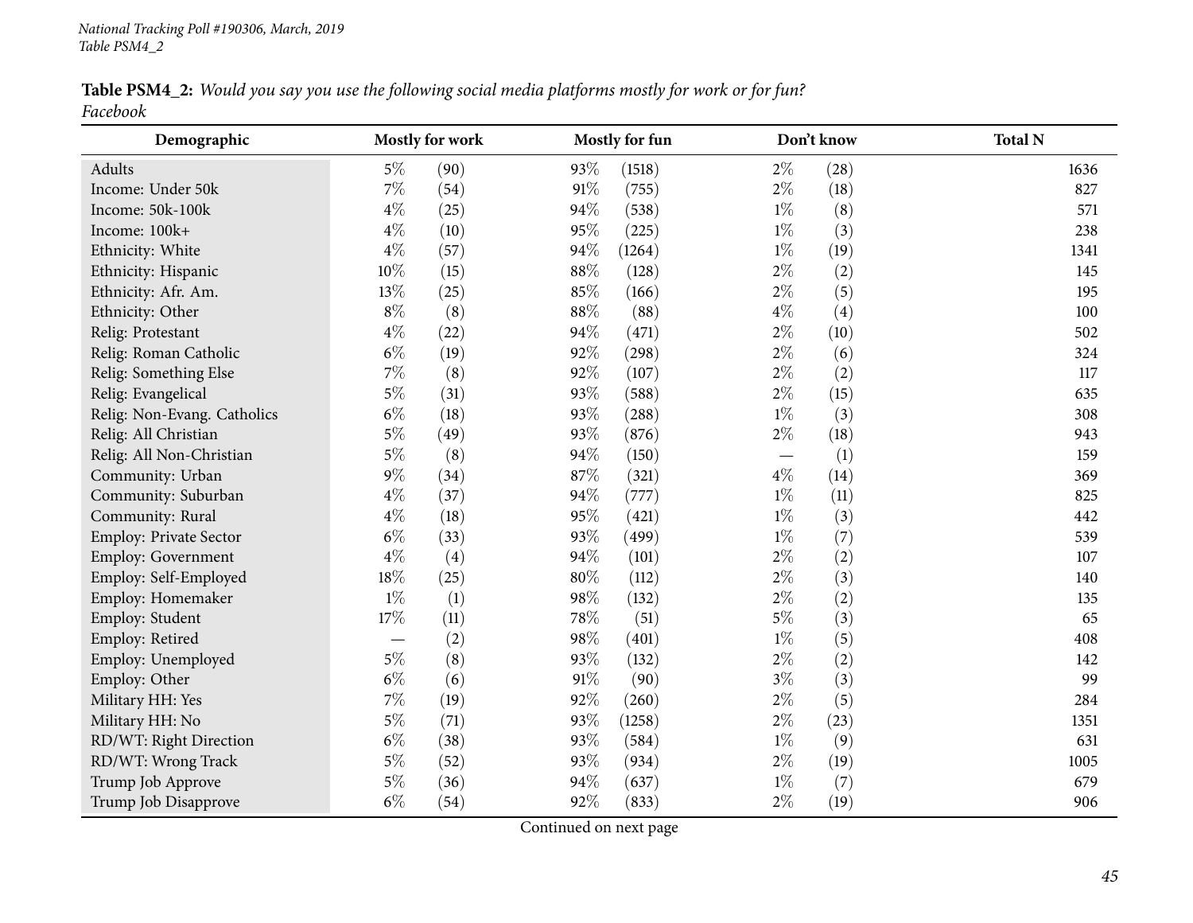**Table PSM4_2:** *Would you say you use the following social media platforms mostly for work or for fun?*
*Facebook*

| Demographic | Mostly for work | | Mostly for fun | | Don't know | | Total N |
|---|---|---|---|---|---|---|---|
| Adults | 5% | (90) | 93% | (1518) | 2% | (28) | 1636 |
| Income: Under 50k | 7% | (54) | 91% | (755) | 2% | (18) | 827 |
| Income: 50k-100k | 4% | (25) | 94% | (538) | 1% | (8) | 571 |
| Income: 100k+ | 4% | (10) | 95% | (225) | 1% | (3) | 238 |
| Ethnicity: White | 4% | (57) | 94% | (1264) | 1% | (19) | 1341 |
| Ethnicity: Hispanic | 10% | (15) | 88% | (128) | 2% | (2) | 145 |
| Ethnicity: Afr. Am. | 13% | (25) | 85% | (166) | 2% | (5) | 195 |
| Ethnicity: Other | 8% | (8) | 88% | (88) | 4% | (4) | 100 |
| Relig: Protestant | 4% | (22) | 94% | (471) | 2% | (10) | 502 |
| Relig: Roman Catholic | 6% | (19) | 92% | (298) | 2% | (6) | 324 |
| Relig: Something Else | 7% | (8) | 92% | (107) | 2% | (2) | 117 |
| Relig: Evangelical | 5% | (31) | 93% | (588) | 2% | (15) | 635 |
| Relig: Non-Evang. Catholics | 6% | (18) | 93% | (288) | 1% | (3) | 308 |
| Relig: All Christian | 5% | (49) | 93% | (876) | 2% | (18) | 943 |
| Relig: All Non-Christian | 5% | (8) | 94% | (150) | — | (1) | 159 |
| Community: Urban | 9% | (34) | 87% | (321) | 4% | (14) | 369 |
| Community: Suburban | 4% | (37) | 94% | (777) | 1% | (11) | 825 |
| Community: Rural | 4% | (18) | 95% | (421) | 1% | (3) | 442 |
| Employ: Private Sector | 6% | (33) | 93% | (499) | 1% | (7) | 539 |
| Employ: Government | 4% | (4) | 94% | (101) | 2% | (2) | 107 |
| Employ: Self-Employed | 18% | (25) | 80% | (112) | 2% | (3) | 140 |
| Employ: Homemaker | 1% | (1) | 98% | (132) | 2% | (2) | 135 |
| Employ: Student | 17% | (11) | 78% | (51) | 5% | (3) | 65 |
| Employ: Retired | — | (2) | 98% | (401) | 1% | (5) | 408 |
| Employ: Unemployed | 5% | (8) | 93% | (132) | 2% | (2) | 142 |
| Employ: Other | 6% | (6) | 91% | (90) | 3% | (3) | 99 |
| Military HH: Yes | 7% | (19) | 92% | (260) | 2% | (5) | 284 |
| Military HH: No | 5% | (71) | 93% | (1258) | 2% | (23) | 1351 |
| RD/WT: Right Direction | 6% | (38) | 93% | (584) | 1% | (9) | 631 |
| RD/WT: Wrong Track | 5% | (52) | 93% | (934) | 2% | (19) | 1005 |
| Trump Job Approve | 5% | (36) | 94% | (637) | 1% | (7) | 679 |
| Trump Job Disapprove | 6% | (54) | 92% | (833) | 2% | (19) | 906 |

Continued on next page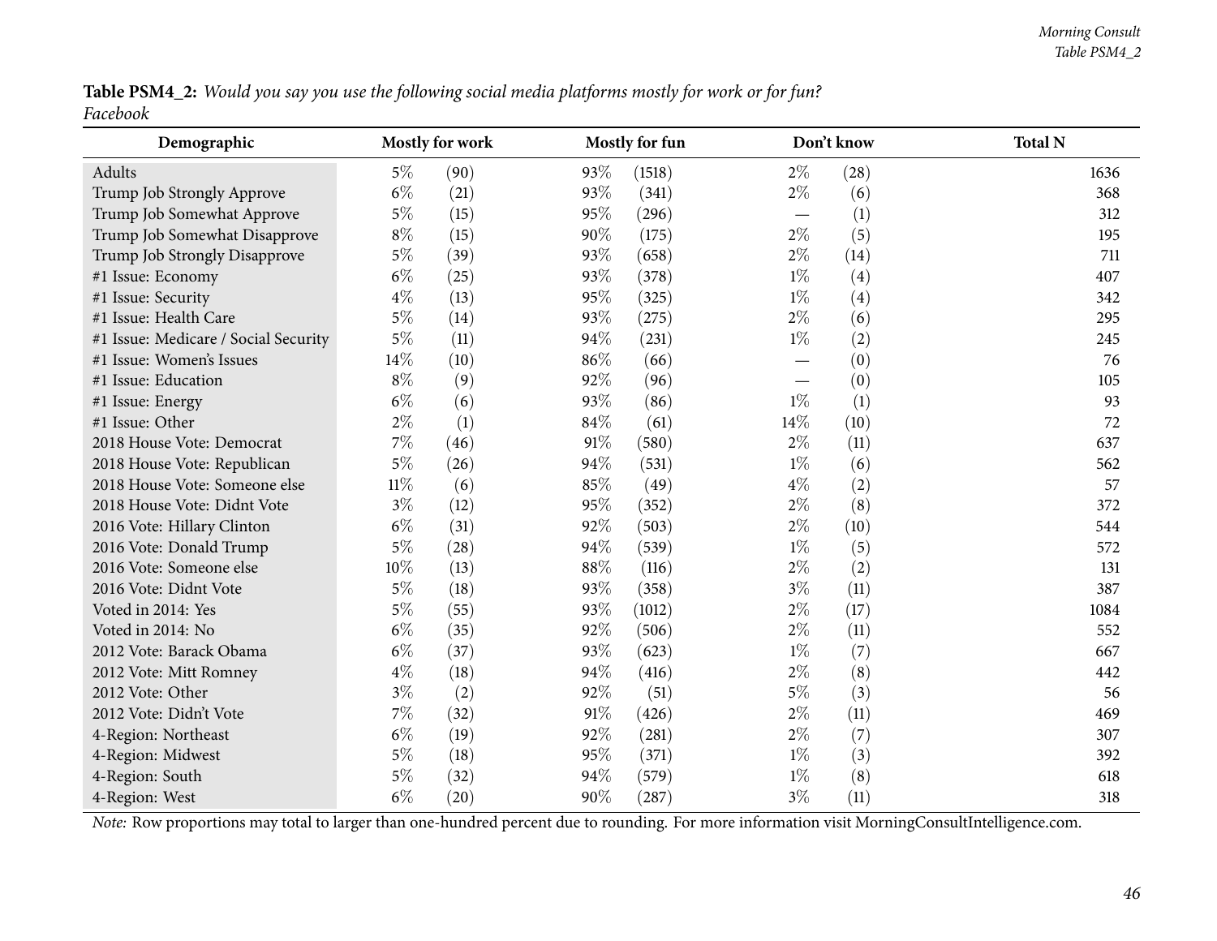**Table PSM4_2:** *Would you say you use the following social media platforms mostly for work or for fun?*
*Facebook*

| Demographic | Mostly for work | | Mostly for fun | | Don't know | | Total N |
|---|---|---|---|---|---|---|---|
| Adults | 5% | (90) | 93% | (1518) | 2% | (28) | 1636 |
| Trump Job Strongly Approve | 6% | (21) | 93% | (341) | 2% | (6) | 368 |
| Trump Job Somewhat Approve | 5% | (15) | 95% | (296) | — | (1) | 312 |
| Trump Job Somewhat Disapprove | 8% | (15) | 90% | (175) | 2% | (5) | 195 |
| Trump Job Strongly Disapprove | 5% | (39) | 93% | (658) | 2% | (14) | 711 |
| #1 Issue: Economy | 6% | (25) | 93% | (378) | 1% | (4) | 407 |
| #1 Issue: Security | 4% | (13) | 95% | (325) | 1% | (4) | 342 |
| #1 Issue: Health Care | 5% | (14) | 93% | (275) | 2% | (6) | 295 |
| #1 Issue: Medicare / Social Security | 5% | (11) | 94% | (231) | 1% | (2) | 245 |
| #1 Issue: Women's Issues | 14% | (10) | 86% | (66) | — | (0) | 76 |
| #1 Issue: Education | 8% | (9) | 92% | (96) | — | (0) | 105 |
| #1 Issue: Energy | 6% | (6) | 93% | (86) | 1% | (1) | 93 |
| #1 Issue: Other | 2% | (1) | 84% | (61) | 14% | (10) | 72 |
| 2018 House Vote: Democrat | 7% | (46) | 91% | (580) | 2% | (11) | 637 |
| 2018 House Vote: Republican | 5% | (26) | 94% | (531) | 1% | (6) | 562 |
| 2018 House Vote: Someone else | 11% | (6) | 85% | (49) | 4% | (2) | 57 |
| 2018 House Vote: Didnt Vote | 3% | (12) | 95% | (352) | 2% | (8) | 372 |
| 2016 Vote: Hillary Clinton | 6% | (31) | 92% | (503) | 2% | (10) | 544 |
| 2016 Vote: Donald Trump | 5% | (28) | 94% | (539) | 1% | (5) | 572 |
| 2016 Vote: Someone else | 10% | (13) | 88% | (116) | 2% | (2) | 131 |
| 2016 Vote: Didnt Vote | 5% | (18) | 93% | (358) | 3% | (11) | 387 |
| Voted in 2014: Yes | 5% | (55) | 93% | (1012) | 2% | (17) | 1084 |
| Voted in 2014: No | 6% | (35) | 92% | (506) | 2% | (11) | 552 |
| 2012 Vote: Barack Obama | 6% | (37) | 93% | (623) | 1% | (7) | 667 |
| 2012 Vote: Mitt Romney | 4% | (18) | 94% | (416) | 2% | (8) | 442 |
| 2012 Vote: Other | 3% | (2) | 92% | (51) | 5% | (3) | 56 |
| 2012 Vote: Didn't Vote | 7% | (32) | 91% | (426) | 2% | (11) | 469 |
| 4-Region: Northeast | 6% | (19) | 92% | (281) | 2% | (7) | 307 |
| 4-Region: Midwest | 5% | (18) | 95% | (371) | 1% | (3) | 392 |
| 4-Region: South | 5% | (32) | 94% | (579) | 1% | (8) | 618 |
| 4-Region: West | 6% | (20) | 90% | (287) | 3% | (11) | 318 |

*Note:* Row proportions may total to larger than one-hundred percent due to rounding. For more information visit MorningConsultIntelligence.com.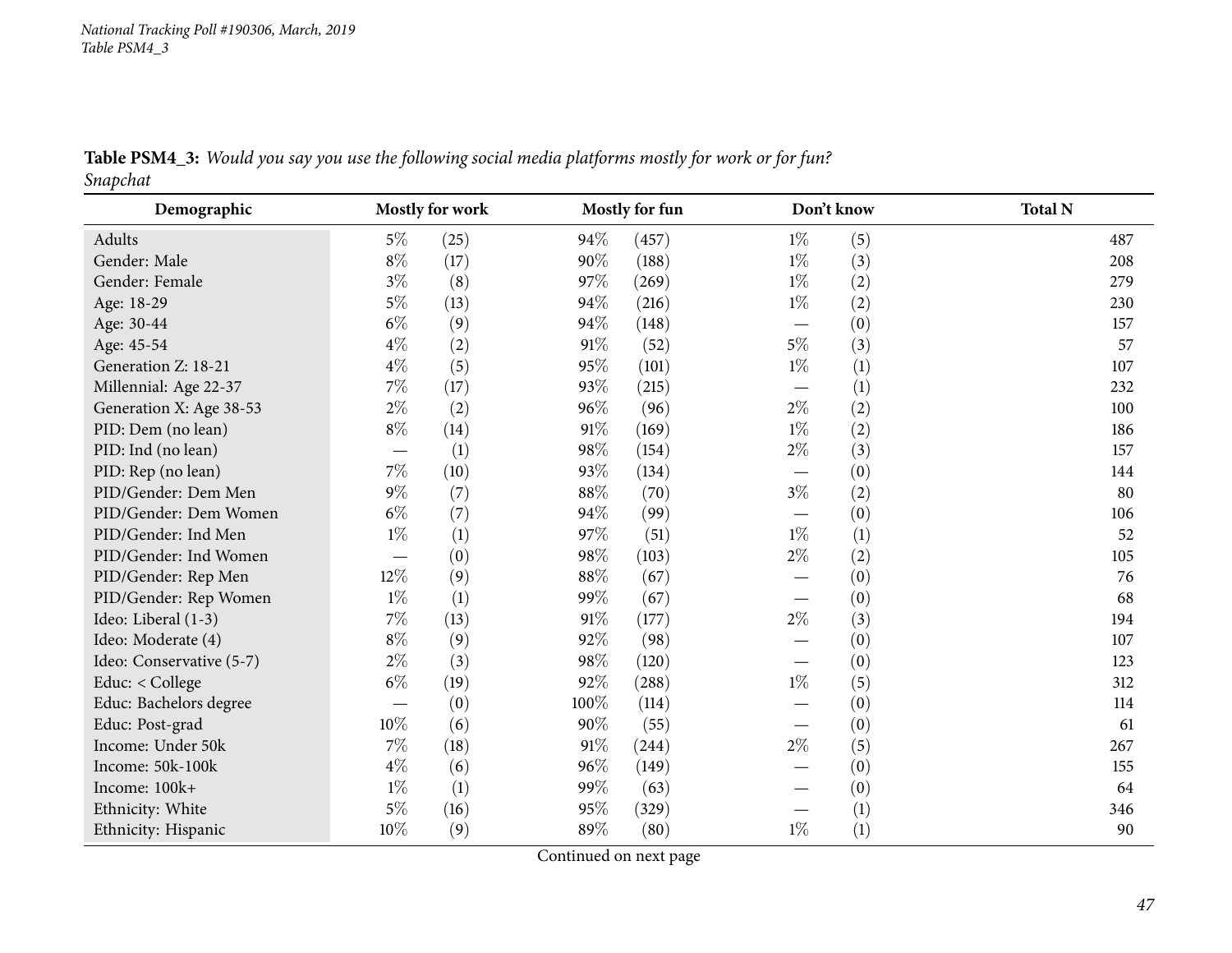**Table PSM4_3:** *Would you say you use the following social media platforms mostly for work or for fun?*
*Snapchat*

| Demographic | Mostly for work | | Mostly for fun | | Don't know | | Total N |
|---|---|---|---|---|---|---|---|
| Adults | 5% | (25) | 94% | (457) | 1% | (5) | 487 |
| Gender: Male | 8% | (17) | 90% | (188) | 1% | (3) | 208 |
| Gender: Female | 3% | (8) | 97% | (269) | 1% | (2) | 279 |
| Age: 18-29 | 5% | (13) | 94% | (216) | 1% | (2) | 230 |
| Age: 30-44 | 6% | (9) | 94% | (148) | — | (0) | 157 |
| Age: 45-54 | 4% | (2) | 91% | (52) | 5% | (3) | 57 |
| Generation Z: 18-21 | 4% | (5) | 95% | (101) | 1% | (1) | 107 |
| Millennial: Age 22-37 | 7% | (17) | 93% | (215) | — | (1) | 232 |
| Generation X: Age 38-53 | 2% | (2) | 96% | (96) | 2% | (2) | 100 |
| PID: Dem (no lean) | 8% | (14) | 91% | (169) | 1% | (2) | 186 |
| PID: Ind (no lean) | — | (1) | 98% | (154) | 2% | (3) | 157 |
| PID: Rep (no lean) | 7% | (10) | 93% | (134) | — | (0) | 144 |
| PID/Gender: Dem Men | 9% | (7) | 88% | (70) | 3% | (2) | 80 |
| PID/Gender: Dem Women | 6% | (7) | 94% | (99) | — | (0) | 106 |
| PID/Gender: Ind Men | 1% | (1) | 97% | (51) | 1% | (1) | 52 |
| PID/Gender: Ind Women | — | (0) | 98% | (103) | 2% | (2) | 105 |
| PID/Gender: Rep Men | 12% | (9) | 88% | (67) | — | (0) | 76 |
| PID/Gender: Rep Women | 1% | (1) | 99% | (67) | — | (0) | 68 |
| Ideo: Liberal (1-3) | 7% | (13) | 91% | (177) | 2% | (3) | 194 |
| Ideo: Moderate (4) | 8% | (9) | 92% | (98) | — | (0) | 107 |
| Ideo: Conservative (5-7) | 2% | (3) | 98% | (120) | — | (0) | 123 |
| Educ: < College | 6% | (19) | 92% | (288) | 1% | (5) | 312 |
| Educ: Bachelors degree | — | (0) | 100% | (114) | — | (0) | 114 |
| Educ: Post-grad | 10% | (6) | 90% | (55) | — | (0) | 61 |
| Income: Under 50k | 7% | (18) | 91% | (244) | 2% | (5) | 267 |
| Income: 50k-100k | 4% | (6) | 96% | (149) | — | (0) | 155 |
| Income: 100k+ | 1% | (1) | 99% | (63) | — | (0) | 64 |
| Ethnicity: White | 5% | (16) | 95% | (329) | — | (1) | 346 |
| Ethnicity: Hispanic | 10% | (9) | 89% | (80) | 1% | (1) | 90 |

Continued on next page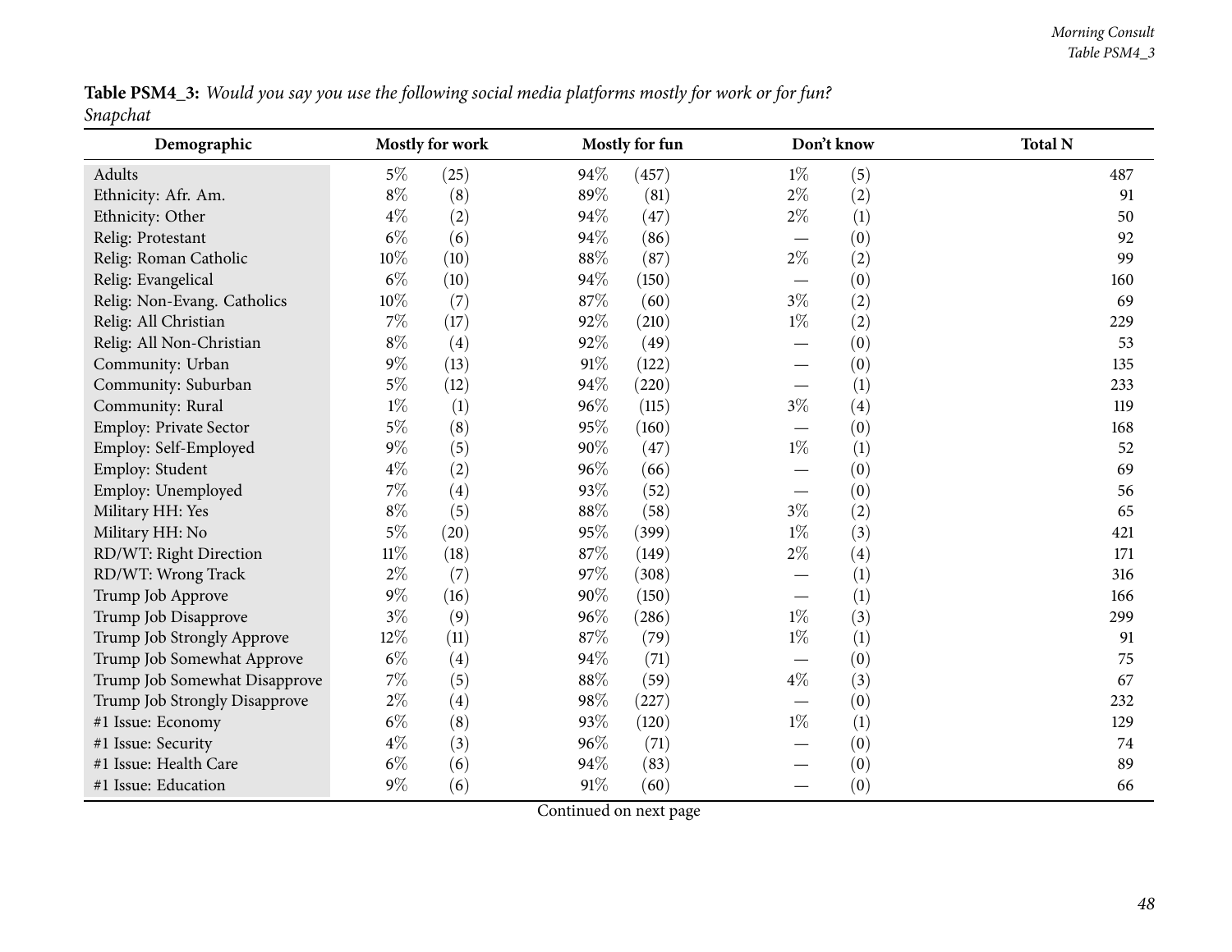**Table PSM4_3:** *Would you say you use the following social media platforms mostly for work or for fun?*
*Snapchat*

| Demographic | Mostly for work | | Mostly for fun | | Don't know | | Total N |
|---|---|---|---|---|---|---|---|
| Adults | 5% | (25) | 94% | (457) | 1% | (5) | 487 |
| Ethnicity: Afr. Am. | 8% | (8) | 89% | (81) | 2% | (2) | 91 |
| Ethnicity: Other | 4% | (2) | 94% | (47) | 2% | (1) | 50 |
| Relig: Protestant | 6% | (6) | 94% | (86) | — | (0) | 92 |
| Relig: Roman Catholic | 10% | (10) | 88% | (87) | 2% | (2) | 99 |
| Relig: Evangelical | 6% | (10) | 94% | (150) | — | (0) | 160 |
| Relig: Non-Evang. Catholics | 10% | (7) | 87% | (60) | 3% | (2) | 69 |
| Relig: All Christian | 7% | (17) | 92% | (210) | 1% | (2) | 229 |
| Relig: All Non-Christian | 8% | (4) | 92% | (49) | — | (0) | 53 |
| Community: Urban | 9% | (13) | 91% | (122) | — | (0) | 135 |
| Community: Suburban | 5% | (12) | 94% | (220) | — | (1) | 233 |
| Community: Rural | 1% | (1) | 96% | (115) | 3% | (4) | 119 |
| Employ: Private Sector | 5% | (8) | 95% | (160) | — | (0) | 168 |
| Employ: Self-Employed | 9% | (5) | 90% | (47) | 1% | (1) | 52 |
| Employ: Student | 4% | (2) | 96% | (66) | — | (0) | 69 |
| Employ: Unemployed | 7% | (4) | 93% | (52) | — | (0) | 56 |
| Military HH: Yes | 8% | (5) | 88% | (58) | 3% | (2) | 65 |
| Military HH: No | 5% | (20) | 95% | (399) | 1% | (3) | 421 |
| RD/WT: Right Direction | 11% | (18) | 87% | (149) | 2% | (4) | 171 |
| RD/WT: Wrong Track | 2% | (7) | 97% | (308) | — | (1) | 316 |
| Trump Job Approve | 9% | (16) | 90% | (150) | — | (1) | 166 |
| Trump Job Disapprove | 3% | (9) | 96% | (286) | 1% | (3) | 299 |
| Trump Job Strongly Approve | 12% | (11) | 87% | (79) | 1% | (1) | 91 |
| Trump Job Somewhat Approve | 6% | (4) | 94% | (71) | — | (0) | 75 |
| Trump Job Somewhat Disapprove | 7% | (5) | 88% | (59) | 4% | (3) | 67 |
| Trump Job Strongly Disapprove | 2% | (4) | 98% | (227) | — | (0) | 232 |
| #1 Issue: Economy | 6% | (8) | 93% | (120) | 1% | (1) | 129 |
| #1 Issue: Security | 4% | (3) | 96% | (71) | — | (0) | 74 |
| #1 Issue: Health Care | 6% | (6) | 94% | (83) | — | (0) | 89 |
| #1 Issue: Education | 9% | (6) | 91% | (60) | — | (0) | 66 |

Continued on next page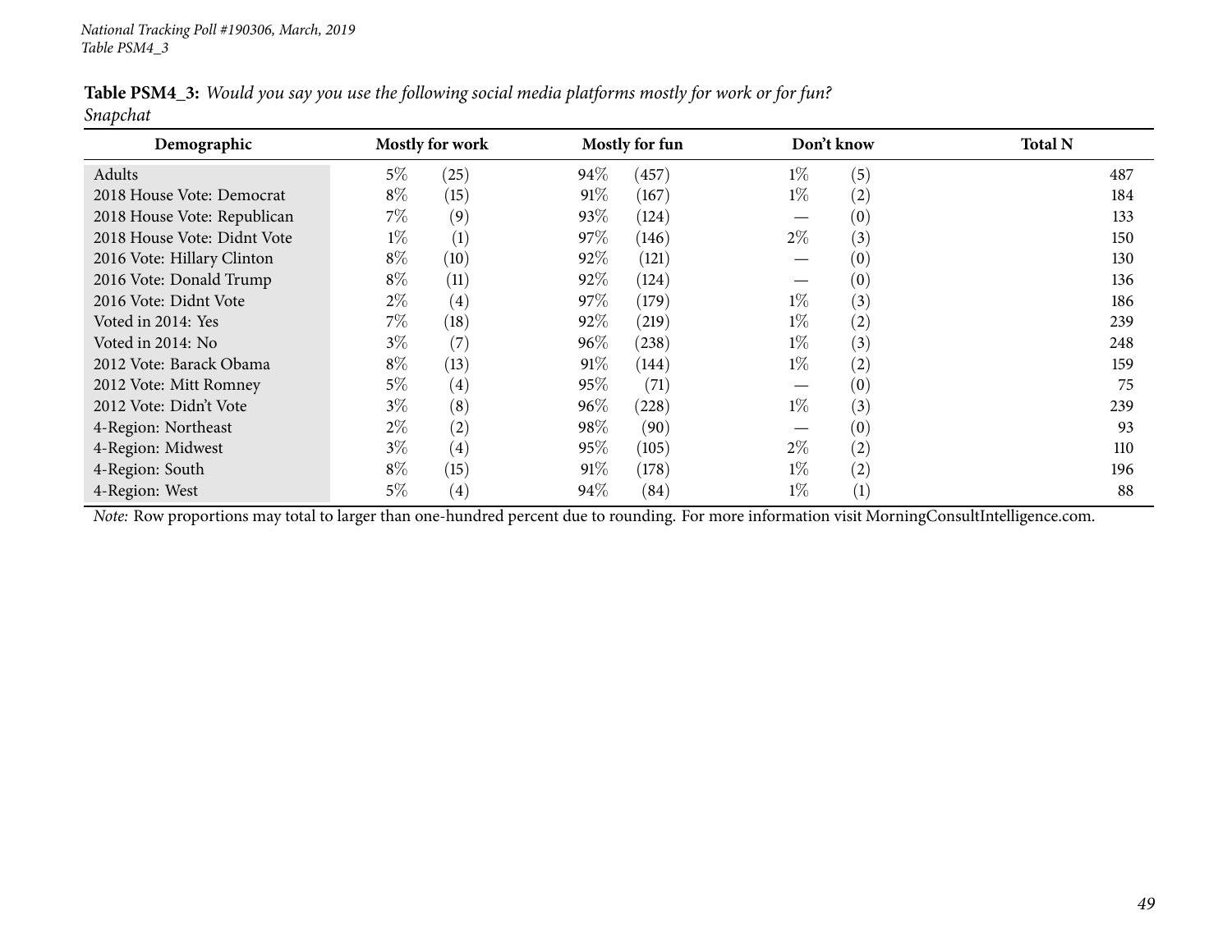**Table PSM4_3:** *Would you say you use the following social media platforms mostly for work or for fun?*
*Snapchat*

| Demographic | Mostly for work | | Mostly for fun | | Don't know | | Total N |
|---|---|---|---|---|---|---|---|
| Adults | 5% | (25) | 94% | (457) | 1% | (5) | 487 |
| 2018 House Vote: Democrat | 8% | (15) | 91% | (167) | 1% | (2) | 184 |
| 2018 House Vote: Republican | 7% | (9) | 93% | (124) | — | (0) | 133 |
| 2018 House Vote: Didnt Vote | 1% | (1) | 97% | (146) | 2% | (3) | 150 |
| 2016 Vote: Hillary Clinton | 8% | (10) | 92% | (121) | — | (0) | 130 |
| 2016 Vote: Donald Trump | 8% | (11) | 92% | (124) | — | (0) | 136 |
| 2016 Vote: Didnt Vote | 2% | (4) | 97% | (179) | 1% | (3) | 186 |
| Voted in 2014: Yes | 7% | (18) | 92% | (219) | 1% | (2) | 239 |
| Voted in 2014: No | 3% | (7) | 96% | (238) | 1% | (3) | 248 |
| 2012 Vote: Barack Obama | 8% | (13) | 91% | (144) | 1% | (2) | 159 |
| 2012 Vote: Mitt Romney | 5% | (4) | 95% | (71) | — | (0) | 75 |
| 2012 Vote: Didn't Vote | 3% | (8) | 96% | (228) | 1% | (3) | 239 |
| 4-Region: Northeast | 2% | (2) | 98% | (90) | — | (0) | 93 |
| 4-Region: Midwest | 3% | (4) | 95% | (105) | 2% | (2) | 110 |
| 4-Region: South | 8% | (15) | 91% | (178) | 1% | (2) | 196 |
| 4-Region: West | 5% | (4) | 94% | (84) | 1% | (1) | 88 |

*Note:* Row proportions may total to larger than one-hundred percent due to rounding. For more information visit MorningConsultIntelligence.com.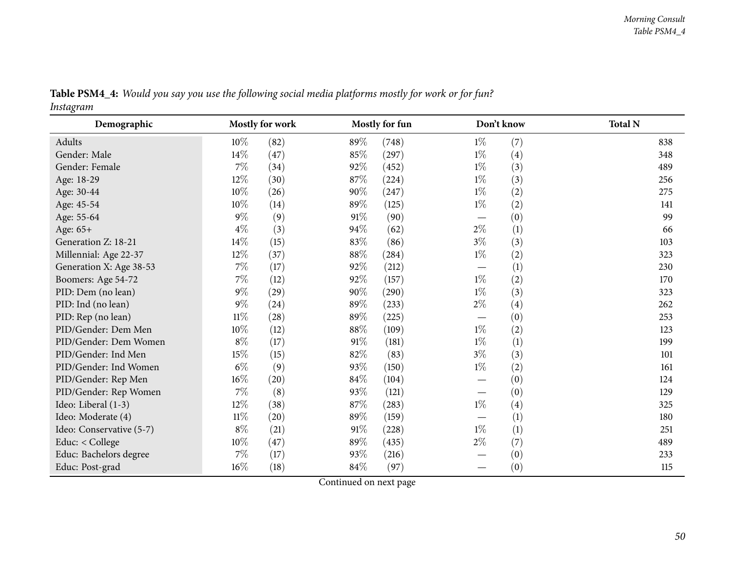**Table PSM4_4:** *Would you say you use the following social media platforms mostly for work or for fun?*
*Instagram*

| Demographic | Mostly for work | | Mostly for fun | | Don't know | | Total N |
|---|---|---|---|---|---|---|---|
| Adults | 10% | (82) | 89% | (748) | 1% | (7) | 838 |
| Gender: Male | 14% | (47) | 85% | (297) | 1% | (4) | 348 |
| Gender: Female | 7% | (34) | 92% | (452) | 1% | (3) | 489 |
| Age: 18-29 | 12% | (30) | 87% | (224) | 1% | (3) | 256 |
| Age: 30-44 | 10% | (26) | 90% | (247) | 1% | (2) | 275 |
| Age: 45-54 | 10% | (14) | 89% | (125) | 1% | (2) | 141 |
| Age: 55-64 | 9% | (9) | 91% | (90) | — | (0) | 99 |
| Age: 65+ | 4% | (3) | 94% | (62) | 2% | (1) | 66 |
| Generation Z: 18-21 | 14% | (15) | 83% | (86) | 3% | (3) | 103 |
| Millennial: Age 22-37 | 12% | (37) | 88% | (284) | 1% | (2) | 323 |
| Generation X: Age 38-53 | 7% | (17) | 92% | (212) | — | (1) | 230 |
| Boomers: Age 54-72 | 7% | (12) | 92% | (157) | 1% | (2) | 170 |
| PID: Dem (no lean) | 9% | (29) | 90% | (290) | 1% | (3) | 323 |
| PID: Ind (no lean) | 9% | (24) | 89% | (233) | 2% | (4) | 262 |
| PID: Rep (no lean) | 11% | (28) | 89% | (225) | — | (0) | 253 |
| PID/Gender: Dem Men | 10% | (12) | 88% | (109) | 1% | (2) | 123 |
| PID/Gender: Dem Women | 8% | (17) | 91% | (181) | 1% | (1) | 199 |
| PID/Gender: Ind Men | 15% | (15) | 82% | (83) | 3% | (3) | 101 |
| PID/Gender: Ind Women | 6% | (9) | 93% | (150) | 1% | (2) | 161 |
| PID/Gender: Rep Men | 16% | (20) | 84% | (104) | — | (0) | 124 |
| PID/Gender: Rep Women | 7% | (8) | 93% | (121) | — | (0) | 129 |
| Ideo: Liberal (1-3) | 12% | (38) | 87% | (283) | 1% | (4) | 325 |
| Ideo: Moderate (4) | 11% | (20) | 89% | (159) | — | (1) | 180 |
| Ideo: Conservative (5-7) | 8% | (21) | 91% | (228) | 1% | (1) | 251 |
| Educ: < College | 10% | (47) | 89% | (435) | 2% | (7) | 489 |
| Educ: Bachelors degree | 7% | (17) | 93% | (216) | — | (0) | 233 |
| Educ: Post-grad | 16% | (18) | 84% | (97) | — | (0) | 115 |

Continued on next page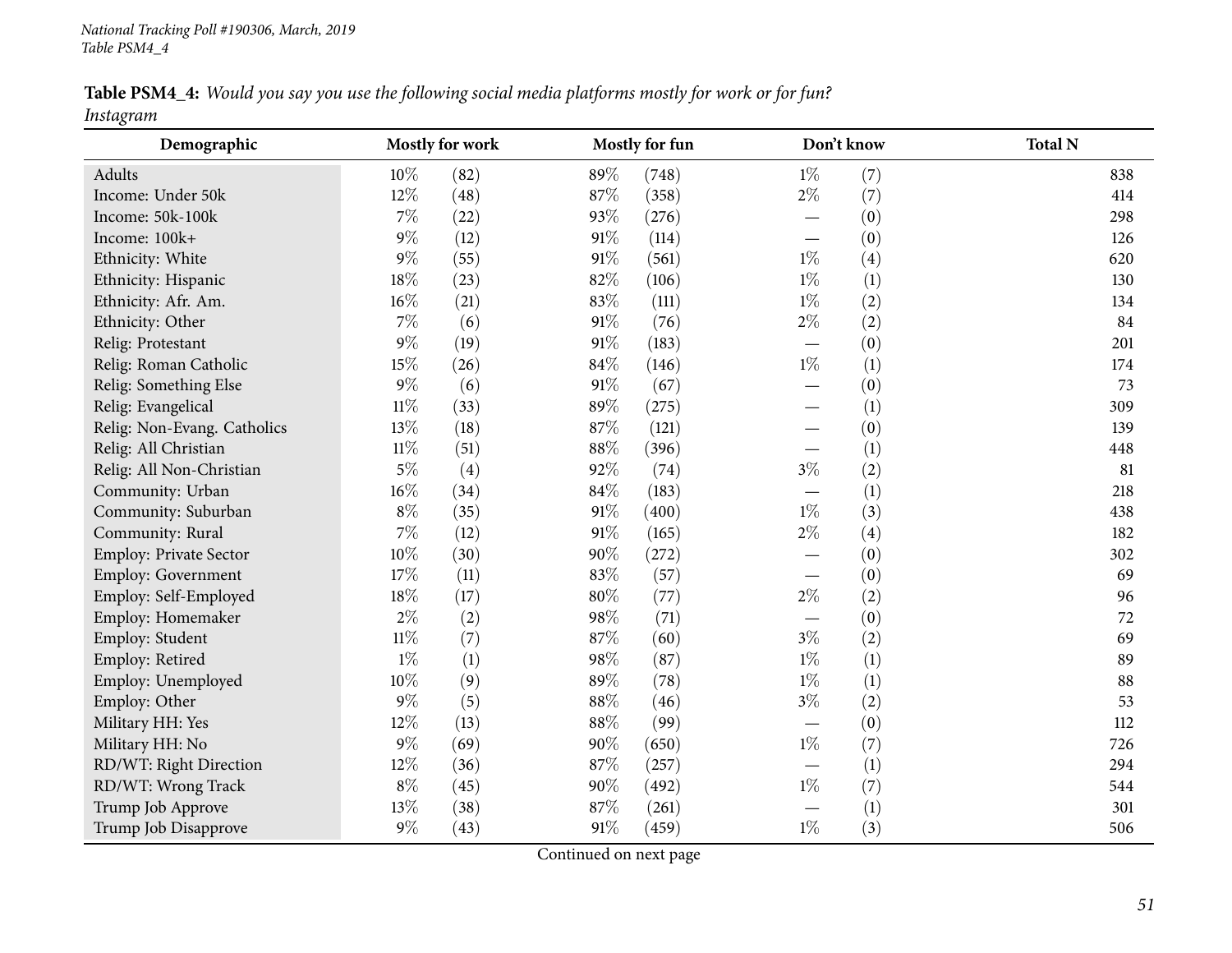**Table PSM4_4:** *Would you say you use the following social media platforms mostly for work or for fun?*
*Instagram*

| Demographic | Mostly for work | | Mostly for fun | | Don't know | | Total N |
|---|---|---|---|---|---|---|---|
| Adults | 10% | (82) | 89% | (748) | 1% | (7) | 838 |
| Income: Under 50k | 12% | (48) | 87% | (358) | 2% | (7) | 414 |
| Income: 50k-100k | 7% | (22) | 93% | (276) | — | (0) | 298 |
| Income: 100k+ | 9% | (12) | 91% | (114) | — | (0) | 126 |
| Ethnicity: White | 9% | (55) | 91% | (561) | 1% | (4) | 620 |
| Ethnicity: Hispanic | 18% | (23) | 82% | (106) | 1% | (1) | 130 |
| Ethnicity: Afr. Am. | 16% | (21) | 83% | (111) | 1% | (2) | 134 |
| Ethnicity: Other | 7% | (6) | 91% | (76) | 2% | (2) | 84 |
| Relig: Protestant | 9% | (19) | 91% | (183) | — | (0) | 201 |
| Relig: Roman Catholic | 15% | (26) | 84% | (146) | 1% | (1) | 174 |
| Relig: Something Else | 9% | (6) | 91% | (67) | — | (0) | 73 |
| Relig: Evangelical | 11% | (33) | 89% | (275) | — | (1) | 309 |
| Relig: Non-Evang. Catholics | 13% | (18) | 87% | (121) | — | (0) | 139 |
| Relig: All Christian | 11% | (51) | 88% | (396) | — | (1) | 448 |
| Relig: All Non-Christian | 5% | (4) | 92% | (74) | 3% | (2) | 81 |
| Community: Urban | 16% | (34) | 84% | (183) | — | (1) | 218 |
| Community: Suburban | 8% | (35) | 91% | (400) | 1% | (3) | 438 |
| Community: Rural | 7% | (12) | 91% | (165) | 2% | (4) | 182 |
| Employ: Private Sector | 10% | (30) | 90% | (272) | — | (0) | 302 |
| Employ: Government | 17% | (11) | 83% | (57) | — | (0) | 69 |
| Employ: Self-Employed | 18% | (17) | 80% | (77) | 2% | (2) | 96 |
| Employ: Homemaker | 2% | (2) | 98% | (71) | — | (0) | 72 |
| Employ: Student | 11% | (7) | 87% | (60) | 3% | (2) | 69 |
| Employ: Retired | 1% | (1) | 98% | (87) | 1% | (1) | 89 |
| Employ: Unemployed | 10% | (9) | 89% | (78) | 1% | (1) | 88 |
| Employ: Other | 9% | (5) | 88% | (46) | 3% | (2) | 53 |
| Military HH: Yes | 12% | (13) | 88% | (99) | — | (0) | 112 |
| Military HH: No | 9% | (69) | 90% | (650) | 1% | (7) | 726 |
| RD/WT: Right Direction | 12% | (36) | 87% | (257) | — | (1) | 294 |
| RD/WT: Wrong Track | 8% | (45) | 90% | (492) | 1% | (7) | 544 |
| Trump Job Approve | 13% | (38) | 87% | (261) | — | (1) | 301 |
| Trump Job Disapprove | 9% | (43) | 91% | (459) | 1% | (3) | 506 |

Continued on next page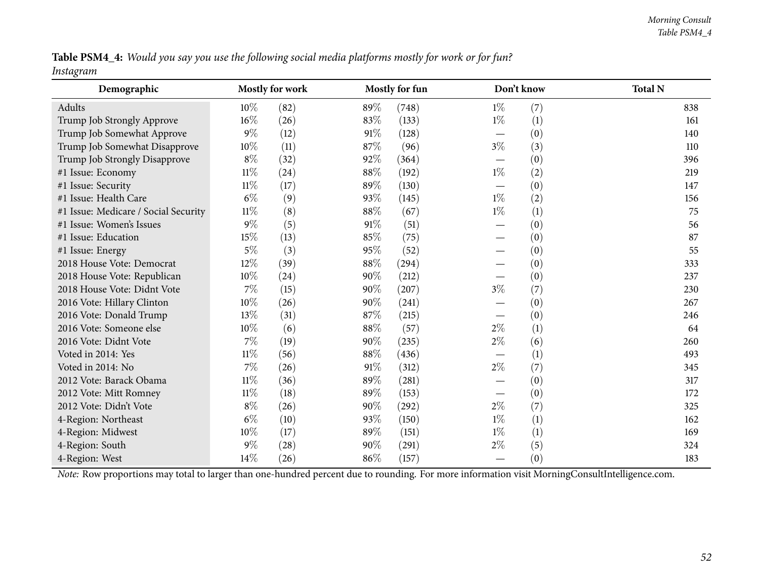**Table PSM4_4:** *Would you say you use the following social media platforms mostly for work or for fun?*
*Instagram*

| Demographic | Mostly for work | | Mostly for fun | | Don't know | | Total N |
|---|---|---|---|---|---|---|---|
| Adults | 10% | (82) | 89% | (748) | 1% | (7) | 838 |
| Trump Job Strongly Approve | 16% | (26) | 83% | (133) | 1% | (1) | 161 |
| Trump Job Somewhat Approve | 9% | (12) | 91% | (128) | — | (0) | 140 |
| Trump Job Somewhat Disapprove | 10% | (11) | 87% | (96) | 3% | (3) | 110 |
| Trump Job Strongly Disapprove | 8% | (32) | 92% | (364) | — | (0) | 396 |
| #1 Issue: Economy | 11% | (24) | 88% | (192) | 1% | (2) | 219 |
| #1 Issue: Security | 11% | (17) | 89% | (130) | — | (0) | 147 |
| #1 Issue: Health Care | 6% | (9) | 93% | (145) | 1% | (2) | 156 |
| #1 Issue: Medicare / Social Security | 11% | (8) | 88% | (67) | 1% | (1) | 75 |
| #1 Issue: Women's Issues | 9% | (5) | 91% | (51) | — | (0) | 56 |
| #1 Issue: Education | 15% | (13) | 85% | (75) | — | (0) | 87 |
| #1 Issue: Energy | 5% | (3) | 95% | (52) | — | (0) | 55 |
| 2018 House Vote: Democrat | 12% | (39) | 88% | (294) | — | (0) | 333 |
| 2018 House Vote: Republican | 10% | (24) | 90% | (212) | — | (0) | 237 |
| 2018 House Vote: Didnt Vote | 7% | (15) | 90% | (207) | 3% | (7) | 230 |
| 2016 Vote: Hillary Clinton | 10% | (26) | 90% | (241) | — | (0) | 267 |
| 2016 Vote: Donald Trump | 13% | (31) | 87% | (215) | — | (0) | 246 |
| 2016 Vote: Someone else | 10% | (6) | 88% | (57) | 2% | (1) | 64 |
| 2016 Vote: Didnt Vote | 7% | (19) | 90% | (235) | 2% | (6) | 260 |
| Voted in 2014: Yes | 11% | (56) | 88% | (436) | — | (1) | 493 |
| Voted in 2014: No | 7% | (26) | 91% | (312) | 2% | (7) | 345 |
| 2012 Vote: Barack Obama | 11% | (36) | 89% | (281) | — | (0) | 317 |
| 2012 Vote: Mitt Romney | 11% | (18) | 89% | (153) | — | (0) | 172 |
| 2012 Vote: Didn't Vote | 8% | (26) | 90% | (292) | 2% | (7) | 325 |
| 4-Region: Northeast | 6% | (10) | 93% | (150) | 1% | (1) | 162 |
| 4-Region: Midwest | 10% | (17) | 89% | (151) | 1% | (1) | 169 |
| 4-Region: South | 9% | (28) | 90% | (291) | 2% | (5) | 324 |
| 4-Region: West | 14% | (26) | 86% | (157) | — | (0) | 183 |

*Note:* Row proportions may total to larger than one-hundred percent due to rounding. For more information visit MorningConsultIntelligence.com.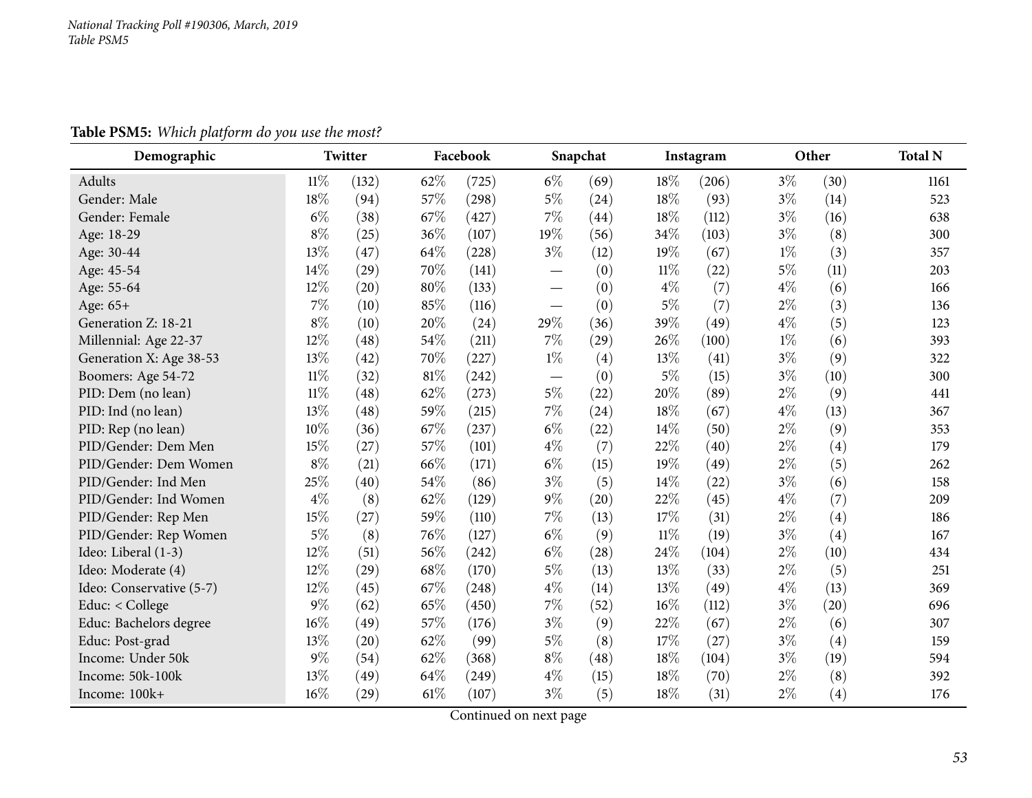**Table PSM5:** *Which platform do you use the most?*

| Demographic | Twitter | | Facebook | | Snapchat | | Instagram | | Other | | Total N |
|---|---|---|---|---|---|---|---|---|---|---|---|
| Adults | 11% | (132) | 62% | (725) | 6% | (69) | 18% | (206) | 3% | (30) | 1161 |
| Gender: Male | 18% | (94) | 57% | (298) | 5% | (24) | 18% | (93) | 3% | (14) | 523 |
| Gender: Female | 6% | (38) | 67% | (427) | 7% | (44) | 18% | (112) | 3% | (16) | 638 |
| Age: 18-29 | 8% | (25) | 36% | (107) | 19% | (56) | 34% | (103) | 3% | (8) | 300 |
| Age: 30-44 | 13% | (47) | 64% | (228) | 3% | (12) | 19% | (67) | 1% | (3) | 357 |
| Age: 45-54 | 14% | (29) | 70% | (141) | — | (0) | 11% | (22) | 5% | (11) | 203 |
| Age: 55-64 | 12% | (20) | 80% | (133) | — | (0) | 4% | (7) | 4% | (6) | 166 |
| Age: 65+ | 7% | (10) | 85% | (116) | — | (0) | 5% | (7) | 2% | (3) | 136 |
| Generation Z: 18-21 | 8% | (10) | 20% | (24) | 29% | (36) | 39% | (49) | 4% | (5) | 123 |
| Millennial: Age 22-37 | 12% | (48) | 54% | (211) | 7% | (29) | 26% | (100) | 1% | (6) | 393 |
| Generation X: Age 38-53 | 13% | (42) | 70% | (227) | 1% | (4) | 13% | (41) | 3% | (9) | 322 |
| Boomers: Age 54-72 | 11% | (32) | 81% | (242) | — | (0) | 5% | (15) | 3% | (10) | 300 |
| PID: Dem (no lean) | 11% | (48) | 62% | (273) | 5% | (22) | 20% | (89) | 2% | (9) | 441 |
| PID: Ind (no lean) | 13% | (48) | 59% | (215) | 7% | (24) | 18% | (67) | 4% | (13) | 367 |
| PID: Rep (no lean) | 10% | (36) | 67% | (237) | 6% | (22) | 14% | (50) | 2% | (9) | 353 |
| PID/Gender: Dem Men | 15% | (27) | 57% | (101) | 4% | (7) | 22% | (40) | 2% | (4) | 179 |
| PID/Gender: Dem Women | 8% | (21) | 66% | (171) | 6% | (15) | 19% | (49) | 2% | (5) | 262 |
| PID/Gender: Ind Men | 25% | (40) | 54% | (86) | 3% | (5) | 14% | (22) | 3% | (6) | 158 |
| PID/Gender: Ind Women | 4% | (8) | 62% | (129) | 9% | (20) | 22% | (45) | 4% | (7) | 209 |
| PID/Gender: Rep Men | 15% | (27) | 59% | (110) | 7% | (13) | 17% | (31) | 2% | (4) | 186 |
| PID/Gender: Rep Women | 5% | (8) | 76% | (127) | 6% | (9) | 11% | (19) | 3% | (4) | 167 |
| Ideo: Liberal (1-3) | 12% | (51) | 56% | (242) | 6% | (28) | 24% | (104) | 2% | (10) | 434 |
| Ideo: Moderate (4) | 12% | (29) | 68% | (170) | 5% | (13) | 13% | (33) | 2% | (5) | 251 |
| Ideo: Conservative (5-7) | 12% | (45) | 67% | (248) | 4% | (14) | 13% | (49) | 4% | (13) | 369 |
| Educ: < College | 9% | (62) | 65% | (450) | 7% | (52) | 16% | (112) | 3% | (20) | 696 |
| Educ: Bachelors degree | 16% | (49) | 57% | (176) | 3% | (9) | 22% | (67) | 2% | (6) | 307 |
| Educ: Post-grad | 13% | (20) | 62% | (99) | 5% | (8) | 17% | (27) | 3% | (4) | 159 |
| Income: Under 50k | 9% | (54) | 62% | (368) | 8% | (48) | 18% | (104) | 3% | (19) | 594 |
| Income: 50k-100k | 13% | (49) | 64% | (249) | 4% | (15) | 18% | (70) | 2% | (8) | 392 |
| Income: 100k+ | 16% | (29) | 61% | (107) | 3% | (5) | 18% | (31) | 2% | (4) | 176 |

Continued on next page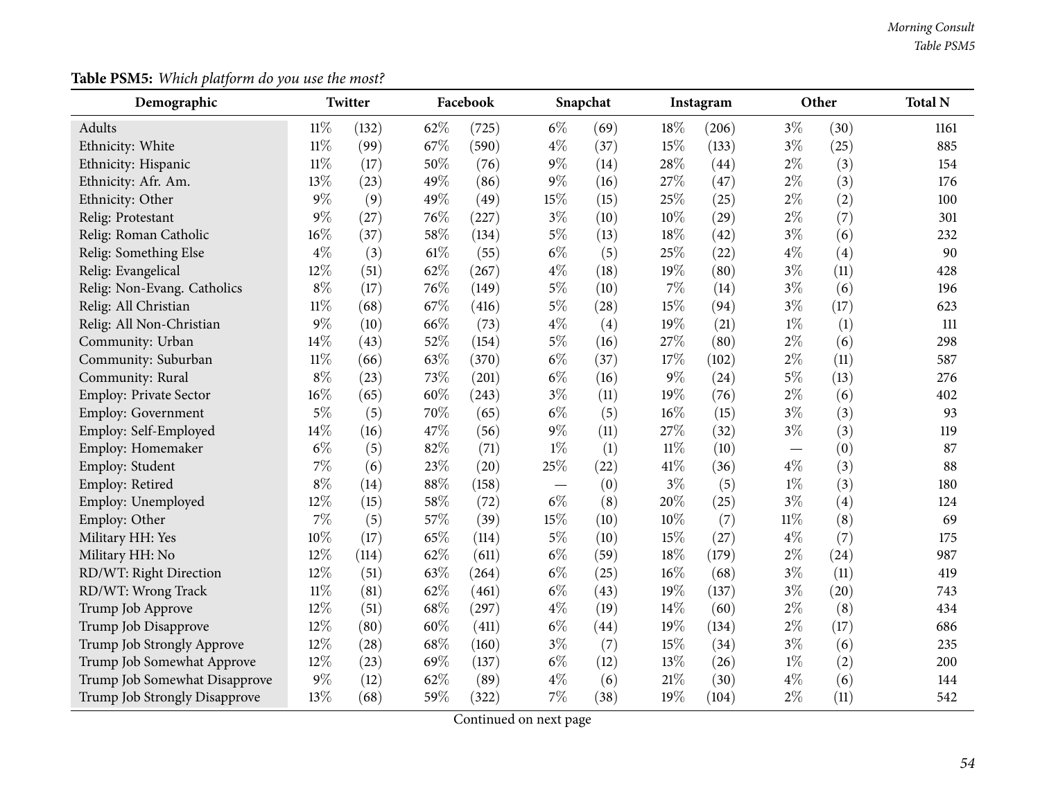**Table PSM5:** *Which platform do you use the most?*

| Demographic | Twitter | | Facebook | | Snapchat | | Instagram | | Other | | Total N |
|---|---|---|---|---|---|---|---|---|---|---|---|
| Adults | 11% | (132) | 62% | (725) | 6% | (69) | 18% | (206) | 3% | (30) | 1161 |
| Ethnicity: White | 11% | (99) | 67% | (590) | 4% | (37) | 15% | (133) | 3% | (25) | 885 |
| Ethnicity: Hispanic | 11% | (17) | 50% | (76) | 9% | (14) | 28% | (44) | 2% | (3) | 154 |
| Ethnicity: Afr. Am. | 13% | (23) | 49% | (86) | 9% | (16) | 27% | (47) | 2% | (3) | 176 |
| Ethnicity: Other | 9% | (9) | 49% | (49) | 15% | (15) | 25% | (25) | 2% | (2) | 100 |
| Relig: Protestant | 9% | (27) | 76% | (227) | 3% | (10) | 10% | (29) | 2% | (7) | 301 |
| Relig: Roman Catholic | 16% | (37) | 58% | (134) | 5% | (13) | 18% | (42) | 3% | (6) | 232 |
| Relig: Something Else | 4% | (3) | 61% | (55) | 6% | (5) | 25% | (22) | 4% | (4) | 90 |
| Relig: Evangelical | 12% | (51) | 62% | (267) | 4% | (18) | 19% | (80) | 3% | (11) | 428 |
| Relig: Non-Evang. Catholics | 8% | (17) | 76% | (149) | 5% | (10) | 7% | (14) | 3% | (6) | 196 |
| Relig: All Christian | 11% | (68) | 67% | (416) | 5% | (28) | 15% | (94) | 3% | (17) | 623 |
| Relig: All Non-Christian | 9% | (10) | 66% | (73) | 4% | (4) | 19% | (21) | 1% | (1) | 111 |
| Community: Urban | 14% | (43) | 52% | (154) | 5% | (16) | 27% | (80) | 2% | (6) | 298 |
| Community: Suburban | 11% | (66) | 63% | (370) | 6% | (37) | 17% | (102) | 2% | (11) | 587 |
| Community: Rural | 8% | (23) | 73% | (201) | 6% | (16) | 9% | (24) | 5% | (13) | 276 |
| Employ: Private Sector | 16% | (65) | 60% | (243) | 3% | (11) | 19% | (76) | 2% | (6) | 402 |
| Employ: Government | 5% | (5) | 70% | (65) | 6% | (5) | 16% | (15) | 3% | (3) | 93 |
| Employ: Self-Employed | 14% | (16) | 47% | (56) | 9% | (11) | 27% | (32) | 3% | (3) | 119 |
| Employ: Homemaker | 6% | (5) | 82% | (71) | 1% | (1) | 11% | (10) | — | (0) | 87 |
| Employ: Student | 7% | (6) | 23% | (20) | 25% | (22) | 41% | (36) | 4% | (3) | 88 |
| Employ: Retired | 8% | (14) | 88% | (158) | — | (0) | 3% | (5) | 1% | (3) | 180 |
| Employ: Unemployed | 12% | (15) | 58% | (72) | 6% | (8) | 20% | (25) | 3% | (4) | 124 |
| Employ: Other | 7% | (5) | 57% | (39) | 15% | (10) | 10% | (7) | 11% | (8) | 69 |
| Military HH: Yes | 10% | (17) | 65% | (114) | 5% | (10) | 15% | (27) | 4% | (7) | 175 |
| Military HH: No | 12% | (114) | 62% | (611) | 6% | (59) | 18% | (179) | 2% | (24) | 987 |
| RD/WT: Right Direction | 12% | (51) | 63% | (264) | 6% | (25) | 16% | (68) | 3% | (11) | 419 |
| RD/WT: Wrong Track | 11% | (81) | 62% | (461) | 6% | (43) | 19% | (137) | 3% | (20) | 743 |
| Trump Job Approve | 12% | (51) | 68% | (297) | 4% | (19) | 14% | (60) | 2% | (8) | 434 |
| Trump Job Disapprove | 12% | (80) | 60% | (411) | 6% | (44) | 19% | (134) | 2% | (17) | 686 |
| Trump Job Strongly Approve | 12% | (28) | 68% | (160) | 3% | (7) | 15% | (34) | 3% | (6) | 235 |
| Trump Job Somewhat Approve | 12% | (23) | 69% | (137) | 6% | (12) | 13% | (26) | 1% | (2) | 200 |
| Trump Job Somewhat Disapprove | 9% | (12) | 62% | (89) | 4% | (6) | 21% | (30) | 4% | (6) | 144 |
| Trump Job Strongly Disapprove | 13% | (68) | 59% | (322) | 7% | (38) | 19% | (104) | 2% | (11) | 542 |

Continued on next page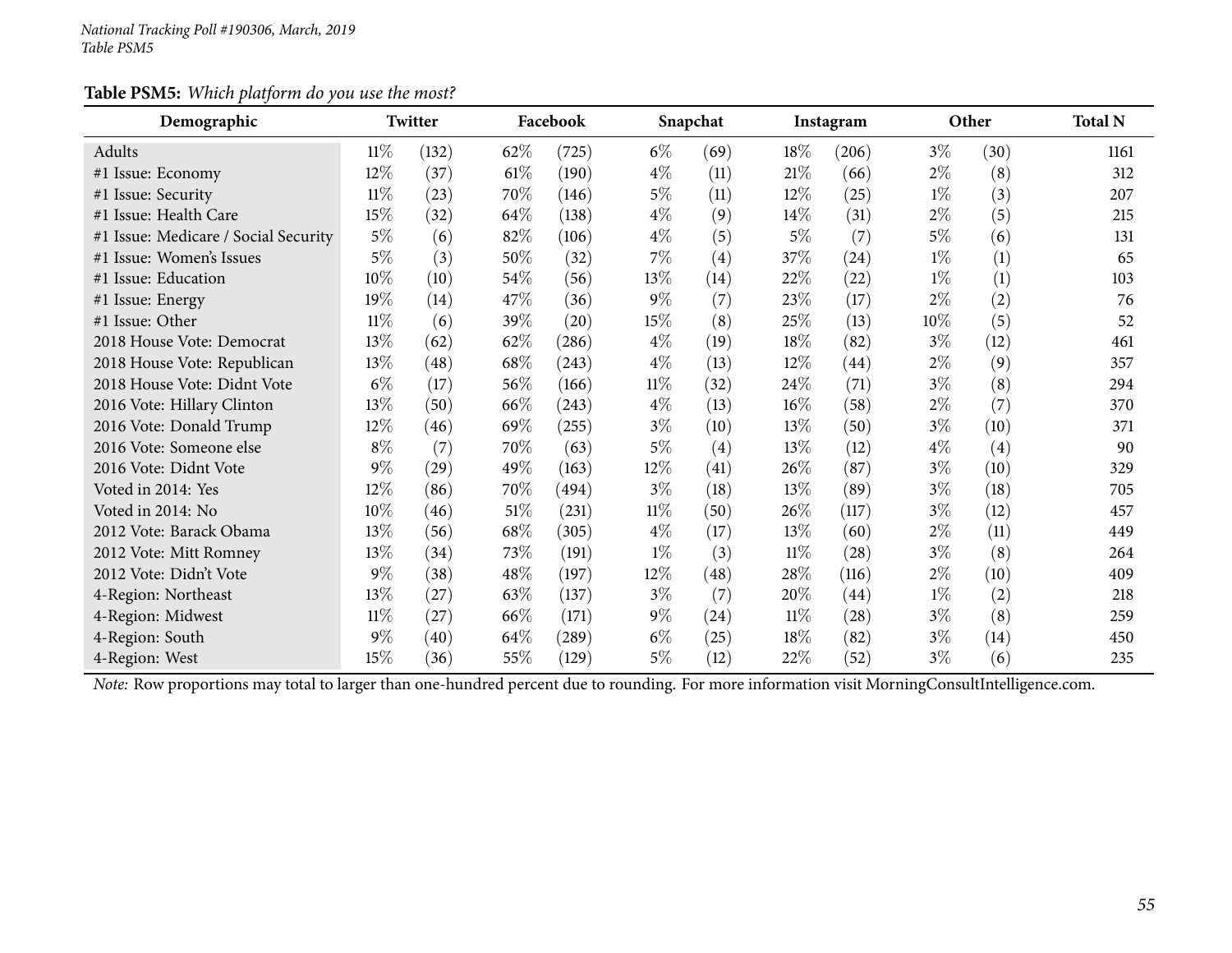National Tracking Poll #190306, March, 2019
Table PSM5

**Table PSM5:** *Which platform do you use the most?*

| Demographic | Twitter | | Facebook | | Snapchat | | Instagram | | Other | | Total N |
|---|---|---|---|---|---|---|---|---|---|---|---|
| Adults | 11% | (132) | 62% | (725) | 6% | (69) | 18% | (206) | 3% | (30) | 1161 |
| #1 Issue: Economy | 12% | (37) | 61% | (190) | 4% | (11) | 21% | (66) | 2% | (8) | 312 |
| #1 Issue: Security | 11% | (23) | 70% | (146) | 5% | (11) | 12% | (25) | 1% | (3) | 207 |
| #1 Issue: Health Care | 15% | (32) | 64% | (138) | 4% | (9) | 14% | (31) | 2% | (5) | 215 |
| #1 Issue: Medicare / Social Security | 5% | (6) | 82% | (106) | 4% | (5) | 5% | (7) | 5% | (6) | 131 |
| #1 Issue: Women's Issues | 5% | (3) | 50% | (32) | 7% | (4) | 37% | (24) | 1% | (1) | 65 |
| #1 Issue: Education | 10% | (10) | 54% | (56) | 13% | (14) | 22% | (22) | 1% | (1) | 103 |
| #1 Issue: Energy | 19% | (14) | 47% | (36) | 9% | (7) | 23% | (17) | 2% | (2) | 76 |
| #1 Issue: Other | 11% | (6) | 39% | (20) | 15% | (8) | 25% | (13) | 10% | (5) | 52 |
| 2018 House Vote: Democrat | 13% | (62) | 62% | (286) | 4% | (19) | 18% | (82) | 3% | (12) | 461 |
| 2018 House Vote: Republican | 13% | (48) | 68% | (243) | 4% | (13) | 12% | (44) | 2% | (9) | 357 |
| 2018 House Vote: Didnt Vote | 6% | (17) | 56% | (166) | 11% | (32) | 24% | (71) | 3% | (8) | 294 |
| 2016 Vote: Hillary Clinton | 13% | (50) | 66% | (243) | 4% | (13) | 16% | (58) | 2% | (7) | 370 |
| 2016 Vote: Donald Trump | 12% | (46) | 69% | (255) | 3% | (10) | 13% | (50) | 3% | (10) | 371 |
| 2016 Vote: Someone else | 8% | (7) | 70% | (63) | 5% | (4) | 13% | (12) | 4% | (4) | 90 |
| 2016 Vote: Didnt Vote | 9% | (29) | 49% | (163) | 12% | (41) | 26% | (87) | 3% | (10) | 329 |
| Voted in 2014: Yes | 12% | (86) | 70% | (494) | 3% | (18) | 13% | (89) | 3% | (18) | 705 |
| Voted in 2014: No | 10% | (46) | 51% | (231) | 11% | (50) | 26% | (117) | 3% | (12) | 457 |
| 2012 Vote: Barack Obama | 13% | (56) | 68% | (305) | 4% | (17) | 13% | (60) | 2% | (11) | 449 |
| 2012 Vote: Mitt Romney | 13% | (34) | 73% | (191) | 1% | (3) | 11% | (28) | 3% | (8) | 264 |
| 2012 Vote: Didn't Vote | 9% | (38) | 48% | (197) | 12% | (48) | 28% | (116) | 2% | (10) | 409 |
| 4-Region: Northeast | 13% | (27) | 63% | (137) | 3% | (7) | 20% | (44) | 1% | (2) | 218 |
| 4-Region: Midwest | 11% | (27) | 66% | (171) | 9% | (24) | 11% | (28) | 3% | (8) | 259 |
| 4-Region: South | 9% | (40) | 64% | (289) | 6% | (25) | 18% | (82) | 3% | (14) | 450 |
| 4-Region: West | 15% | (36) | 55% | (129) | 5% | (12) | 22% | (52) | 3% | (6) | 235 |

*Note:* Row proportions may total to larger than one-hundred percent due to rounding. For more information visit MorningConsultIntelligence.com.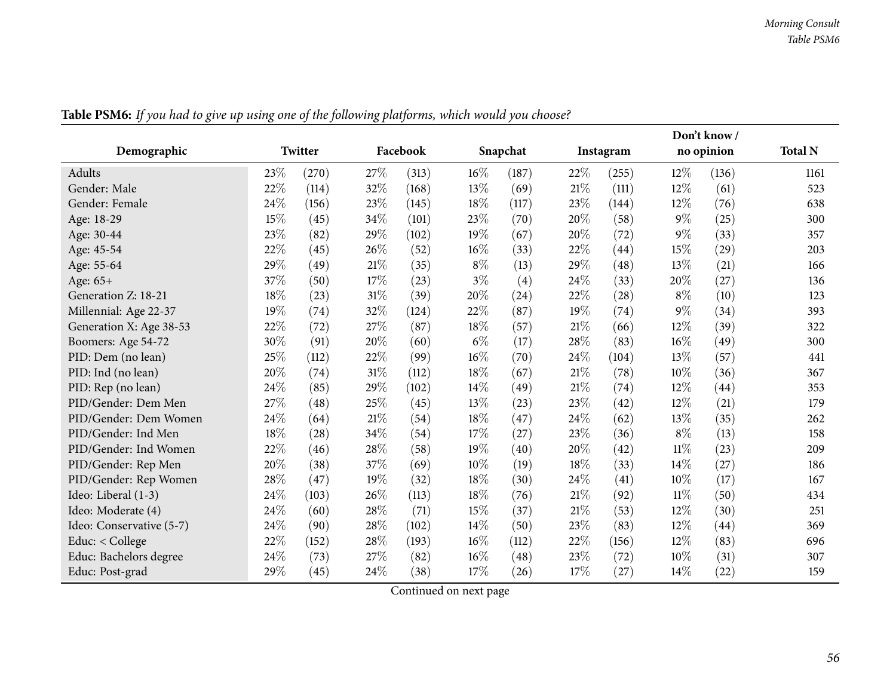**Table PSM6:** *If you had to give up using one of the following platforms, which would you choose?*

| Demographic | Twitter | | Facebook | | Snapchat | | Instagram | | Don't know / no opinion | | Total N |
|---|---|---|---|---|---|---|---|---|---|---|---|
| Adults | 23% | (270) | 27% | (313) | 16% | (187) | 22% | (255) | 12% | (136) | 1161 |
| Gender: Male | 22% | (114) | 32% | (168) | 13% | (69) | 21% | (111) | 12% | (61) | 523 |
| Gender: Female | 24% | (156) | 23% | (145) | 18% | (117) | 23% | (144) | 12% | (76) | 638 |
| Age: 18-29 | 15% | (45) | 34% | (101) | 23% | (70) | 20% | (58) | 9% | (25) | 300 |
| Age: 30-44 | 23% | (82) | 29% | (102) | 19% | (67) | 20% | (72) | 9% | (33) | 357 |
| Age: 45-54 | 22% | (45) | 26% | (52) | 16% | (33) | 22% | (44) | 15% | (29) | 203 |
| Age: 55-64 | 29% | (49) | 21% | (35) | 8% | (13) | 29% | (48) | 13% | (21) | 166 |
| Age: 65+ | 37% | (50) | 17% | (23) | 3% | (4) | 24% | (33) | 20% | (27) | 136 |
| Generation Z: 18-21 | 18% | (23) | 31% | (39) | 20% | (24) | 22% | (28) | 8% | (10) | 123 |
| Millennial: Age 22-37 | 19% | (74) | 32% | (124) | 22% | (87) | 19% | (74) | 9% | (34) | 393 |
| Generation X: Age 38-53 | 22% | (72) | 27% | (87) | 18% | (57) | 21% | (66) | 12% | (39) | 322 |
| Boomers: Age 54-72 | 30% | (91) | 20% | (60) | 6% | (17) | 28% | (83) | 16% | (49) | 300 |
| PID: Dem (no lean) | 25% | (112) | 22% | (99) | 16% | (70) | 24% | (104) | 13% | (57) | 441 |
| PID: Ind (no lean) | 20% | (74) | 31% | (112) | 18% | (67) | 21% | (78) | 10% | (36) | 367 |
| PID: Rep (no lean) | 24% | (85) | 29% | (102) | 14% | (49) | 21% | (74) | 12% | (44) | 353 |
| PID/Gender: Dem Men | 27% | (48) | 25% | (45) | 13% | (23) | 23% | (42) | 12% | (21) | 179 |
| PID/Gender: Dem Women | 24% | (64) | 21% | (54) | 18% | (47) | 24% | (62) | 13% | (35) | 262 |
| PID/Gender: Ind Men | 18% | (28) | 34% | (54) | 17% | (27) | 23% | (36) | 8% | (13) | 158 |
| PID/Gender: Ind Women | 22% | (46) | 28% | (58) | 19% | (40) | 20% | (42) | 11% | (23) | 209 |
| PID/Gender: Rep Men | 20% | (38) | 37% | (69) | 10% | (19) | 18% | (33) | 14% | (27) | 186 |
| PID/Gender: Rep Women | 28% | (47) | 19% | (32) | 18% | (30) | 24% | (41) | 10% | (17) | 167 |
| Ideo: Liberal (1-3) | 24% | (103) | 26% | (113) | 18% | (76) | 21% | (92) | 11% | (50) | 434 |
| Ideo: Moderate (4) | 24% | (60) | 28% | (71) | 15% | (37) | 21% | (53) | 12% | (30) | 251 |
| Ideo: Conservative (5-7) | 24% | (90) | 28% | (102) | 14% | (50) | 23% | (83) | 12% | (44) | 369 |
| Educ: < College | 22% | (152) | 28% | (193) | 16% | (112) | 22% | (156) | 12% | (83) | 696 |
| Educ: Bachelors degree | 24% | (73) | 27% | (82) | 16% | (48) | 23% | (72) | 10% | (31) | 307 |
| Educ: Post-grad | 29% | (45) | 24% | (38) | 17% | (26) | 17% | (27) | 14% | (22) | 159 |

Continued on next page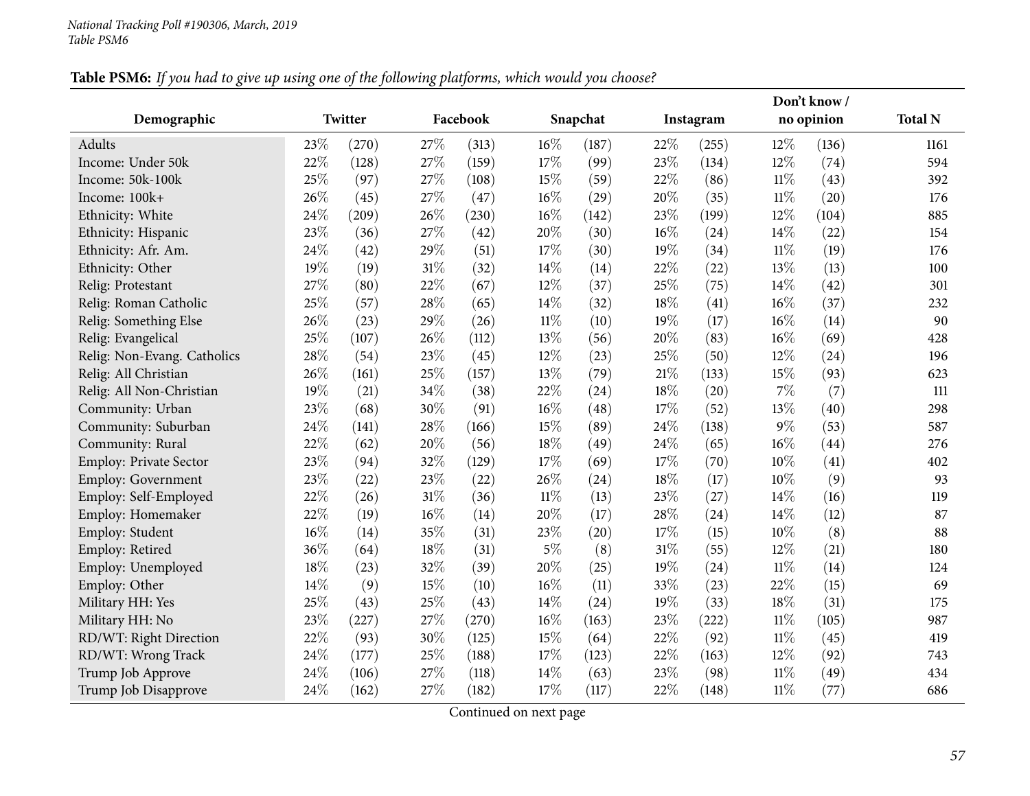**Table PSM6:** *If you had to give up using one of the following platforms, which would you choose?*

| Demographic | Twitter | | Facebook | | Snapchat | | Instagram | | Don't know / no opinion | | Total N |
|---|---|---|---|---|---|---|---|---|---|---|---|
| Adults | 23% | (270) | 27% | (313) | 16% | (187) | 22% | (255) | 12% | (136) | 1161 |
| Income: Under 50k | 22% | (128) | 27% | (159) | 17% | (99) | 23% | (134) | 12% | (74) | 594 |
| Income: 50k-100k | 25% | (97) | 27% | (108) | 15% | (59) | 22% | (86) | 11% | (43) | 392 |
| Income: 100k+ | 26% | (45) | 27% | (47) | 16% | (29) | 20% | (35) | 11% | (20) | 176 |
| Ethnicity: White | 24% | (209) | 26% | (230) | 16% | (142) | 23% | (199) | 12% | (104) | 885 |
| Ethnicity: Hispanic | 23% | (36) | 27% | (42) | 20% | (30) | 16% | (24) | 14% | (22) | 154 |
| Ethnicity: Afr. Am. | 24% | (42) | 29% | (51) | 17% | (30) | 19% | (34) | 11% | (19) | 176 |
| Ethnicity: Other | 19% | (19) | 31% | (32) | 14% | (14) | 22% | (22) | 13% | (13) | 100 |
| Relig: Protestant | 27% | (80) | 22% | (67) | 12% | (37) | 25% | (75) | 14% | (42) | 301 |
| Relig: Roman Catholic | 25% | (57) | 28% | (65) | 14% | (32) | 18% | (41) | 16% | (37) | 232 |
| Relig: Something Else | 26% | (23) | 29% | (26) | 11% | (10) | 19% | (17) | 16% | (14) | 90 |
| Relig: Evangelical | 25% | (107) | 26% | (112) | 13% | (56) | 20% | (83) | 16% | (69) | 428 |
| Relig: Non-Evang. Catholics | 28% | (54) | 23% | (45) | 12% | (23) | 25% | (50) | 12% | (24) | 196 |
| Relig: All Christian | 26% | (161) | 25% | (157) | 13% | (79) | 21% | (133) | 15% | (93) | 623 |
| Relig: All Non-Christian | 19% | (21) | 34% | (38) | 22% | (24) | 18% | (20) | 7% | (7) | 111 |
| Community: Urban | 23% | (68) | 30% | (91) | 16% | (48) | 17% | (52) | 13% | (40) | 298 |
| Community: Suburban | 24% | (141) | 28% | (166) | 15% | (89) | 24% | (138) | 9% | (53) | 587 |
| Community: Rural | 22% | (62) | 20% | (56) | 18% | (49) | 24% | (65) | 16% | (44) | 276 |
| Employ: Private Sector | 23% | (94) | 32% | (129) | 17% | (69) | 17% | (70) | 10% | (41) | 402 |
| Employ: Government | 23% | (22) | 23% | (22) | 26% | (24) | 18% | (17) | 10% | (9) | 93 |
| Employ: Self-Employed | 22% | (26) | 31% | (36) | 11% | (13) | 23% | (27) | 14% | (16) | 119 |
| Employ: Homemaker | 22% | (19) | 16% | (14) | 20% | (17) | 28% | (24) | 14% | (12) | 87 |
| Employ: Student | 16% | (14) | 35% | (31) | 23% | (20) | 17% | (15) | 10% | (8) | 88 |
| Employ: Retired | 36% | (64) | 18% | (31) | 5% | (8) | 31% | (55) | 12% | (21) | 180 |
| Employ: Unemployed | 18% | (23) | 32% | (39) | 20% | (25) | 19% | (24) | 11% | (14) | 124 |
| Employ: Other | 14% | (9) | 15% | (10) | 16% | (11) | 33% | (23) | 22% | (15) | 69 |
| Military HH: Yes | 25% | (43) | 25% | (43) | 14% | (24) | 19% | (33) | 18% | (31) | 175 |
| Military HH: No | 23% | (227) | 27% | (270) | 16% | (163) | 23% | (222) | 11% | (105) | 987 |
| RD/WT: Right Direction | 22% | (93) | 30% | (125) | 15% | (64) | 22% | (92) | 11% | (45) | 419 |
| RD/WT: Wrong Track | 24% | (177) | 25% | (188) | 17% | (123) | 22% | (163) | 12% | (92) | 743 |
| Trump Job Approve | 24% | (106) | 27% | (118) | 14% | (63) | 23% | (98) | 11% | (49) | 434 |
| Trump Job Disapprove | 24% | (162) | 27% | (182) | 17% | (117) | 22% | (148) | 11% | (77) | 686 |

Continued on next page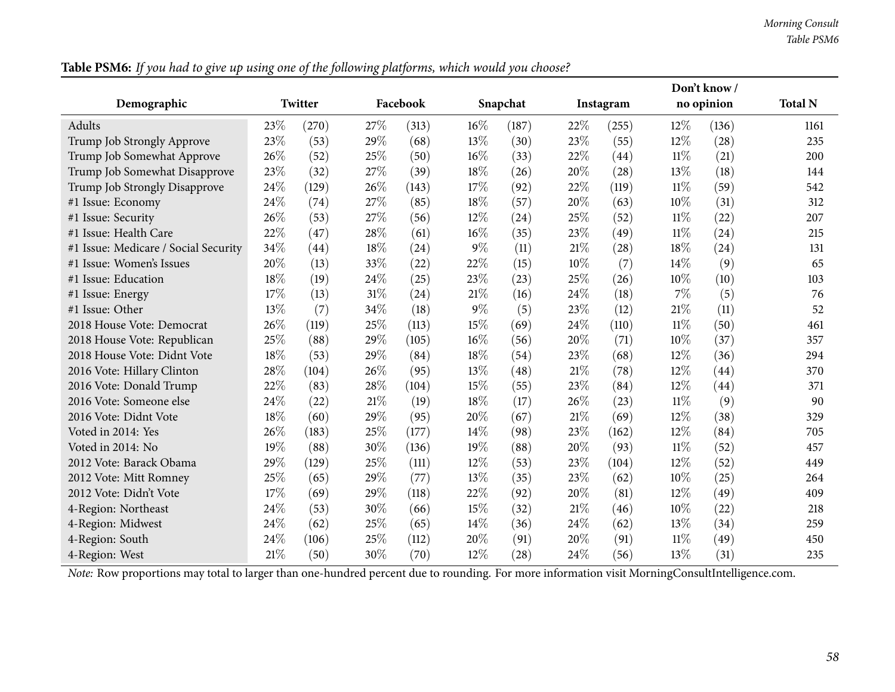**Table PSM6:** *If you had to give up using one of the following platforms, which would you choose?*

| Demographic | Twitter | | Facebook | | Snapchat | | Instagram | | Don't know / no opinion | | Total N |
|---|---|---|---|---|---|---|---|---|---|---|---|
| Adults | 23% | (270) | 27% | (313) | 16% | (187) | 22% | (255) | 12% | (136) | 1161 |
| Trump Job Strongly Approve | 23% | (53) | 29% | (68) | 13% | (30) | 23% | (55) | 12% | (28) | 235 |
| Trump Job Somewhat Approve | 26% | (52) | 25% | (50) | 16% | (33) | 22% | (44) | 11% | (21) | 200 |
| Trump Job Somewhat Disapprove | 23% | (32) | 27% | (39) | 18% | (26) | 20% | (28) | 13% | (18) | 144 |
| Trump Job Strongly Disapprove | 24% | (129) | 26% | (143) | 17% | (92) | 22% | (119) | 11% | (59) | 542 |
| #1 Issue: Economy | 24% | (74) | 27% | (85) | 18% | (57) | 20% | (63) | 10% | (31) | 312 |
| #1 Issue: Security | 26% | (53) | 27% | (56) | 12% | (24) | 25% | (52) | 11% | (22) | 207 |
| #1 Issue: Health Care | 22% | (47) | 28% | (61) | 16% | (35) | 23% | (49) | 11% | (24) | 215 |
| #1 Issue: Medicare / Social Security | 34% | (44) | 18% | (24) | 9% | (11) | 21% | (28) | 18% | (24) | 131 |
| #1 Issue: Women's Issues | 20% | (13) | 33% | (22) | 22% | (15) | 10% | (7) | 14% | (9) | 65 |
| #1 Issue: Education | 18% | (19) | 24% | (25) | 23% | (23) | 25% | (26) | 10% | (10) | 103 |
| #1 Issue: Energy | 17% | (13) | 31% | (24) | 21% | (16) | 24% | (18) | 7% | (5) | 76 |
| #1 Issue: Other | 13% | (7) | 34% | (18) | 9% | (5) | 23% | (12) | 21% | (11) | 52 |
| 2018 House Vote: Democrat | 26% | (119) | 25% | (113) | 15% | (69) | 24% | (110) | 11% | (50) | 461 |
| 2018 House Vote: Republican | 25% | (88) | 29% | (105) | 16% | (56) | 20% | (71) | 10% | (37) | 357 |
| 2018 House Vote: Didnt Vote | 18% | (53) | 29% | (84) | 18% | (54) | 23% | (68) | 12% | (36) | 294 |
| 2016 Vote: Hillary Clinton | 28% | (104) | 26% | (95) | 13% | (48) | 21% | (78) | 12% | (44) | 370 |
| 2016 Vote: Donald Trump | 22% | (83) | 28% | (104) | 15% | (55) | 23% | (84) | 12% | (44) | 371 |
| 2016 Vote: Someone else | 24% | (22) | 21% | (19) | 18% | (17) | 26% | (23) | 11% | (9) | 90 |
| 2016 Vote: Didnt Vote | 18% | (60) | 29% | (95) | 20% | (67) | 21% | (69) | 12% | (38) | 329 |
| Voted in 2014: Yes | 26% | (183) | 25% | (177) | 14% | (98) | 23% | (162) | 12% | (84) | 705 |
| Voted in 2014: No | 19% | (88) | 30% | (136) | 19% | (88) | 20% | (93) | 11% | (52) | 457 |
| 2012 Vote: Barack Obama | 29% | (129) | 25% | (111) | 12% | (53) | 23% | (104) | 12% | (52) | 449 |
| 2012 Vote: Mitt Romney | 25% | (65) | 29% | (77) | 13% | (35) | 23% | (62) | 10% | (25) | 264 |
| 2012 Vote: Didn't Vote | 17% | (69) | 29% | (118) | 22% | (92) | 20% | (81) | 12% | (49) | 409 |
| 4-Region: Northeast | 24% | (53) | 30% | (66) | 15% | (32) | 21% | (46) | 10% | (22) | 218 |
| 4-Region: Midwest | 24% | (62) | 25% | (65) | 14% | (36) | 24% | (62) | 13% | (34) | 259 |
| 4-Region: South | 24% | (106) | 25% | (112) | 20% | (91) | 20% | (91) | 11% | (49) | 450 |
| 4-Region: West | 21% | (50) | 30% | (70) | 12% | (28) | 24% | (56) | 13% | (31) | 235 |

*Note:* Row proportions may total to larger than one-hundred percent due to rounding. For more information visit MorningConsultIntelligence.com.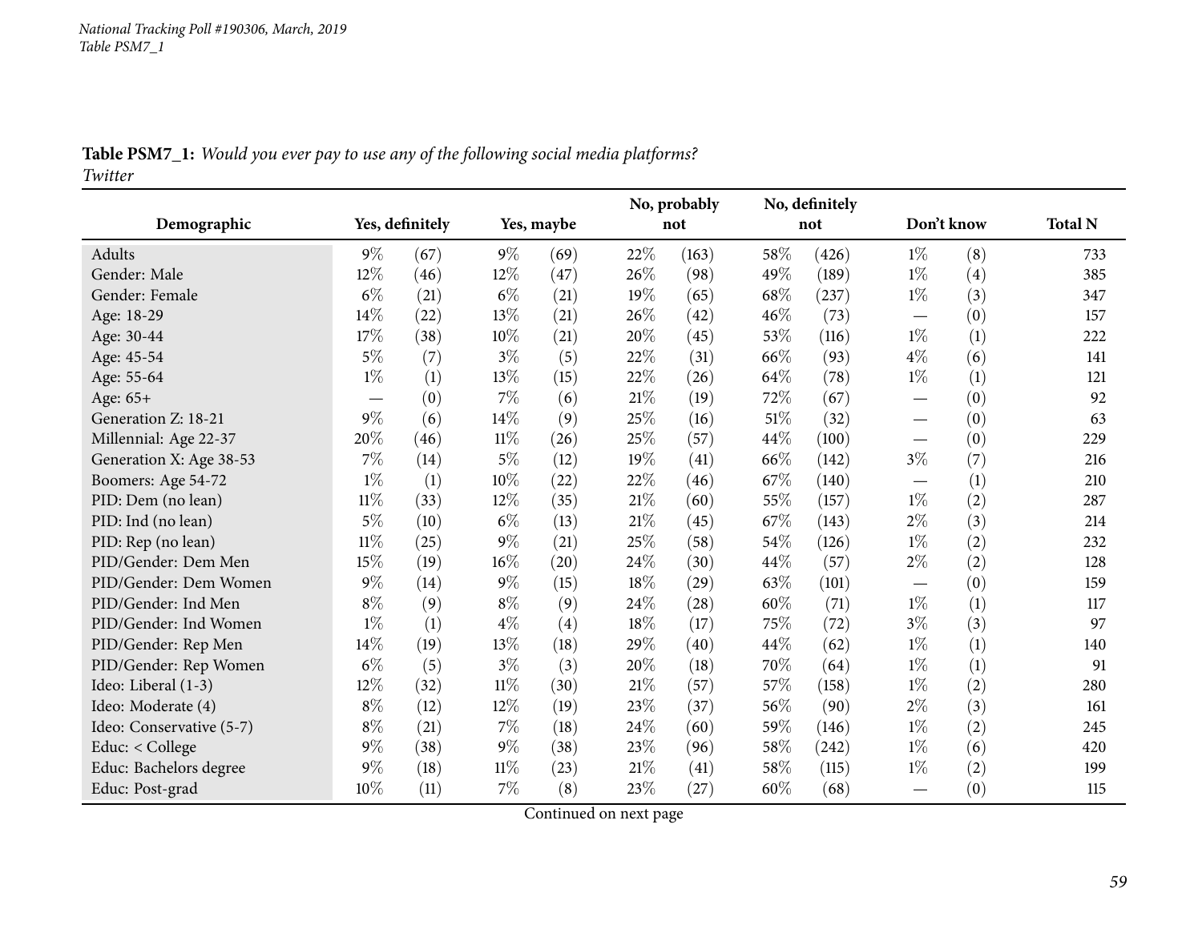**Table PSM7_1:** *Would you ever pay to use any of the following social media platforms?*
*Twitter*

| Demographic | Yes, definitely | | Yes, maybe | | No, probably not | | No, definitely not | | Don't know | | Total N |
|---|---|---|---|---|---|---|---|---|---|---|---|
| Adults | 9% | (67) | 9% | (69) | 22% | (163) | 58% | (426) | 1% | (8) | 733 |
| Gender: Male | 12% | (46) | 12% | (47) | 26% | (98) | 49% | (189) | 1% | (4) | 385 |
| Gender: Female | 6% | (21) | 6% | (21) | 19% | (65) | 68% | (237) | 1% | (3) | 347 |
| Age: 18-29 | 14% | (22) | 13% | (21) | 26% | (42) | 46% | (73) | — | (0) | 157 |
| Age: 30-44 | 17% | (38) | 10% | (21) | 20% | (45) | 53% | (116) | 1% | (1) | 222 |
| Age: 45-54 | 5% | (7) | 3% | (5) | 22% | (31) | 66% | (93) | 4% | (6) | 141 |
| Age: 55-64 | 1% | (1) | 13% | (15) | 22% | (26) | 64% | (78) | 1% | (1) | 121 |
| Age: 65+ | — | (0) | 7% | (6) | 21% | (19) | 72% | (67) | — | (0) | 92 |
| Generation Z: 18-21 | 9% | (6) | 14% | (9) | 25% | (16) | 51% | (32) | — | (0) | 63 |
| Millennial: Age 22-37 | 20% | (46) | 11% | (26) | 25% | (57) | 44% | (100) | — | (0) | 229 |
| Generation X: Age 38-53 | 7% | (14) | 5% | (12) | 19% | (41) | 66% | (142) | 3% | (7) | 216 |
| Boomers: Age 54-72 | 1% | (1) | 10% | (22) | 22% | (46) | 67% | (140) | — | (1) | 210 |
| PID: Dem (no lean) | 11% | (33) | 12% | (35) | 21% | (60) | 55% | (157) | 1% | (2) | 287 |
| PID: Ind (no lean) | 5% | (10) | 6% | (13) | 21% | (45) | 67% | (143) | 2% | (3) | 214 |
| PID: Rep (no lean) | 11% | (25) | 9% | (21) | 25% | (58) | 54% | (126) | 1% | (2) | 232 |
| PID/Gender: Dem Men | 15% | (19) | 16% | (20) | 24% | (30) | 44% | (57) | 2% | (2) | 128 |
| PID/Gender: Dem Women | 9% | (14) | 9% | (15) | 18% | (29) | 63% | (101) | — | (0) | 159 |
| PID/Gender: Ind Men | 8% | (9) | 8% | (9) | 24% | (28) | 60% | (71) | 1% | (1) | 117 |
| PID/Gender: Ind Women | 1% | (1) | 4% | (4) | 18% | (17) | 75% | (72) | 3% | (3) | 97 |
| PID/Gender: Rep Men | 14% | (19) | 13% | (18) | 29% | (40) | 44% | (62) | 1% | (1) | 140 |
| PID/Gender: Rep Women | 6% | (5) | 3% | (3) | 20% | (18) | 70% | (64) | 1% | (1) | 91 |
| Ideo: Liberal (1-3) | 12% | (32) | 11% | (30) | 21% | (57) | 57% | (158) | 1% | (2) | 280 |
| Ideo: Moderate (4) | 8% | (12) | 12% | (19) | 23% | (37) | 56% | (90) | 2% | (3) | 161 |
| Ideo: Conservative (5-7) | 8% | (21) | 7% | (18) | 24% | (60) | 59% | (146) | 1% | (2) | 245 |
| Educ: < College | 9% | (38) | 9% | (38) | 23% | (96) | 58% | (242) | 1% | (6) | 420 |
| Educ: Bachelors degree | 9% | (18) | 11% | (23) | 21% | (41) | 58% | (115) | 1% | (2) | 199 |
| Educ: Post-grad | 10% | (11) | 7% | (8) | 23% | (27) | 60% | (68) | — | (0) | 115 |

Continued on next page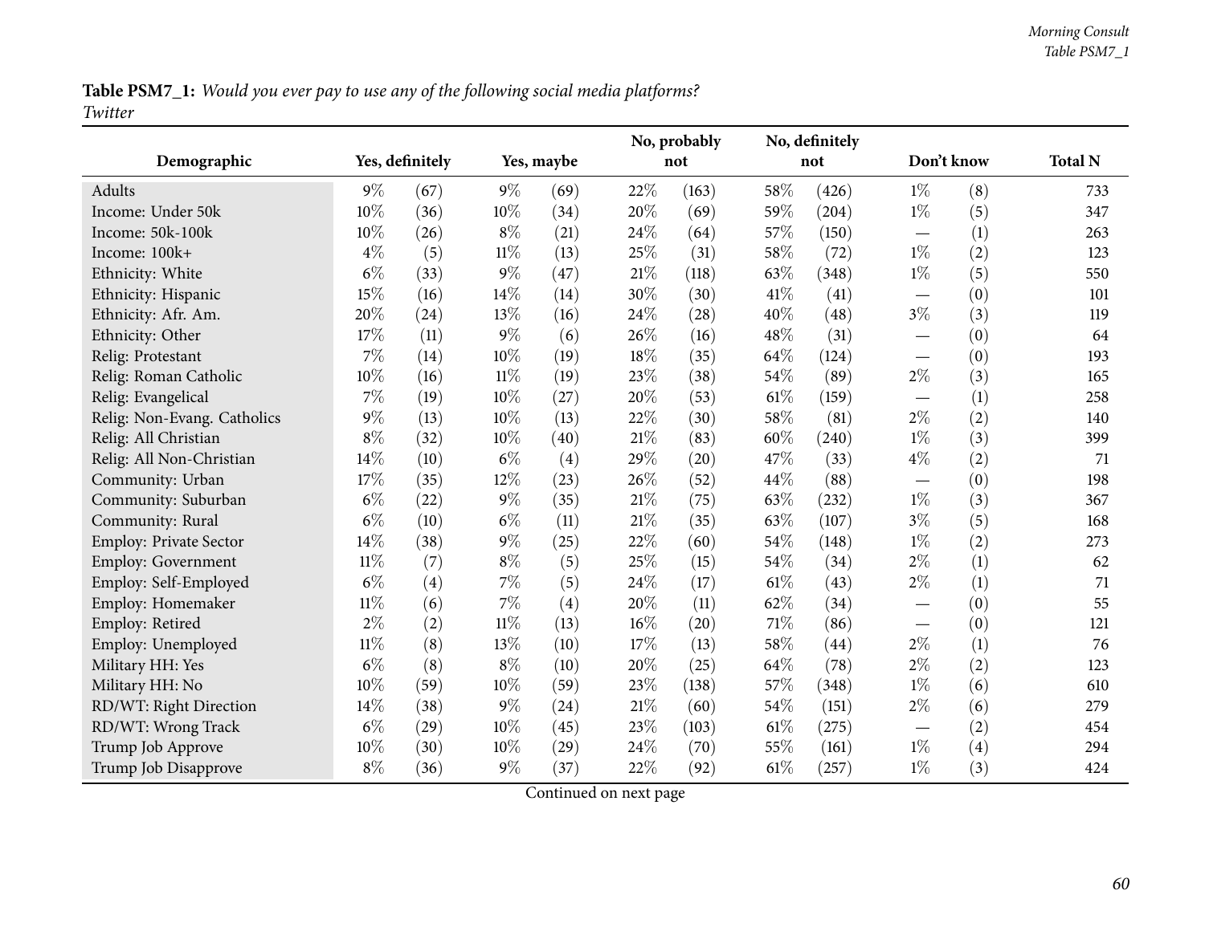**Table PSM7_1:** *Would you ever pay to use any of the following social media platforms?*
*Twitter*

| Demographic | Yes, definitely | | Yes, maybe | | No, probably not | | No, definitely not | | Don't know | | Total N |
|---|---|---|---|---|---|---|---|---|---|---|---|
| Adults | 9% | (67) | 9% | (69) | 22% | (163) | 58% | (426) | 1% | (8) | 733 |
| Income: Under 50k | 10% | (36) | 10% | (34) | 20% | (69) | 59% | (204) | 1% | (5) | 347 |
| Income: 50k-100k | 10% | (26) | 8% | (21) | 24% | (64) | 57% | (150) | — | (1) | 263 |
| Income: 100k+ | 4% | (5) | 11% | (13) | 25% | (31) | 58% | (72) | 1% | (2) | 123 |
| Ethnicity: White | 6% | (33) | 9% | (47) | 21% | (118) | 63% | (348) | 1% | (5) | 550 |
| Ethnicity: Hispanic | 15% | (16) | 14% | (14) | 30% | (30) | 41% | (41) | — | (0) | 101 |
| Ethnicity: Afr. Am. | 20% | (24) | 13% | (16) | 24% | (28) | 40% | (48) | 3% | (3) | 119 |
| Ethnicity: Other | 17% | (11) | 9% | (6) | 26% | (16) | 48% | (31) | — | (0) | 64 |
| Relig: Protestant | 7% | (14) | 10% | (19) | 18% | (35) | 64% | (124) | — | (0) | 193 |
| Relig: Roman Catholic | 10% | (16) | 11% | (19) | 23% | (38) | 54% | (89) | 2% | (3) | 165 |
| Relig: Evangelical | 7% | (19) | 10% | (27) | 20% | (53) | 61% | (159) | — | (1) | 258 |
| Relig: Non-Evang. Catholics | 9% | (13) | 10% | (13) | 22% | (30) | 58% | (81) | 2% | (2) | 140 |
| Relig: All Christian | 8% | (32) | 10% | (40) | 21% | (83) | 60% | (240) | 1% | (3) | 399 |
| Relig: All Non-Christian | 14% | (10) | 6% | (4) | 29% | (20) | 47% | (33) | 4% | (2) | 71 |
| Community: Urban | 17% | (35) | 12% | (23) | 26% | (52) | 44% | (88) | — | (0) | 198 |
| Community: Suburban | 6% | (22) | 9% | (35) | 21% | (75) | 63% | (232) | 1% | (3) | 367 |
| Community: Rural | 6% | (10) | 6% | (11) | 21% | (35) | 63% | (107) | 3% | (5) | 168 |
| Employ: Private Sector | 14% | (38) | 9% | (25) | 22% | (60) | 54% | (148) | 1% | (2) | 273 |
| Employ: Government | 11% | (7) | 8% | (5) | 25% | (15) | 54% | (34) | 2% | (1) | 62 |
| Employ: Self-Employed | 6% | (4) | 7% | (5) | 24% | (17) | 61% | (43) | 2% | (1) | 71 |
| Employ: Homemaker | 11% | (6) | 7% | (4) | 20% | (11) | 62% | (34) | — | (0) | 55 |
| Employ: Retired | 2% | (2) | 11% | (13) | 16% | (20) | 71% | (86) | — | (0) | 121 |
| Employ: Unemployed | 11% | (8) | 13% | (10) | 17% | (13) | 58% | (44) | 2% | (1) | 76 |
| Military HH: Yes | 6% | (8) | 8% | (10) | 20% | (25) | 64% | (78) | 2% | (2) | 123 |
| Military HH: No | 10% | (59) | 10% | (59) | 23% | (138) | 57% | (348) | 1% | (6) | 610 |
| RD/WT: Right Direction | 14% | (38) | 9% | (24) | 21% | (60) | 54% | (151) | 2% | (6) | 279 |
| RD/WT: Wrong Track | 6% | (29) | 10% | (45) | 23% | (103) | 61% | (275) | — | (2) | 454 |
| Trump Job Approve | 10% | (30) | 10% | (29) | 24% | (70) | 55% | (161) | 1% | (4) | 294 |
| Trump Job Disapprove | 8% | (36) | 9% | (37) | 22% | (92) | 61% | (257) | 1% | (3) | 424 |

Continued on next page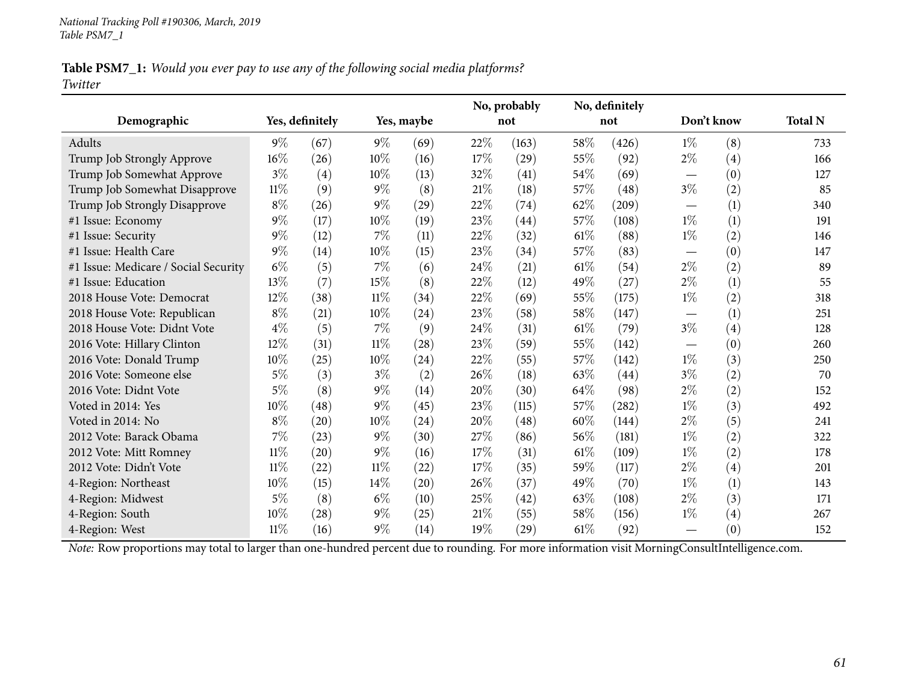National Tracking Poll #190306, March, 2019
Table PSM7_1

**Table PSM7_1:** *Would you ever pay to use any of the following social media platforms?*
*Twitter*

| Demographic | Yes, definitely | | Yes, maybe | | No, probably not | | No, definitely not | | Don't know | | Total N |
|---|---|---|---|---|---|---|---|---|---|---|---|
| Adults | 9% | (67) | 9% | (69) | 22% | (163) | 58% | (426) | 1% | (8) | 733 |
| Trump Job Strongly Approve | 16% | (26) | 10% | (16) | 17% | (29) | 55% | (92) | 2% | (4) | 166 |
| Trump Job Somewhat Approve | 3% | (4) | 10% | (13) | 32% | (41) | 54% | (69) | — | (0) | 127 |
| Trump Job Somewhat Disapprove | 11% | (9) | 9% | (8) | 21% | (18) | 57% | (48) | 3% | (2) | 85 |
| Trump Job Strongly Disapprove | 8% | (26) | 9% | (29) | 22% | (74) | 62% | (209) | — | (1) | 340 |
| #1 Issue: Economy | 9% | (17) | 10% | (19) | 23% | (44) | 57% | (108) | 1% | (1) | 191 |
| #1 Issue: Security | 9% | (12) | 7% | (11) | 22% | (32) | 61% | (88) | 1% | (2) | 146 |
| #1 Issue: Health Care | 9% | (14) | 10% | (15) | 23% | (34) | 57% | (83) | — | (0) | 147 |
| #1 Issue: Medicare / Social Security | 6% | (5) | 7% | (6) | 24% | (21) | 61% | (54) | 2% | (2) | 89 |
| #1 Issue: Education | 13% | (7) | 15% | (8) | 22% | (12) | 49% | (27) | 2% | (1) | 55 |
| 2018 House Vote: Democrat | 12% | (38) | 11% | (34) | 22% | (69) | 55% | (175) | 1% | (2) | 318 |
| 2018 House Vote: Republican | 8% | (21) | 10% | (24) | 23% | (58) | 58% | (147) | — | (1) | 251 |
| 2018 House Vote: Didnt Vote | 4% | (5) | 7% | (9) | 24% | (31) | 61% | (79) | 3% | (4) | 128 |
| 2016 Vote: Hillary Clinton | 12% | (31) | 11% | (28) | 23% | (59) | 55% | (142) | — | (0) | 260 |
| 2016 Vote: Donald Trump | 10% | (25) | 10% | (24) | 22% | (55) | 57% | (142) | 1% | (3) | 250 |
| 2016 Vote: Someone else | 5% | (3) | 3% | (2) | 26% | (18) | 63% | (44) | 3% | (2) | 70 |
| 2016 Vote: Didnt Vote | 5% | (8) | 9% | (14) | 20% | (30) | 64% | (98) | 2% | (2) | 152 |
| Voted in 2014: Yes | 10% | (48) | 9% | (45) | 23% | (115) | 57% | (282) | 1% | (3) | 492 |
| Voted in 2014: No | 8% | (20) | 10% | (24) | 20% | (48) | 60% | (144) | 2% | (5) | 241 |
| 2012 Vote: Barack Obama | 7% | (23) | 9% | (30) | 27% | (86) | 56% | (181) | 1% | (2) | 322 |
| 2012 Vote: Mitt Romney | 11% | (20) | 9% | (16) | 17% | (31) | 61% | (109) | 1% | (2) | 178 |
| 2012 Vote: Didn't Vote | 11% | (22) | 11% | (22) | 17% | (35) | 59% | (117) | 2% | (4) | 201 |
| 4-Region: Northeast | 10% | (15) | 14% | (20) | 26% | (37) | 49% | (70) | 1% | (1) | 143 |
| 4-Region: Midwest | 5% | (8) | 6% | (10) | 25% | (42) | 63% | (108) | 2% | (3) | 171 |
| 4-Region: South | 10% | (28) | 9% | (25) | 21% | (55) | 58% | (156) | 1% | (4) | 267 |
| 4-Region: West | 11% | (16) | 9% | (14) | 19% | (29) | 61% | (92) | — | (0) | 152 |

*Note:* Row proportions may total to larger than one-hundred percent due to rounding. For more information visit MorningConsultIntelligence.com.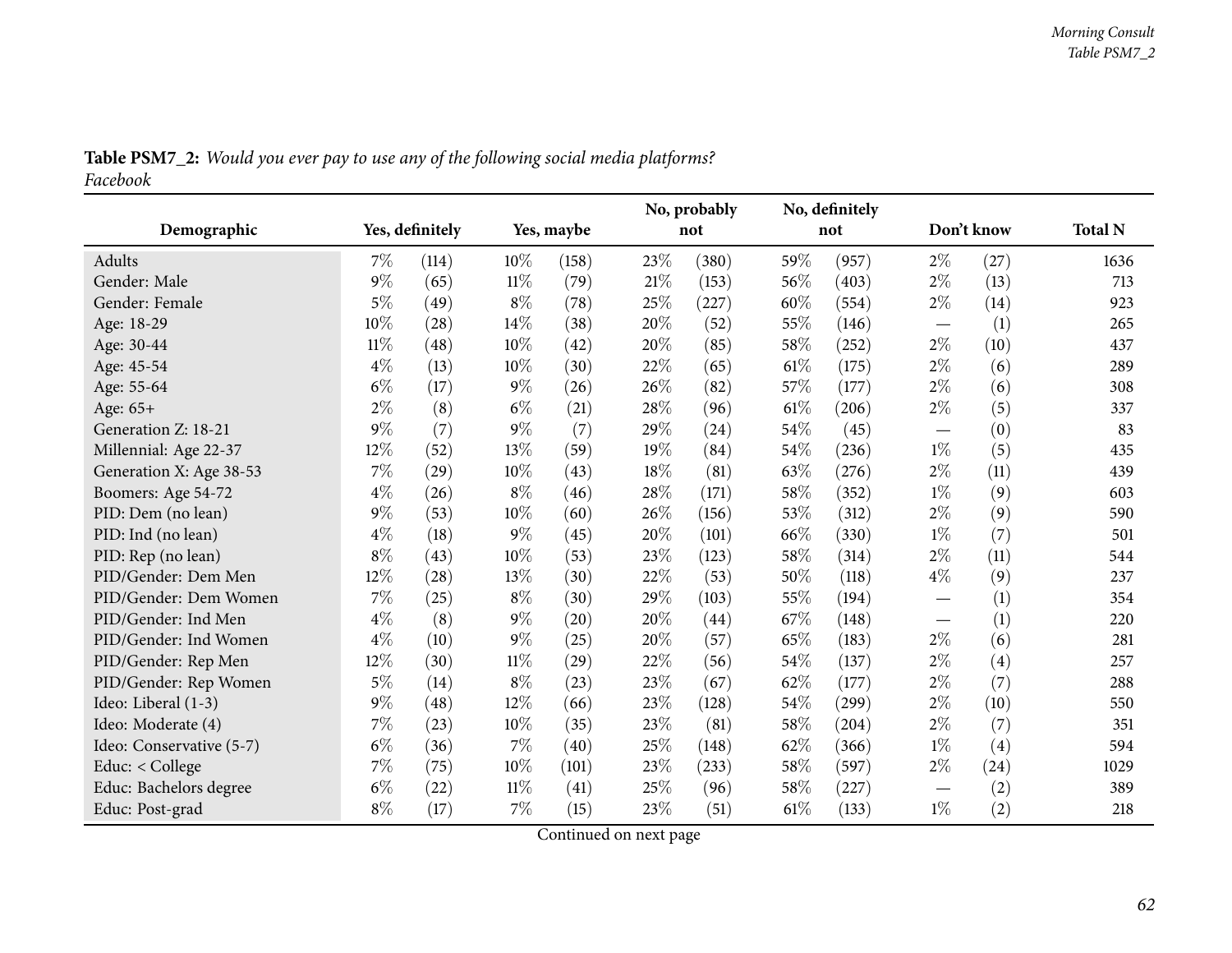**Table PSM7_2:** *Would you ever pay to use any of the following social media platforms?*
*Facebook*

| Demographic | Yes, definitely | | Yes, maybe | | No, probably not | | No, definitely not | | Don't know | | Total N |
|---|---|---|---|---|---|---|---|---|---|---|---|
| Adults | 7% | (114) | 10% | (158) | 23% | (380) | 59% | (957) | 2% | (27) | 1636 |
| Gender: Male | 9% | (65) | 11% | (79) | 21% | (153) | 56% | (403) | 2% | (13) | 713 |
| Gender: Female | 5% | (49) | 8% | (78) | 25% | (227) | 60% | (554) | 2% | (14) | 923 |
| Age: 18-29 | 10% | (28) | 14% | (38) | 20% | (52) | 55% | (146) | — | (1) | 265 |
| Age: 30-44 | 11% | (48) | 10% | (42) | 20% | (85) | 58% | (252) | 2% | (10) | 437 |
| Age: 45-54 | 4% | (13) | 10% | (30) | 22% | (65) | 61% | (175) | 2% | (6) | 289 |
| Age: 55-64 | 6% | (17) | 9% | (26) | 26% | (82) | 57% | (177) | 2% | (6) | 308 |
| Age: 65+ | 2% | (8) | 6% | (21) | 28% | (96) | 61% | (206) | 2% | (5) | 337 |
| Generation Z: 18-21 | 9% | (7) | 9% | (7) | 29% | (24) | 54% | (45) | — | (0) | 83 |
| Millennial: Age 22-37 | 12% | (52) | 13% | (59) | 19% | (84) | 54% | (236) | 1% | (5) | 435 |
| Generation X: Age 38-53 | 7% | (29) | 10% | (43) | 18% | (81) | 63% | (276) | 2% | (11) | 439 |
| Boomers: Age 54-72 | 4% | (26) | 8% | (46) | 28% | (171) | 58% | (352) | 1% | (9) | 603 |
| PID: Dem (no lean) | 9% | (53) | 10% | (60) | 26% | (156) | 53% | (312) | 2% | (9) | 590 |
| PID: Ind (no lean) | 4% | (18) | 9% | (45) | 20% | (101) | 66% | (330) | 1% | (7) | 501 |
| PID: Rep (no lean) | 8% | (43) | 10% | (53) | 23% | (123) | 58% | (314) | 2% | (11) | 544 |
| PID/Gender: Dem Men | 12% | (28) | 13% | (30) | 22% | (53) | 50% | (118) | 4% | (9) | 237 |
| PID/Gender: Dem Women | 7% | (25) | 8% | (30) | 29% | (103) | 55% | (194) | — | (1) | 354 |
| PID/Gender: Ind Men | 4% | (8) | 9% | (20) | 20% | (44) | 67% | (148) | — | (1) | 220 |
| PID/Gender: Ind Women | 4% | (10) | 9% | (25) | 20% | (57) | 65% | (183) | 2% | (6) | 281 |
| PID/Gender: Rep Men | 12% | (30) | 11% | (29) | 22% | (56) | 54% | (137) | 2% | (4) | 257 |
| PID/Gender: Rep Women | 5% | (14) | 8% | (23) | 23% | (67) | 62% | (177) | 2% | (7) | 288 |
| Ideo: Liberal (1-3) | 9% | (48) | 12% | (66) | 23% | (128) | 54% | (299) | 2% | (10) | 550 |
| Ideo: Moderate (4) | 7% | (23) | 10% | (35) | 23% | (81) | 58% | (204) | 2% | (7) | 351 |
| Ideo: Conservative (5-7) | 6% | (36) | 7% | (40) | 25% | (148) | 62% | (366) | 1% | (4) | 594 |
| Educ: < College | 7% | (75) | 10% | (101) | 23% | (233) | 58% | (597) | 2% | (24) | 1029 |
| Educ: Bachelors degree | 6% | (22) | 11% | (41) | 25% | (96) | 58% | (227) | — | (2) | 389 |
| Educ: Post-grad | 8% | (17) | 7% | (15) | 23% | (51) | 61% | (133) | 1% | (2) | 218 |

Continued on next page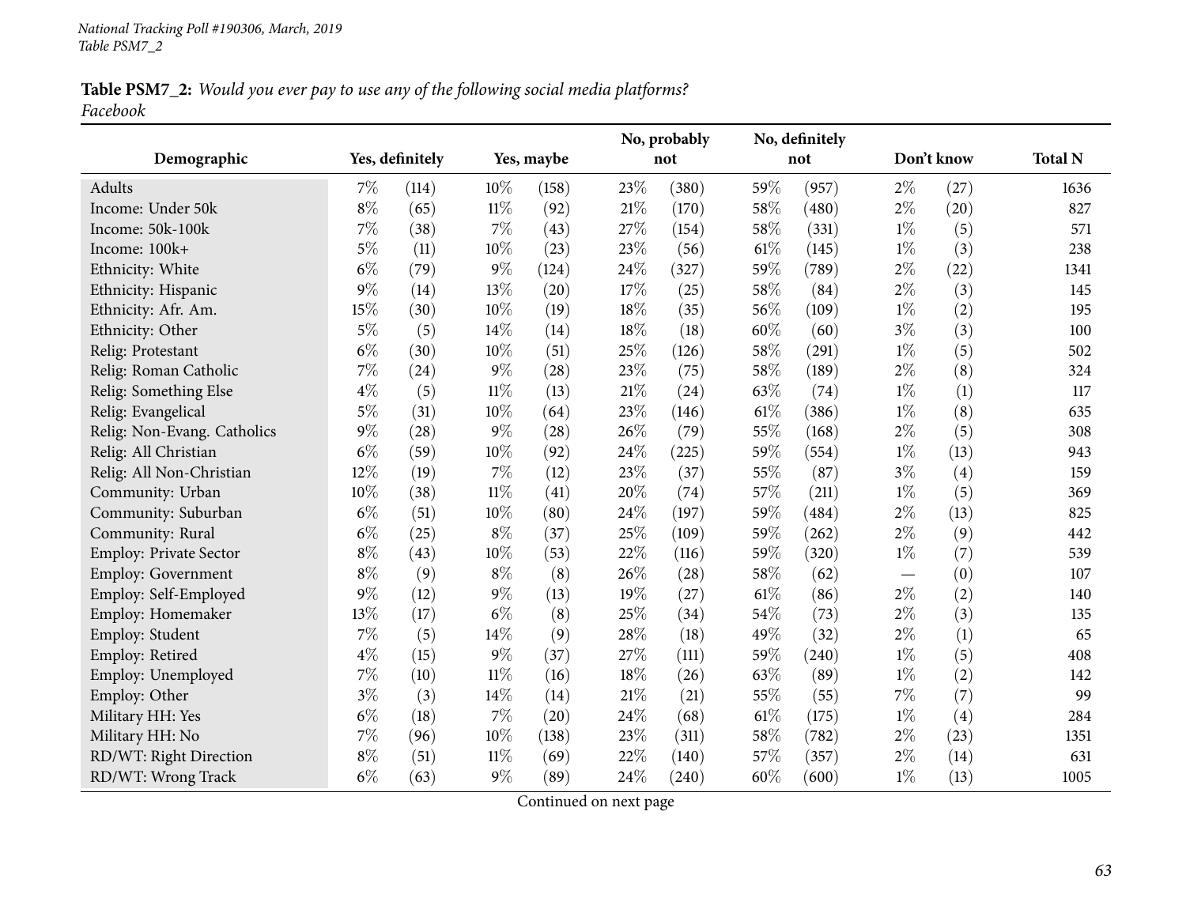**Table PSM7_2:** *Would you ever pay to use any of the following social media platforms?*
*Facebook*

| Demographic | Yes, definitely | | Yes, maybe | | No, probably not | | No, definitely not | | Don't know | | Total N |
|---|---|---|---|---|---|---|---|---|---|---|---|
| Adults | 7% | (114) | 10% | (158) | 23% | (380) | 59% | (957) | 2% | (27) | 1636 |
| Income: Under 50k | 8% | (65) | 11% | (92) | 21% | (170) | 58% | (480) | 2% | (20) | 827 |
| Income: 50k-100k | 7% | (38) | 7% | (43) | 27% | (154) | 58% | (331) | 1% | (5) | 571 |
| Income: 100k+ | 5% | (11) | 10% | (23) | 23% | (56) | 61% | (145) | 1% | (3) | 238 |
| Ethnicity: White | 6% | (79) | 9% | (124) | 24% | (327) | 59% | (789) | 2% | (22) | 1341 |
| Ethnicity: Hispanic | 9% | (14) | 13% | (20) | 17% | (25) | 58% | (84) | 2% | (3) | 145 |
| Ethnicity: Afr. Am. | 15% | (30) | 10% | (19) | 18% | (35) | 56% | (109) | 1% | (2) | 195 |
| Ethnicity: Other | 5% | (5) | 14% | (14) | 18% | (18) | 60% | (60) | 3% | (3) | 100 |
| Relig: Protestant | 6% | (30) | 10% | (51) | 25% | (126) | 58% | (291) | 1% | (5) | 502 |
| Relig: Roman Catholic | 7% | (24) | 9% | (28) | 23% | (75) | 58% | (189) | 2% | (8) | 324 |
| Relig: Something Else | 4% | (5) | 11% | (13) | 21% | (24) | 63% | (74) | 1% | (1) | 117 |
| Relig: Evangelical | 5% | (31) | 10% | (64) | 23% | (146) | 61% | (386) | 1% | (8) | 635 |
| Relig: Non-Evang. Catholics | 9% | (28) | 9% | (28) | 26% | (79) | 55% | (168) | 2% | (5) | 308 |
| Relig: All Christian | 6% | (59) | 10% | (92) | 24% | (225) | 59% | (554) | 1% | (13) | 943 |
| Relig: All Non-Christian | 12% | (19) | 7% | (12) | 23% | (37) | 55% | (87) | 3% | (4) | 159 |
| Community: Urban | 10% | (38) | 11% | (41) | 20% | (74) | 57% | (211) | 1% | (5) | 369 |
| Community: Suburban | 6% | (51) | 10% | (80) | 24% | (197) | 59% | (484) | 2% | (13) | 825 |
| Community: Rural | 6% | (25) | 8% | (37) | 25% | (109) | 59% | (262) | 2% | (9) | 442 |
| Employ: Private Sector | 8% | (43) | 10% | (53) | 22% | (116) | 59% | (320) | 1% | (7) | 539 |
| Employ: Government | 8% | (9) | 8% | (8) | 26% | (28) | 58% | (62) | — | (0) | 107 |
| Employ: Self-Employed | 9% | (12) | 9% | (13) | 19% | (27) | 61% | (86) | 2% | (2) | 140 |
| Employ: Homemaker | 13% | (17) | 6% | (8) | 25% | (34) | 54% | (73) | 2% | (3) | 135 |
| Employ: Student | 7% | (5) | 14% | (9) | 28% | (18) | 49% | (32) | 2% | (1) | 65 |
| Employ: Retired | 4% | (15) | 9% | (37) | 27% | (111) | 59% | (240) | 1% | (5) | 408 |
| Employ: Unemployed | 7% | (10) | 11% | (16) | 18% | (26) | 63% | (89) | 1% | (2) | 142 |
| Employ: Other | 3% | (3) | 14% | (14) | 21% | (21) | 55% | (55) | 7% | (7) | 99 |
| Military HH: Yes | 6% | (18) | 7% | (20) | 24% | (68) | 61% | (175) | 1% | (4) | 284 |
| Military HH: No | 7% | (96) | 10% | (138) | 23% | (311) | 58% | (782) | 2% | (23) | 1351 |
| RD/WT: Right Direction | 8% | (51) | 11% | (69) | 22% | (140) | 57% | (357) | 2% | (14) | 631 |
| RD/WT: Wrong Track | 6% | (63) | 9% | (89) | 24% | (240) | 60% | (600) | 1% | (13) | 1005 |

Continued on next page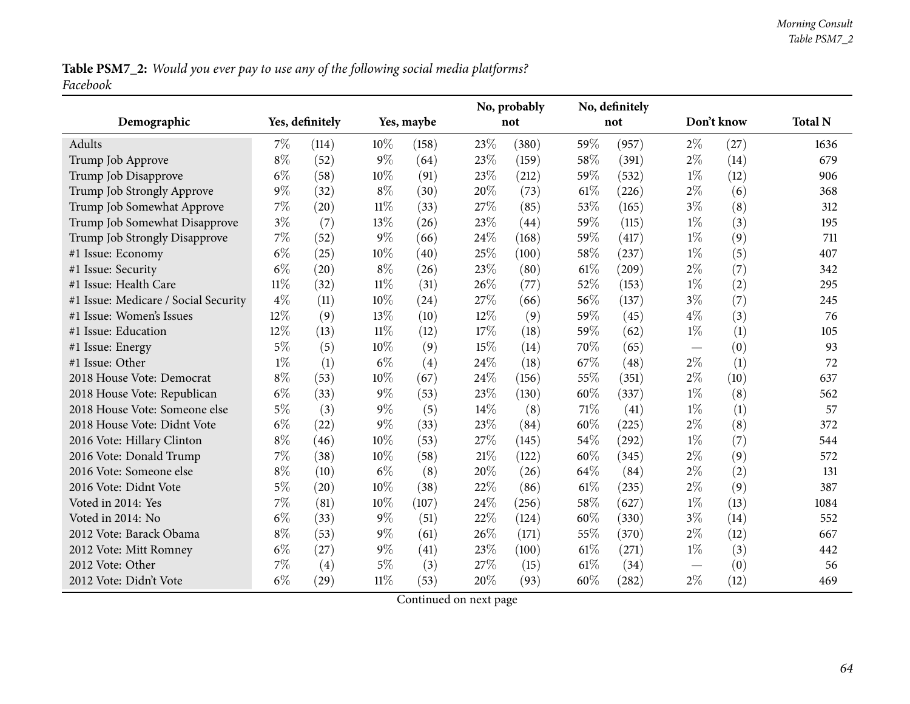**Table PSM7_2:** *Would you ever pay to use any of the following social media platforms?*
*Facebook*

| Demographic | Yes, definitely | | Yes, maybe | | No, probably not | | No, definitely not | | Don't know | | Total N |
|---|---|---|---|---|---|---|---|---|---|---|---|
| Adults | 7% | (114) | 10% | (158) | 23% | (380) | 59% | (957) | 2% | (27) | 1636 |
| Trump Job Approve | 8% | (52) | 9% | (64) | 23% | (159) | 58% | (391) | 2% | (14) | 679 |
| Trump Job Disapprove | 6% | (58) | 10% | (91) | 23% | (212) | 59% | (532) | 1% | (12) | 906 |
| Trump Job Strongly Approve | 9% | (32) | 8% | (30) | 20% | (73) | 61% | (226) | 2% | (6) | 368 |
| Trump Job Somewhat Approve | 7% | (20) | 11% | (33) | 27% | (85) | 53% | (165) | 3% | (8) | 312 |
| Trump Job Somewhat Disapprove | 3% | (7) | 13% | (26) | 23% | (44) | 59% | (115) | 1% | (3) | 195 |
| Trump Job Strongly Disapprove | 7% | (52) | 9% | (66) | 24% | (168) | 59% | (417) | 1% | (9) | 711 |
| #1 Issue: Economy | 6% | (25) | 10% | (40) | 25% | (100) | 58% | (237) | 1% | (5) | 407 |
| #1 Issue: Security | 6% | (20) | 8% | (26) | 23% | (80) | 61% | (209) | 2% | (7) | 342 |
| #1 Issue: Health Care | 11% | (32) | 11% | (31) | 26% | (77) | 52% | (153) | 1% | (2) | 295 |
| #1 Issue: Medicare / Social Security | 4% | (11) | 10% | (24) | 27% | (66) | 56% | (137) | 3% | (7) | 245 |
| #1 Issue: Women's Issues | 12% | (9) | 13% | (10) | 12% | (9) | 59% | (45) | 4% | (3) | 76 |
| #1 Issue: Education | 12% | (13) | 11% | (12) | 17% | (18) | 59% | (62) | 1% | (1) | 105 |
| #1 Issue: Energy | 5% | (5) | 10% | (9) | 15% | (14) | 70% | (65) | — | (0) | 93 |
| #1 Issue: Other | 1% | (1) | 6% | (4) | 24% | (18) | 67% | (48) | 2% | (1) | 72 |
| 2018 House Vote: Democrat | 8% | (53) | 10% | (67) | 24% | (156) | 55% | (351) | 2% | (10) | 637 |
| 2018 House Vote: Republican | 6% | (33) | 9% | (53) | 23% | (130) | 60% | (337) | 1% | (8) | 562 |
| 2018 House Vote: Someone else | 5% | (3) | 9% | (5) | 14% | (8) | 71% | (41) | 1% | (1) | 57 |
| 2018 House Vote: Didnt Vote | 6% | (22) | 9% | (33) | 23% | (84) | 60% | (225) | 2% | (8) | 372 |
| 2016 Vote: Hillary Clinton | 8% | (46) | 10% | (53) | 27% | (145) | 54% | (292) | 1% | (7) | 544 |
| 2016 Vote: Donald Trump | 7% | (38) | 10% | (58) | 21% | (122) | 60% | (345) | 2% | (9) | 572 |
| 2016 Vote: Someone else | 8% | (10) | 6% | (8) | 20% | (26) | 64% | (84) | 2% | (2) | 131 |
| 2016 Vote: Didnt Vote | 5% | (20) | 10% | (38) | 22% | (86) | 61% | (235) | 2% | (9) | 387 |
| Voted in 2014: Yes | 7% | (81) | 10% | (107) | 24% | (256) | 58% | (627) | 1% | (13) | 1084 |
| Voted in 2014: No | 6% | (33) | 9% | (51) | 22% | (124) | 60% | (330) | 3% | (14) | 552 |
| 2012 Vote: Barack Obama | 8% | (53) | 9% | (61) | 26% | (171) | 55% | (370) | 2% | (12) | 667 |
| 2012 Vote: Mitt Romney | 6% | (27) | 9% | (41) | 23% | (100) | 61% | (271) | 1% | (3) | 442 |
| 2012 Vote: Other | 7% | (4) | 5% | (3) | 27% | (15) | 61% | (34) | — | (0) | 56 |
| 2012 Vote: Didn't Vote | 6% | (29) | 11% | (53) | 20% | (93) | 60% | (282) | 2% | (12) | 469 |

Continued on next page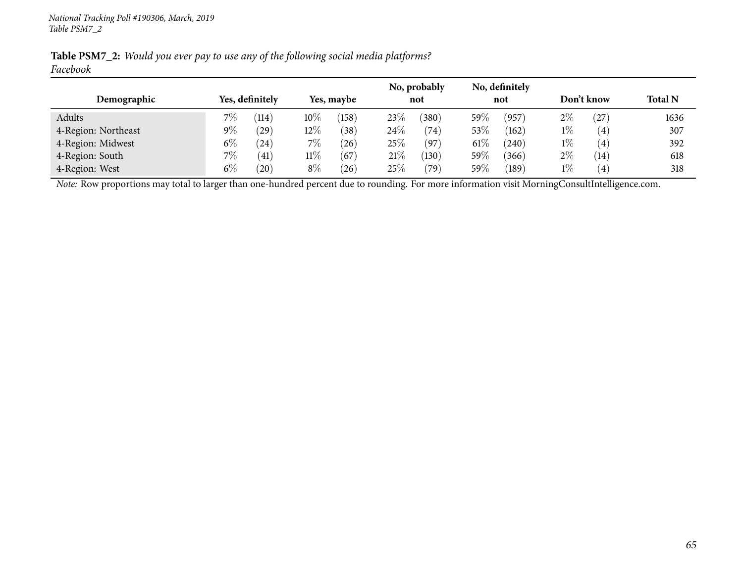**Table PSM7_2:** *Would you ever pay to use any of the following social media platforms?*
*Facebook*

| Demographic | Yes, definitely | | Yes, maybe | | No, probably not | | No, definitely not | | Don't know | | Total N |
|---|---|---|---|---|---|---|---|---|---|---|---|
| Adults | 7% | (114) | 10% | (158) | 23% | (380) | 59% | (957) | 2% | (27) | 1636 |
| 4-Region: Northeast | 9% | (29) | 12% | (38) | 24% | (74) | 53% | (162) | 1% | (4) | 307 |
| 4-Region: Midwest | 6% | (24) | 7% | (26) | 25% | (97) | 61% | (240) | 1% | (4) | 392 |
| 4-Region: South | 7% | (41) | 11% | (67) | 21% | (130) | 59% | (366) | 2% | (14) | 618 |
| 4-Region: West | 6% | (20) | 8% | (26) | 25% | (79) | 59% | (189) | 1% | (4) | 318 |

*Note:* Row proportions may total to larger than one-hundred percent due to rounding. For more information visit MorningConsultIntelligence.com.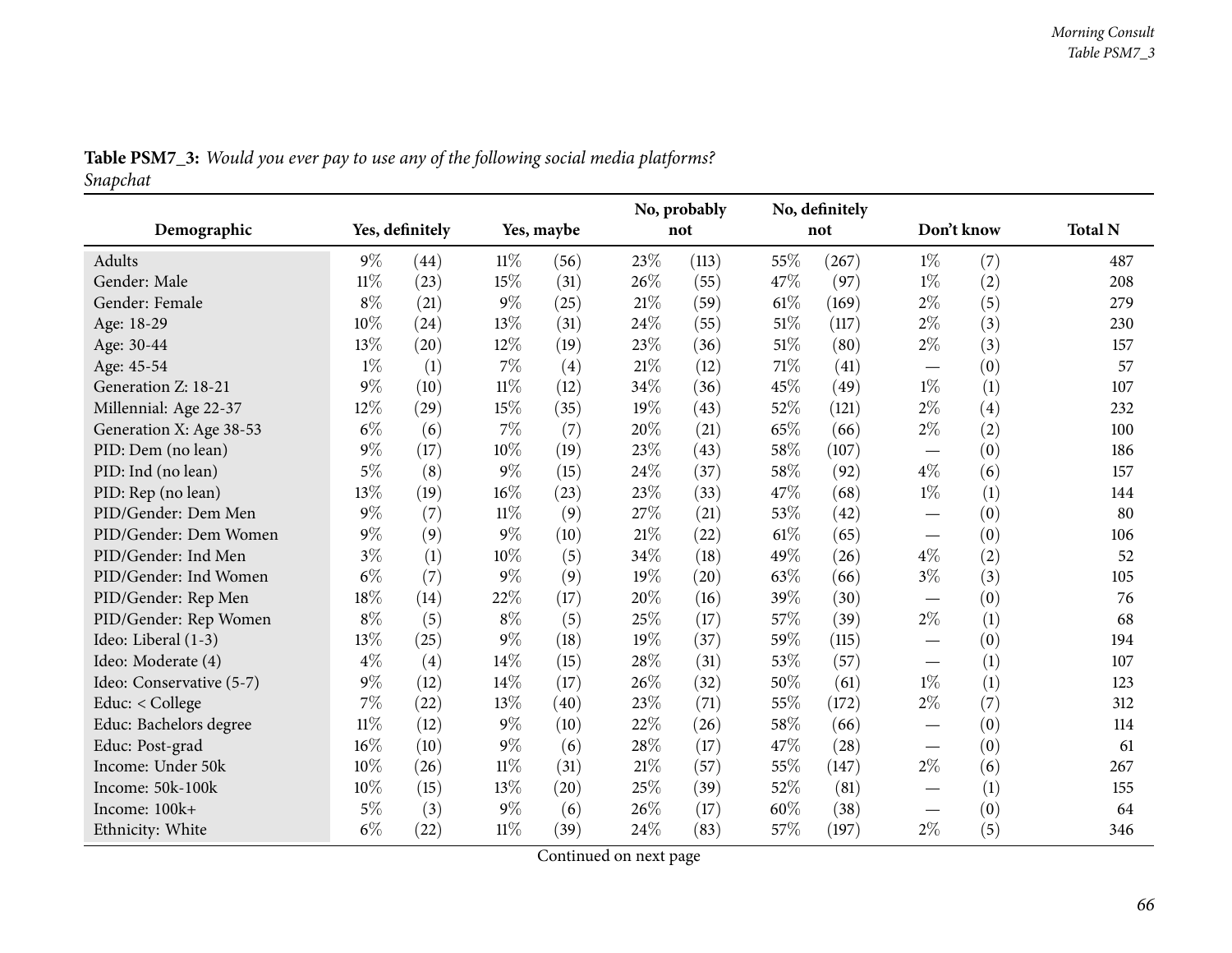**Table PSM7_3:** *Would you ever pay to use any of the following social media platforms?*
*Snapchat*

| Demographic | Yes, definitely | | Yes, maybe | | No, probably not | | No, definitely not | | Don't know | | Total N |
|---|---|---|---|---|---|---|---|---|---|---|---|
| Adults | 9% | (44) | 11% | (56) | 23% | (113) | 55% | (267) | 1% | (7) | 487 |
| Gender: Male | 11% | (23) | 15% | (31) | 26% | (55) | 47% | (97) | 1% | (2) | 208 |
| Gender: Female | 8% | (21) | 9% | (25) | 21% | (59) | 61% | (169) | 2% | (5) | 279 |
| Age: 18-29 | 10% | (24) | 13% | (31) | 24% | (55) | 51% | (117) | 2% | (3) | 230 |
| Age: 30-44 | 13% | (20) | 12% | (19) | 23% | (36) | 51% | (80) | 2% | (3) | 157 |
| Age: 45-54 | 1% | (1) | 7% | (4) | 21% | (12) | 71% | (41) | — | (0) | 57 |
| Generation Z: 18-21 | 9% | (10) | 11% | (12) | 34% | (36) | 45% | (49) | 1% | (1) | 107 |
| Millennial: Age 22-37 | 12% | (29) | 15% | (35) | 19% | (43) | 52% | (121) | 2% | (4) | 232 |
| Generation X: Age 38-53 | 6% | (6) | 7% | (7) | 20% | (21) | 65% | (66) | 2% | (2) | 100 |
| PID: Dem (no lean) | 9% | (17) | 10% | (19) | 23% | (43) | 58% | (107) | — | (0) | 186 |
| PID: Ind (no lean) | 5% | (8) | 9% | (15) | 24% | (37) | 58% | (92) | 4% | (6) | 157 |
| PID: Rep (no lean) | 13% | (19) | 16% | (23) | 23% | (33) | 47% | (68) | 1% | (1) | 144 |
| PID/Gender: Dem Men | 9% | (7) | 11% | (9) | 27% | (21) | 53% | (42) | — | (0) | 80 |
| PID/Gender: Dem Women | 9% | (9) | 9% | (10) | 21% | (22) | 61% | (65) | — | (0) | 106 |
| PID/Gender: Ind Men | 3% | (1) | 10% | (5) | 34% | (18) | 49% | (26) | 4% | (2) | 52 |
| PID/Gender: Ind Women | 6% | (7) | 9% | (9) | 19% | (20) | 63% | (66) | 3% | (3) | 105 |
| PID/Gender: Rep Men | 18% | (14) | 22% | (17) | 20% | (16) | 39% | (30) | — | (0) | 76 |
| PID/Gender: Rep Women | 8% | (5) | 8% | (5) | 25% | (17) | 57% | (39) | 2% | (1) | 68 |
| Ideo: Liberal (1-3) | 13% | (25) | 9% | (18) | 19% | (37) | 59% | (115) | — | (0) | 194 |
| Ideo: Moderate (4) | 4% | (4) | 14% | (15) | 28% | (31) | 53% | (57) | — | (1) | 107 |
| Ideo: Conservative (5-7) | 9% | (12) | 14% | (17) | 26% | (32) | 50% | (61) | 1% | (1) | 123 |
| Educ: < College | 7% | (22) | 13% | (40) | 23% | (71) | 55% | (172) | 2% | (7) | 312 |
| Educ: Bachelors degree | 11% | (12) | 9% | (10) | 22% | (26) | 58% | (66) | — | (0) | 114 |
| Educ: Post-grad | 16% | (10) | 9% | (6) | 28% | (17) | 47% | (28) | — | (0) | 61 |
| Income: Under 50k | 10% | (26) | 11% | (31) | 21% | (57) | 55% | (147) | 2% | (6) | 267 |
| Income: 50k-100k | 10% | (15) | 13% | (20) | 25% | (39) | 52% | (81) | — | (1) | 155 |
| Income: 100k+ | 5% | (3) | 9% | (6) | 26% | (17) | 60% | (38) | — | (0) | 64 |
| Ethnicity: White | 6% | (22) | 11% | (39) | 24% | (83) | 57% | (197) | 2% | (5) | 346 |

Continued on next page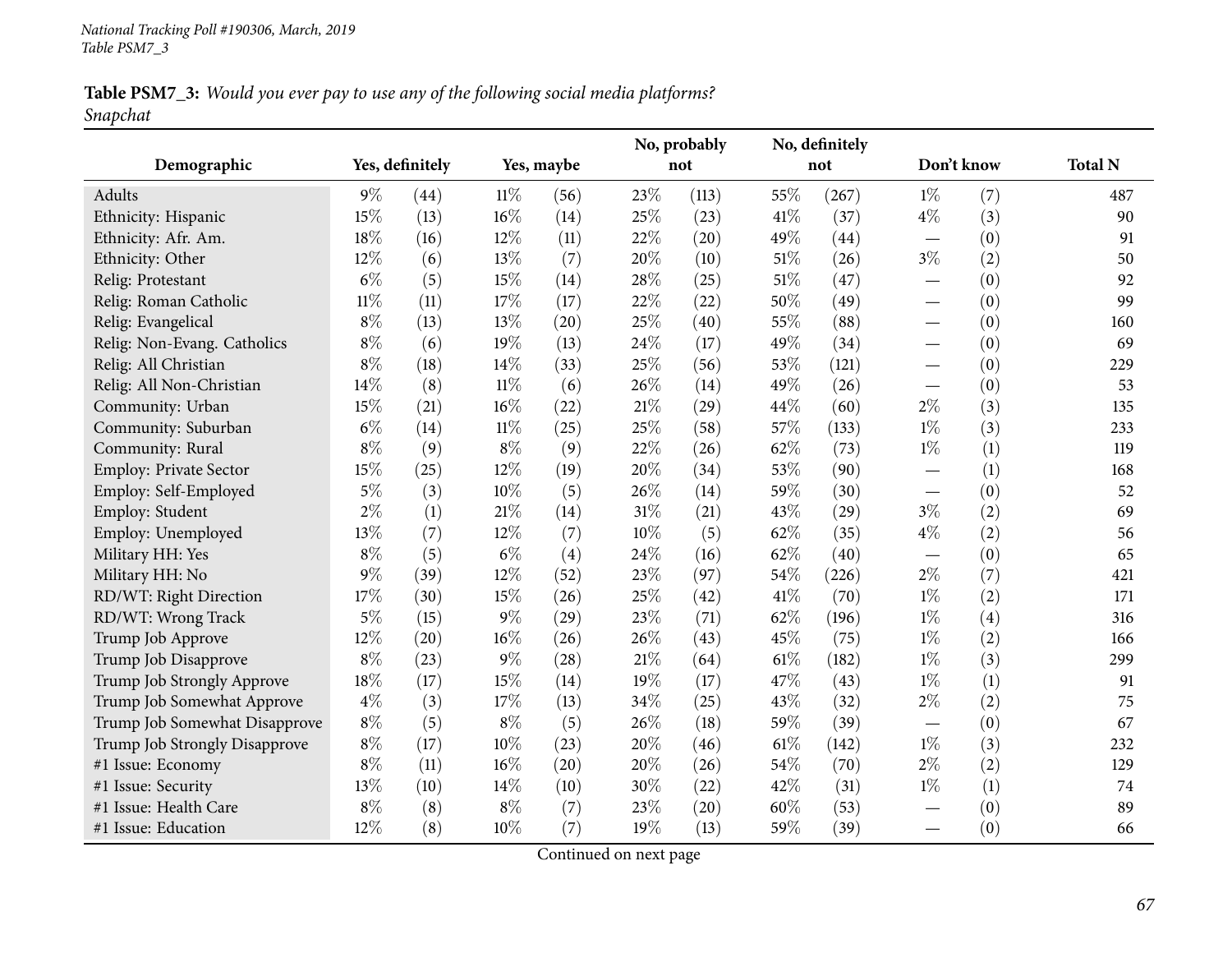**Table PSM7_3:** *Would you ever pay to use any of the following social media platforms?*
*Snapchat*

| Demographic | Yes, definitely | | Yes, maybe | | No, probably not | | No, definitely not | | Don't know | | Total N |
|---|---|---|---|---|---|---|---|---|---|---|---|
| Adults | 9% | (44) | 11% | (56) | 23% | (113) | 55% | (267) | 1% | (7) | 487 |
| Ethnicity: Hispanic | 15% | (13) | 16% | (14) | 25% | (23) | 41% | (37) | 4% | (3) | 90 |
| Ethnicity: Afr. Am. | 18% | (16) | 12% | (11) | 22% | (20) | 49% | (44) | — | (0) | 91 |
| Ethnicity: Other | 12% | (6) | 13% | (7) | 20% | (10) | 51% | (26) | 3% | (2) | 50 |
| Relig: Protestant | 6% | (5) | 15% | (14) | 28% | (25) | 51% | (47) | — | (0) | 92 |
| Relig: Roman Catholic | 11% | (11) | 17% | (17) | 22% | (22) | 50% | (49) | — | (0) | 99 |
| Relig: Evangelical | 8% | (13) | 13% | (20) | 25% | (40) | 55% | (88) | — | (0) | 160 |
| Relig: Non-Evang. Catholics | 8% | (6) | 19% | (13) | 24% | (17) | 49% | (34) | — | (0) | 69 |
| Relig: All Christian | 8% | (18) | 14% | (33) | 25% | (56) | 53% | (121) | — | (0) | 229 |
| Relig: All Non-Christian | 14% | (8) | 11% | (6) | 26% | (14) | 49% | (26) | — | (0) | 53 |
| Community: Urban | 15% | (21) | 16% | (22) | 21% | (29) | 44% | (60) | 2% | (3) | 135 |
| Community: Suburban | 6% | (14) | 11% | (25) | 25% | (58) | 57% | (133) | 1% | (3) | 233 |
| Community: Rural | 8% | (9) | 8% | (9) | 22% | (26) | 62% | (73) | 1% | (1) | 119 |
| Employ: Private Sector | 15% | (25) | 12% | (19) | 20% | (34) | 53% | (90) | — | (1) | 168 |
| Employ: Self-Employed | 5% | (3) | 10% | (5) | 26% | (14) | 59% | (30) | — | (0) | 52 |
| Employ: Student | 2% | (1) | 21% | (14) | 31% | (21) | 43% | (29) | 3% | (2) | 69 |
| Employ: Unemployed | 13% | (7) | 12% | (7) | 10% | (5) | 62% | (35) | 4% | (2) | 56 |
| Military HH: Yes | 8% | (5) | 6% | (4) | 24% | (16) | 62% | (40) | — | (0) | 65 |
| Military HH: No | 9% | (39) | 12% | (52) | 23% | (97) | 54% | (226) | 2% | (7) | 421 |
| RD/WT: Right Direction | 17% | (30) | 15% | (26) | 25% | (42) | 41% | (70) | 1% | (2) | 171 |
| RD/WT: Wrong Track | 5% | (15) | 9% | (29) | 23% | (71) | 62% | (196) | 1% | (4) | 316 |
| Trump Job Approve | 12% | (20) | 16% | (26) | 26% | (43) | 45% | (75) | 1% | (2) | 166 |
| Trump Job Disapprove | 8% | (23) | 9% | (28) | 21% | (64) | 61% | (182) | 1% | (3) | 299 |
| Trump Job Strongly Approve | 18% | (17) | 15% | (14) | 19% | (17) | 47% | (43) | 1% | (1) | 91 |
| Trump Job Somewhat Approve | 4% | (3) | 17% | (13) | 34% | (25) | 43% | (32) | 2% | (2) | 75 |
| Trump Job Somewhat Disapprove | 8% | (5) | 8% | (5) | 26% | (18) | 59% | (39) | — | (0) | 67 |
| Trump Job Strongly Disapprove | 8% | (17) | 10% | (23) | 20% | (46) | 61% | (142) | 1% | (3) | 232 |
| #1 Issue: Economy | 8% | (11) | 16% | (20) | 20% | (26) | 54% | (70) | 2% | (2) | 129 |
| #1 Issue: Security | 13% | (10) | 14% | (10) | 30% | (22) | 42% | (31) | 1% | (1) | 74 |
| #1 Issue: Health Care | 8% | (8) | 8% | (7) | 23% | (20) | 60% | (53) | — | (0) | 89 |
| #1 Issue: Education | 12% | (8) | 10% | (7) | 19% | (13) | 59% | (39) | — | (0) | 66 |

Continued on next page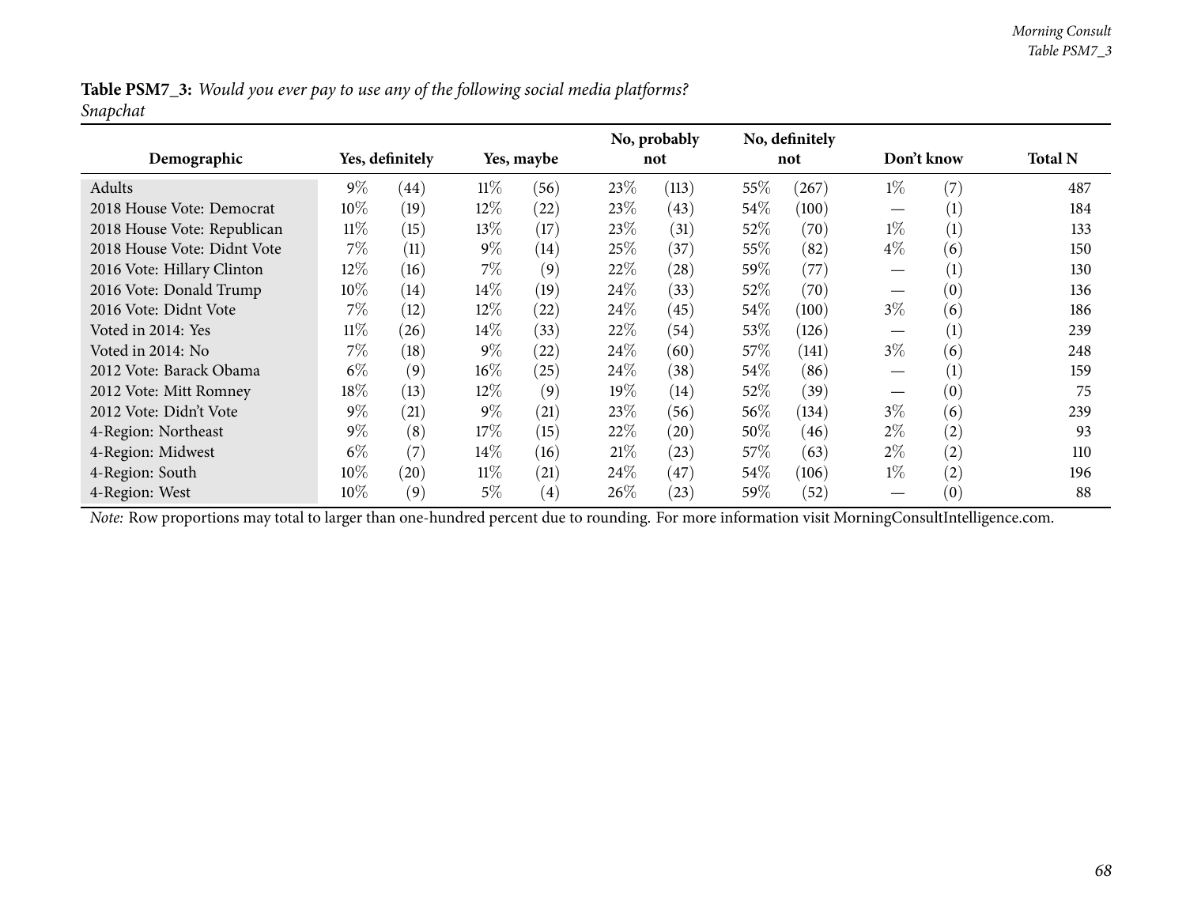**Table PSM7_3:** *Would you ever pay to use any of the following social media platforms?*
*Snapchat*

| Demographic | Yes, definitely | | Yes, maybe | | No, probably not | | No, definitely not | | Don't know | | Total N |
|---|---|---|---|---|---|---|---|---|---|---|---|
| Adults | 9% | (44) | 11% | (56) | 23% | (113) | 55% | (267) | 1% | (7) | 487 |
| 2018 House Vote: Democrat | 10% | (19) | 12% | (22) | 23% | (43) | 54% | (100) | — | (1) | 184 |
| 2018 House Vote: Republican | 11% | (15) | 13% | (17) | 23% | (31) | 52% | (70) | 1% | (1) | 133 |
| 2018 House Vote: Didnt Vote | 7% | (11) | 9% | (14) | 25% | (37) | 55% | (82) | 4% | (6) | 150 |
| 2016 Vote: Hillary Clinton | 12% | (16) | 7% | (9) | 22% | (28) | 59% | (77) | — | (1) | 130 |
| 2016 Vote: Donald Trump | 10% | (14) | 14% | (19) | 24% | (33) | 52% | (70) | — | (0) | 136 |
| 2016 Vote: Didnt Vote | 7% | (12) | 12% | (22) | 24% | (45) | 54% | (100) | 3% | (6) | 186 |
| Voted in 2014: Yes | 11% | (26) | 14% | (33) | 22% | (54) | 53% | (126) | — | (1) | 239 |
| Voted in 2014: No | 7% | (18) | 9% | (22) | 24% | (60) | 57% | (141) | 3% | (6) | 248 |
| 2012 Vote: Barack Obama | 6% | (9) | 16% | (25) | 24% | (38) | 54% | (86) | — | (1) | 159 |
| 2012 Vote: Mitt Romney | 18% | (13) | 12% | (9) | 19% | (14) | 52% | (39) | — | (0) | 75 |
| 2012 Vote: Didn't Vote | 9% | (21) | 9% | (21) | 23% | (56) | 56% | (134) | 3% | (6) | 239 |
| 4-Region: Northeast | 9% | (8) | 17% | (15) | 22% | (20) | 50% | (46) | 2% | (2) | 93 |
| 4-Region: Midwest | 6% | (7) | 14% | (16) | 21% | (23) | 57% | (63) | 2% | (2) | 110 |
| 4-Region: South | 10% | (20) | 11% | (21) | 24% | (47) | 54% | (106) | 1% | (2) | 196 |
| 4-Region: West | 10% | (9) | 5% | (4) | 26% | (23) | 59% | (52) | — | (0) | 88 |

*Note:* Row proportions may total to larger than one-hundred percent due to rounding. For more information visit MorningConsultIntelligence.com.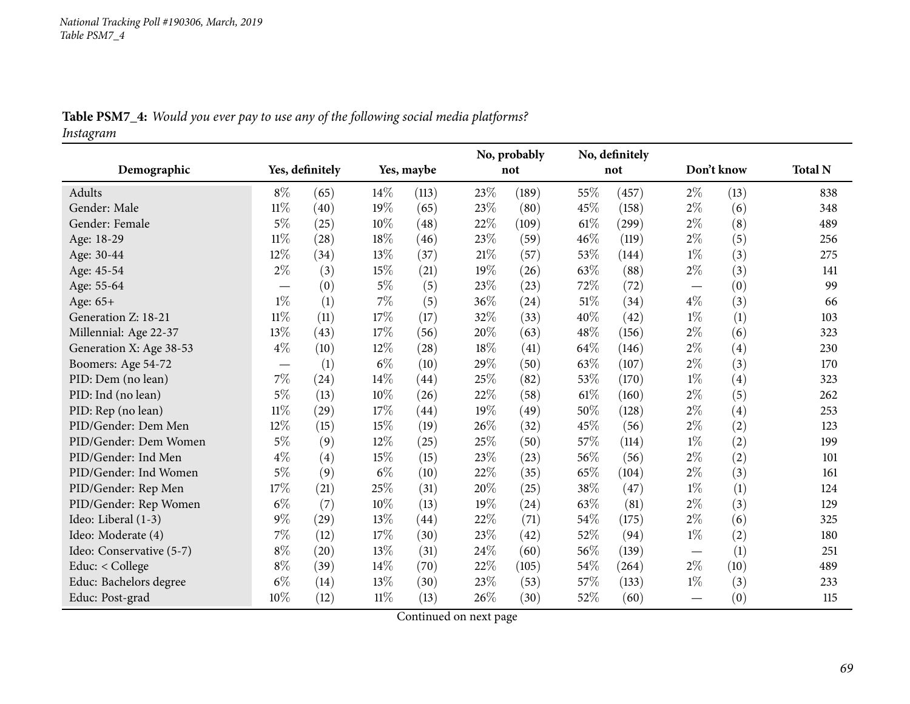**Table PSM7_4:** *Would you ever pay to use any of the following social media platforms?*
*Instagram*

| Demographic | Yes, definitely | | Yes, maybe | | No, probably not | | No, definitely not | | Don't know | | Total N |
|---|---|---|---|---|---|---|---|---|---|---|---|
| Adults | 8% | (65) | 14% | (113) | 23% | (189) | 55% | (457) | 2% | (13) | 838 |
| Gender: Male | 11% | (40) | 19% | (65) | 23% | (80) | 45% | (158) | 2% | (6) | 348 |
| Gender: Female | 5% | (25) | 10% | (48) | 22% | (109) | 61% | (299) | 2% | (8) | 489 |
| Age: 18-29 | 11% | (28) | 18% | (46) | 23% | (59) | 46% | (119) | 2% | (5) | 256 |
| Age: 30-44 | 12% | (34) | 13% | (37) | 21% | (57) | 53% | (144) | 1% | (3) | 275 |
| Age: 45-54 | 2% | (3) | 15% | (21) | 19% | (26) | 63% | (88) | 2% | (3) | 141 |
| Age: 55-64 | — | (0) | 5% | (5) | 23% | (23) | 72% | (72) | — | (0) | 99 |
| Age: 65+ | 1% | (1) | 7% | (5) | 36% | (24) | 51% | (34) | 4% | (3) | 66 |
| Generation Z: 18-21 | 11% | (11) | 17% | (17) | 32% | (33) | 40% | (42) | 1% | (1) | 103 |
| Millennial: Age 22-37 | 13% | (43) | 17% | (56) | 20% | (63) | 48% | (156) | 2% | (6) | 323 |
| Generation X: Age 38-53 | 4% | (10) | 12% | (28) | 18% | (41) | 64% | (146) | 2% | (4) | 230 |
| Boomers: Age 54-72 | — | (1) | 6% | (10) | 29% | (50) | 63% | (107) | 2% | (3) | 170 |
| PID: Dem (no lean) | 7% | (24) | 14% | (44) | 25% | (82) | 53% | (170) | 1% | (4) | 323 |
| PID: Ind (no lean) | 5% | (13) | 10% | (26) | 22% | (58) | 61% | (160) | 2% | (5) | 262 |
| PID: Rep (no lean) | 11% | (29) | 17% | (44) | 19% | (49) | 50% | (128) | 2% | (4) | 253 |
| PID/Gender: Dem Men | 12% | (15) | 15% | (19) | 26% | (32) | 45% | (56) | 2% | (2) | 123 |
| PID/Gender: Dem Women | 5% | (9) | 12% | (25) | 25% | (50) | 57% | (114) | 1% | (2) | 199 |
| PID/Gender: Ind Men | 4% | (4) | 15% | (15) | 23% | (23) | 56% | (56) | 2% | (2) | 101 |
| PID/Gender: Ind Women | 5% | (9) | 6% | (10) | 22% | (35) | 65% | (104) | 2% | (3) | 161 |
| PID/Gender: Rep Men | 17% | (21) | 25% | (31) | 20% | (25) | 38% | (47) | 1% | (1) | 124 |
| PID/Gender: Rep Women | 6% | (7) | 10% | (13) | 19% | (24) | 63% | (81) | 2% | (3) | 129 |
| Ideo: Liberal (1-3) | 9% | (29) | 13% | (44) | 22% | (71) | 54% | (175) | 2% | (6) | 325 |
| Ideo: Moderate (4) | 7% | (12) | 17% | (30) | 23% | (42) | 52% | (94) | 1% | (2) | 180 |
| Ideo: Conservative (5-7) | 8% | (20) | 13% | (31) | 24% | (60) | 56% | (139) | — | (1) | 251 |
| Educ: < College | 8% | (39) | 14% | (70) | 22% | (105) | 54% | (264) | 2% | (10) | 489 |
| Educ: Bachelors degree | 6% | (14) | 13% | (30) | 23% | (53) | 57% | (133) | 1% | (3) | 233 |
| Educ: Post-grad | 10% | (12) | 11% | (13) | 26% | (30) | 52% | (60) | — | (0) | 115 |

Continued on next page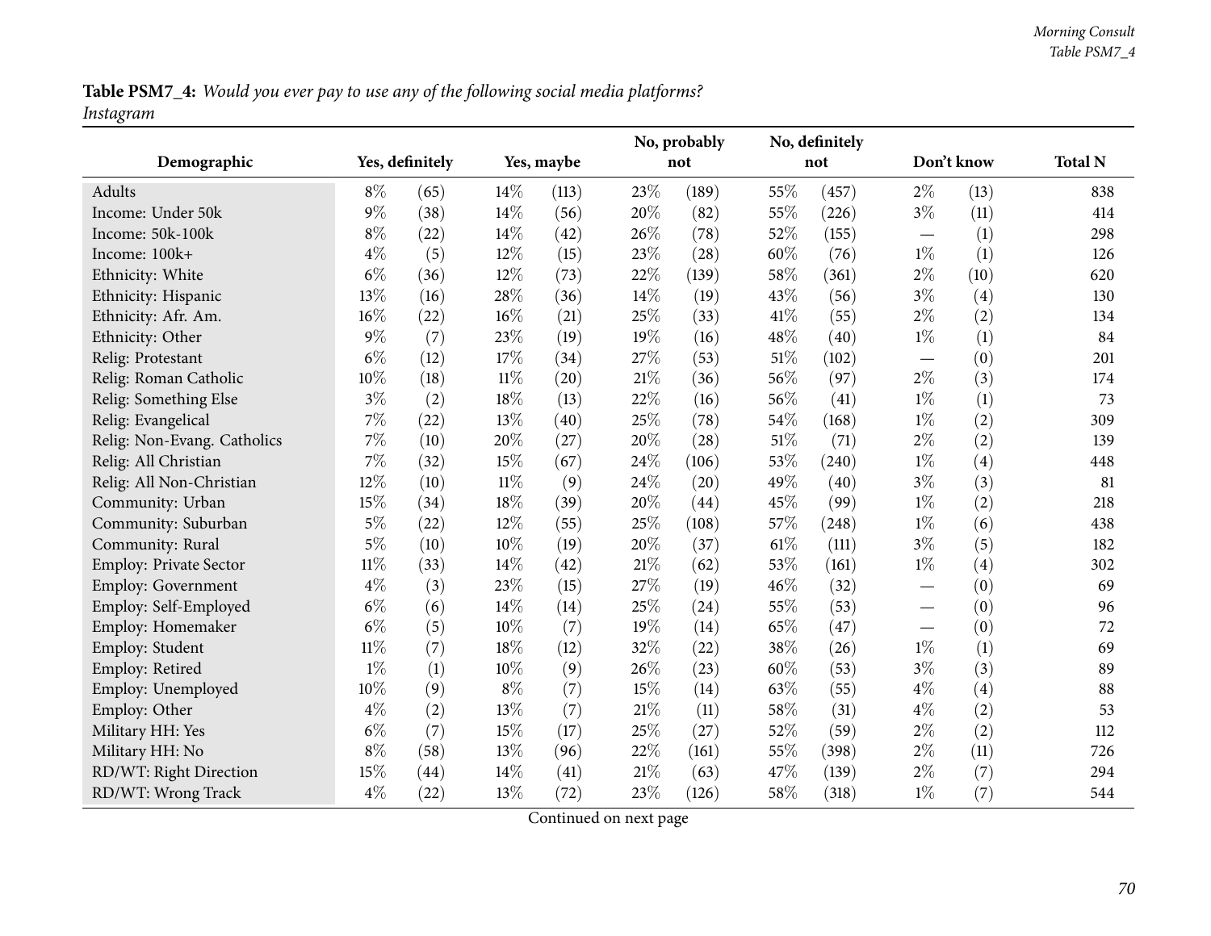**Table PSM7_4:** *Would you ever pay to use any of the following social media platforms?*
*Instagram*

| Demographic | Yes, definitely | | Yes, maybe | | No, probably not | | No, definitely not | | Don't know | | Total N |
|---|---|---|---|---|---|---|---|---|---|---|---|
| Adults | 8% | (65) | 14% | (113) | 23% | (189) | 55% | (457) | 2% | (13) | 838 |
| Income: Under 50k | 9% | (38) | 14% | (56) | 20% | (82) | 55% | (226) | 3% | (11) | 414 |
| Income: 50k-100k | 8% | (22) | 14% | (42) | 26% | (78) | 52% | (155) | — | (1) | 298 |
| Income: 100k+ | 4% | (5) | 12% | (15) | 23% | (28) | 60% | (76) | 1% | (1) | 126 |
| Ethnicity: White | 6% | (36) | 12% | (73) | 22% | (139) | 58% | (361) | 2% | (10) | 620 |
| Ethnicity: Hispanic | 13% | (16) | 28% | (36) | 14% | (19) | 43% | (56) | 3% | (4) | 130 |
| Ethnicity: Afr. Am. | 16% | (22) | 16% | (21) | 25% | (33) | 41% | (55) | 2% | (2) | 134 |
| Ethnicity: Other | 9% | (7) | 23% | (19) | 19% | (16) | 48% | (40) | 1% | (1) | 84 |
| Relig: Protestant | 6% | (12) | 17% | (34) | 27% | (53) | 51% | (102) | — | (0) | 201 |
| Relig: Roman Catholic | 10% | (18) | 11% | (20) | 21% | (36) | 56% | (97) | 2% | (3) | 174 |
| Relig: Something Else | 3% | (2) | 18% | (13) | 22% | (16) | 56% | (41) | 1% | (1) | 73 |
| Relig: Evangelical | 7% | (22) | 13% | (40) | 25% | (78) | 54% | (168) | 1% | (2) | 309 |
| Relig: Non-Evang. Catholics | 7% | (10) | 20% | (27) | 20% | (28) | 51% | (71) | 2% | (2) | 139 |
| Relig: All Christian | 7% | (32) | 15% | (67) | 24% | (106) | 53% | (240) | 1% | (4) | 448 |
| Relig: All Non-Christian | 12% | (10) | 11% | (9) | 24% | (20) | 49% | (40) | 3% | (3) | 81 |
| Community: Urban | 15% | (34) | 18% | (39) | 20% | (44) | 45% | (99) | 1% | (2) | 218 |
| Community: Suburban | 5% | (22) | 12% | (55) | 25% | (108) | 57% | (248) | 1% | (6) | 438 |
| Community: Rural | 5% | (10) | 10% | (19) | 20% | (37) | 61% | (111) | 3% | (5) | 182 |
| Employ: Private Sector | 11% | (33) | 14% | (42) | 21% | (62) | 53% | (161) | 1% | (4) | 302 |
| Employ: Government | 4% | (3) | 23% | (15) | 27% | (19) | 46% | (32) | — | (0) | 69 |
| Employ: Self-Employed | 6% | (6) | 14% | (14) | 25% | (24) | 55% | (53) | — | (0) | 96 |
| Employ: Homemaker | 6% | (5) | 10% | (7) | 19% | (14) | 65% | (47) | — | (0) | 72 |
| Employ: Student | 11% | (7) | 18% | (12) | 32% | (22) | 38% | (26) | 1% | (1) | 69 |
| Employ: Retired | 1% | (1) | 10% | (9) | 26% | (23) | 60% | (53) | 3% | (3) | 89 |
| Employ: Unemployed | 10% | (9) | 8% | (7) | 15% | (14) | 63% | (55) | 4% | (4) | 88 |
| Employ: Other | 4% | (2) | 13% | (7) | 21% | (11) | 58% | (31) | 4% | (2) | 53 |
| Military HH: Yes | 6% | (7) | 15% | (17) | 25% | (27) | 52% | (59) | 2% | (2) | 112 |
| Military HH: No | 8% | (58) | 13% | (96) | 22% | (161) | 55% | (398) | 2% | (11) | 726 |
| RD/WT: Right Direction | 15% | (44) | 14% | (41) | 21% | (63) | 47% | (139) | 2% | (7) | 294 |
| RD/WT: Wrong Track | 4% | (22) | 13% | (72) | 23% | (126) | 58% | (318) | 1% | (7) | 544 |

Continued on next page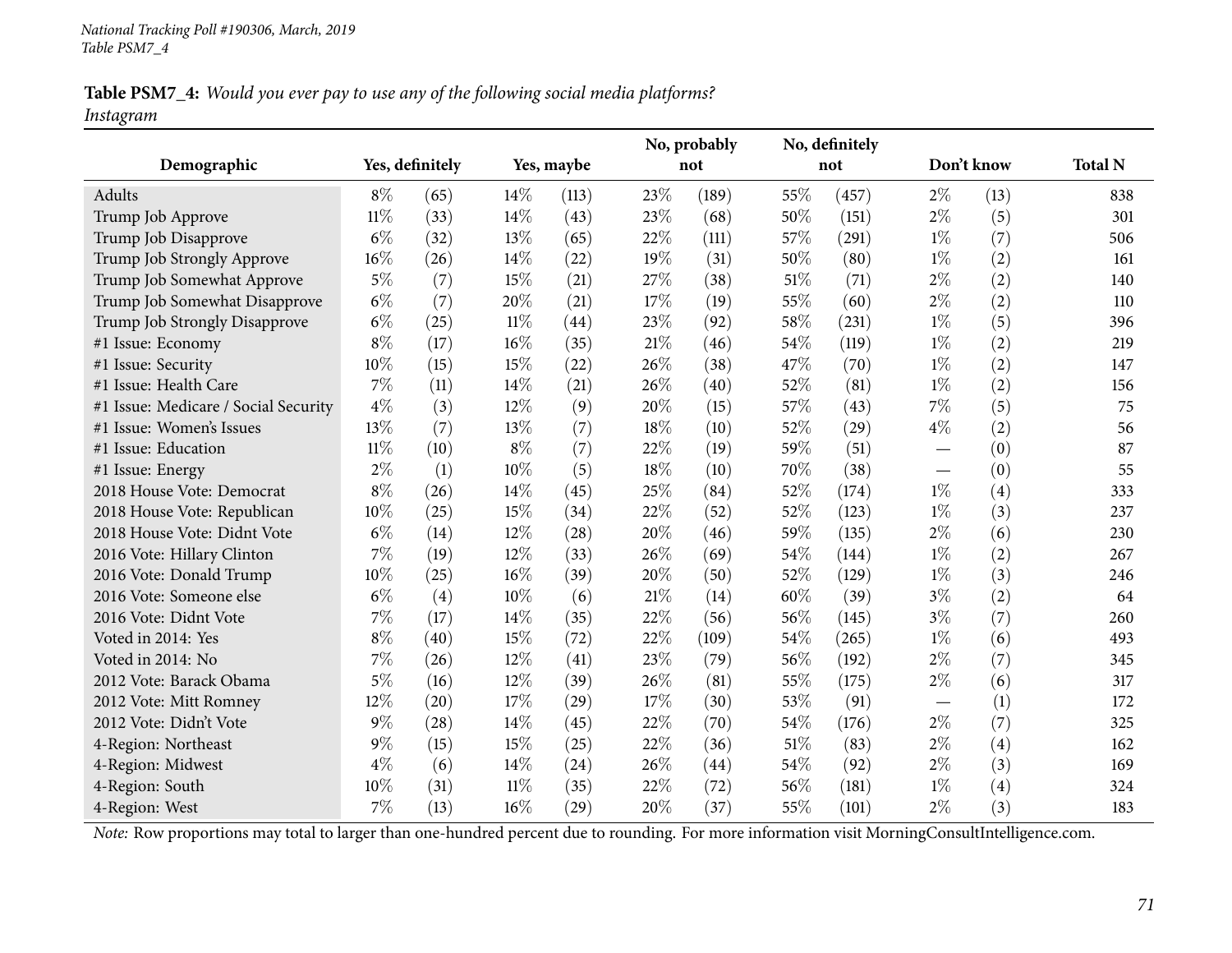National Tracking Poll #190306, March, 2019
Table PSM7_4

**Table PSM7_4:** *Would you ever pay to use any of the following social media platforms?*
*Instagram*

| Demographic | Yes, definitely | | Yes, maybe | | No, probably not | | No, definitely not | | Don't know | | Total N |
|---|---|---|---|---|---|---|---|---|---|---|---|
| Adults | 8% | (65) | 14% | (113) | 23% | (189) | 55% | (457) | 2% | (13) | 838 |
| Trump Job Approve | 11% | (33) | 14% | (43) | 23% | (68) | 50% | (151) | 2% | (5) | 301 |
| Trump Job Disapprove | 6% | (32) | 13% | (65) | 22% | (111) | 57% | (291) | 1% | (7) | 506 |
| Trump Job Strongly Approve | 16% | (26) | 14% | (22) | 19% | (31) | 50% | (80) | 1% | (2) | 161 |
| Trump Job Somewhat Approve | 5% | (7) | 15% | (21) | 27% | (38) | 51% | (71) | 2% | (2) | 140 |
| Trump Job Somewhat Disapprove | 6% | (7) | 20% | (21) | 17% | (19) | 55% | (60) | 2% | (2) | 110 |
| Trump Job Strongly Disapprove | 6% | (25) | 11% | (44) | 23% | (92) | 58% | (231) | 1% | (5) | 396 |
| #1 Issue: Economy | 8% | (17) | 16% | (35) | 21% | (46) | 54% | (119) | 1% | (2) | 219 |
| #1 Issue: Security | 10% | (15) | 15% | (22) | 26% | (38) | 47% | (70) | 1% | (2) | 147 |
| #1 Issue: Health Care | 7% | (11) | 14% | (21) | 26% | (40) | 52% | (81) | 1% | (2) | 156 |
| #1 Issue: Medicare / Social Security | 4% | (3) | 12% | (9) | 20% | (15) | 57% | (43) | 7% | (5) | 75 |
| #1 Issue: Women's Issues | 13% | (7) | 13% | (7) | 18% | (10) | 52% | (29) | 4% | (2) | 56 |
| #1 Issue: Education | 11% | (10) | 8% | (7) | 22% | (19) | 59% | (51) | — | (0) | 87 |
| #1 Issue: Energy | 2% | (1) | 10% | (5) | 18% | (10) | 70% | (38) | — | (0) | 55 |
| 2018 House Vote: Democrat | 8% | (26) | 14% | (45) | 25% | (84) | 52% | (174) | 1% | (4) | 333 |
| 2018 House Vote: Republican | 10% | (25) | 15% | (34) | 22% | (52) | 52% | (123) | 1% | (3) | 237 |
| 2018 House Vote: Didnt Vote | 6% | (14) | 12% | (28) | 20% | (46) | 59% | (135) | 2% | (6) | 230 |
| 2016 Vote: Hillary Clinton | 7% | (19) | 12% | (33) | 26% | (69) | 54% | (144) | 1% | (2) | 267 |
| 2016 Vote: Donald Trump | 10% | (25) | 16% | (39) | 20% | (50) | 52% | (129) | 1% | (3) | 246 |
| 2016 Vote: Someone else | 6% | (4) | 10% | (6) | 21% | (14) | 60% | (39) | 3% | (2) | 64 |
| 2016 Vote: Didnt Vote | 7% | (17) | 14% | (35) | 22% | (56) | 56% | (145) | 3% | (7) | 260 |
| Voted in 2014: Yes | 8% | (40) | 15% | (72) | 22% | (109) | 54% | (265) | 1% | (6) | 493 |
| Voted in 2014: No | 7% | (26) | 12% | (41) | 23% | (79) | 56% | (192) | 2% | (7) | 345 |
| 2012 Vote: Barack Obama | 5% | (16) | 12% | (39) | 26% | (81) | 55% | (175) | 2% | (6) | 317 |
| 2012 Vote: Mitt Romney | 12% | (20) | 17% | (29) | 17% | (30) | 53% | (91) | — | (1) | 172 |
| 2012 Vote: Didn't Vote | 9% | (28) | 14% | (45) | 22% | (70) | 54% | (176) | 2% | (7) | 325 |
| 4-Region: Northeast | 9% | (15) | 15% | (25) | 22% | (36) | 51% | (83) | 2% | (4) | 162 |
| 4-Region: Midwest | 4% | (6) | 14% | (24) | 26% | (44) | 54% | (92) | 2% | (3) | 169 |
| 4-Region: South | 10% | (31) | 11% | (35) | 22% | (72) | 56% | (181) | 1% | (4) | 324 |
| 4-Region: West | 7% | (13) | 16% | (29) | 20% | (37) | 55% | (101) | 2% | (3) | 183 |

*Note:* Row proportions may total to larger than one-hundred percent due to rounding. For more information visit MorningConsultIntelligence.com.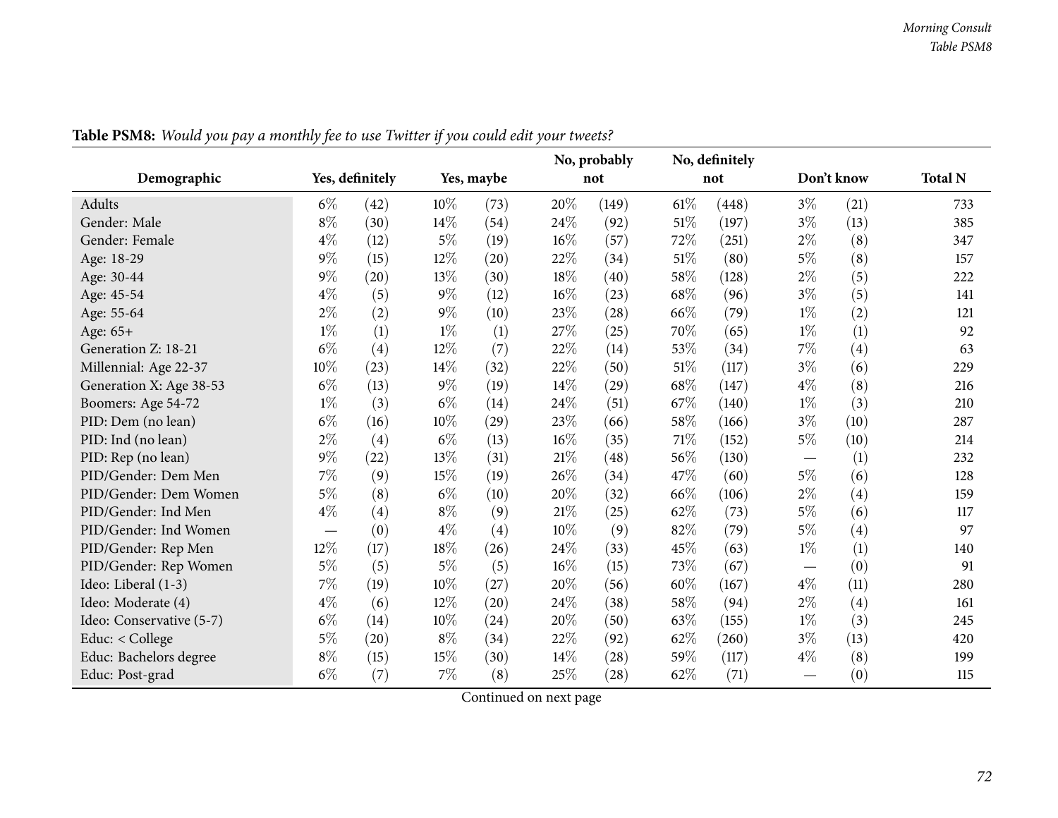**Table PSM8:** *Would you pay a monthly fee to use Twitter if you could edit your tweets?*

| Demographic | Yes, definitely | | Yes, maybe | | No, probably not | | No, definitely not | | Don't know | | Total N |
|---|---|---|---|---|---|---|---|---|---|---|---|
| Adults | 6% | (42) | 10% | (73) | 20% | (149) | 61% | (448) | 3% | (21) | 733 |
| Gender: Male | 8% | (30) | 14% | (54) | 24% | (92) | 51% | (197) | 3% | (13) | 385 |
| Gender: Female | 4% | (12) | 5% | (19) | 16% | (57) | 72% | (251) | 2% | (8) | 347 |
| Age: 18-29 | 9% | (15) | 12% | (20) | 22% | (34) | 51% | (80) | 5% | (8) | 157 |
| Age: 30-44 | 9% | (20) | 13% | (30) | 18% | (40) | 58% | (128) | 2% | (5) | 222 |
| Age: 45-54 | 4% | (5) | 9% | (12) | 16% | (23) | 68% | (96) | 3% | (5) | 141 |
| Age: 55-64 | 2% | (2) | 9% | (10) | 23% | (28) | 66% | (79) | 1% | (2) | 121 |
| Age: 65+ | 1% | (1) | 1% | (1) | 27% | (25) | 70% | (65) | 1% | (1) | 92 |
| Generation Z: 18-21 | 6% | (4) | 12% | (7) | 22% | (14) | 53% | (34) | 7% | (4) | 63 |
| Millennial: Age 22-37 | 10% | (23) | 14% | (32) | 22% | (50) | 51% | (117) | 3% | (6) | 229 |
| Generation X: Age 38-53 | 6% | (13) | 9% | (19) | 14% | (29) | 68% | (147) | 4% | (8) | 216 |
| Boomers: Age 54-72 | 1% | (3) | 6% | (14) | 24% | (51) | 67% | (140) | 1% | (3) | 210 |
| PID: Dem (no lean) | 6% | (16) | 10% | (29) | 23% | (66) | 58% | (166) | 3% | (10) | 287 |
| PID: Ind (no lean) | 2% | (4) | 6% | (13) | 16% | (35) | 71% | (152) | 5% | (10) | 214 |
| PID: Rep (no lean) | 9% | (22) | 13% | (31) | 21% | (48) | 56% | (130) | — | (1) | 232 |
| PID/Gender: Dem Men | 7% | (9) | 15% | (19) | 26% | (34) | 47% | (60) | 5% | (6) | 128 |
| PID/Gender: Dem Women | 5% | (8) | 6% | (10) | 20% | (32) | 66% | (106) | 2% | (4) | 159 |
| PID/Gender: Ind Men | 4% | (4) | 8% | (9) | 21% | (25) | 62% | (73) | 5% | (6) | 117 |
| PID/Gender: Ind Women | — | (0) | 4% | (4) | 10% | (9) | 82% | (79) | 5% | (4) | 97 |
| PID/Gender: Rep Men | 12% | (17) | 18% | (26) | 24% | (33) | 45% | (63) | 1% | (1) | 140 |
| PID/Gender: Rep Women | 5% | (5) | 5% | (5) | 16% | (15) | 73% | (67) | — | (0) | 91 |
| Ideo: Liberal (1-3) | 7% | (19) | 10% | (27) | 20% | (56) | 60% | (167) | 4% | (11) | 280 |
| Ideo: Moderate (4) | 4% | (6) | 12% | (20) | 24% | (38) | 58% | (94) | 2% | (4) | 161 |
| Ideo: Conservative (5-7) | 6% | (14) | 10% | (24) | 20% | (50) | 63% | (155) | 1% | (3) | 245 |
| Educ: < College | 5% | (20) | 8% | (34) | 22% | (92) | 62% | (260) | 3% | (13) | 420 |
| Educ: Bachelors degree | 8% | (15) | 15% | (30) | 14% | (28) | 59% | (117) | 4% | (8) | 199 |
| Educ: Post-grad | 6% | (7) | 7% | (8) | 25% | (28) | 62% | (71) | — | (0) | 115 |

Continued on next page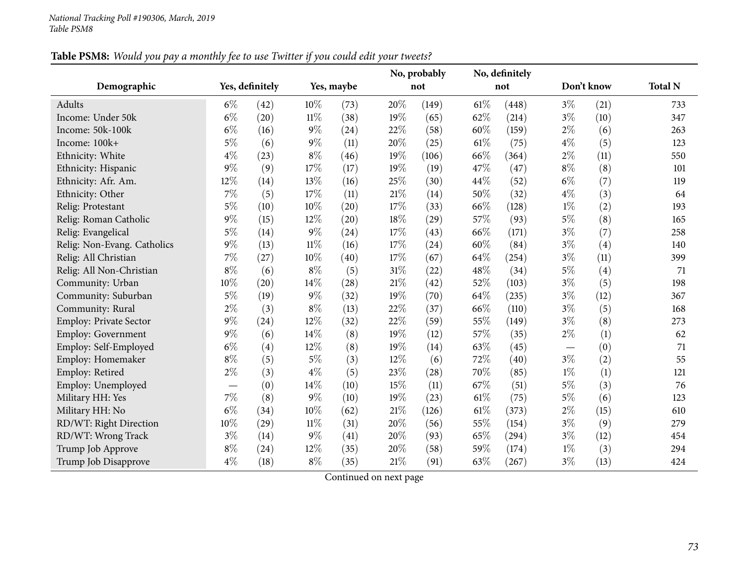*National Tracking Poll #190306, March, 2019*
*Table PSM8*

**Table PSM8:** *Would you pay a monthly fee to use Twitter if you could edit your tweets?*

| Demographic | Yes, definitely | | Yes, maybe | | No, probably not | | No, definitely not | | Don't know | | Total N |
|---|---|---|---|---|---|---|---|---|---|---|---|
| Adults | 6% | (42) | 10% | (73) | 20% | (149) | 61% | (448) | 3% | (21) | 733 |
| Income: Under 50k | 6% | (20) | 11% | (38) | 19% | (65) | 62% | (214) | 3% | (10) | 347 |
| Income: 50k-100k | 6% | (16) | 9% | (24) | 22% | (58) | 60% | (159) | 2% | (6) | 263 |
| Income: 100k+ | 5% | (6) | 9% | (11) | 20% | (25) | 61% | (75) | 4% | (5) | 123 |
| Ethnicity: White | 4% | (23) | 8% | (46) | 19% | (106) | 66% | (364) | 2% | (11) | 550 |
| Ethnicity: Hispanic | 9% | (9) | 17% | (17) | 19% | (19) | 47% | (47) | 8% | (8) | 101 |
| Ethnicity: Afr. Am. | 12% | (14) | 13% | (16) | 25% | (30) | 44% | (52) | 6% | (7) | 119 |
| Ethnicity: Other | 7% | (5) | 17% | (11) | 21% | (14) | 50% | (32) | 4% | (3) | 64 |
| Relig: Protestant | 5% | (10) | 10% | (20) | 17% | (33) | 66% | (128) | 1% | (2) | 193 |
| Relig: Roman Catholic | 9% | (15) | 12% | (20) | 18% | (29) | 57% | (93) | 5% | (8) | 165 |
| Relig: Evangelical | 5% | (14) | 9% | (24) | 17% | (43) | 66% | (171) | 3% | (7) | 258 |
| Relig: Non-Evang. Catholics | 9% | (13) | 11% | (16) | 17% | (24) | 60% | (84) | 3% | (4) | 140 |
| Relig: All Christian | 7% | (27) | 10% | (40) | 17% | (67) | 64% | (254) | 3% | (11) | 399 |
| Relig: All Non-Christian | 8% | (6) | 8% | (5) | 31% | (22) | 48% | (34) | 5% | (4) | 71 |
| Community: Urban | 10% | (20) | 14% | (28) | 21% | (42) | 52% | (103) | 3% | (5) | 198 |
| Community: Suburban | 5% | (19) | 9% | (32) | 19% | (70) | 64% | (235) | 3% | (12) | 367 |
| Community: Rural | 2% | (3) | 8% | (13) | 22% | (37) | 66% | (110) | 3% | (5) | 168 |
| Employ: Private Sector | 9% | (24) | 12% | (32) | 22% | (59) | 55% | (149) | 3% | (8) | 273 |
| Employ: Government | 9% | (6) | 14% | (8) | 19% | (12) | 57% | (35) | 2% | (1) | 62 |
| Employ: Self-Employed | 6% | (4) | 12% | (8) | 19% | (14) | 63% | (45) | — | (0) | 71 |
| Employ: Homemaker | 8% | (5) | 5% | (3) | 12% | (6) | 72% | (40) | 3% | (2) | 55 |
| Employ: Retired | 2% | (3) | 4% | (5) | 23% | (28) | 70% | (85) | 1% | (1) | 121 |
| Employ: Unemployed | — | (0) | 14% | (10) | 15% | (11) | 67% | (51) | 5% | (3) | 76 |
| Military HH: Yes | 7% | (8) | 9% | (10) | 19% | (23) | 61% | (75) | 5% | (6) | 123 |
| Military HH: No | 6% | (34) | 10% | (62) | 21% | (126) | 61% | (373) | 2% | (15) | 610 |
| RD/WT: Right Direction | 10% | (29) | 11% | (31) | 20% | (56) | 55% | (154) | 3% | (9) | 279 |
| RD/WT: Wrong Track | 3% | (14) | 9% | (41) | 20% | (93) | 65% | (294) | 3% | (12) | 454 |
| Trump Job Approve | 8% | (24) | 12% | (35) | 20% | (58) | 59% | (174) | 1% | (3) | 294 |
| Trump Job Disapprove | 4% | (18) | 8% | (35) | 21% | (91) | 63% | (267) | 3% | (13) | 424 |

Continued on next page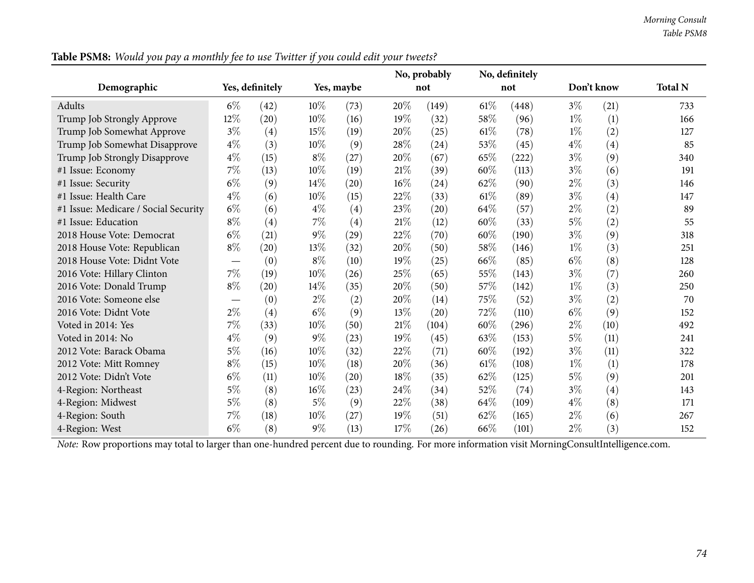**Table PSM8:** *Would you pay a monthly fee to use Twitter if you could edit your tweets?*

| Demographic | Yes, definitely | | Yes, maybe | | No, probably not | | No, definitely not | | Don't know | | Total N |
|---|---|---|---|---|---|---|---|---|---|---|---|
| Adults | 6% | (42) | 10% | (73) | 20% | (149) | 61% | (448) | 3% | (21) | 733 |
| Trump Job Strongly Approve | 12% | (20) | 10% | (16) | 19% | (32) | 58% | (96) | 1% | (1) | 166 |
| Trump Job Somewhat Approve | 3% | (4) | 15% | (19) | 20% | (25) | 61% | (78) | 1% | (2) | 127 |
| Trump Job Somewhat Disapprove | 4% | (3) | 10% | (9) | 28% | (24) | 53% | (45) | 4% | (4) | 85 |
| Trump Job Strongly Disapprove | 4% | (15) | 8% | (27) | 20% | (67) | 65% | (222) | 3% | (9) | 340 |
| #1 Issue: Economy | 7% | (13) | 10% | (19) | 21% | (39) | 60% | (113) | 3% | (6) | 191 |
| #1 Issue: Security | 6% | (9) | 14% | (20) | 16% | (24) | 62% | (90) | 2% | (3) | 146 |
| #1 Issue: Health Care | 4% | (6) | 10% | (15) | 22% | (33) | 61% | (89) | 3% | (4) | 147 |
| #1 Issue: Medicare / Social Security | 6% | (6) | 4% | (4) | 23% | (20) | 64% | (57) | 2% | (2) | 89 |
| #1 Issue: Education | 8% | (4) | 7% | (4) | 21% | (12) | 60% | (33) | 5% | (2) | 55 |
| 2018 House Vote: Democrat | 6% | (21) | 9% | (29) | 22% | (70) | 60% | (190) | 3% | (9) | 318 |
| 2018 House Vote: Republican | 8% | (20) | 13% | (32) | 20% | (50) | 58% | (146) | 1% | (3) | 251 |
| 2018 House Vote: Didnt Vote | — | (0) | 8% | (10) | 19% | (25) | 66% | (85) | 6% | (8) | 128 |
| 2016 Vote: Hillary Clinton | 7% | (19) | 10% | (26) | 25% | (65) | 55% | (143) | 3% | (7) | 260 |
| 2016 Vote: Donald Trump | 8% | (20) | 14% | (35) | 20% | (50) | 57% | (142) | 1% | (3) | 250 |
| 2016 Vote: Someone else | — | (0) | 2% | (2) | 20% | (14) | 75% | (52) | 3% | (2) | 70 |
| 2016 Vote: Didnt Vote | 2% | (4) | 6% | (9) | 13% | (20) | 72% | (110) | 6% | (9) | 152 |
| Voted in 2014: Yes | 7% | (33) | 10% | (50) | 21% | (104) | 60% | (296) | 2% | (10) | 492 |
| Voted in 2014: No | 4% | (9) | 9% | (23) | 19% | (45) | 63% | (153) | 5% | (11) | 241 |
| 2012 Vote: Barack Obama | 5% | (16) | 10% | (32) | 22% | (71) | 60% | (192) | 3% | (11) | 322 |
| 2012 Vote: Mitt Romney | 8% | (15) | 10% | (18) | 20% | (36) | 61% | (108) | 1% | (1) | 178 |
| 2012 Vote: Didn't Vote | 6% | (11) | 10% | (20) | 18% | (35) | 62% | (125) | 5% | (9) | 201 |
| 4-Region: Northeast | 5% | (8) | 16% | (23) | 24% | (34) | 52% | (74) | 3% | (4) | 143 |
| 4-Region: Midwest | 5% | (8) | 5% | (9) | 22% | (38) | 64% | (109) | 4% | (8) | 171 |
| 4-Region: South | 7% | (18) | 10% | (27) | 19% | (51) | 62% | (165) | 2% | (6) | 267 |
| 4-Region: West | 6% | (8) | 9% | (13) | 17% | (26) | 66% | (101) | 2% | (3) | 152 |

*Note:* Row proportions may total to larger than one-hundred percent due to rounding. For more information visit MorningConsultIntelligence.com.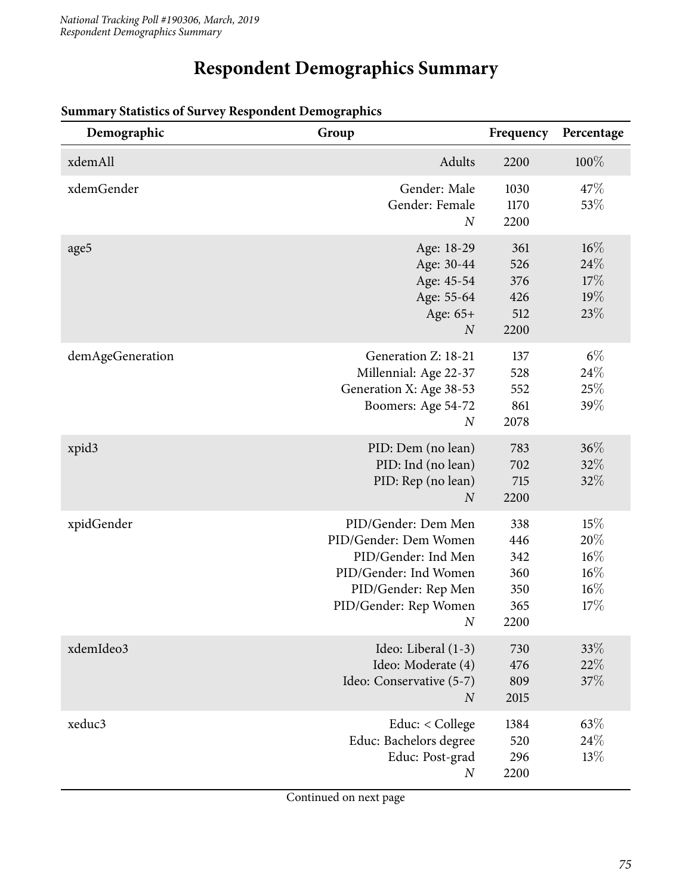# Respondent Demographics Summary

**Summary Statistics of Survey Respondent Demographics**

| Demographic | Group | Frequency | Percentage |
|---|---|---|---|
| xdemAll | Adults | 2200 | 100% |
| xdemGender | Gender: Male | 1030 | 47% |
| | Gender: Female | 1170 | 53% |
| | *N* | 2200 | |
| age5 | Age: 18-29 | 361 | 16% |
| | Age: 30-44 | 526 | 24% |
| | Age: 45-54 | 376 | 17% |
| | Age: 55-64 | 426 | 19% |
| | Age: 65+ | 512 | 23% |
| | *N* | 2200 | |
| demAgeGeneration | Generation Z: 18-21 | 137 | 6% |
| | Millennial: Age 22-37 | 528 | 24% |
| | Generation X: Age 38-53 | 552 | 25% |
| | Boomers: Age 54-72 | 861 | 39% |
| | *N* | 2078 | |
| xpid3 | PID: Dem (no lean) | 783 | 36% |
| | PID: Ind (no lean) | 702 | 32% |
| | PID: Rep (no lean) | 715 | 32% |
| | *N* | 2200 | |
| xpidGender | PID/Gender: Dem Men | 338 | 15% |
| | PID/Gender: Dem Women | 446 | 20% |
| | PID/Gender: Ind Men | 342 | 16% |
| | PID/Gender: Ind Women | 360 | 16% |
| | PID/Gender: Rep Men | 350 | 16% |
| | PID/Gender: Rep Women | 365 | 17% |
| | *N* | 2200 | |
| xdemIdeo3 | Ideo: Liberal (1-3) | 730 | 33% |
| | Ideo: Moderate (4) | 476 | 22% |
| | Ideo: Conservative (5-7) | 809 | 37% |
| | *N* | 2015 | |
| xeduc3 | Educ: < College | 1384 | 63% |
| | Educ: Bachelors degree | 520 | 24% |
| | Educ: Post-grad | 296 | 13% |
| | *N* | 2200 | |

Continued on next page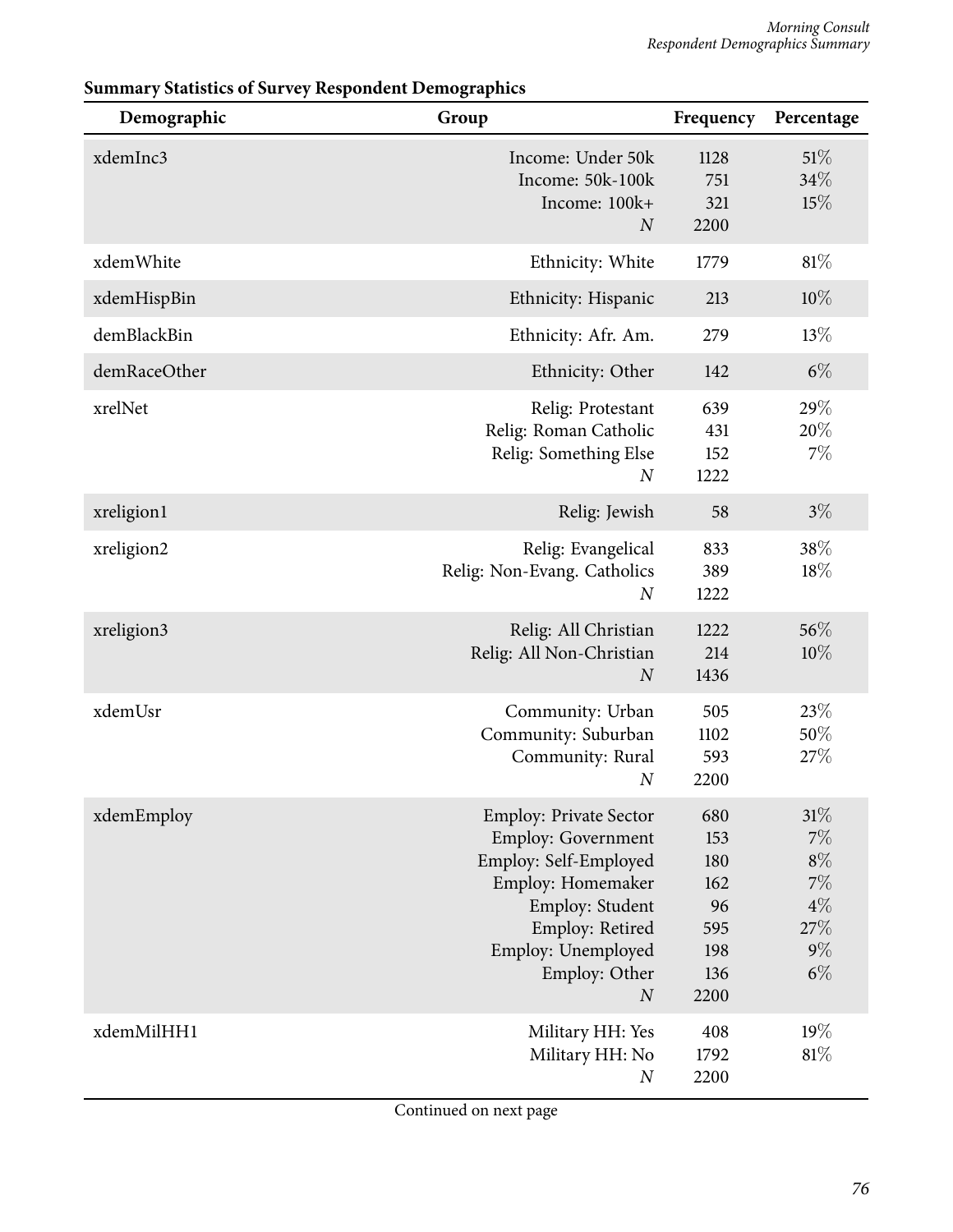**Summary Statistics of Survey Respondent Demographics**

| Demographic | Group | Frequency | Percentage |
|---|---|---|---|
| xdemInc3 | Income: Under 50k | 1128 | 51% |
| | Income: 50k-100k | 751 | 34% |
| | Income: 100k+ | 321 | 15% |
| | *N* | 2200 | |
| xdemWhite | Ethnicity: White | 1779 | 81% |
| xdemHispBin | Ethnicity: Hispanic | 213 | 10% |
| demBlackBin | Ethnicity: Afr. Am. | 279 | 13% |
| demRaceOther | Ethnicity: Other | 142 | 6% |
| xrelNet | Relig: Protestant | 639 | 29% |
| | Relig: Roman Catholic | 431 | 20% |
| | Relig: Something Else | 152 | 7% |
| | *N* | 1222 | |
| xreligion1 | Relig: Jewish | 58 | 3% |
| xreligion2 | Relig: Evangelical | 833 | 38% |
| | Relig: Non-Evang. Catholics | 389 | 18% |
| | *N* | 1222 | |
| xreligion3 | Relig: All Christian | 1222 | 56% |
| | Relig: All Non-Christian | 214 | 10% |
| | *N* | 1436 | |
| xdemUsr | Community: Urban | 505 | 23% |
| | Community: Suburban | 1102 | 50% |
| | Community: Rural | 593 | 27% |
| | *N* | 2200 | |
| xdemEmploy | Employ: Private Sector | 680 | 31% |
| | Employ: Government | 153 | 7% |
| | Employ: Self-Employed | 180 | 8% |
| | Employ: Homemaker | 162 | 7% |
| | Employ: Student | 96 | 4% |
| | Employ: Retired | 595 | 27% |
| | Employ: Unemployed | 198 | 9% |
| | Employ: Other | 136 | 6% |
| | *N* | 2200 | |
| xdemMilHH1 | Military HH: Yes | 408 | 19% |
| | Military HH: No | 1792 | 81% |
| | *N* | 2200 | |

Continued on next page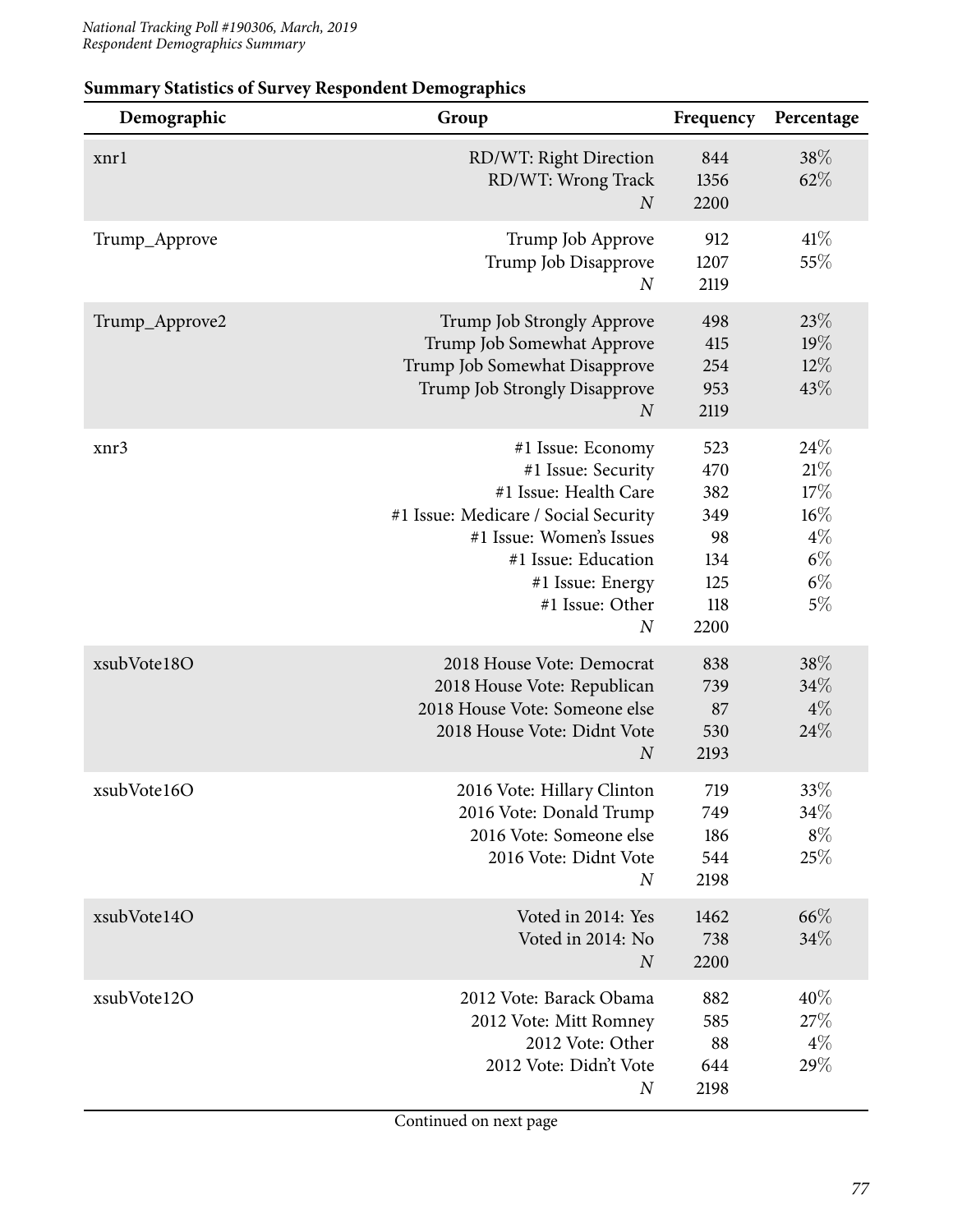**Summary Statistics of Survey Respondent Demographics**

| Demographic | Group | Frequency | Percentage |
|---|---|---|---|
| xnr1 | RD/WT: Right Direction | 844 | 38% |
| | RD/WT: Wrong Track | 1356 | 62% |
| | *N* | 2200 | |
| Trump_Approve | Trump Job Approve | 912 | 41% |
| | Trump Job Disapprove | 1207 | 55% |
| | *N* | 2119 | |
| Trump_Approve2 | Trump Job Strongly Approve | 498 | 23% |
| | Trump Job Somewhat Approve | 415 | 19% |
| | Trump Job Somewhat Disapprove | 254 | 12% |
| | Trump Job Strongly Disapprove | 953 | 43% |
| | *N* | 2119 | |
| xnr3 | #1 Issue: Economy | 523 | 24% |
| | #1 Issue: Security | 470 | 21% |
| | #1 Issue: Health Care | 382 | 17% |
| | #1 Issue: Medicare / Social Security | 349 | 16% |
| | #1 Issue: Women's Issues | 98 | 4% |
| | #1 Issue: Education | 134 | 6% |
| | #1 Issue: Energy | 125 | 6% |
| | #1 Issue: Other | 118 | 5% |
| | *N* | 2200 | |
| xsubVote18O | 2018 House Vote: Democrat | 838 | 38% |
| | 2018 House Vote: Republican | 739 | 34% |
| | 2018 House Vote: Someone else | 87 | 4% |
| | 2018 House Vote: Didnt Vote | 530 | 24% |
| | *N* | 2193 | |
| xsubVote16O | 2016 Vote: Hillary Clinton | 719 | 33% |
| | 2016 Vote: Donald Trump | 749 | 34% |
| | 2016 Vote: Someone else | 186 | 8% |
| | 2016 Vote: Didnt Vote | 544 | 25% |
| | *N* | 2198 | |
| xsubVote14O | Voted in 2014: Yes | 1462 | 66% |
| | Voted in 2014: No | 738 | 34% |
| | *N* | 2200 | |
| xsubVote12O | 2012 Vote: Barack Obama | 882 | 40% |
| | 2012 Vote: Mitt Romney | 585 | 27% |
| | 2012 Vote: Other | 88 | 4% |
| | 2012 Vote: Didn't Vote | 644 | 29% |
| | *N* | 2198 | |

Continued on next page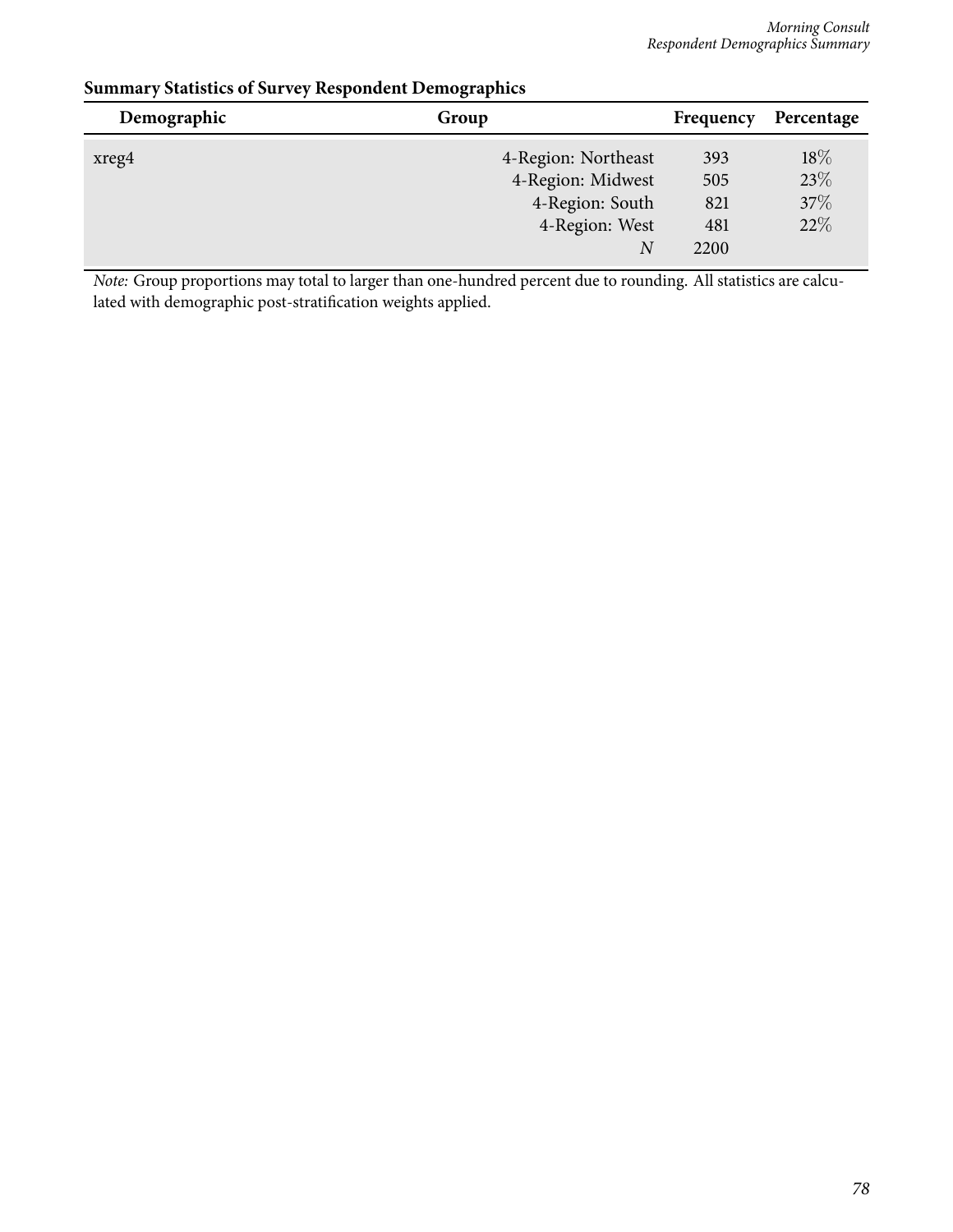**Summary Statistics of Survey Respondent Demographics**

| Demographic | Group | Frequency | Percentage |
|---|---|---|---|
| xreg4 | 4-Region: Northeast | 393 | 18% |
| | 4-Region: Midwest | 505 | 23% |
| | 4-Region: South | 821 | 37% |
| | 4-Region: West | 481 | 22% |
| | *N* | 2200 | |

*Note:* Group proportions may total to larger than one-hundred percent due to rounding. All statistics are calculated with demographic post-stratification weights applied.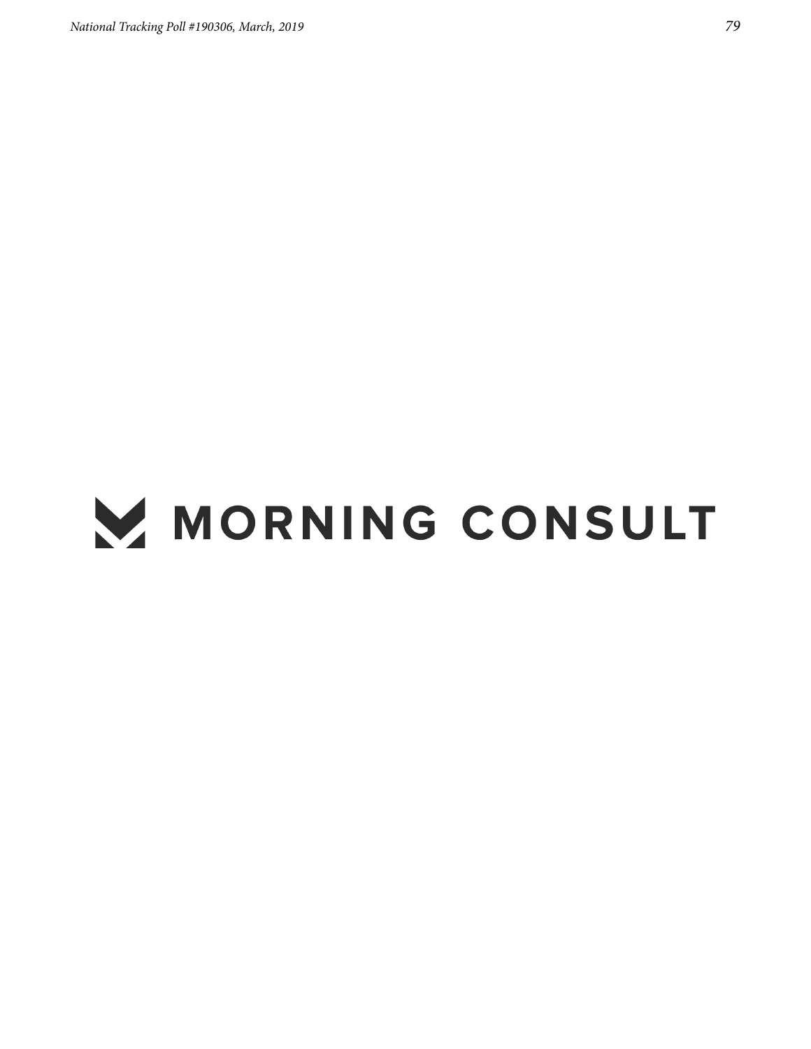MORNING CONSULT